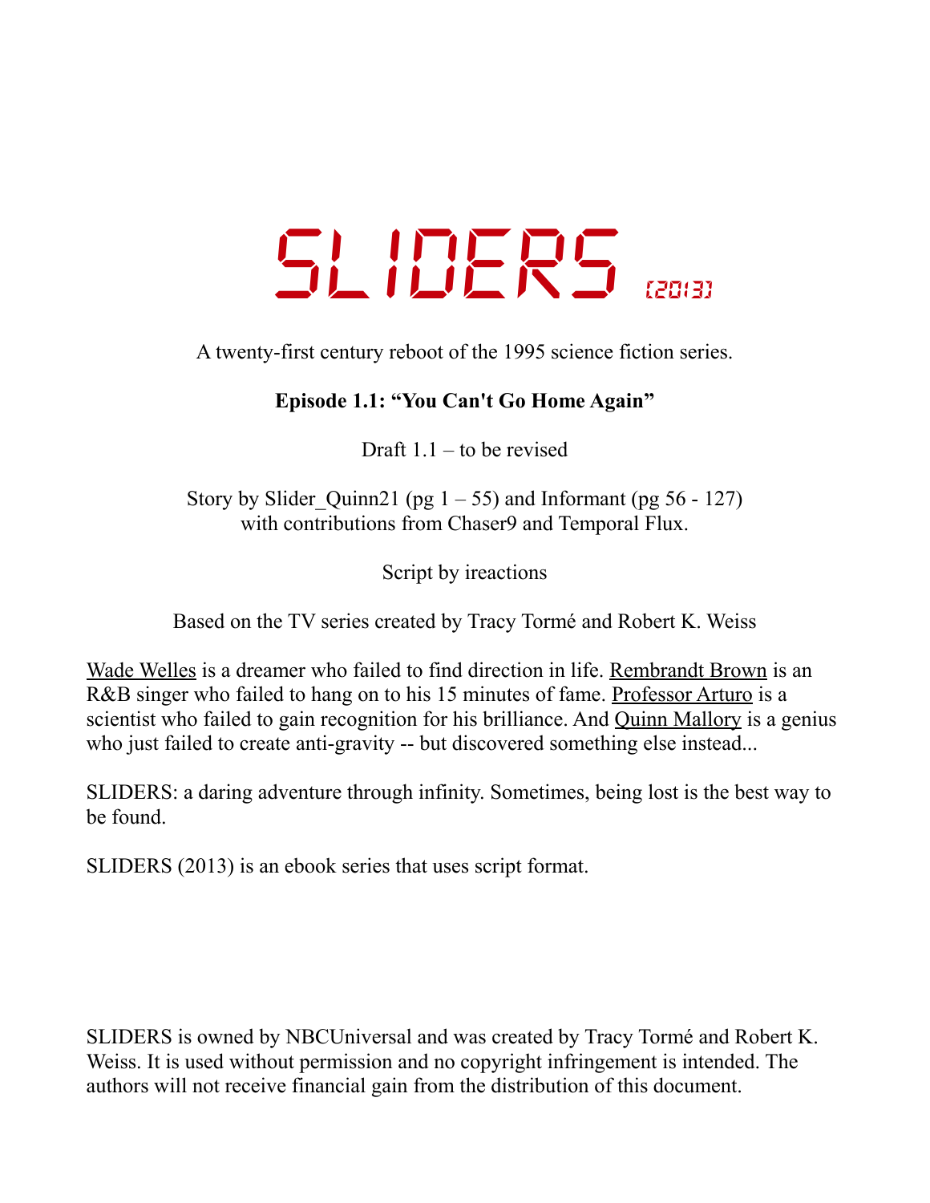# SLIDERS [2013]

A twenty-first century reboot of the 1995 science fiction series.

**Episode 1.1: "You Can't Go Home Again"**

Draft 1.1 – to be revised

Story by Slider_Quinn21 (pg 1 – 55) and Informant (pg 56 - 127)
with contributions from Chaser9 and Temporal Flux.

Script by ireactions

Based on the TV series created by Tracy Tormé and Robert K. Weiss

Wade Welles is a dreamer who failed to find direction in life. Rembrandt Brown is an R&B singer who failed to hang on to his 15 minutes of fame. Professor Arturo is a scientist who failed to gain recognition for his brilliance. And Quinn Mallory is a genius who just failed to create anti-gravity -- but discovered something else instead...

SLIDERS: a daring adventure through infinity. Sometimes, being lost is the best way to be found.

SLIDERS (2013) is an ebook series that uses script format.

SLIDERS is owned by NBCUniversal and was created by Tracy Tormé and Robert K. Weiss. It is used without permission and no copyright infringement is intended. The authors will not receive financial gain from the distribution of this document.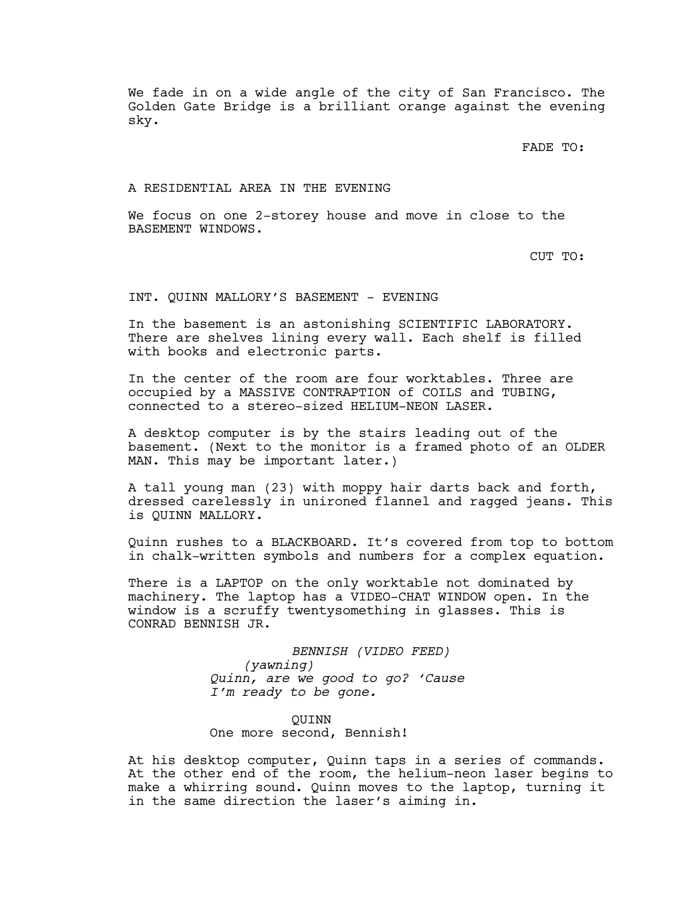We fade in on a wide angle of the city of San Francisco. The Golden Gate Bridge is a brilliant orange against the evening sky.

FADE TO:

A RESIDENTIAL AREA IN THE EVENING

We focus on one 2-storey house and move in close to the BASEMENT WINDOWS.

CUT TO:

INT. QUINN MALLORY'S BASEMENT - EVENING

In the basement is an astonishing SCIENTIFIC LABORATORY. There are shelves lining every wall. Each shelf is filled with books and electronic parts.

In the center of the room are four worktables. Three are occupied by a MASSIVE CONTRAPTION of COILS and TUBING, connected to a stereo-sized HELIUM-NEON LASER.

A desktop computer is by the stairs leading out of the basement. (Next to the monitor is a framed photo of an OLDER MAN. This may be important later.)

A tall young man (23) with moppy hair darts back and forth, dressed carelessly in unironed flannel and ragged jeans. This is QUINN MALLORY.

Quinn rushes to a BLACKBOARD. It's covered from top to bottom in chalk-written symbols and numbers for a complex equation.

There is a LAPTOP on the only worktable not dominated by machinery. The laptop has a VIDEO-CHAT WINDOW open. In the window is a scruffy twentysomething in glasses. This is CONRAD BENNISH JR.

*BENNISH (VIDEO FEED)*
*(yawning)*
*Quinn, are we good to go? 'Cause I'm ready to be gone.*

QUINN
One more second, Bennish!

At his desktop computer, Quinn taps in a series of commands. At the other end of the room, the helium-neon laser begins to make a whirring sound. Quinn moves to the laptop, turning it in the same direction the laser's aiming in.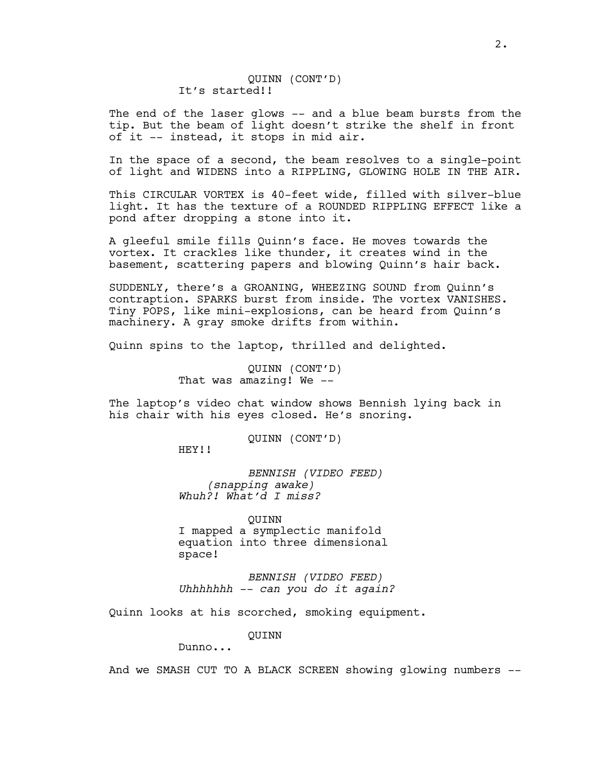QUINN (CONT'D)
It's started!!

The end of the laser glows -- and a blue beam bursts from the tip. But the beam of light doesn't strike the shelf in front of it -- instead, it stops in mid air.

In the space of a second, the beam resolves to a single-point of light and WIDENS into a RIPPLING, GLOWING HOLE IN THE AIR.

This CIRCULAR VORTEX is 40-feet wide, filled with silver-blue light. It has the texture of a ROUNDED RIPPLING EFFECT like a pond after dropping a stone into it.

A gleeful smile fills Quinn's face. He moves towards the vortex. It crackles like thunder, it creates wind in the basement, scattering papers and blowing Quinn's hair back.

SUDDENLY, there's a GROANING, WHEEZING SOUND from Quinn's contraption. SPARKS burst from inside. The vortex VANISHES. Tiny POPS, like mini-explosions, can be heard from Quinn's machinery. A gray smoke drifts from within.

Quinn spins to the laptop, thrilled and delighted.

QUINN (CONT'D)
That was amazing! We --

The laptop's video chat window shows Bennish lying back in his chair with his eyes closed. He's snoring.

QUINN (CONT'D)
HEY!!

*BENNISH (VIDEO FEED)*
*(snapping awake)*
*Whuh?! What'd I miss?*

QUINN
I mapped a symplectic manifold equation into three dimensional space!

*BENNISH (VIDEO FEED)*
*Uhhhhhhh -- can you do it again?*

Quinn looks at his scorched, smoking equipment.

QUINN
Dunno...

And we SMASH CUT TO A BLACK SCREEN showing glowing numbers --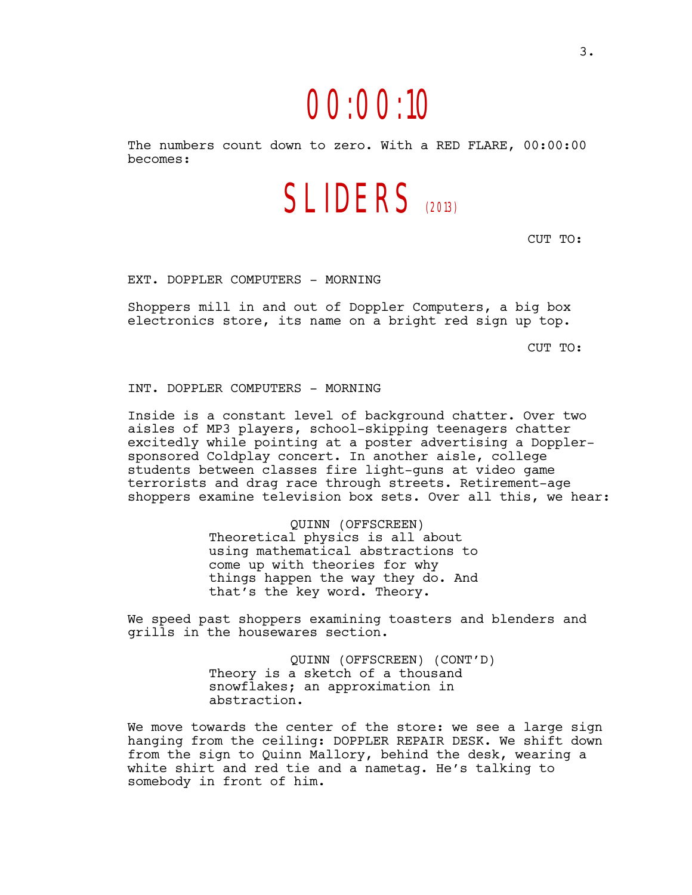# 00:00:10

The numbers count down to zero. With a RED FLARE, 00:00:00 becomes:

# SLIDERS (2013)

CUT TO:

EXT. DOPPLER COMPUTERS - MORNING

Shoppers mill in and out of Doppler Computers, a big box electronics store, its name on a bright red sign up top.

CUT TO:

INT. DOPPLER COMPUTERS - MORNING

Inside is a constant level of background chatter. Over two aisles of MP3 players, school-skipping teenagers chatter excitedly while pointing at a poster advertising a Doppler-sponsored Coldplay concert. In another aisle, college students between classes fire light-guns at video game terrorists and drag race through streets. Retirement-age shoppers examine television box sets. Over all this, we hear:

QUINN (OFFSCREEN)
Theoretical physics is all about using mathematical abstractions to come up with theories for why things happen the way they do. And that's the key word. Theory.

We speed past shoppers examining toasters and blenders and grills in the housewares section.

QUINN (OFFSCREEN) (CONT'D)
Theory is a sketch of a thousand snowflakes; an approximation in abstraction.

We move towards the center of the store: we see a large sign hanging from the ceiling: DOPPLER REPAIR DESK. We shift down from the sign to Quinn Mallory, behind the desk, wearing a white shirt and red tie and a nametag. He's talking to somebody in front of him.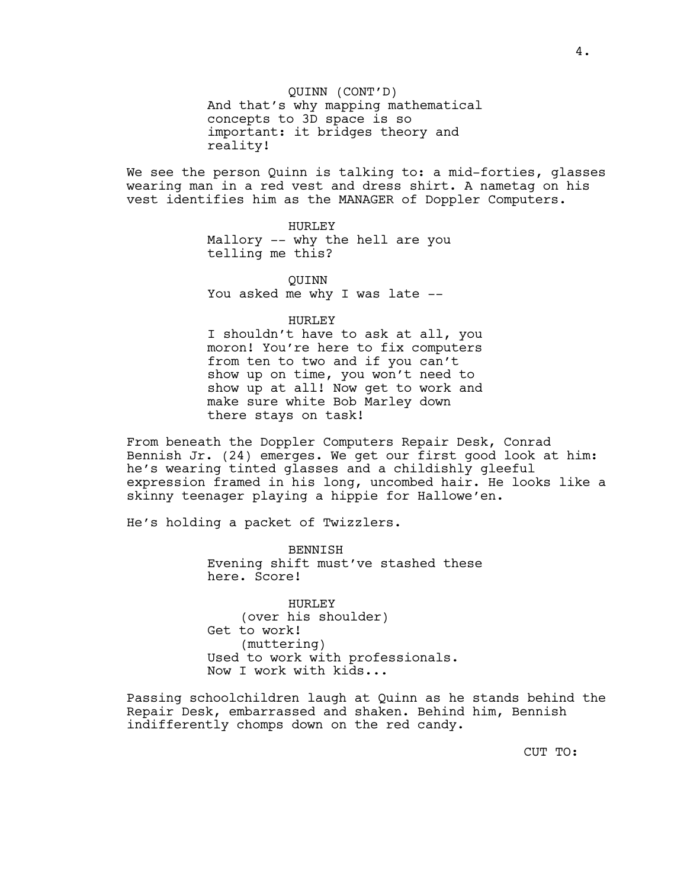QUINN (CONT'D)
And that's why mapping mathematical concepts to 3D space is so important: it bridges theory and reality!

We see the person Quinn is talking to: a mid-forties, glasses wearing man in a red vest and dress shirt. A nametag on his vest identifies him as the MANAGER of Doppler Computers.

HURLEY
Mallory -- why the hell are you telling me this?

QUINN
You asked me why I was late --

HURLEY
I shouldn't have to ask at all, you moron! You're here to fix computers from ten to two and if you can't show up on time, you won't need to show up at all! Now get to work and make sure white Bob Marley down there stays on task!

From beneath the Doppler Computers Repair Desk, Conrad Bennish Jr. (24) emerges. We get our first good look at him: he's wearing tinted glasses and a childishly gleeful expression framed in his long, uncombed hair. He looks like a skinny teenager playing a hippie for Hallowe'en.

He's holding a packet of Twizzlers.

BENNISH
Evening shift must've stashed these here. Score!

HURLEY
(over his shoulder)
Get to work!
(muttering)
Used to work with professionals. Now I work with kids...

Passing schoolchildren laugh at Quinn as he stands behind the Repair Desk, embarrassed and shaken. Behind him, Bennish indifferently chomps down on the red candy.

CUT TO: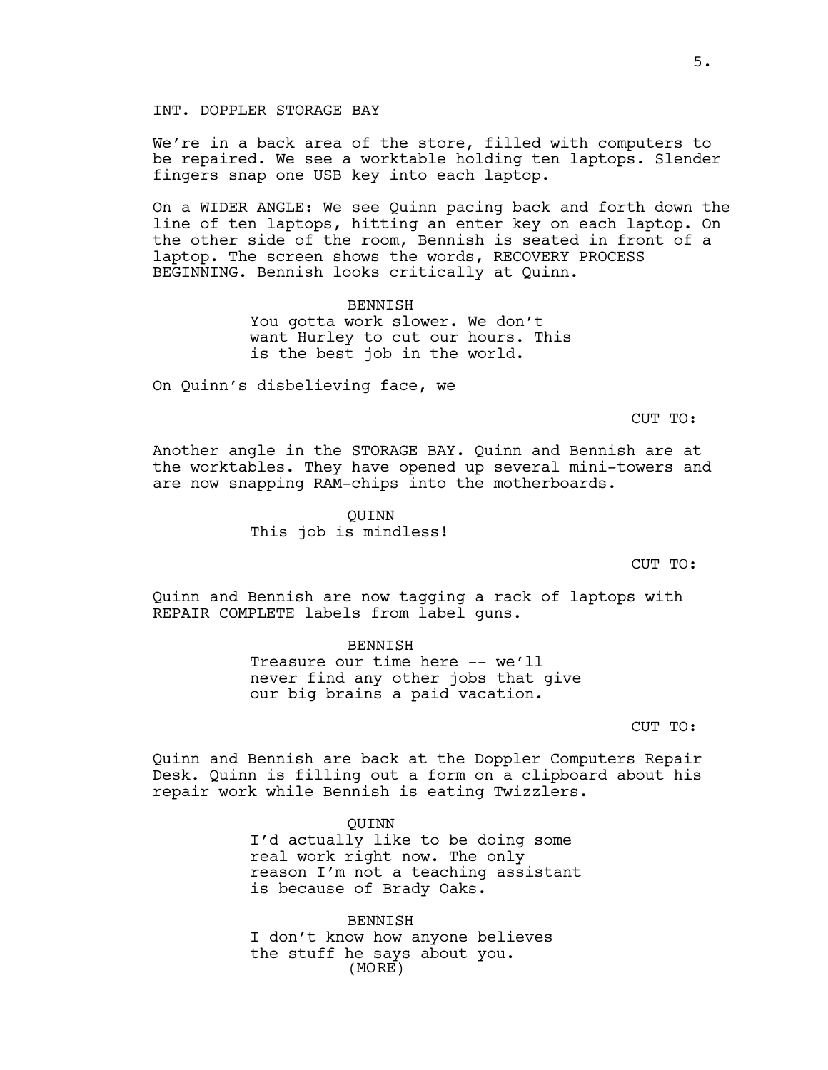INT. DOPPLER STORAGE BAY

We're in a back area of the store, filled with computers to be repaired. We see a worktable holding ten laptops. Slender fingers snap one USB key into each laptop.

On a WIDER ANGLE: We see Quinn pacing back and forth down the line of ten laptops, hitting an enter key on each laptop. On the other side of the room, Bennish is seated in front of a laptop. The screen shows the words, RECOVERY PROCESS BEGINNING. Bennish looks critically at Quinn.

BENNISH
You gotta work slower. We don't want Hurley to cut our hours. This is the best job in the world.

On Quinn's disbelieving face, we

CUT TO:

Another angle in the STORAGE BAY. Quinn and Bennish are at the worktables. They have opened up several mini-towers and are now snapping RAM-chips into the motherboards.

QUINN
This job is mindless!

CUT TO:

Quinn and Bennish are now tagging a rack of laptops with REPAIR COMPLETE labels from label guns.

BENNISH
Treasure our time here -- we'll never find any other jobs that give our big brains a paid vacation.

CUT TO:

Quinn and Bennish are back at the Doppler Computers Repair Desk. Quinn is filling out a form on a clipboard about his repair work while Bennish is eating Twizzlers.

QUINN
I'd actually like to be doing some real work right now. The only reason I'm not a teaching assistant is because of Brady Oaks.

BENNISH
I don't know how anyone believes the stuff he says about you.
(MORE)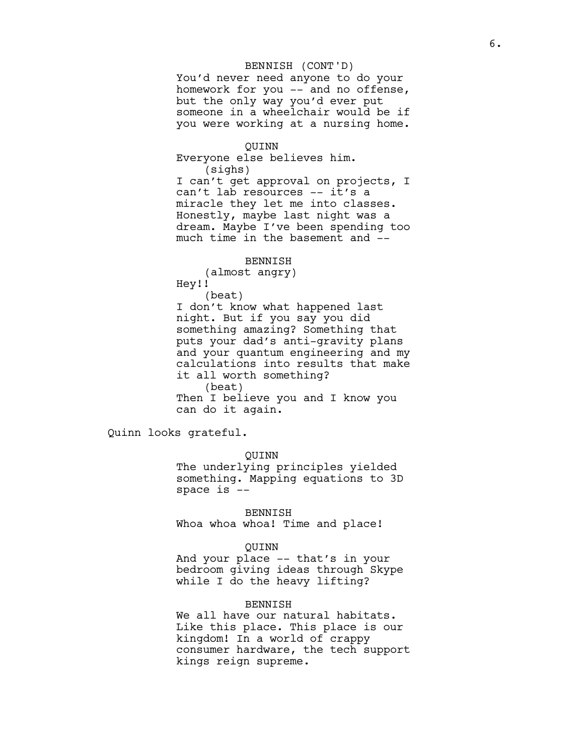BENNISH (CONT'D)
You'd never need anyone to do your homework for you -- and no offense, but the only way you'd ever put someone in a wheelchair would be if you were working at a nursing home.

QUINN
Everyone else believes him.
(sighs)
I can't get approval on projects, I can't lab resources -- it's a miracle they let me into classes. Honestly, maybe last night was a dream. Maybe I've been spending too much time in the basement and --

BENNISH
(almost angry)
Hey!!
(beat)
I don't know what happened last night. But if you say you did something amazing? Something that puts your dad's anti-gravity plans and your quantum engineering and my calculations into results that make it all worth something?
(beat)
Then I believe you and I know you can do it again.

Quinn looks grateful.

QUINN
The underlying principles yielded something. Mapping equations to 3D space is --

BENNISH
Whoa whoa whoa! Time and place!

QUINN
And your place -- that's in your bedroom giving ideas through Skype while I do the heavy lifting?

BENNISH
We all have our natural habitats. Like this place. This place is our kingdom! In a world of crappy consumer hardware, the tech support kings reign supreme.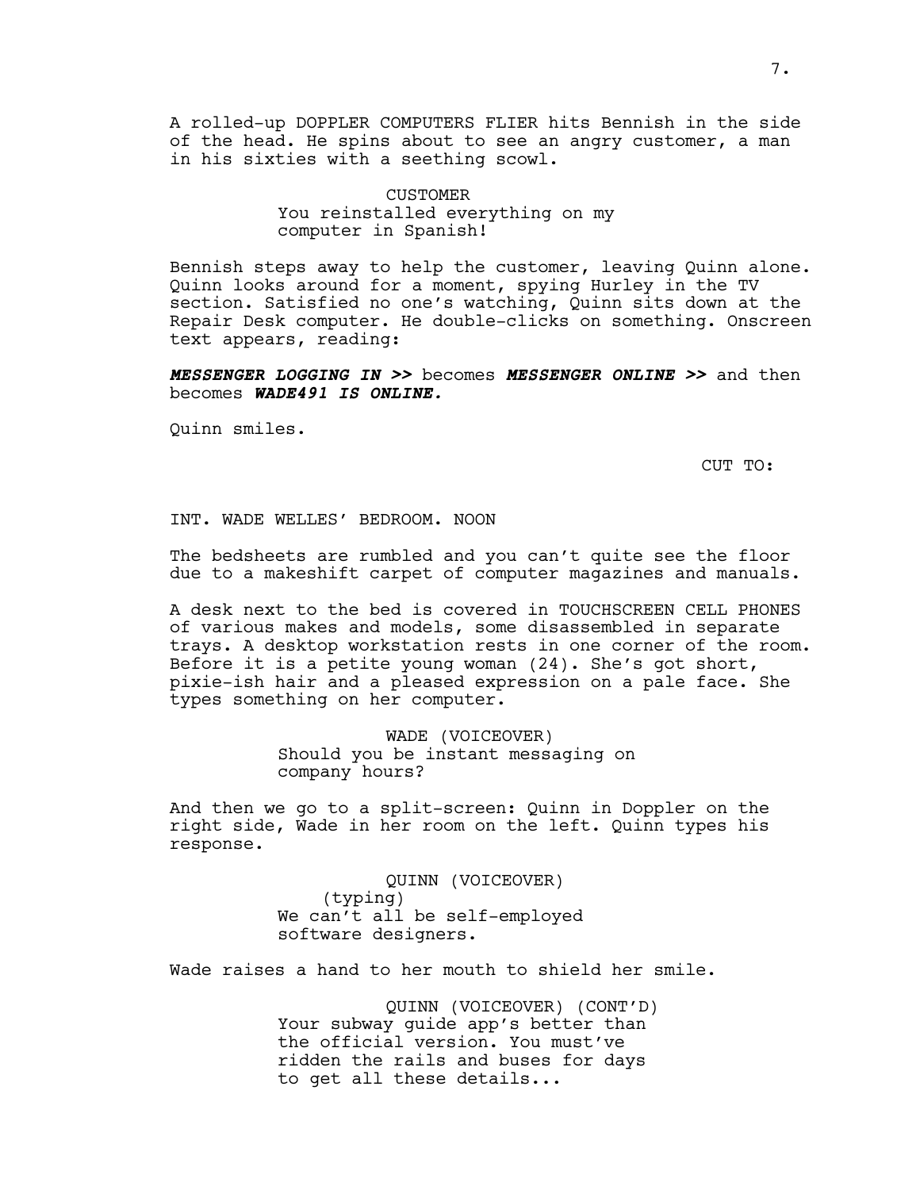A rolled-up DOPPLER COMPUTERS FLIER hits Bennish in the side of the head. He spins about to see an angry customer, a man in his sixties with a seething scowl.

CUSTOMER
You reinstalled everything on my computer in Spanish!

Bennish steps away to help the customer, leaving Quinn alone. Quinn looks around for a moment, spying Hurley in the TV section. Satisfied no one's watching, Quinn sits down at the Repair Desk computer. He double-clicks on something. Onscreen text appears, reading:

***MESSENGER LOGGING IN >>*** becomes ***MESSENGER ONLINE >>*** and then becomes ***WADE491 IS ONLINE.***

Quinn smiles.

CUT TO:

INT. WADE WELLES' BEDROOM. NOON

The bedsheets are rumbled and you can't quite see the floor due to a makeshift carpet of computer magazines and manuals.

A desk next to the bed is covered in TOUCHSCREEN CELL PHONES of various makes and models, some disassembled in separate trays. A desktop workstation rests in one corner of the room. Before it is a petite young woman (24). She's got short, pixie-ish hair and a pleased expression on a pale face. She types something on her computer.

WADE (VOICEOVER)
Should you be instant messaging on company hours?

And then we go to a split-screen: Quinn in Doppler on the right side, Wade in her room on the left. Quinn types his response.

QUINN (VOICEOVER)
(typing)
We can't all be self-employed software designers.

Wade raises a hand to her mouth to shield her smile.

QUINN (VOICEOVER) (CONT'D)
Your subway guide app's better than the official version. You must've ridden the rails and buses for days to get all these details...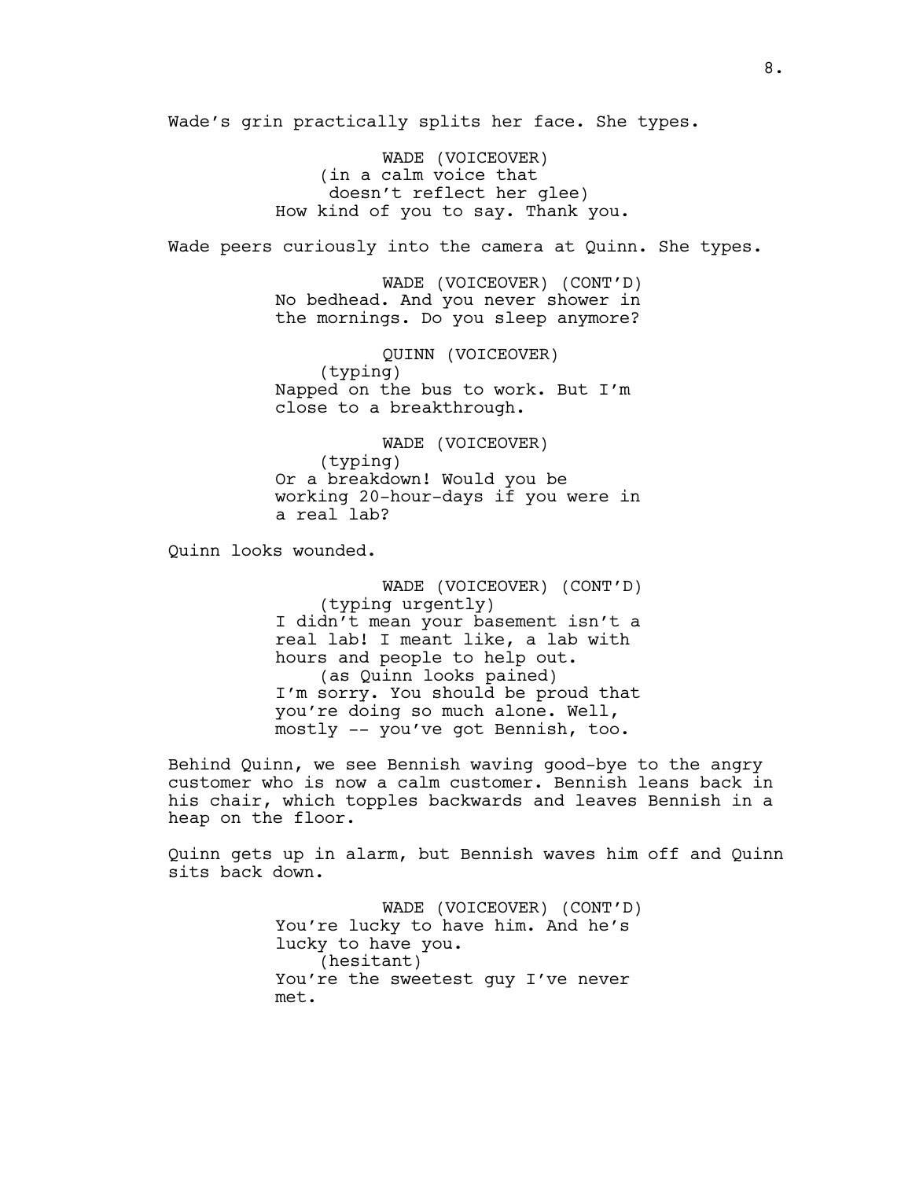Wade's grin practically splits her face. She types.

WADE (VOICEOVER)
(in a calm voice that doesn't reflect her glee)
How kind of you to say. Thank you.

Wade peers curiously into the camera at Quinn. She types.

WADE (VOICEOVER) (CONT'D)
No bedhead. And you never shower in the mornings. Do you sleep anymore?

QUINN (VOICEOVER)
(typing)
Napped on the bus to work. But I'm close to a breakthrough.

WADE (VOICEOVER)
(typing)
Or a breakdown! Would you be working 20-hour-days if you were in a real lab?

Quinn looks wounded.

WADE (VOICEOVER) (CONT'D)
(typing urgently)
I didn't mean your basement isn't a real lab! I meant like, a lab with hours and people to help out.
(as Quinn looks pained)
I'm sorry. You should be proud that you're doing so much alone. Well, mostly -- you've got Bennish, too.

Behind Quinn, we see Bennish waving good-bye to the angry customer who is now a calm customer. Bennish leans back in his chair, which topples backwards and leaves Bennish in a heap on the floor.

Quinn gets up in alarm, but Bennish waves him off and Quinn sits back down.

WADE (VOICEOVER) (CONT'D)
You're lucky to have him. And he's lucky to have you.
(hesitant)
You're the sweetest guy I've never met.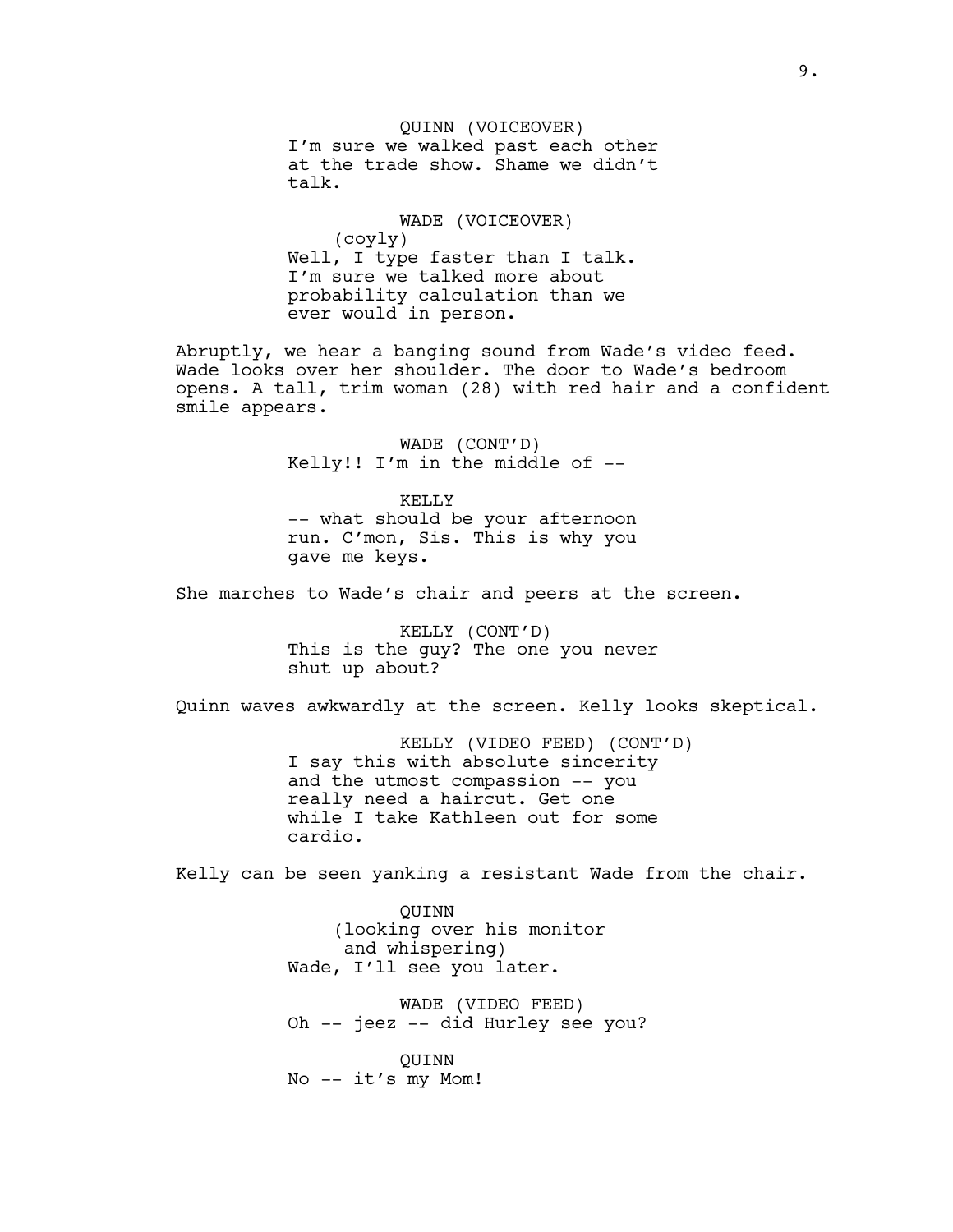QUINN (VOICEOVER)
I'm sure we walked past each other at the trade show. Shame we didn't talk.

WADE (VOICEOVER)
(coyly)
Well, I type faster than I talk. I'm sure we talked more about probability calculation than we ever would in person.

Abruptly, we hear a banging sound from Wade's video feed. Wade looks over her shoulder. The door to Wade's bedroom opens. A tall, trim woman (28) with red hair and a confident smile appears.

WADE (CONT'D)
Kelly!! I'm in the middle of --

KELLY
-- what should be your afternoon run. C'mon, Sis. This is why you gave me keys.

She marches to Wade's chair and peers at the screen.

KELLY (CONT'D)
This is the guy? The one you never shut up about?

Quinn waves awkwardly at the screen. Kelly looks skeptical.

KELLY (VIDEO FEED) (CONT'D)
I say this with absolute sincerity and the utmost compassion -- you really need a haircut. Get one while I take Kathleen out for some cardio.

Kelly can be seen yanking a resistant Wade from the chair.

QUINN
(looking over his monitor and whispering)
Wade, I'll see you later.

WADE (VIDEO FEED)
Oh -- jeez -- did Hurley see you?

QUINN
No -- it's my Mom!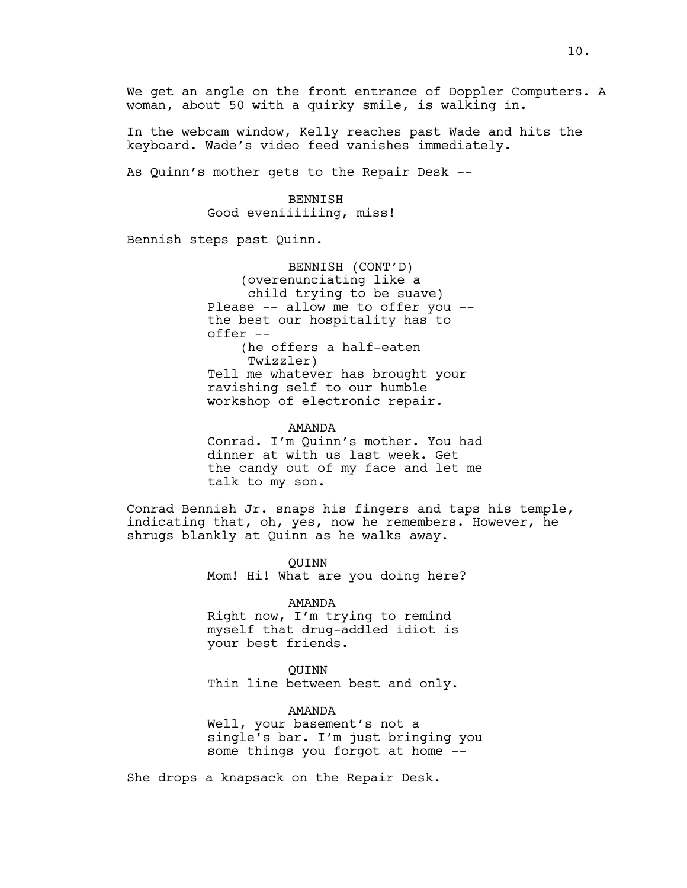We get an angle on the front entrance of Doppler Computers. A woman, about 50 with a quirky smile, is walking in.

In the webcam window, Kelly reaches past Wade and hits the keyboard. Wade's video feed vanishes immediately.

As Quinn's mother gets to the Repair Desk --

BENNISH
Good eveniiiiiing, miss!

Bennish steps past Quinn.

BENNISH (CONT'D)
(overenunciating like a child trying to be suave)
Please -- allow me to offer you -- the best our hospitality has to offer --
(he offers a half-eaten Twizzler)
Tell me whatever has brought your ravishing self to our humble workshop of electronic repair.

AMANDA
Conrad. I'm Quinn's mother. You had dinner at with us last week. Get the candy out of my face and let me talk to my son.

Conrad Bennish Jr. snaps his fingers and taps his temple, indicating that, oh, yes, now he remembers. However, he shrugs blankly at Quinn as he walks away.

QUINN
Mom! Hi! What are you doing here?

AMANDA
Right now, I'm trying to remind myself that drug-addled idiot is your best friends.

QUINN
Thin line between best and only.

AMANDA
Well, your basement's not a single's bar. I'm just bringing you some things you forgot at home --

She drops a knapsack on the Repair Desk.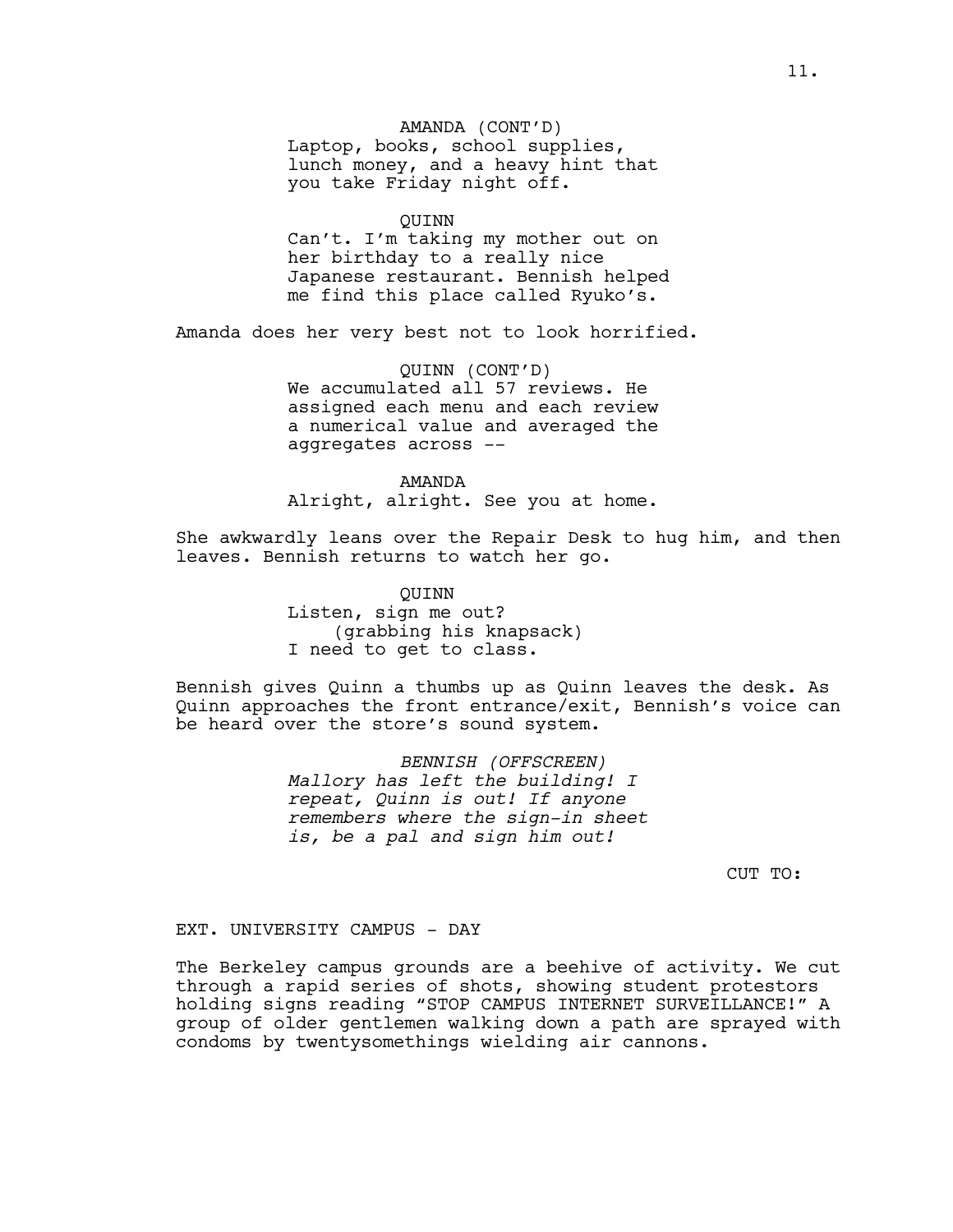AMANDA (CONT'D)
Laptop, books, school supplies, lunch money, and a heavy hint that you take Friday night off.

QUINN
Can't. I'm taking my mother out on her birthday to a really nice Japanese restaurant. Bennish helped me find this place called Ryuko's.

Amanda does her very best not to look horrified.

QUINN (CONT'D)
We accumulated all 57 reviews. He assigned each menu and each review a numerical value and averaged the aggregates across --

AMANDA
Alright, alright. See you at home.

She awkwardly leans over the Repair Desk to hug him, and then leaves. Bennish returns to watch her go.

QUINN
Listen, sign me out?
(grabbing his knapsack)
I need to get to class.

Bennish gives Quinn a thumbs up as Quinn leaves the desk. As Quinn approaches the front entrance/exit, Bennish's voice can be heard over the store's sound system.

*BENNISH (OFFSCREEN)*
*Mallory has left the building! I repeat, Quinn is out! If anyone remembers where the sign-in sheet is, be a pal and sign him out!*

CUT TO:

EXT. UNIVERSITY CAMPUS - DAY

The Berkeley campus grounds are a beehive of activity. We cut through a rapid series of shots, showing student protestors holding signs reading "STOP CAMPUS INTERNET SURVEILLANCE!" A group of older gentlemen walking down a path are sprayed with condoms by twentysomethings wielding air cannons.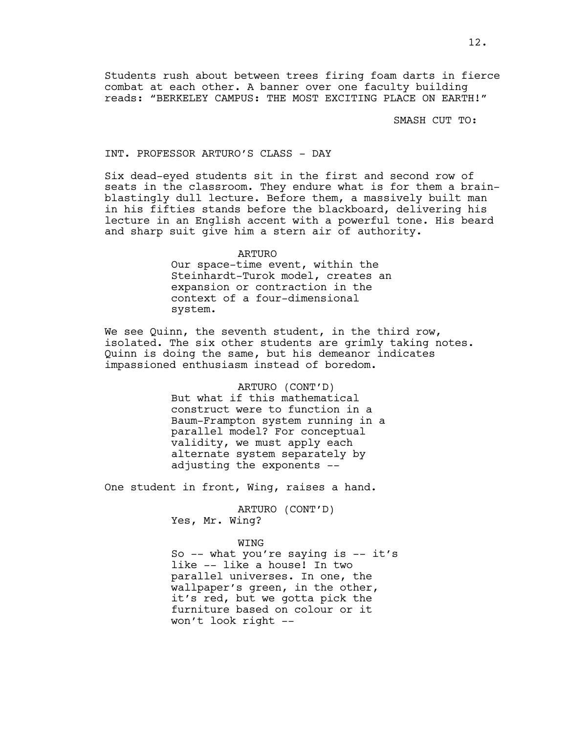Students rush about between trees firing foam darts in fierce combat at each other. A banner over one faculty building reads: "BERKELEY CAMPUS: THE MOST EXCITING PLACE ON EARTH!"

SMASH CUT TO:

INT. PROFESSOR ARTURO'S CLASS - DAY

Six dead-eyed students sit in the first and second row of seats in the classroom. They endure what is for them a brain-blastingly dull lecture. Before them, a massively built man in his fifties stands before the blackboard, delivering his lecture in an English accent with a powerful tone. His beard and sharp suit give him a stern air of authority.

ARTURO
Our space-time event, within the Steinhardt-Turok model, creates an expansion or contraction in the context of a four-dimensional system.

We see Quinn, the seventh student, in the third row, isolated. The six other students are grimly taking notes. Quinn is doing the same, but his demeanor indicates impassioned enthusiasm instead of boredom.

ARTURO (CONT'D)
But what if this mathematical construct were to function in a Baum-Frampton system running in a parallel model? For conceptual validity, we must apply each alternate system separately by adjusting the exponents --

One student in front, Wing, raises a hand.

ARTURO (CONT'D)
Yes, Mr. Wing?

WING
So -- what you're saying is -- it's like -- like a house! In two parallel universes. In one, the wallpaper's green, in the other, it's red, but we gotta pick the furniture based on colour or it won't look right --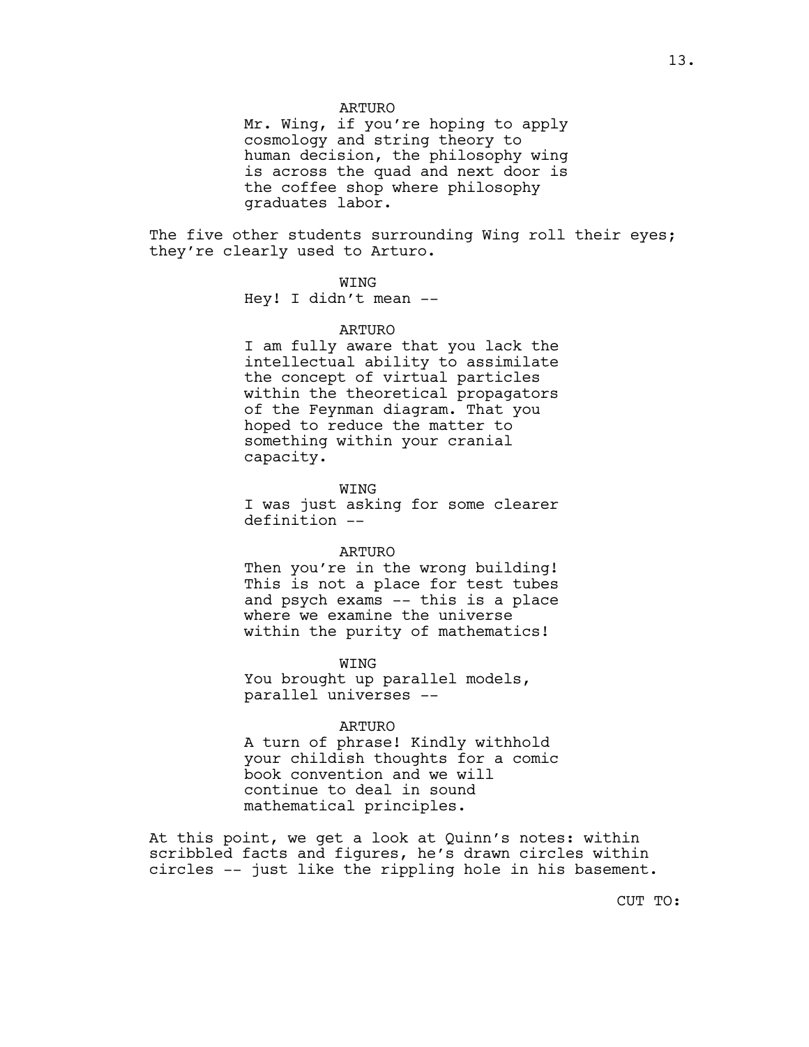ARTURO

Mr. Wing, if you're hoping to apply cosmology and string theory to human decision, the philosophy wing is across the quad and next door is the coffee shop where philosophy graduates labor.

The five other students surrounding Wing roll their eyes; they're clearly used to Arturo.

WING

Hey! I didn't mean --

ARTURO

I am fully aware that you lack the intellectual ability to assimilate the concept of virtual particles within the theoretical propagators of the Feynman diagram. That you hoped to reduce the matter to something within your cranial capacity.

WING

I was just asking for some clearer definition --

ARTURO

Then you're in the wrong building! This is not a place for test tubes and psych exams -- this is a place where we examine the universe within the purity of mathematics!

WING

You brought up parallel models, parallel universes --

ARTURO

A turn of phrase! Kindly withhold your childish thoughts for a comic book convention and we will continue to deal in sound mathematical principles.

At this point, we get a look at Quinn's notes: within scribbled facts and figures, he's drawn circles within circles -- just like the rippling hole in his basement.

CUT TO: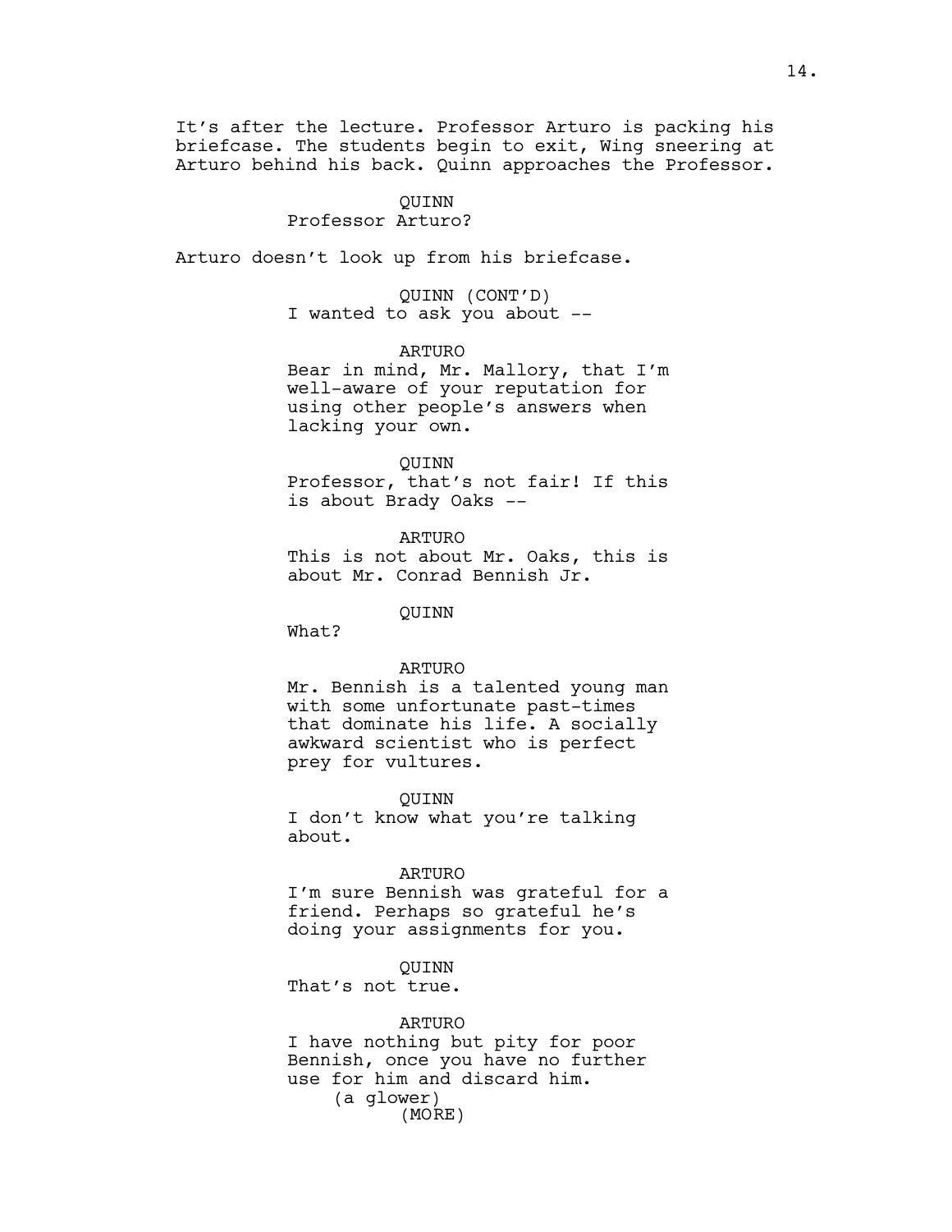It's after the lecture. Professor Arturo is packing his briefcase. The students begin to exit, Wing sneering at Arturo behind his back. Quinn approaches the Professor.

QUINN
Professor Arturo?

Arturo doesn't look up from his briefcase.

QUINN (CONT'D)
I wanted to ask you about --

ARTURO
Bear in mind, Mr. Mallory, that I'm well-aware of your reputation for using other people's answers when lacking your own.

QUINN
Professor, that's not fair! If this is about Brady Oaks --

ARTURO
This is not about Mr. Oaks, this is about Mr. Conrad Bennish Jr.

QUINN
What?

ARTURO
Mr. Bennish is a talented young man with some unfortunate past-times that dominate his life. A socially awkward scientist who is perfect prey for vultures.

QUINN
I don't know what you're talking about.

ARTURO
I'm sure Bennish was grateful for a friend. Perhaps so grateful he's doing your assignments for you.

QUINN
That's not true.

ARTURO
I have nothing but pity for poor Bennish, once you have no further use for him and discard him.
(a glower)
(MORE)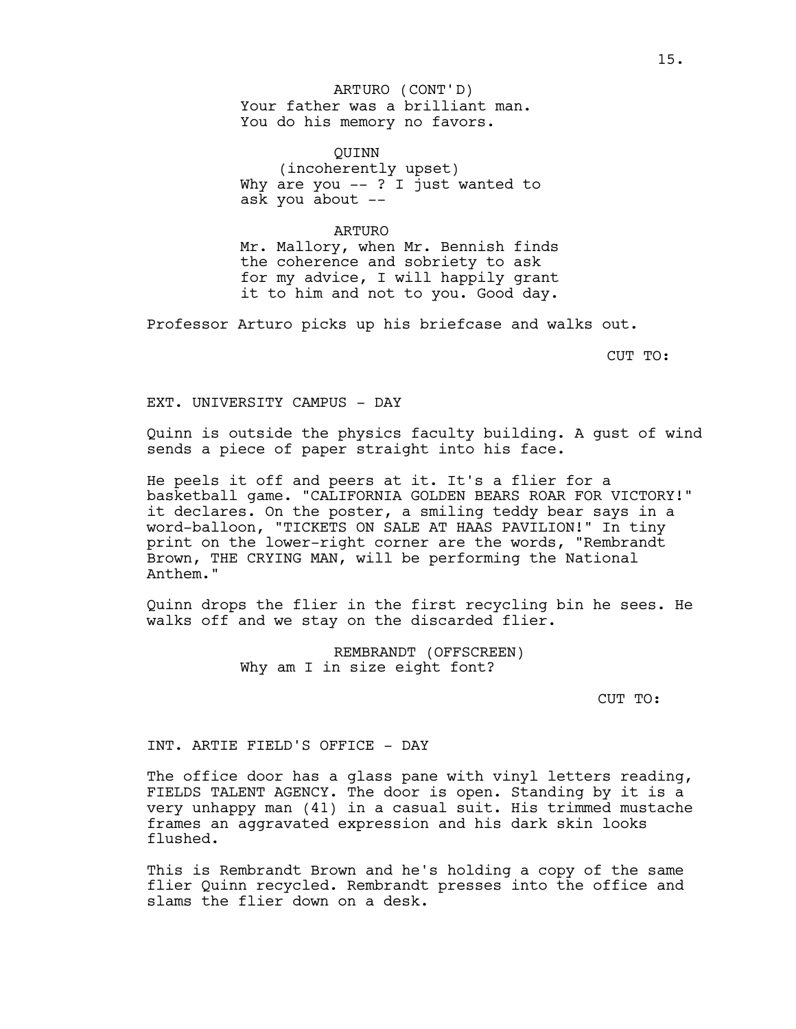ARTURO (CONT'D)
Your father was a brilliant man.
You do his memory no favors.

QUINN
(incoherently upset)
Why are you -- ? I just wanted to
ask you about --

ARTURO
Mr. Mallory, when Mr. Bennish finds
the coherence and sobriety to ask
for my advice, I will happily grant
it to him and not to you. Good day.

Professor Arturo picks up his briefcase and walks out.

CUT TO:

EXT. UNIVERSITY CAMPUS - DAY

Quinn is outside the physics faculty building. A gust of wind sends a piece of paper straight into his face.

He peels it off and peers at it. It's a flier for a basketball game. "CALIFORNIA GOLDEN BEARS ROAR FOR VICTORY!" it declares. On the poster, a smiling teddy bear says in a word-balloon, "TICKETS ON SALE AT HAAS PAVILION!" In tiny print on the lower-right corner are the words, "Rembrandt Brown, THE CRYING MAN, will be performing the National Anthem."

Quinn drops the flier in the first recycling bin he sees. He walks off and we stay on the discarded flier.

REMBRANDT (OFFSCREEN)
Why am I in size eight font?

CUT TO:

INT. ARTIE FIELD'S OFFICE - DAY

The office door has a glass pane with vinyl letters reading, FIELDS TALENT AGENCY. The door is open. Standing by it is a very unhappy man (41) in a casual suit. His trimmed mustache frames an aggravated expression and his dark skin looks flushed.

This is Rembrandt Brown and he's holding a copy of the same flier Quinn recycled. Rembrandt presses into the office and slams the flier down on a desk.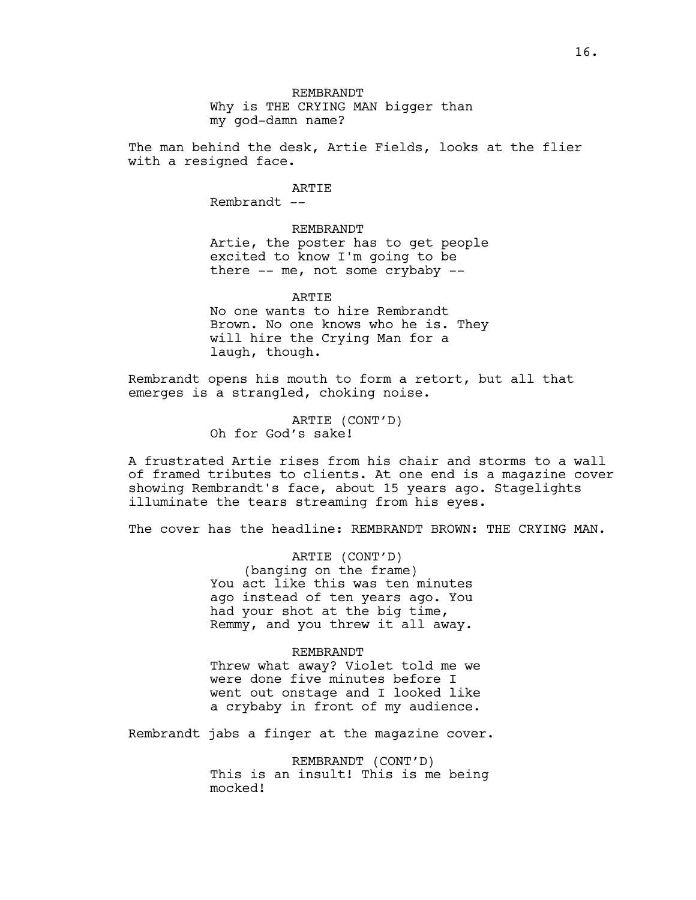REMBRANDT
Why is THE CRYING MAN bigger than my god-damn name?

The man behind the desk, Artie Fields, looks at the flier with a resigned face.

ARTIE
Rembrandt --

REMBRANDT
Artie, the poster has to get people excited to know I'm going to be there -- me, not some crybaby --

ARTIE
No one wants to hire Rembrandt Brown. No one knows who he is. They will hire the Crying Man for a laugh, though.

Rembrandt opens his mouth to form a retort, but all that emerges is a strangled, choking noise.

ARTIE (CONT'D)
Oh for God's sake!

A frustrated Artie rises from his chair and storms to a wall of framed tributes to clients. At one end is a magazine cover showing Rembrandt's face, about 15 years ago. Stagelights illuminate the tears streaming from his eyes.

The cover has the headline: REMBRANDT BROWN: THE CRYING MAN.

ARTIE (CONT'D)
(banging on the frame)
You act like this was ten minutes ago instead of ten years ago. You had your shot at the big time, Remmy, and you threw it all away.

REMBRANDT
Threw what away? Violet told me we were done five minutes before I went out onstage and I looked like a crybaby in front of my audience.

Rembrandt jabs a finger at the magazine cover.

REMBRANDT (CONT'D)
This is an insult! This is me being mocked!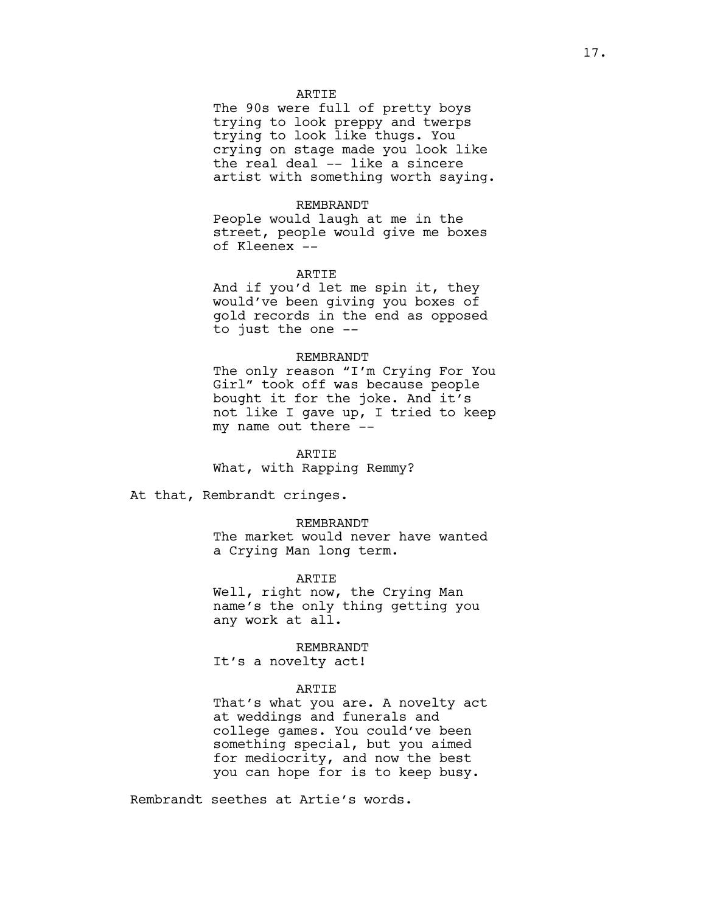ARTIE
The 90s were full of pretty boys trying to look preppy and twerps trying to look like thugs. You crying on stage made you look like the real deal -- like a sincere artist with something worth saying.

REMBRANDT
People would laugh at me in the street, people would give me boxes of Kleenex --

ARTIE
And if you'd let me spin it, they would've been giving you boxes of gold records in the end as opposed to just the one --

REMBRANDT
The only reason "I'm Crying For You Girl" took off was because people bought it for the joke. And it's not like I gave up, I tried to keep my name out there --

ARTIE
What, with Rapping Remmy?

At that, Rembrandt cringes.

REMBRANDT
The market would never have wanted a Crying Man long term.

ARTIE
Well, right now, the Crying Man name's the only thing getting you any work at all.

REMBRANDT
It's a novelty act!

ARTIE
That's what you are. A novelty act at weddings and funerals and college games. You could've been something special, but you aimed for mediocrity, and now the best you can hope for is to keep busy.

Rembrandt seethes at Artie's words.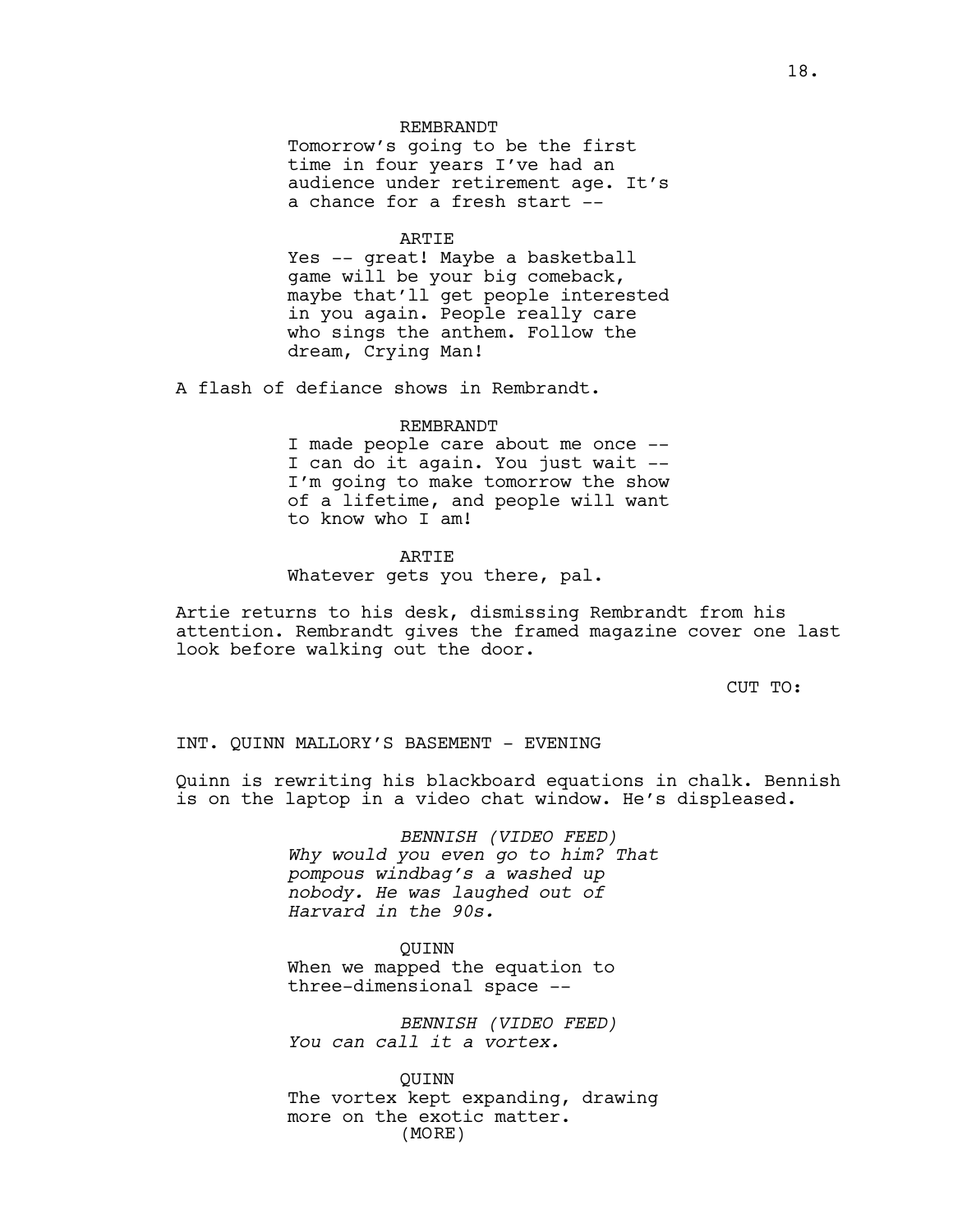REMBRANDT
Tomorrow's going to be the first time in four years I've had an audience under retirement age. It's a chance for a fresh start --

ARTIE
Yes -- great! Maybe a basketball game will be your big comeback, maybe that'll get people interested in you again. People really care who sings the anthem. Follow the dream, Crying Man!

A flash of defiance shows in Rembrandt.

REMBRANDT
I made people care about me once -- I can do it again. You just wait -- I'm going to make tomorrow the show of a lifetime, and people will want to know who I am!

ARTIE
Whatever gets you there, pal.

Artie returns to his desk, dismissing Rembrandt from his attention. Rembrandt gives the framed magazine cover one last look before walking out the door.

CUT TO:

INT. QUINN MALLORY'S BASEMENT - EVENING

Quinn is rewriting his blackboard equations in chalk. Bennish is on the laptop in a video chat window. He's displeased.

*BENNISH (VIDEO FEED)*
*Why would you even go to him? That pompous windbag's a washed up nobody. He was laughed out of Harvard in the 90s.*

QUINN
When we mapped the equation to three-dimensional space --

*BENNISH (VIDEO FEED)*
*You can call it a vortex.*

QUINN
The vortex kept expanding, drawing more on the exotic matter.
(MORE)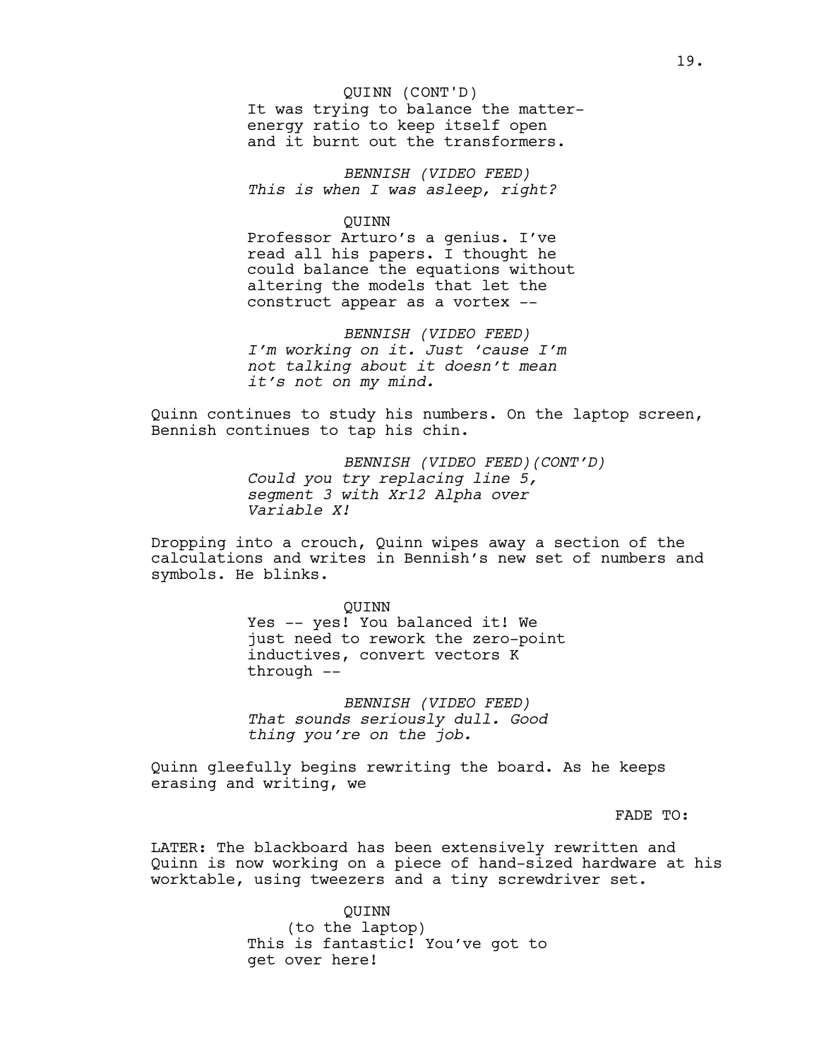QUINN (CONT'D)
It was trying to balance the matter-energy ratio to keep itself open and it burnt out the transformers.

*BENNISH (VIDEO FEED)*
*This is when I was asleep, right?*

QUINN
Professor Arturo's a genius. I've read all his papers. I thought he could balance the equations without altering the models that let the construct appear as a vortex --

*BENNISH (VIDEO FEED)*
*I'm working on it. Just 'cause I'm not talking about it doesn't mean it's not on my mind.*

Quinn continues to study his numbers. On the laptop screen, Bennish continues to tap his chin.

*BENNISH (VIDEO FEED)(CONT'D)*
*Could you try replacing line 5, segment 3 with Xr12 Alpha over Variable X!*

Dropping into a crouch, Quinn wipes away a section of the calculations and writes in Bennish's new set of numbers and symbols. He blinks.

QUINN
Yes -- yes! You balanced it! We just need to rework the zero-point inductives, convert vectors K through --

*BENNISH (VIDEO FEED)*
*That sounds seriously dull. Good thing you're on the job.*

Quinn gleefully begins rewriting the board. As he keeps erasing and writing, we

FADE TO:

LATER: The blackboard has been extensively rewritten and Quinn is now working on a piece of hand-sized hardware at his worktable, using tweezers and a tiny screwdriver set.

QUINN
(to the laptop)
This is fantastic! You've got to get over here!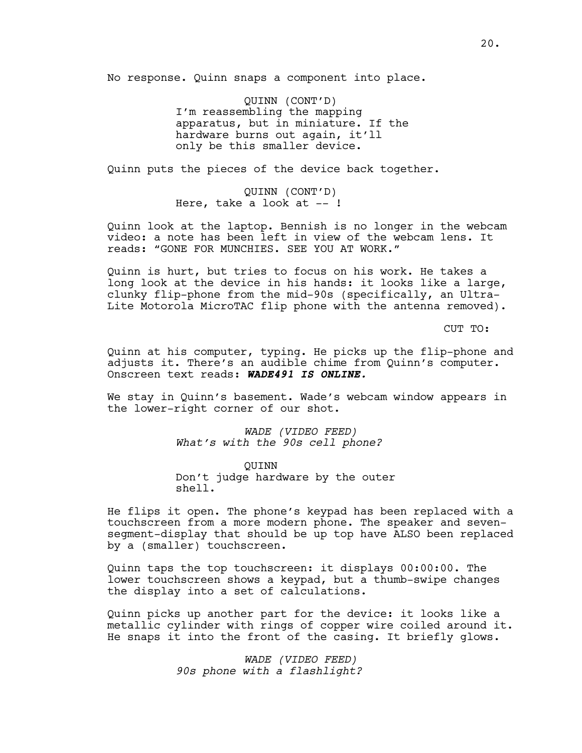No response. Quinn snaps a component into place.

QUINN (CONT'D)
I'm reassembling the mapping apparatus, but in miniature. If the hardware burns out again, it'll only be this smaller device.

Quinn puts the pieces of the device back together.

QUINN (CONT'D)
Here, take a look at -- !

Quinn look at the laptop. Bennish is no longer in the webcam video: a note has been left in view of the webcam lens. It reads: "GONE FOR MUNCHIES. SEE YOU AT WORK."

Quinn is hurt, but tries to focus on his work. He takes a long look at the device in his hands: it looks like a large, clunky flip-phone from the mid-90s (specifically, an Ultra-Lite Motorola MicroTAC flip phone with the antenna removed).

CUT TO:

Quinn at his computer, typing. He picks up the flip-phone and adjusts it. There's an audible chime from Quinn's computer. Onscreen text reads: ***WADE491 IS ONLINE.***

We stay in Quinn's basement. Wade's webcam window appears in the lower-right corner of our shot.

*WADE (VIDEO FEED)*
*What's with the 90s cell phone?*

QUINN
Don't judge hardware by the outer shell.

He flips it open. The phone's keypad has been replaced with a touchscreen from a more modern phone. The speaker and seven-segment-display that should be up top have ALSO been replaced by a (smaller) touchscreen.

Quinn taps the top touchscreen: it displays 00:00:00. The lower touchscreen shows a keypad, but a thumb-swipe changes the display into a set of calculations.

Quinn picks up another part for the device: it looks like a metallic cylinder with rings of copper wire coiled around it. He snaps it into the front of the casing. It briefly glows.

*WADE (VIDEO FEED)*
*90s phone with a flashlight?*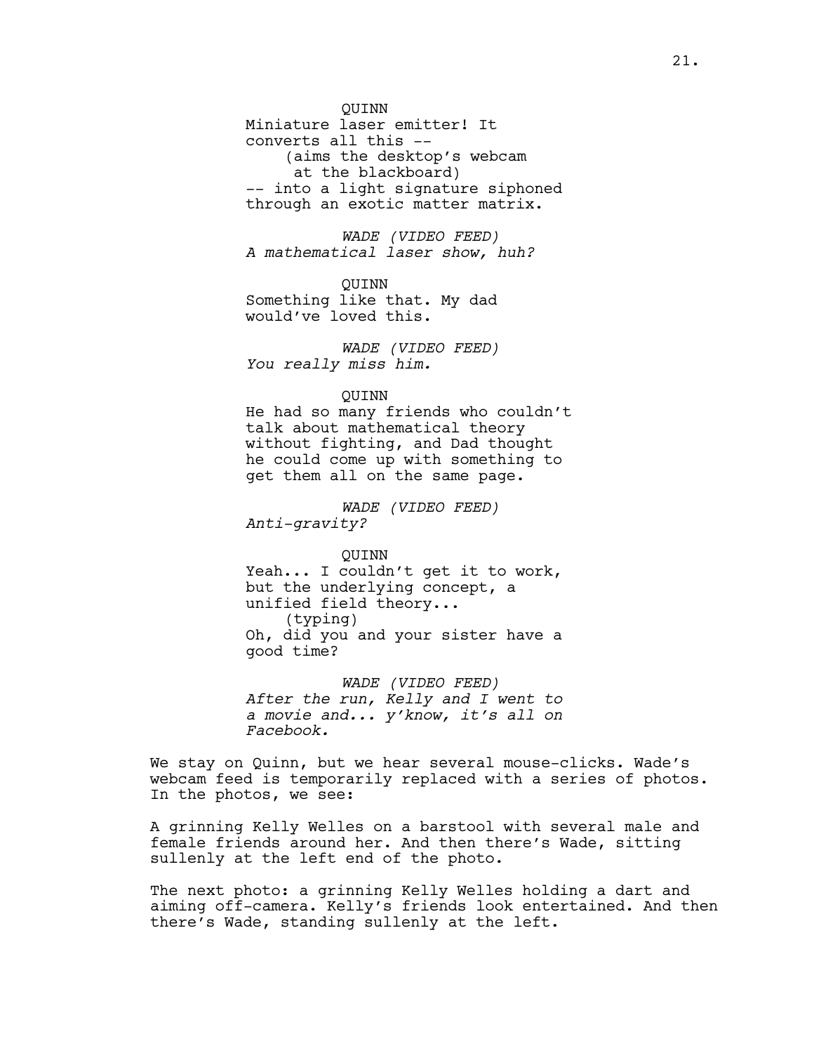QUINN
Miniature laser emitter! It converts all this --
(aims the desktop's webcam at the blackboard)
-- into a light signature siphoned through an exotic matter matrix.

*WADE (VIDEO FEED)*
*A mathematical laser show, huh?*

QUINN
Something like that. My dad would've loved this.

*WADE (VIDEO FEED)*
*You really miss him.*

QUINN
He had so many friends who couldn't talk about mathematical theory without fighting, and Dad thought he could come up with something to get them all on the same page.

*WADE (VIDEO FEED)*
*Anti-gravity?*

QUINN
Yeah... I couldn't get it to work, but the underlying concept, a unified field theory...
(typing)
Oh, did you and your sister have a good time?

*WADE (VIDEO FEED)*
*After the run, Kelly and I went to a movie and... y'know, it's all on Facebook.*

We stay on Quinn, but we hear several mouse-clicks. Wade's webcam feed is temporarily replaced with a series of photos. In the photos, we see:

A grinning Kelly Welles on a barstool with several male and female friends around her. And then there's Wade, sitting sullenly at the left end of the photo.

The next photo: a grinning Kelly Welles holding a dart and aiming off-camera. Kelly's friends look entertained. And then there's Wade, standing sullenly at the left.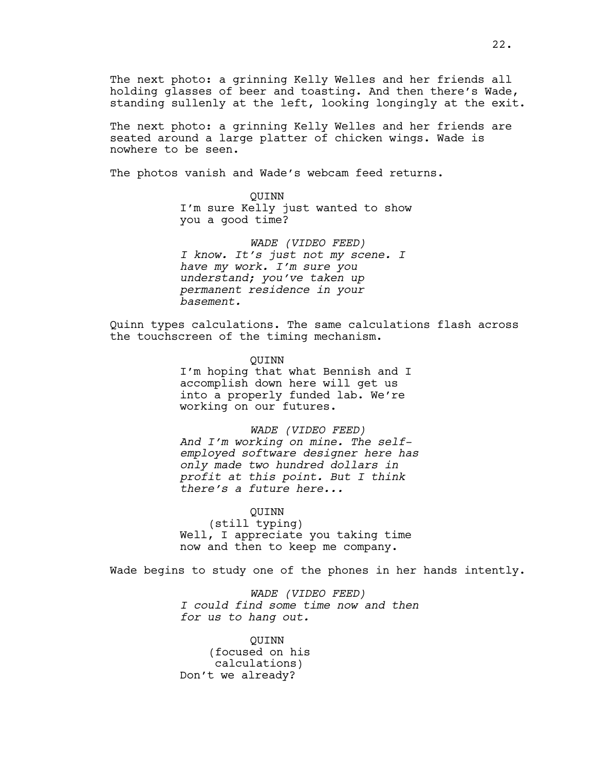The next photo: a grinning Kelly Welles and her friends all holding glasses of beer and toasting. And then there's Wade, standing sullenly at the left, looking longingly at the exit.

The next photo: a grinning Kelly Welles and her friends are seated around a large platter of chicken wings. Wade is nowhere to be seen.

The photos vanish and Wade's webcam feed returns.

QUINN
I'm sure Kelly just wanted to show you a good time?

*WADE (VIDEO FEED)*
*I know. It's just not my scene. I have my work. I'm sure you understand; you've taken up permanent residence in your basement.*

Quinn types calculations. The same calculations flash across the touchscreen of the timing mechanism.

QUINN
I'm hoping that what Bennish and I accomplish down here will get us into a properly funded lab. We're working on our futures.

*WADE (VIDEO FEED)*
*And I'm working on mine. The self-employed software designer here has only made two hundred dollars in profit at this point. But I think there's a future here...*

QUINN
(still typing)
Well, I appreciate you taking time now and then to keep me company.

Wade begins to study one of the phones in her hands intently.

*WADE (VIDEO FEED)*
*I could find some time now and then for us to hang out.*

QUINN
(focused on his calculations)
Don't we already?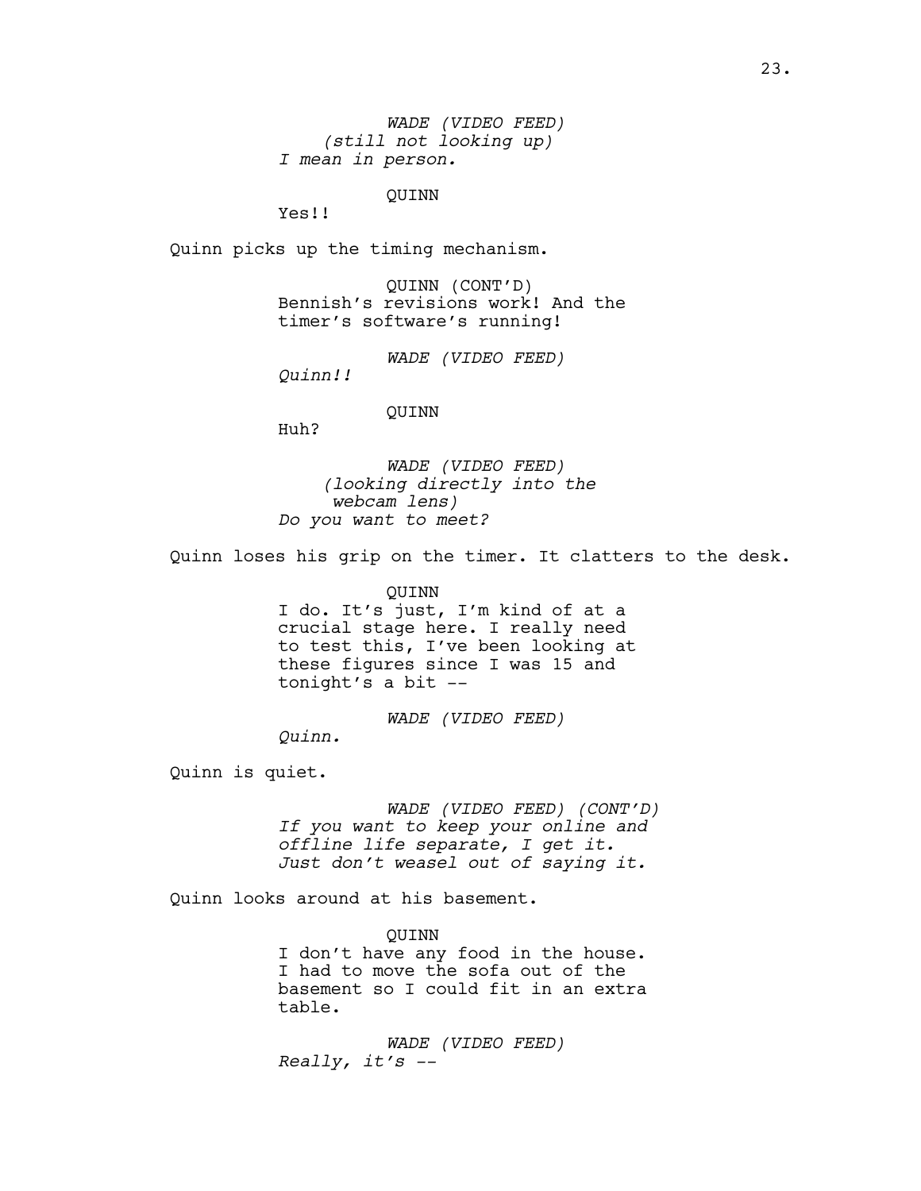*WADE (VIDEO FEED)*
*(still not looking up)*
*I mean in person.*

QUINN
Yes!!

Quinn picks up the timing mechanism.

QUINN (CONT'D)
Bennish's revisions work! And the timer's software's running!

*WADE (VIDEO FEED)*
*Quinn!!*

QUINN
Huh?

*WADE (VIDEO FEED)*
*(looking directly into the webcam lens)*
*Do you want to meet?*

Quinn loses his grip on the timer. It clatters to the desk.

QUINN
I do. It's just, I'm kind of at a crucial stage here. I really need to test this, I've been looking at these figures since I was 15 and tonight's a bit --

*WADE (VIDEO FEED)*
*Quinn.*

Quinn is quiet.

*WADE (VIDEO FEED) (CONT'D)*
*If you want to keep your online and offline life separate, I get it. Just don't weasel out of saying it.*

Quinn looks around at his basement.

QUINN
I don't have any food in the house. I had to move the sofa out of the basement so I could fit in an extra table.

*WADE (VIDEO FEED)*
*Really, it's --*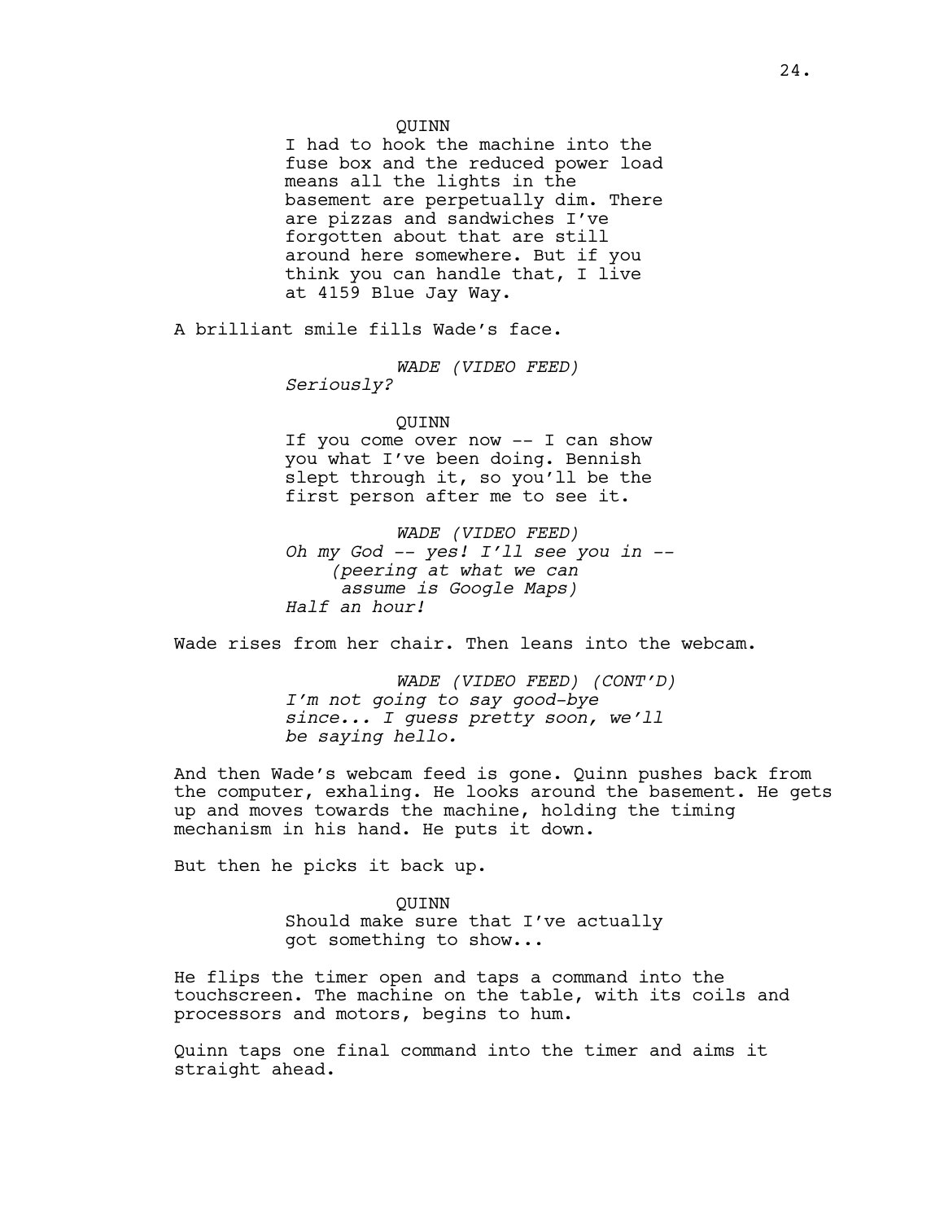QUINN

I had to hook the machine into the fuse box and the reduced power load means all the lights in the basement are perpetually dim. There are pizzas and sandwiches I've forgotten about that are still around here somewhere. But if you think you can handle that, I live at 4159 Blue Jay Way.

A brilliant smile fills Wade's face.

*WADE (VIDEO FEED)*

*Seriously?*

QUINN

If you come over now -- I can show you what I've been doing. Bennish slept through it, so you'll be the first person after me to see it.

*WADE (VIDEO FEED)*

*Oh my God -- yes! I'll see you in --*

*(peering at what we can assume is Google Maps)*

*Half an hour!*

Wade rises from her chair. Then leans into the webcam.

*WADE (VIDEO FEED) (CONT'D)*

*I'm not going to say good-bye since... I guess pretty soon, we'll be saying hello.*

And then Wade's webcam feed is gone. Quinn pushes back from the computer, exhaling. He looks around the basement. He gets up and moves towards the machine, holding the timing mechanism in his hand. He puts it down.

But then he picks it back up.

QUINN

Should make sure that I've actually got something to show...

He flips the timer open and taps a command into the touchscreen. The machine on the table, with its coils and processors and motors, begins to hum.

Quinn taps one final command into the timer and aims it straight ahead.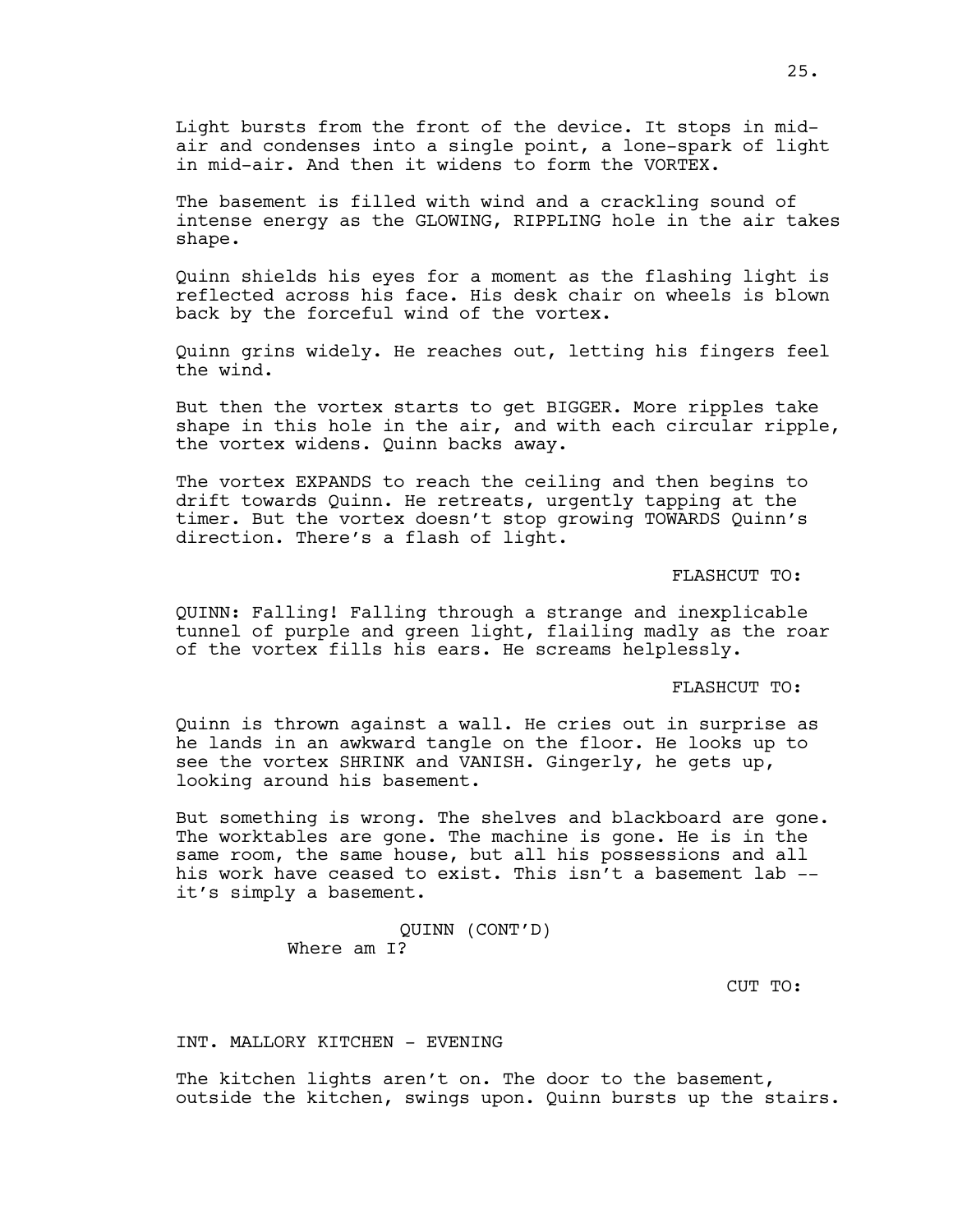Light bursts from the front of the device. It stops in mid-air and condenses into a single point, a lone-spark of light in mid-air. And then it widens to form the VORTEX.

The basement is filled with wind and a crackling sound of intense energy as the GLOWING, RIPPLING hole in the air takes shape.

Quinn shields his eyes for a moment as the flashing light is reflected across his face. His desk chair on wheels is blown back by the forceful wind of the vortex.

Quinn grins widely. He reaches out, letting his fingers feel the wind.

But then the vortex starts to get BIGGER. More ripples take shape in this hole in the air, and with each circular ripple, the vortex widens. Quinn backs away.

The vortex EXPANDS to reach the ceiling and then begins to drift towards Quinn. He retreats, urgently tapping at the timer. But the vortex doesn't stop growing TOWARDS Quinn's direction. There's a flash of light.

FLASHCUT TO:

QUINN: Falling! Falling through a strange and inexplicable tunnel of purple and green light, flailing madly as the roar of the vortex fills his ears. He screams helplessly.

FLASHCUT TO:

Quinn is thrown against a wall. He cries out in surprise as he lands in an awkward tangle on the floor. He looks up to see the vortex SHRINK and VANISH. Gingerly, he gets up, looking around his basement.

But something is wrong. The shelves and blackboard are gone. The worktables are gone. The machine is gone. He is in the same room, the same house, but all his possessions and all his work have ceased to exist. This isn't a basement lab -- it's simply a basement.

QUINN (CONT'D)
Where am I?

CUT TO:

INT. MALLORY KITCHEN - EVENING

The kitchen lights aren't on. The door to the basement, outside the kitchen, swings upon. Quinn bursts up the stairs.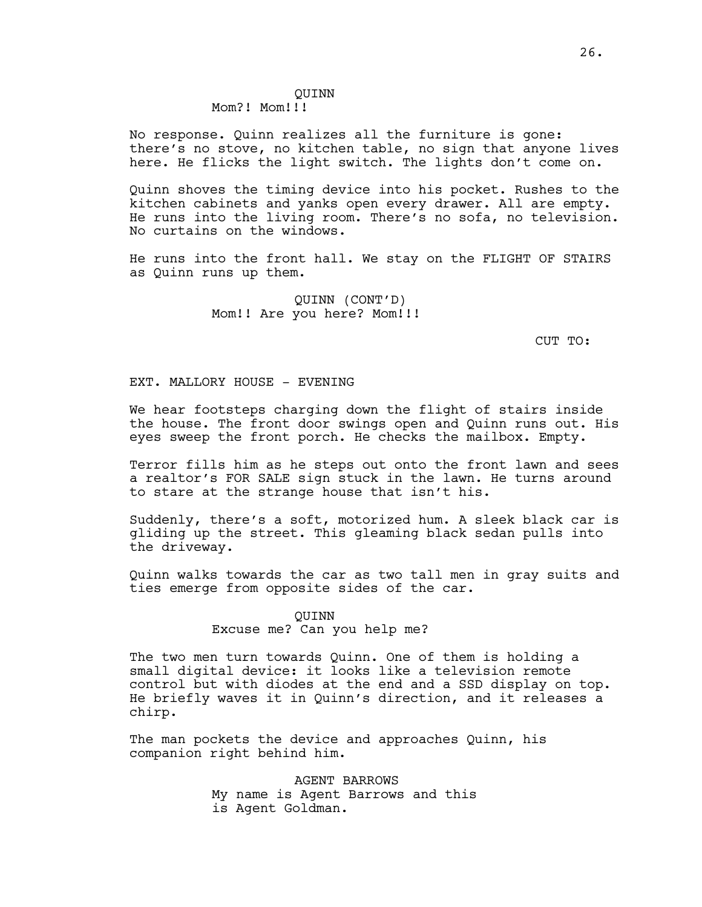QUINN
Mom?! Mom!!!

No response. Quinn realizes all the furniture is gone: there's no stove, no kitchen table, no sign that anyone lives here. He flicks the light switch. The lights don't come on.

Quinn shoves the timing device into his pocket. Rushes to the kitchen cabinets and yanks open every drawer. All are empty. He runs into the living room. There's no sofa, no television. No curtains on the windows.

He runs into the front hall. We stay on the FLIGHT OF STAIRS as Quinn runs up them.

QUINN (CONT'D)
Mom!! Are you here? Mom!!!

CUT TO:

EXT. MALLORY HOUSE - EVENING

We hear footsteps charging down the flight of stairs inside the house. The front door swings open and Quinn runs out. His eyes sweep the front porch. He checks the mailbox. Empty.

Terror fills him as he steps out onto the front lawn and sees a realtor's FOR SALE sign stuck in the lawn. He turns around to stare at the strange house that isn't his.

Suddenly, there's a soft, motorized hum. A sleek black car is gliding up the street. This gleaming black sedan pulls into the driveway.

Quinn walks towards the car as two tall men in gray suits and ties emerge from opposite sides of the car.

QUINN
Excuse me? Can you help me?

The two men turn towards Quinn. One of them is holding a small digital device: it looks like a television remote control but with diodes at the end and a SSD display on top. He briefly waves it in Quinn's direction, and it releases a chirp.

The man pockets the device and approaches Quinn, his companion right behind him.

AGENT BARROWS
My name is Agent Barrows and this is Agent Goldman.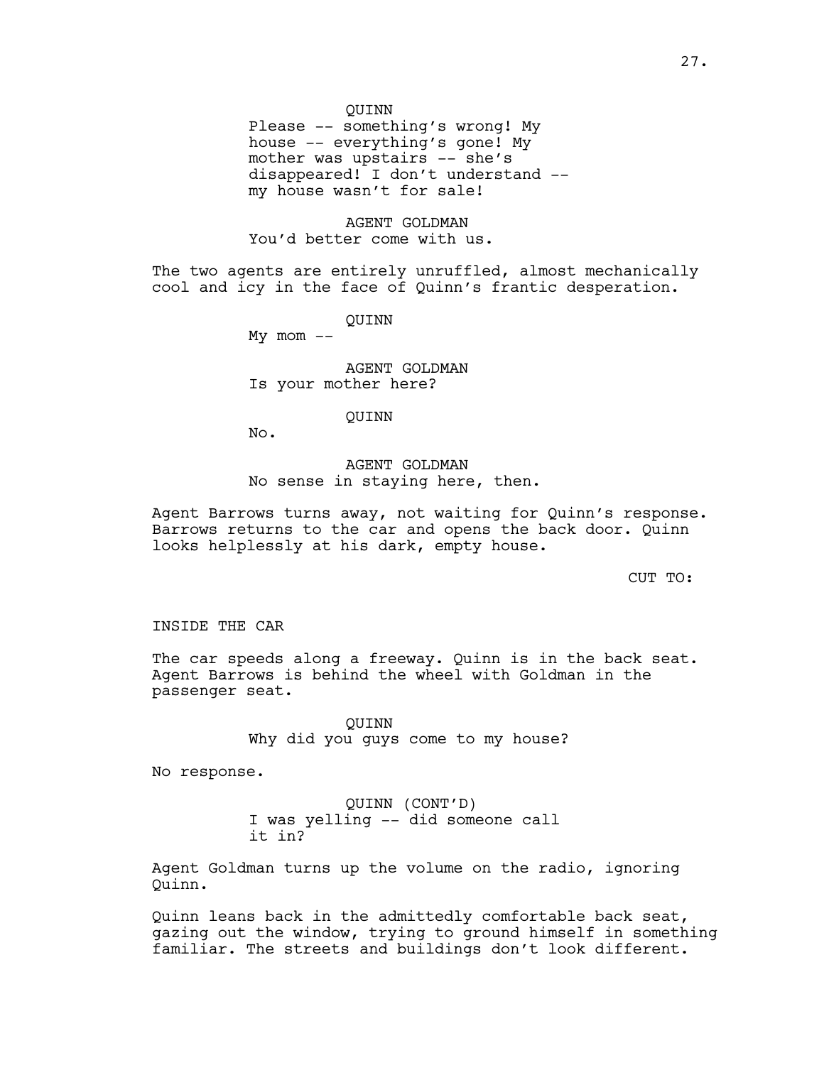QUINN
Please -- something's wrong! My house -- everything's gone! My mother was upstairs -- she's disappeared! I don't understand -- my house wasn't for sale!

AGENT GOLDMAN
You'd better come with us.

The two agents are entirely unruffled, almost mechanically cool and icy in the face of Quinn's frantic desperation.

QUINN
My mom --

AGENT GOLDMAN
Is your mother here?

QUINN
No.

AGENT GOLDMAN
No sense in staying here, then.

Agent Barrows turns away, not waiting for Quinn's response. Barrows returns to the car and opens the back door. Quinn looks helplessly at his dark, empty house.

CUT TO:

INSIDE THE CAR

The car speeds along a freeway. Quinn is in the back seat. Agent Barrows is behind the wheel with Goldman in the passenger seat.

QUINN
Why did you guys come to my house?

No response.

QUINN (CONT'D)
I was yelling -- did someone call it in?

Agent Goldman turns up the volume on the radio, ignoring Quinn.

Quinn leans back in the admittedly comfortable back seat, gazing out the window, trying to ground himself in something familiar. The streets and buildings don't look different.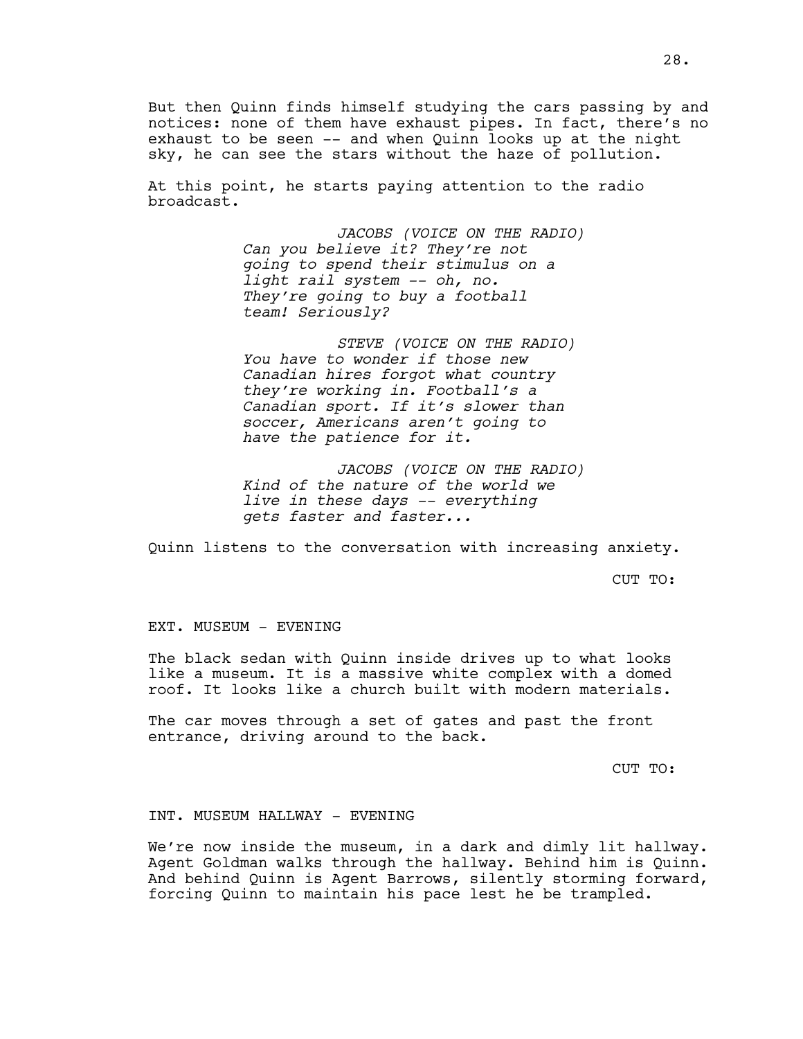But then Quinn finds himself studying the cars passing by and notices: none of them have exhaust pipes. In fact, there's no exhaust to be seen -- and when Quinn looks up at the night sky, he can see the stars without the haze of pollution.

At this point, he starts paying attention to the radio broadcast.

JACOBS (VOICE ON THE RADIO)
*Can you believe it? They're not going to spend their stimulus on a light rail system -- oh, no. They're going to buy a football team! Seriously?*

STEVE (VOICE ON THE RADIO)
*You have to wonder if those new Canadian hires forgot what country they're working in. Football's a Canadian sport. If it's slower than soccer, Americans aren't going to have the patience for it.*

JACOBS (VOICE ON THE RADIO)
*Kind of the nature of the world we live in these days -- everything gets faster and faster...*

Quinn listens to the conversation with increasing anxiety.

CUT TO:

EXT. MUSEUM - EVENING

The black sedan with Quinn inside drives up to what looks like a museum. It is a massive white complex with a domed roof. It looks like a church built with modern materials.

The car moves through a set of gates and past the front entrance, driving around to the back.

CUT TO:

INT. MUSEUM HALLWAY - EVENING

We're now inside the museum, in a dark and dimly lit hallway. Agent Goldman walks through the hallway. Behind him is Quinn. And behind Quinn is Agent Barrows, silently storming forward, forcing Quinn to maintain his pace lest he be trampled.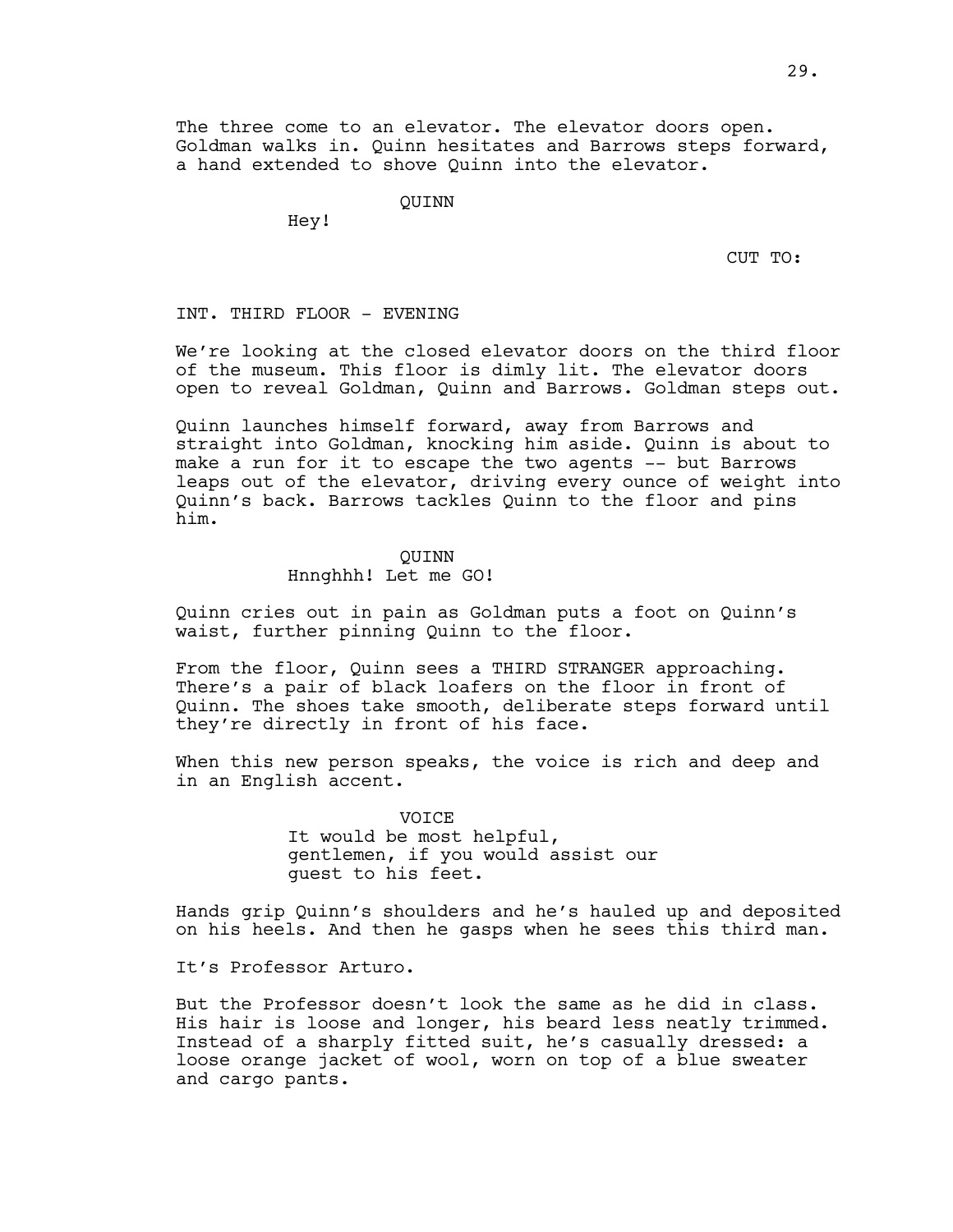The three come to an elevator. The elevator doors open. Goldman walks in. Quinn hesitates and Barrows steps forward, a hand extended to shove Quinn into the elevator.

QUINN

Hey!

CUT TO:

INT. THIRD FLOOR - EVENING

We're looking at the closed elevator doors on the third floor of the museum. This floor is dimly lit. The elevator doors open to reveal Goldman, Quinn and Barrows. Goldman steps out.

Quinn launches himself forward, away from Barrows and straight into Goldman, knocking him aside. Quinn is about to make a run for it to escape the two agents -- but Barrows leaps out of the elevator, driving every ounce of weight into Quinn's back. Barrows tackles Quinn to the floor and pins him.

QUINN

Hnnghhh! Let me GO!

Quinn cries out in pain as Goldman puts a foot on Quinn's waist, further pinning Quinn to the floor.

From the floor, Quinn sees a THIRD STRANGER approaching. There's a pair of black loafers on the floor in front of Quinn. The shoes take smooth, deliberate steps forward until they're directly in front of his face.

When this new person speaks, the voice is rich and deep and in an English accent.

VOICE

It would be most helpful, gentlemen, if you would assist our guest to his feet.

Hands grip Quinn's shoulders and he's hauled up and deposited on his heels. And then he gasps when he sees this third man.

It's Professor Arturo.

But the Professor doesn't look the same as he did in class. His hair is loose and longer, his beard less neatly trimmed. Instead of a sharply fitted suit, he's casually dressed: a loose orange jacket of wool, worn on top of a blue sweater and cargo pants.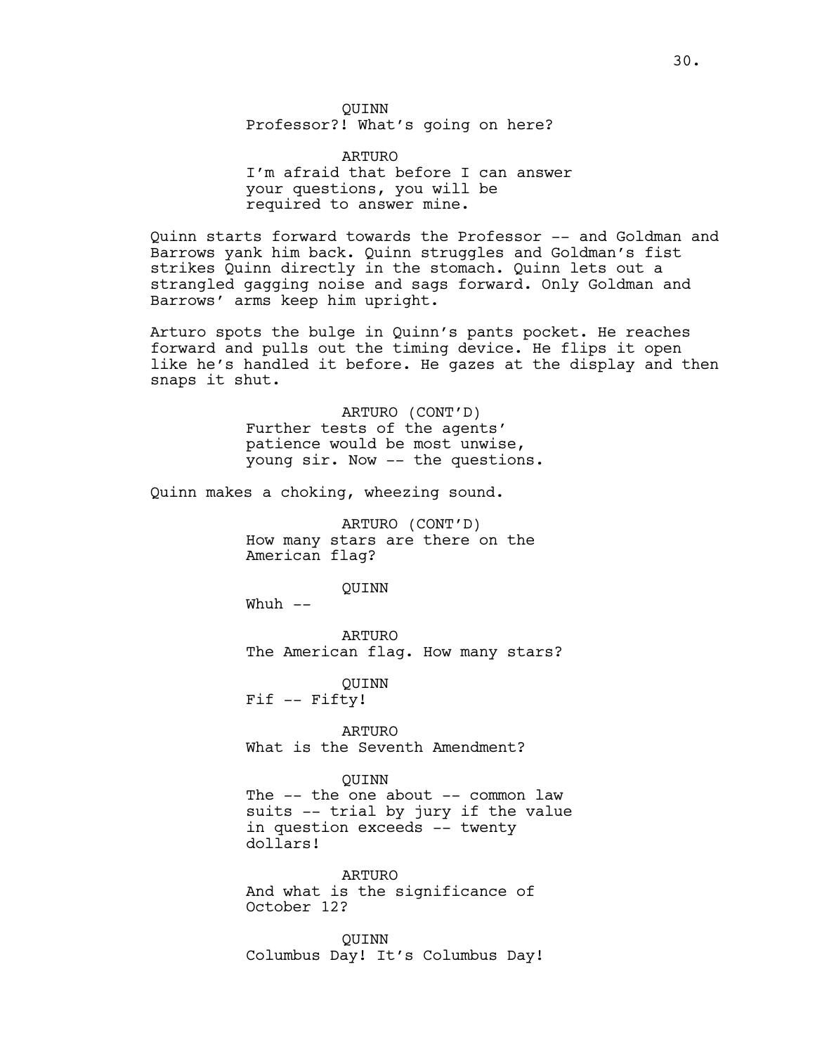QUINN
Professor?! What's going on here?

ARTURO
I'm afraid that before I can answer your questions, you will be required to answer mine.

Quinn starts forward towards the Professor -- and Goldman and Barrows yank him back. Quinn struggles and Goldman's fist strikes Quinn directly in the stomach. Quinn lets out a strangled gagging noise and sags forward. Only Goldman and Barrows' arms keep him upright.

Arturo spots the bulge in Quinn's pants pocket. He reaches forward and pulls out the timing device. He flips it open like he's handled it before. He gazes at the display and then snaps it shut.

ARTURO (CONT'D)
Further tests of the agents' patience would be most unwise, young sir. Now -- the questions.

Quinn makes a choking, wheezing sound.

ARTURO (CONT'D)
How many stars are there on the American flag?

QUINN
Whuh --

ARTURO
The American flag. How many stars?

QUINN
Fif -- Fifty!

ARTURO
What is the Seventh Amendment?

QUINN
The -- the one about -- common law suits -- trial by jury if the value in question exceeds -- twenty dollars!

ARTURO
And what is the significance of October 12?

QUINN
Columbus Day! It's Columbus Day!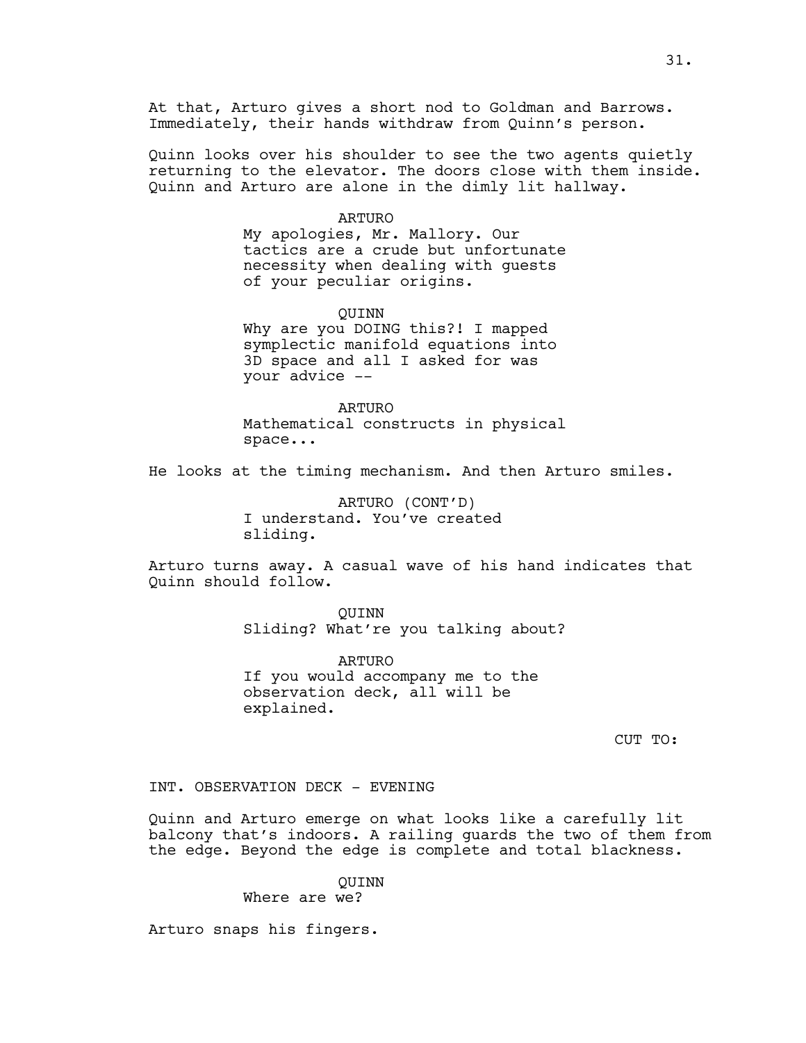At that, Arturo gives a short nod to Goldman and Barrows. Immediately, their hands withdraw from Quinn's person.

Quinn looks over his shoulder to see the two agents quietly returning to the elevator. The doors close with them inside. Quinn and Arturo are alone in the dimly lit hallway.

ARTURO

My apologies, Mr. Mallory. Our tactics are a crude but unfortunate necessity when dealing with guests of your peculiar origins.

QUINN

Why are you DOING this?! I mapped symplectic manifold equations into 3D space and all I asked for was your advice --

ARTURO

Mathematical constructs in physical space...

He looks at the timing mechanism. And then Arturo smiles.

ARTURO (CONT'D)

I understand. You've created sliding.

Arturo turns away. A casual wave of his hand indicates that Quinn should follow.

QUINN

Sliding? What're you talking about?

ARTURO

If you would accompany me to the observation deck, all will be explained.

CUT TO:

INT. OBSERVATION DECK - EVENING

Quinn and Arturo emerge on what looks like a carefully lit balcony that's indoors. A railing guards the two of them from the edge. Beyond the edge is complete and total blackness.

QUINN

Where are we?

Arturo snaps his fingers.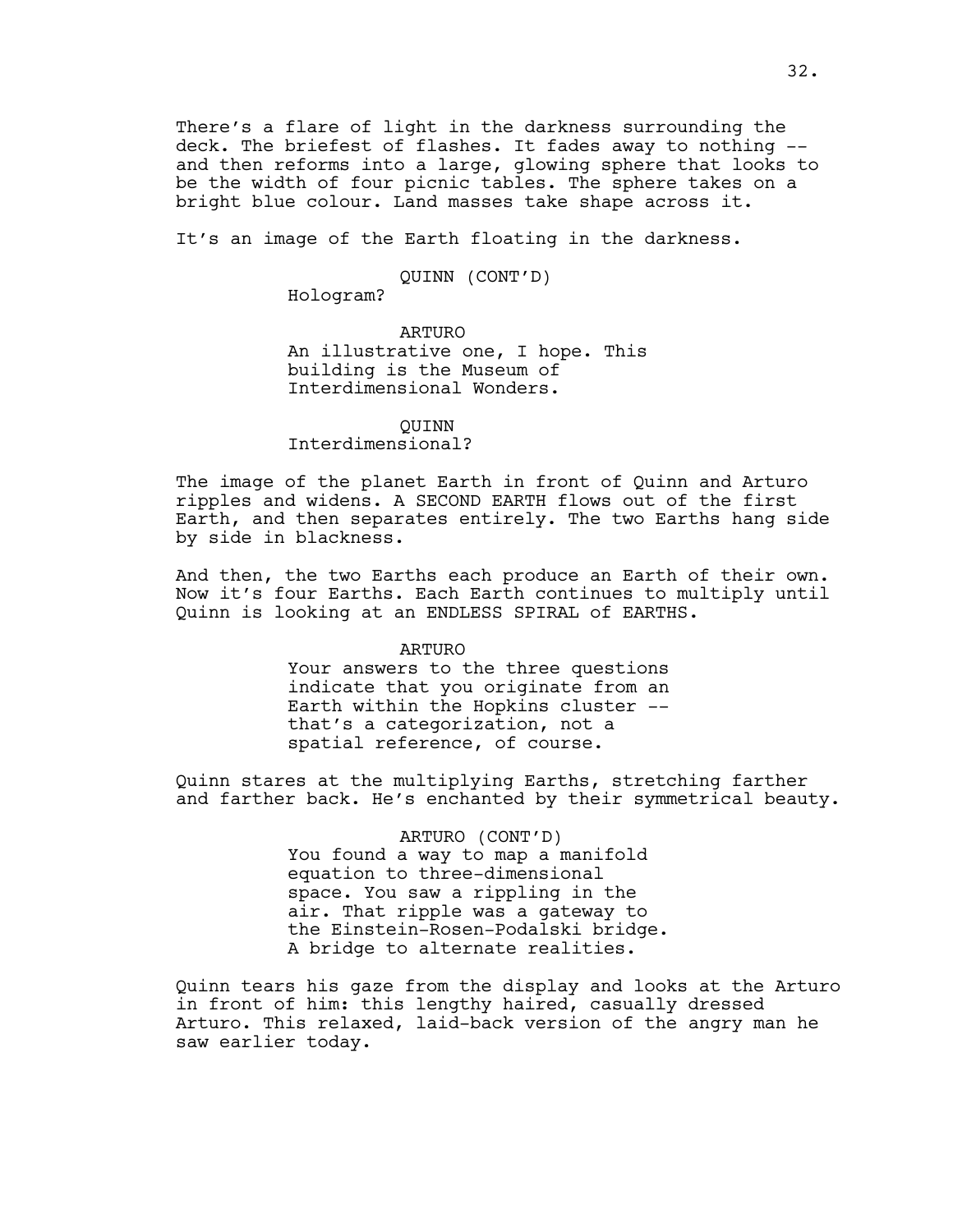There's a flare of light in the darkness surrounding the deck. The briefest of flashes. It fades away to nothing -- and then reforms into a large, glowing sphere that looks to be the width of four picnic tables. The sphere takes on a bright blue colour. Land masses take shape across it.

It's an image of the Earth floating in the darkness.

QUINN (CONT'D)
Hologram?

ARTURO
An illustrative one, I hope. This building is the Museum of Interdimensional Wonders.

QUINN
Interdimensional?

The image of the planet Earth in front of Quinn and Arturo ripples and widens. A SECOND EARTH flows out of the first Earth, and then separates entirely. The two Earths hang side by side in blackness.

And then, the two Earths each produce an Earth of their own. Now it's four Earths. Each Earth continues to multiply until Quinn is looking at an ENDLESS SPIRAL of EARTHS.

ARTURO
Your answers to the three questions indicate that you originate from an Earth within the Hopkins cluster -- that's a categorization, not a spatial reference, of course.

Quinn stares at the multiplying Earths, stretching farther and farther back. He's enchanted by their symmetrical beauty.

ARTURO (CONT'D)
You found a way to map a manifold equation to three-dimensional space. You saw a rippling in the air. That ripple was a gateway to the Einstein-Rosen-Podalski bridge. A bridge to alternate realities.

Quinn tears his gaze from the display and looks at the Arturo in front of him: this lengthy haired, casually dressed Arturo. This relaxed, laid-back version of the angry man he saw earlier today.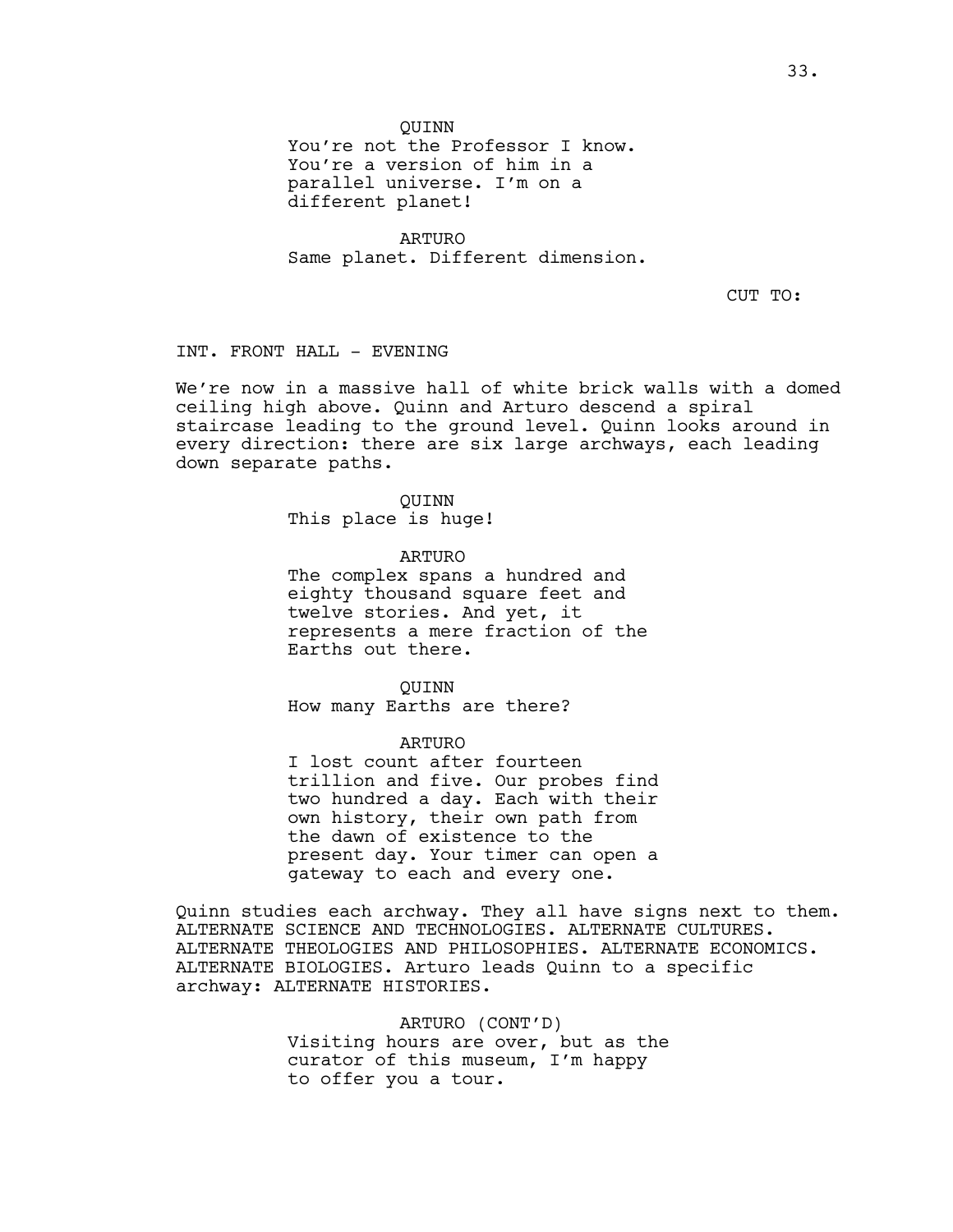QUINN
You're not the Professor I know. You're a version of him in a parallel universe. I'm on a different planet!

ARTURO
Same planet. Different dimension.

CUT TO:

INT. FRONT HALL - EVENING

We're now in a massive hall of white brick walls with a domed ceiling high above. Quinn and Arturo descend a spiral staircase leading to the ground level. Quinn looks around in every direction: there are six large archways, each leading down separate paths.

QUINN
This place is huge!

ARTURO
The complex spans a hundred and eighty thousand square feet and twelve stories. And yet, it represents a mere fraction of the Earths out there.

QUINN
How many Earths are there?

ARTURO
I lost count after fourteen trillion and five. Our probes find two hundred a day. Each with their own history, their own path from the dawn of existence to the present day. Your timer can open a gateway to each and every one.

Quinn studies each archway. They all have signs next to them. ALTERNATE SCIENCE AND TECHNOLOGIES. ALTERNATE CULTURES. ALTERNATE THEOLOGIES AND PHILOSOPHIES. ALTERNATE ECONOMICS. ALTERNATE BIOLOGIES. Arturo leads Quinn to a specific archway: ALTERNATE HISTORIES.

ARTURO (CONT'D)
Visiting hours are over, but as the curator of this museum, I'm happy to offer you a tour.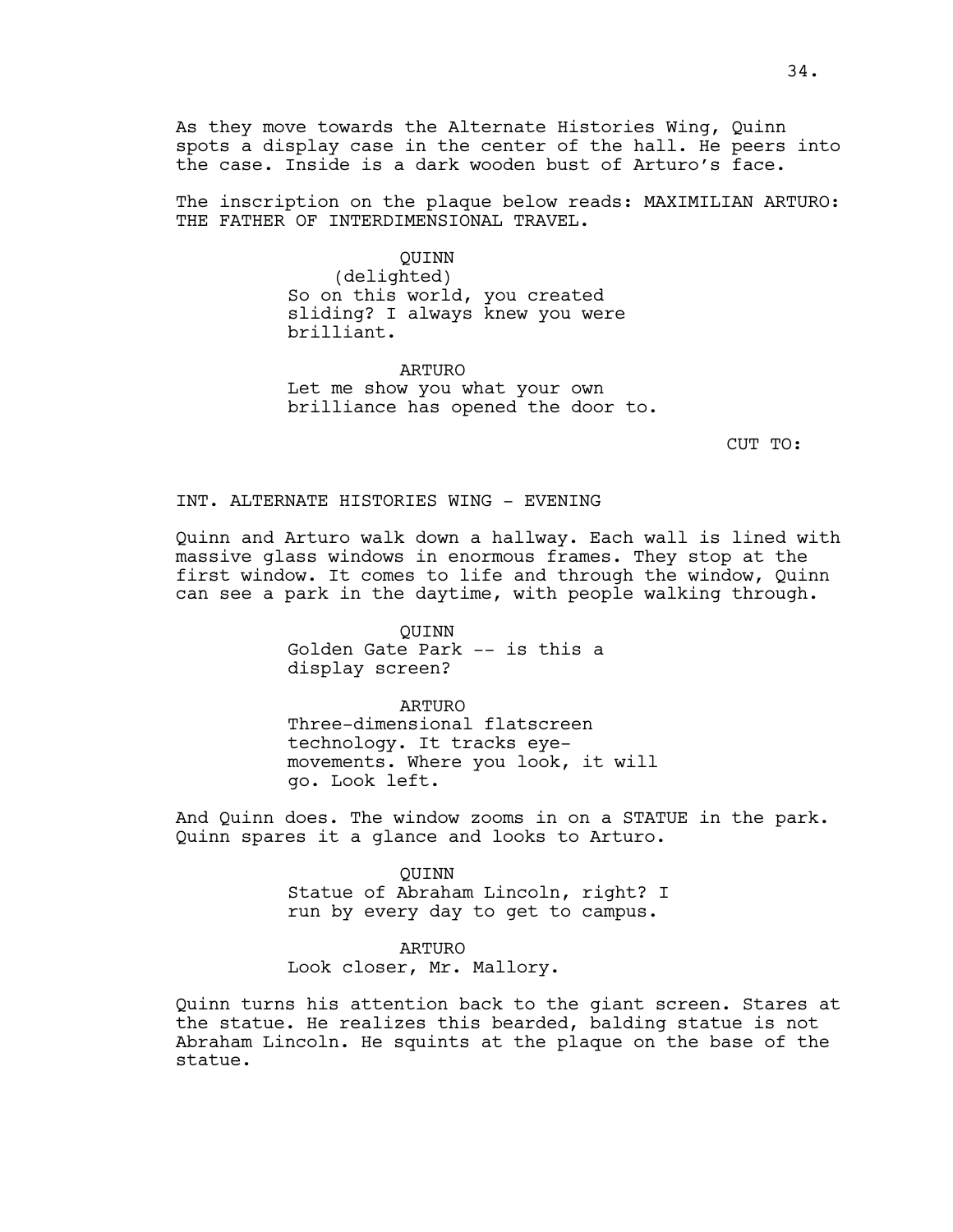As they move towards the Alternate Histories Wing, Quinn spots a display case in the center of the hall. He peers into the case. Inside is a dark wooden bust of Arturo's face.

The inscription on the plaque below reads: MAXIMILIAN ARTURO: THE FATHER OF INTERDIMENSIONAL TRAVEL.

QUINN
(delighted)
So on this world, you created sliding? I always knew you were brilliant.

ARTURO
Let me show you what your own brilliance has opened the door to.

CUT TO:

INT. ALTERNATE HISTORIES WING - EVENING

Quinn and Arturo walk down a hallway. Each wall is lined with massive glass windows in enormous frames. They stop at the first window. It comes to life and through the window, Quinn can see a park in the daytime, with people walking through.

QUINN
Golden Gate Park -- is this a display screen?

ARTURO
Three-dimensional flatscreen technology. It tracks eye-movements. Where you look, it will go. Look left.

And Quinn does. The window zooms in on a STATUE in the park. Quinn spares it a glance and looks to Arturo.

QUINN
Statue of Abraham Lincoln, right? I run by every day to get to campus.

ARTURO
Look closer, Mr. Mallory.

Quinn turns his attention back to the giant screen. Stares at the statue. He realizes this bearded, balding statue is not Abraham Lincoln. He squints at the plaque on the base of the statue.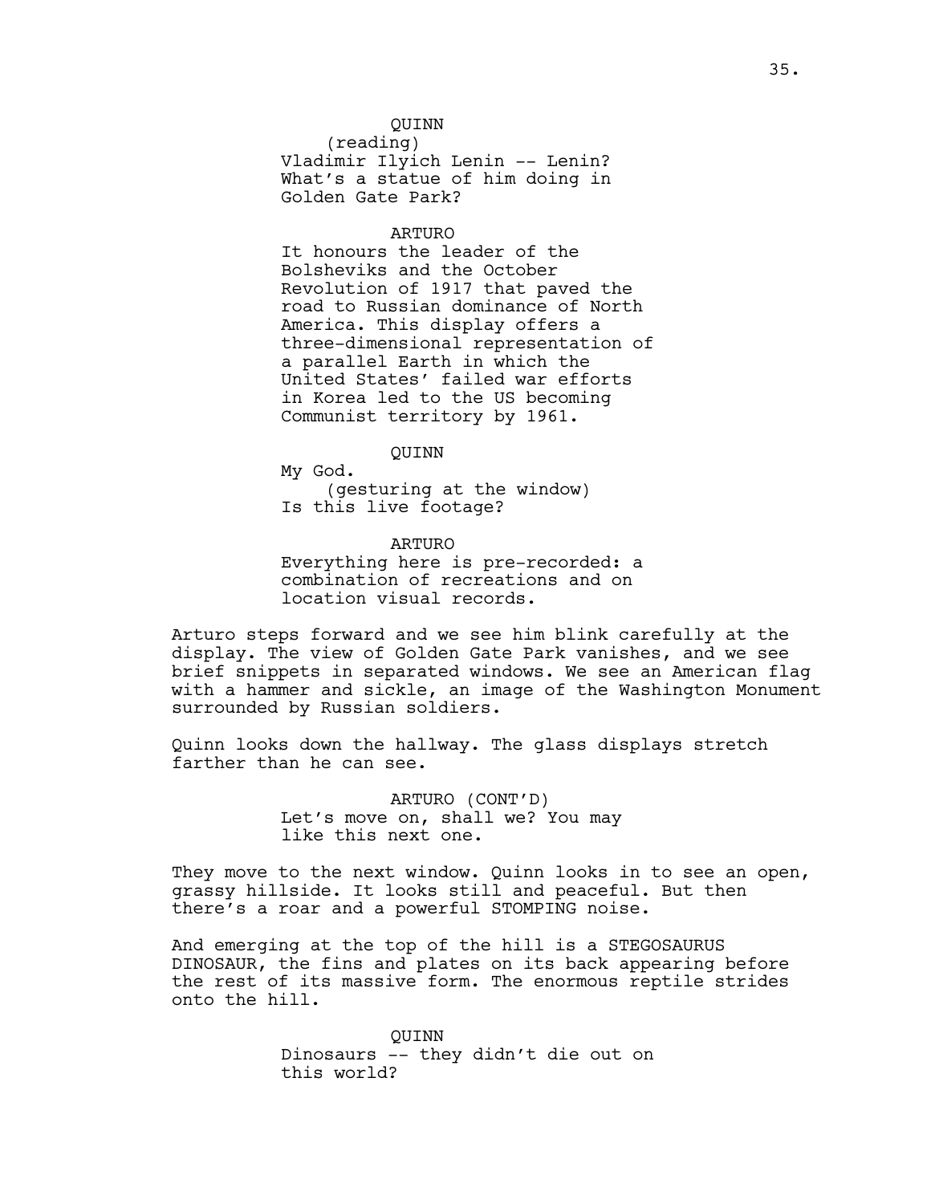QUINN
(reading)
Vladimir Ilyich Lenin -- Lenin? What's a statue of him doing in Golden Gate Park?

ARTURO
It honours the leader of the Bolsheviks and the October Revolution of 1917 that paved the road to Russian dominance of North America. This display offers a three-dimensional representation of a parallel Earth in which the United States' failed war efforts in Korea led to the US becoming Communist territory by 1961.

QUINN
My God.
(gesturing at the window)
Is this live footage?

ARTURO
Everything here is pre-recorded: a combination of recreations and on location visual records.

Arturo steps forward and we see him blink carefully at the display. The view of Golden Gate Park vanishes, and we see brief snippets in separated windows. We see an American flag with a hammer and sickle, an image of the Washington Monument surrounded by Russian soldiers.

Quinn looks down the hallway. The glass displays stretch farther than he can see.

ARTURO (CONT'D)
Let's move on, shall we? You may like this next one.

They move to the next window. Quinn looks in to see an open, grassy hillside. It looks still and peaceful. But then there's a roar and a powerful STOMPING noise.

And emerging at the top of the hill is a STEGOSAURUS DINOSAUR, the fins and plates on its back appearing before the rest of its massive form. The enormous reptile strides onto the hill.

QUINN
Dinosaurs -- they didn't die out on this world?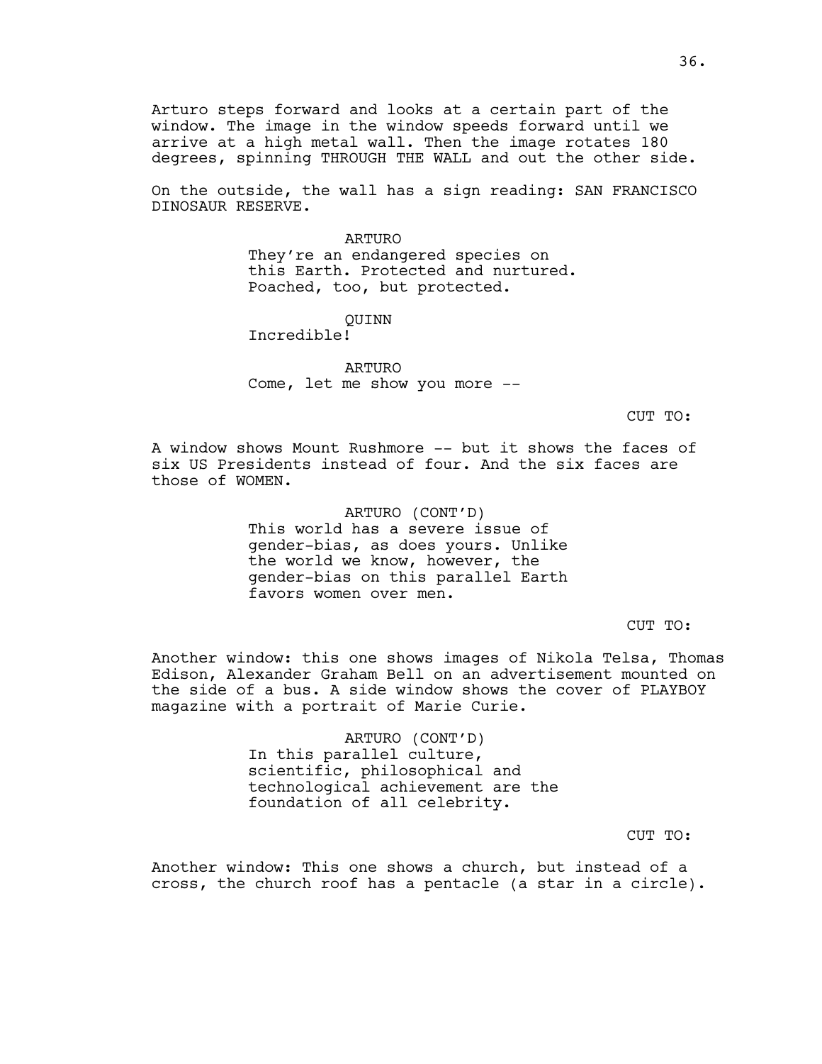Arturo steps forward and looks at a certain part of the window. The image in the window speeds forward until we arrive at a high metal wall. Then the image rotates 180 degrees, spinning THROUGH THE WALL and out the other side.

On the outside, the wall has a sign reading: SAN FRANCISCO DINOSAUR RESERVE.

ARTURO
They're an endangered species on this Earth. Protected and nurtured. Poached, too, but protected.

QUINN
Incredible!

ARTURO
Come, let me show you more --

CUT TO:

A window shows Mount Rushmore -- but it shows the faces of six US Presidents instead of four. And the six faces are those of WOMEN.

ARTURO (CONT'D)
This world has a severe issue of gender-bias, as does yours. Unlike the world we know, however, the gender-bias on this parallel Earth favors women over men.

CUT TO:

Another window: this one shows images of Nikola Telsa, Thomas Edison, Alexander Graham Bell on an advertisement mounted on the side of a bus. A side window shows the cover of PLAYBOY magazine with a portrait of Marie Curie.

ARTURO (CONT'D)
In this parallel culture, scientific, philosophical and technological achievement are the foundation of all celebrity.

CUT TO:

Another window: This one shows a church, but instead of a cross, the church roof has a pentacle (a star in a circle).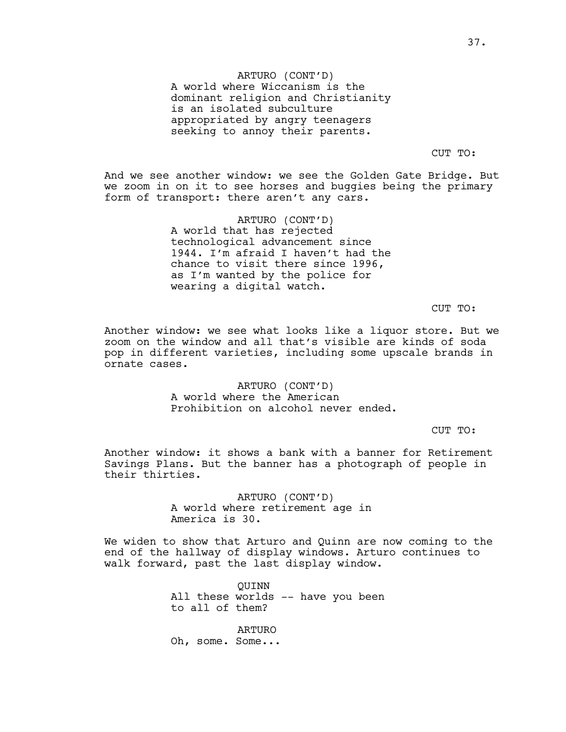ARTURO (CONT'D)
A world where Wiccanism is the dominant religion and Christianity is an isolated subculture appropriated by angry teenagers seeking to annoy their parents.

CUT TO:

And we see another window: we see the Golden Gate Bridge. But we zoom in on it to see horses and buggies being the primary form of transport: there aren't any cars.

ARTURO (CONT'D)
A world that has rejected technological advancement since 1944. I'm afraid I haven't had the chance to visit there since 1996, as I'm wanted by the police for wearing a digital watch.

CUT TO:

Another window: we see what looks like a liquor store. But we zoom on the window and all that's visible are kinds of soda pop in different varieties, including some upscale brands in ornate cases.

ARTURO (CONT'D)
A world where the American Prohibition on alcohol never ended.

CUT TO:

Another window: it shows a bank with a banner for Retirement Savings Plans. But the banner has a photograph of people in their thirties.

ARTURO (CONT'D)
A world where retirement age in America is 30.

We widen to show that Arturo and Quinn are now coming to the end of the hallway of display windows. Arturo continues to walk forward, past the last display window.

QUINN
All these worlds -- have you been to all of them?

ARTURO
Oh, some. Some...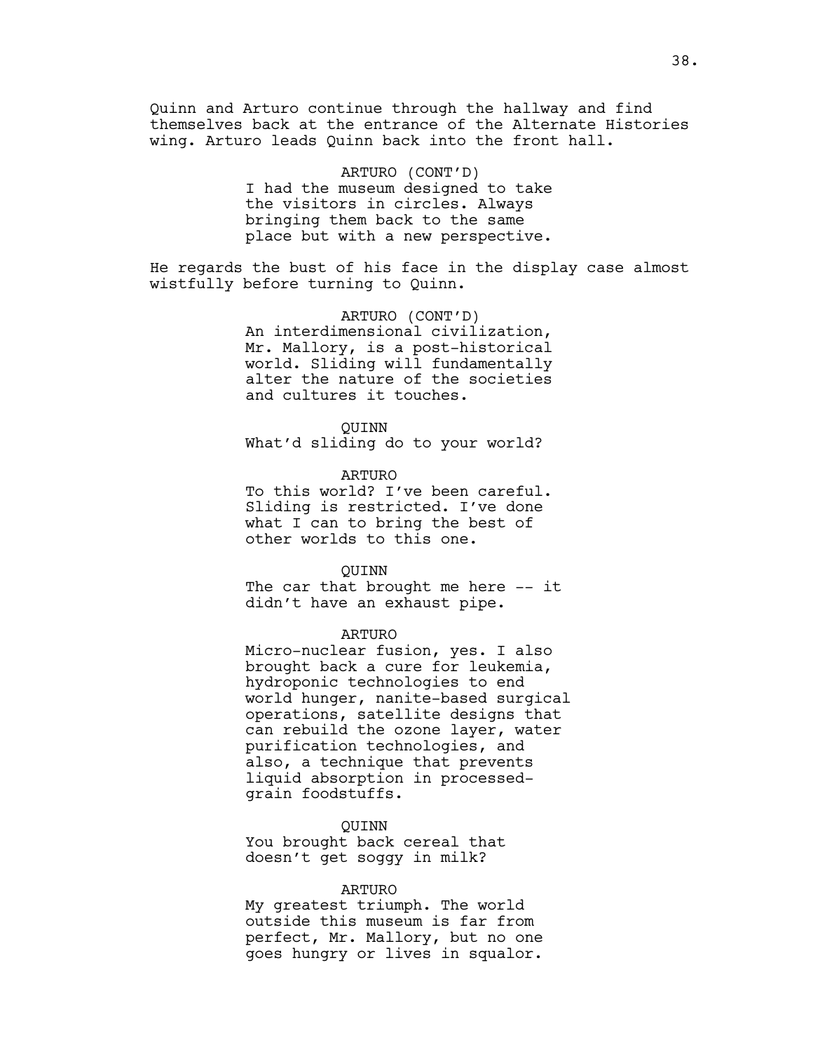Quinn and Arturo continue through the hallway and find themselves back at the entrance of the Alternate Histories wing. Arturo leads Quinn back into the front hall.

ARTURO (CONT'D)
I had the museum designed to take the visitors in circles. Always bringing them back to the same place but with a new perspective.

He regards the bust of his face in the display case almost wistfully before turning to Quinn.

ARTURO (CONT'D)
An interdimensional civilization, Mr. Mallory, is a post-historical world. Sliding will fundamentally alter the nature of the societies and cultures it touches.

QUINN
What'd sliding do to your world?

ARTURO
To this world? I've been careful. Sliding is restricted. I've done what I can to bring the best of other worlds to this one.

QUINN
The car that brought me here -- it didn't have an exhaust pipe.

ARTURO
Micro-nuclear fusion, yes. I also brought back a cure for leukemia, hydroponic technologies to end world hunger, nanite-based surgical operations, satellite designs that can rebuild the ozone layer, water purification technologies, and also, a technique that prevents liquid absorption in processed-grain foodstuffs.

QUINN
You brought back cereal that doesn't get soggy in milk?

ARTURO
My greatest triumph. The world outside this museum is far from perfect, Mr. Mallory, but no one goes hungry or lives in squalor.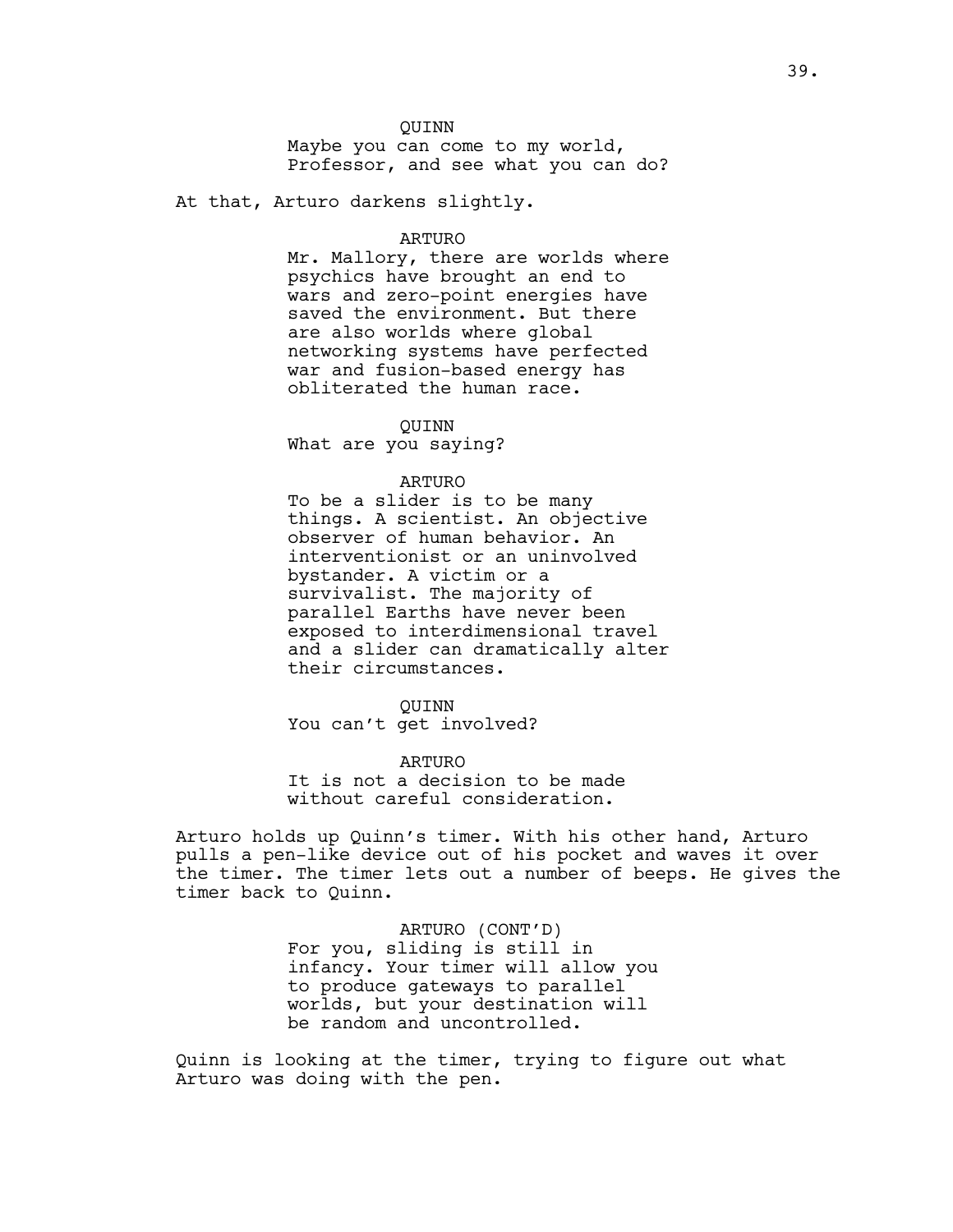QUINN
Maybe you can come to my world, Professor, and see what you can do?

At that, Arturo darkens slightly.

ARTURO
Mr. Mallory, there are worlds where psychics have brought an end to wars and zero-point energies have saved the environment. But there are also worlds where global networking systems have perfected war and fusion-based energy has obliterated the human race.

QUINN
What are you saying?

ARTURO
To be a slider is to be many things. A scientist. An objective observer of human behavior. An interventionist or an uninvolved bystander. A victim or a survivalist. The majority of parallel Earths have never been exposed to interdimensional travel and a slider can dramatically alter their circumstances.

QUINN
You can't get involved?

ARTURO
It is not a decision to be made without careful consideration.

Arturo holds up Quinn's timer. With his other hand, Arturo pulls a pen-like device out of his pocket and waves it over the timer. The timer lets out a number of beeps. He gives the timer back to Quinn.

ARTURO (CONT'D)
For you, sliding is still in infancy. Your timer will allow you to produce gateways to parallel worlds, but your destination will be random and uncontrolled.

Quinn is looking at the timer, trying to figure out what Arturo was doing with the pen.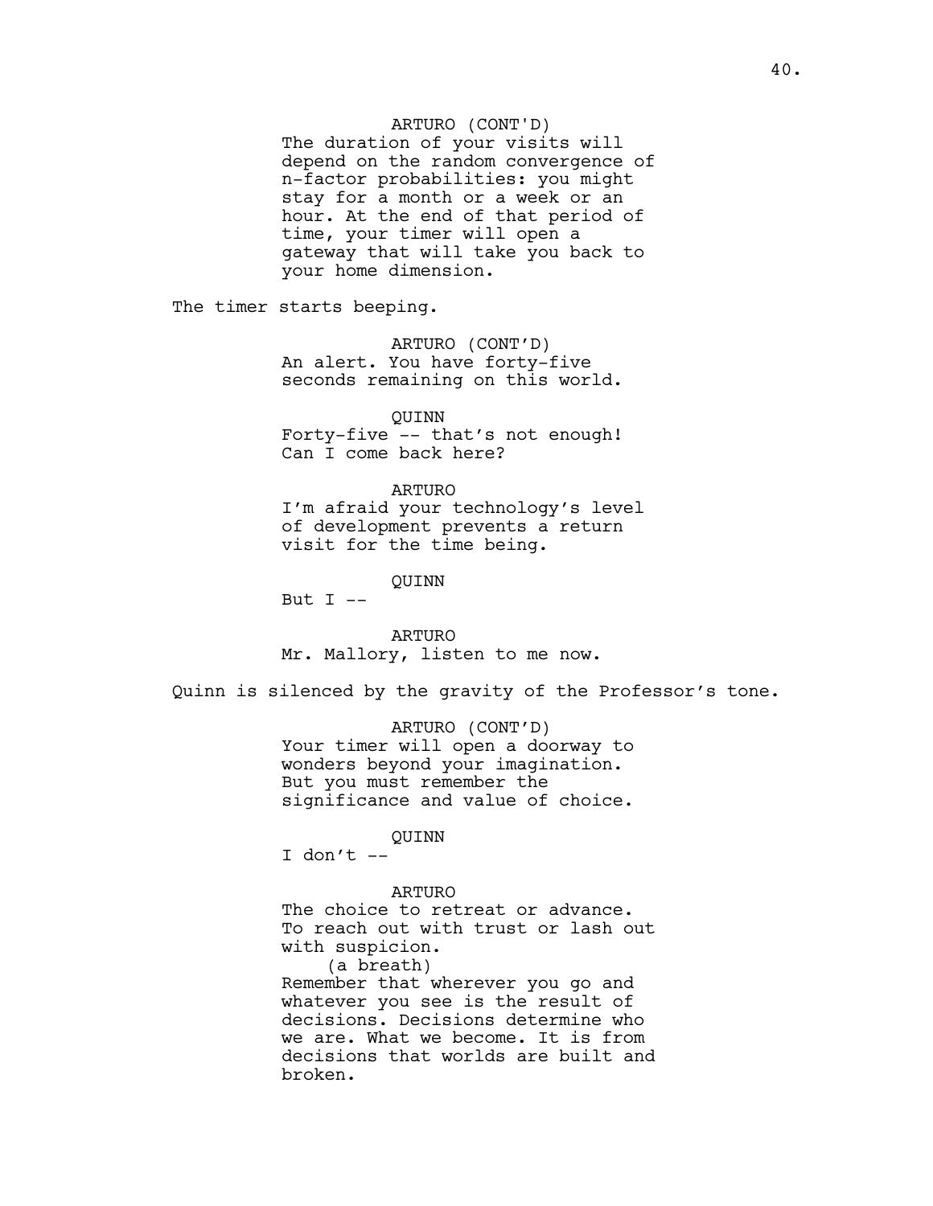ARTURO (CONT'D)

The duration of your visits will depend on the random convergence of n-factor probabilities: you might stay for a month or a week or an hour. At the end of that period of time, your timer will open a gateway that will take you back to your home dimension.

The timer starts beeping.

ARTURO (CONT'D)

An alert. You have forty-five seconds remaining on this world.

QUINN

Forty-five -- that's not enough! Can I come back here?

ARTURO

I'm afraid your technology's level of development prevents a return visit for the time being.

QUINN

But I --

ARTURO

Mr. Mallory, listen to me now.

Quinn is silenced by the gravity of the Professor's tone.

ARTURO (CONT'D)

Your timer will open a doorway to wonders beyond your imagination. But you must remember the significance and value of choice.

QUINN

I don't --

ARTURO

The choice to retreat or advance. To reach out with trust or lash out with suspicion.

(a breath)

Remember that wherever you go and whatever you see is the result of decisions. Decisions determine who we are. What we become. It is from decisions that worlds are built and broken.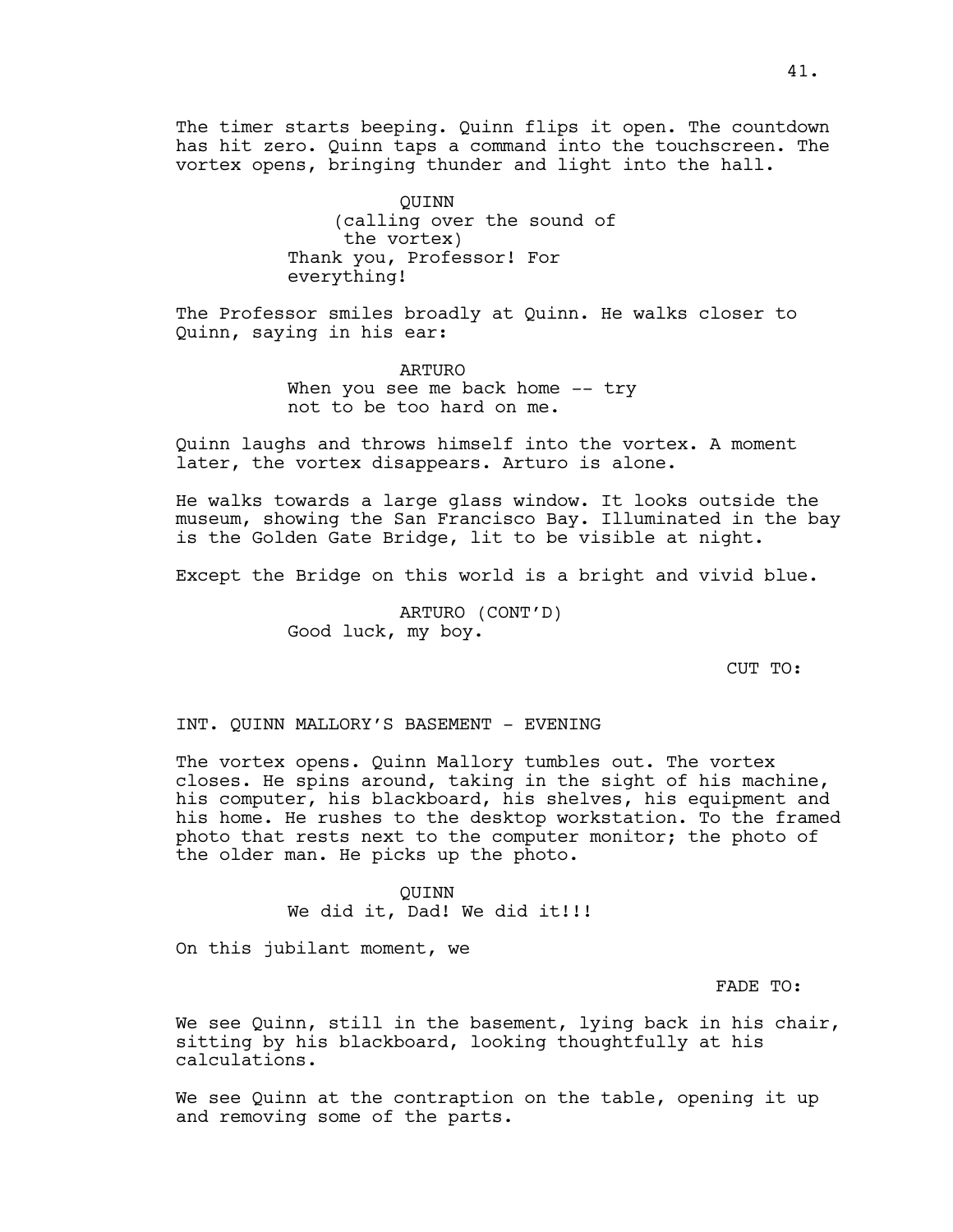The timer starts beeping. Quinn flips it open. The countdown has hit zero. Quinn taps a command into the touchscreen. The vortex opens, bringing thunder and light into the hall.

QUINN
(calling over the sound of the vortex)
Thank you, Professor! For everything!

The Professor smiles broadly at Quinn. He walks closer to Quinn, saying in his ear:

ARTURO
When you see me back home -- try not to be too hard on me.

Quinn laughs and throws himself into the vortex. A moment later, the vortex disappears. Arturo is alone.

He walks towards a large glass window. It looks outside the museum, showing the San Francisco Bay. Illuminated in the bay is the Golden Gate Bridge, lit to be visible at night.

Except the Bridge on this world is a bright and vivid blue.

ARTURO (CONT'D)
Good luck, my boy.

CUT TO:

INT. QUINN MALLORY'S BASEMENT - EVENING

The vortex opens. Quinn Mallory tumbles out. The vortex closes. He spins around, taking in the sight of his machine, his computer, his blackboard, his shelves, his equipment and his home. He rushes to the desktop workstation. To the framed photo that rests next to the computer monitor; the photo of the older man. He picks up the photo.

QUINN
We did it, Dad! We did it!!!

On this jubilant moment, we

FADE TO:

We see Quinn, still in the basement, lying back in his chair, sitting by his blackboard, looking thoughtfully at his calculations.

We see Quinn at the contraption on the table, opening it up and removing some of the parts.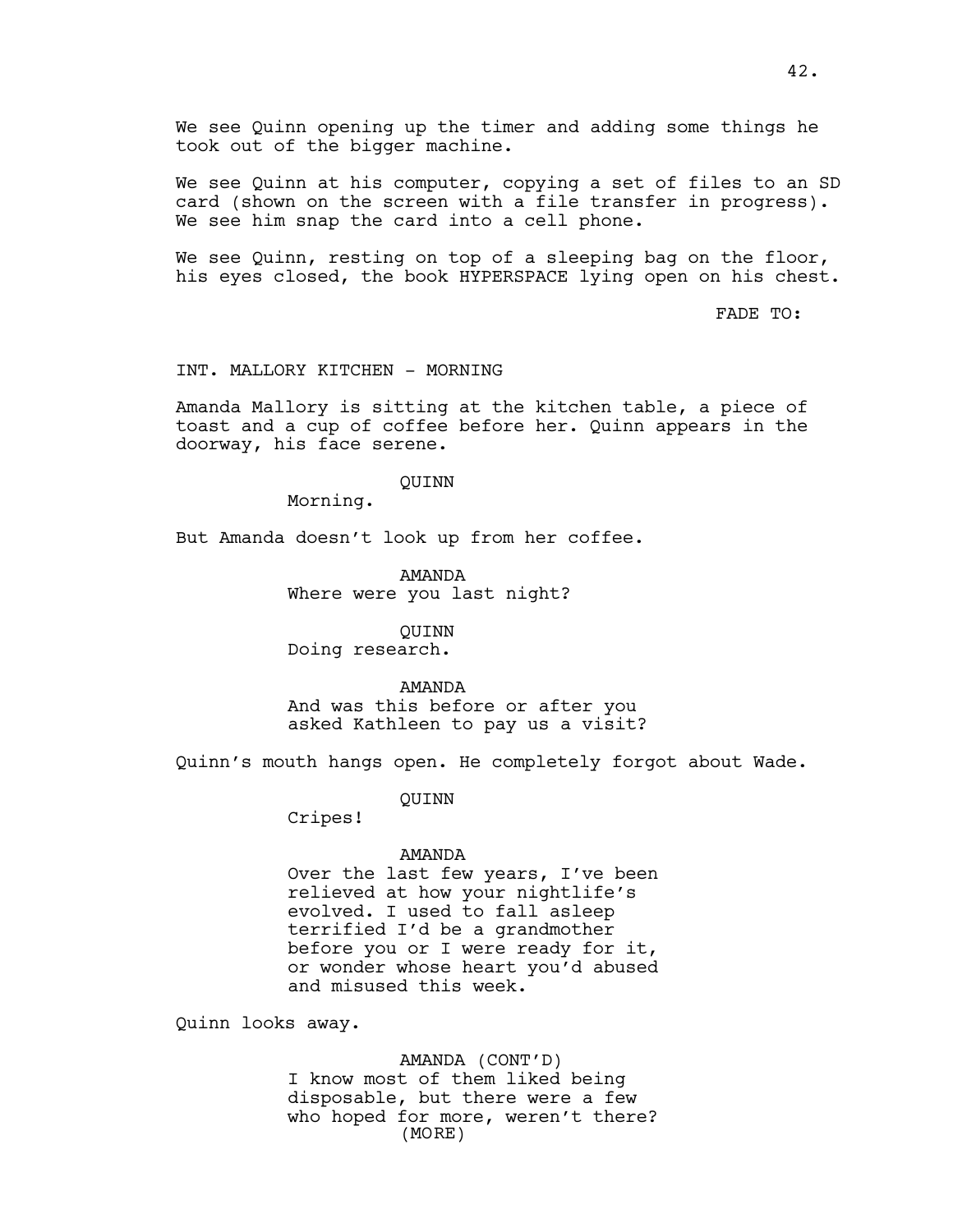We see Quinn opening up the timer and adding some things he took out of the bigger machine.

We see Quinn at his computer, copying a set of files to an SD card (shown on the screen with a file transfer in progress). We see him snap the card into a cell phone.

We see Quinn, resting on top of a sleeping bag on the floor, his eyes closed, the book HYPERSPACE lying open on his chest.

FADE TO:

INT. MALLORY KITCHEN - MORNING

Amanda Mallory is sitting at the kitchen table, a piece of toast and a cup of coffee before her. Quinn appears in the doorway, his face serene.

QUINN
Morning.

But Amanda doesn't look up from her coffee.

AMANDA
Where were you last night?

QUINN
Doing research.

AMANDA
And was this before or after you asked Kathleen to pay us a visit?

Quinn's mouth hangs open. He completely forgot about Wade.

QUINN
Cripes!

AMANDA
Over the last few years, I've been relieved at how your nightlife's evolved. I used to fall asleep terrified I'd be a grandmother before you or I were ready for it, or wonder whose heart you'd abused and misused this week.

Quinn looks away.

AMANDA (CONT'D)
I know most of them liked being disposable, but there were a few who hoped for more, weren't there?
(MORE)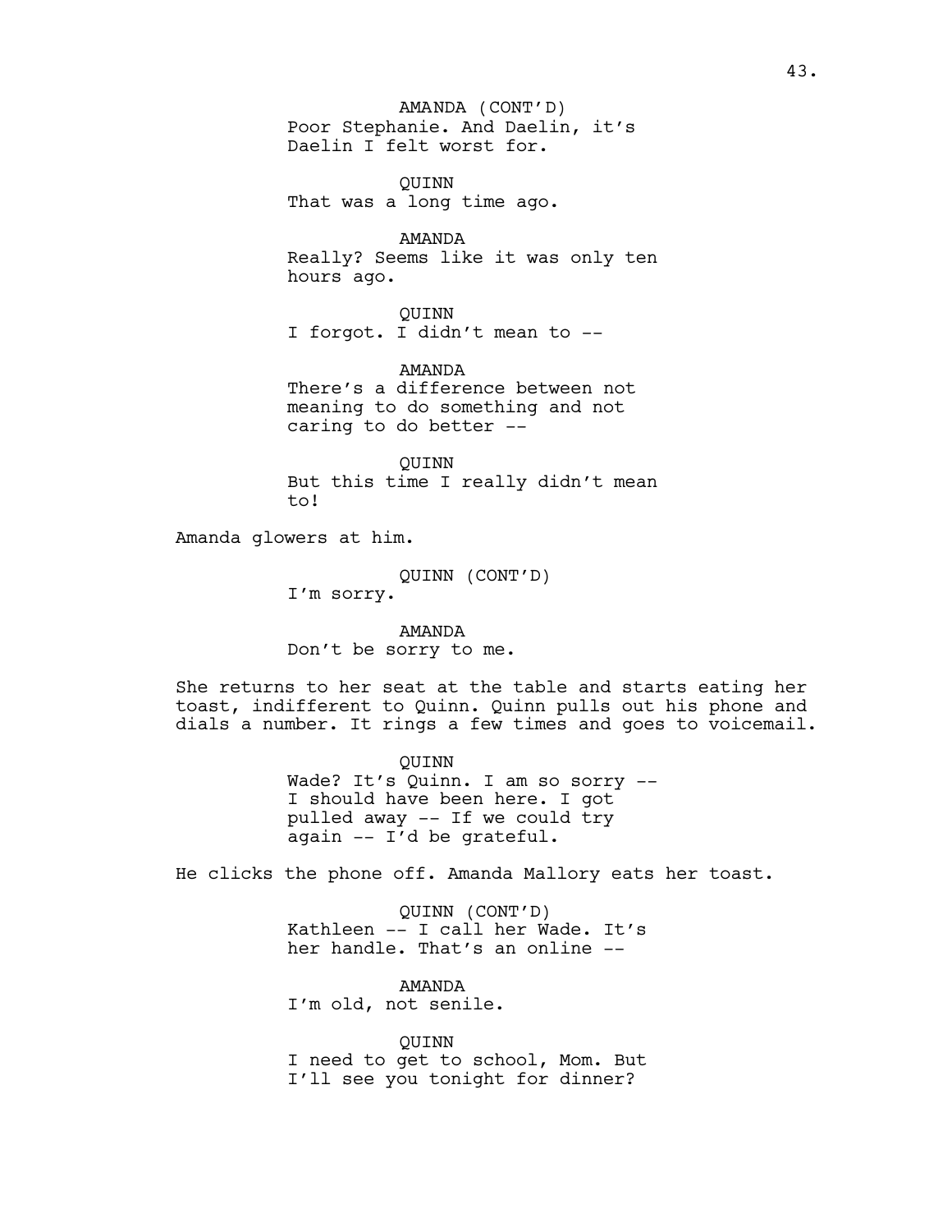AMANDA (CONT'D)
Poor Stephanie. And Daelin, it's Daelin I felt worst for.

QUINN
That was a long time ago.

AMANDA
Really? Seems like it was only ten hours ago.

QUINN
I forgot. I didn't mean to --

AMANDA
There's a difference between not meaning to do something and not caring to do better --

QUINN
But this time I really didn't mean to!

Amanda glowers at him.

QUINN (CONT'D)
I'm sorry.

AMANDA
Don't be sorry to me.

She returns to her seat at the table and starts eating her toast, indifferent to Quinn. Quinn pulls out his phone and dials a number. It rings a few times and goes to voicemail.

QUINN
Wade? It's Quinn. I am so sorry -- I should have been here. I got pulled away -- If we could try again -- I'd be grateful.

He clicks the phone off. Amanda Mallory eats her toast.

QUINN (CONT'D)
Kathleen -- I call her Wade. It's her handle. That's an online --

AMANDA
I'm old, not senile.

QUINN
I need to get to school, Mom. But I'll see you tonight for dinner?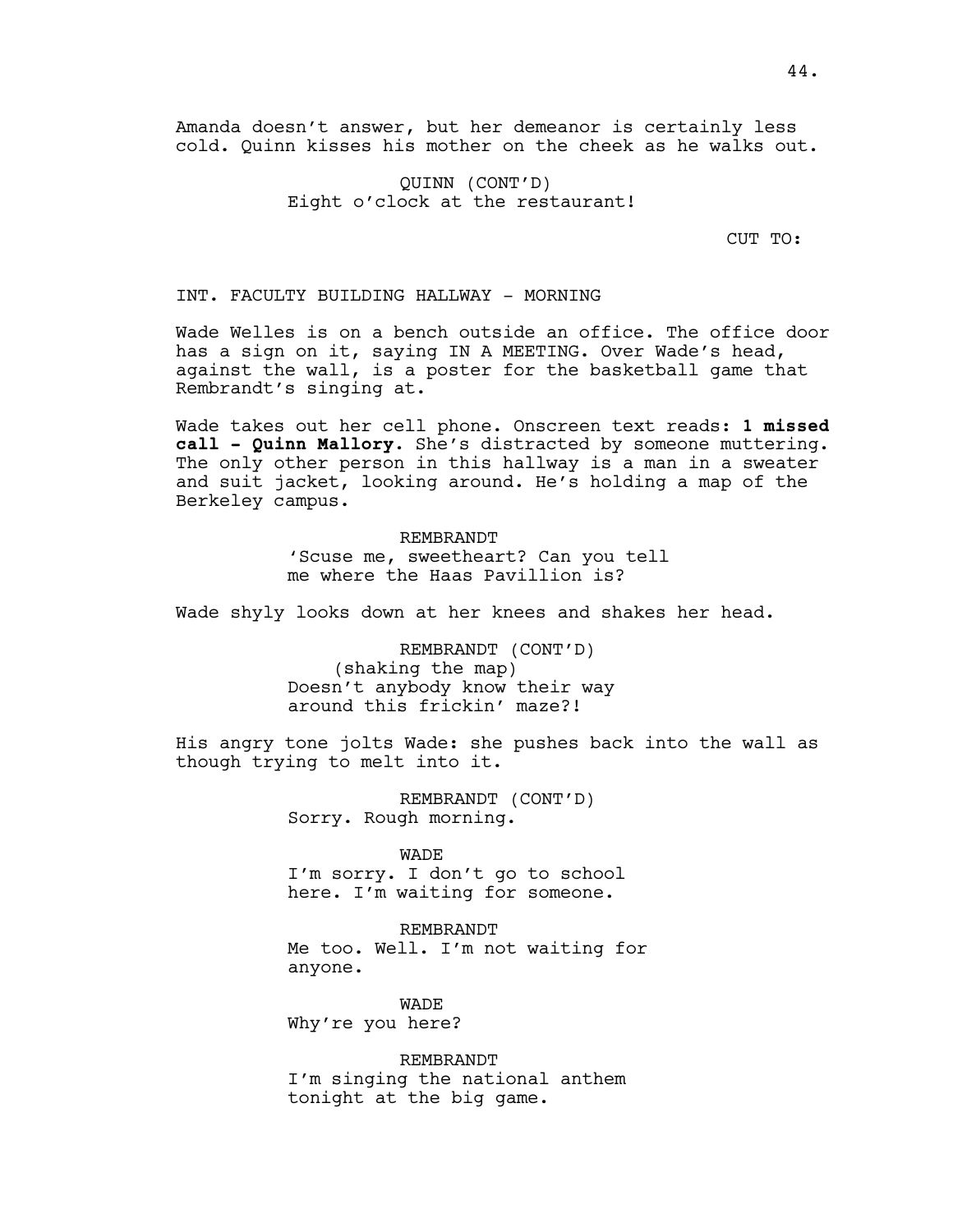Amanda doesn't answer, but her demeanor is certainly less cold. Quinn kisses his mother on the cheek as he walks out.

QUINN (CONT'D)
Eight o'clock at the restaurant!

CUT TO:

INT. FACULTY BUILDING HALLWAY - MORNING

Wade Welles is on a bench outside an office. The office door has a sign on it, saying IN A MEETING. Over Wade's head, against the wall, is a poster for the basketball game that Rembrandt's singing at.

Wade takes out her cell phone. Onscreen text reads: **1 missed call - Quinn Mallory**. She's distracted by someone muttering. The only other person in this hallway is a man in a sweater and suit jacket, looking around. He's holding a map of the Berkeley campus.

REMBRANDT
'Scuse me, sweetheart? Can you tell me where the Haas Pavillion is?

Wade shyly looks down at her knees and shakes her head.

REMBRANDT (CONT'D)
(shaking the map)
Doesn't anybody know their way around this frickin' maze?!

His angry tone jolts Wade: she pushes back into the wall as though trying to melt into it.

REMBRANDT (CONT'D)
Sorry. Rough morning.

WADE
I'm sorry. I don't go to school here. I'm waiting for someone.

REMBRANDT
Me too. Well. I'm not waiting for anyone.

WADE
Why're you here?

REMBRANDT
I'm singing the national anthem tonight at the big game.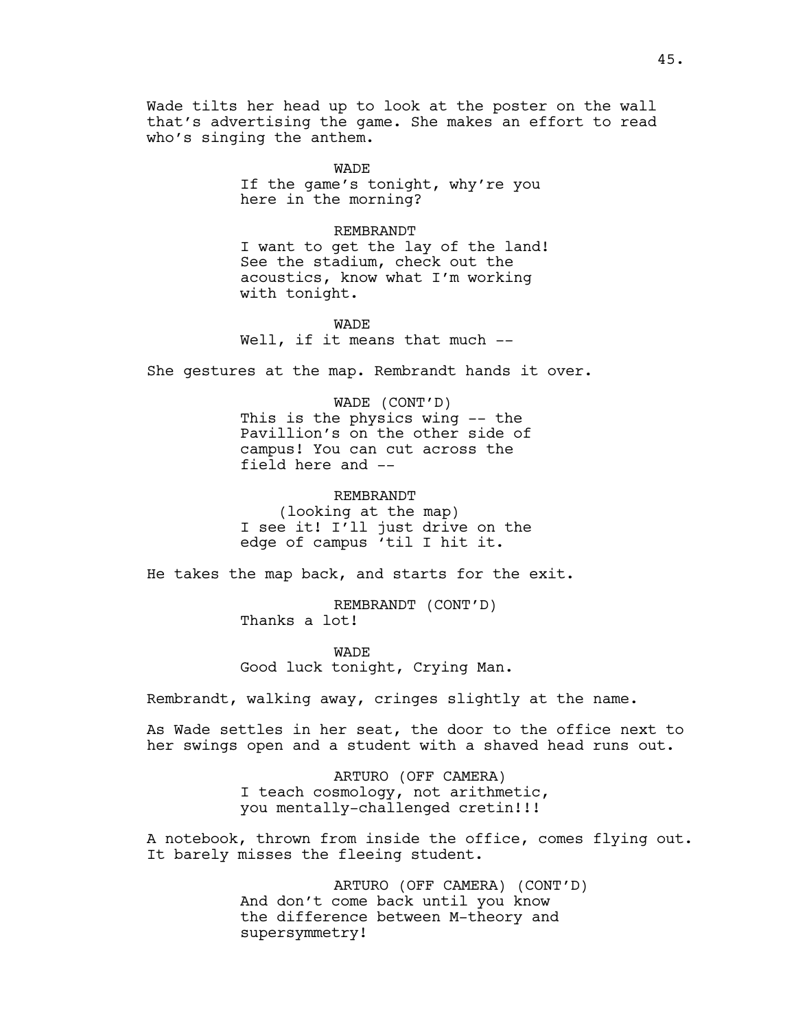Wade tilts her head up to look at the poster on the wall that's advertising the game. She makes an effort to read who's singing the anthem.

WADE
If the game's tonight, why're you here in the morning?

REMBRANDT
I want to get the lay of the land! See the stadium, check out the acoustics, know what I'm working with tonight.

WADE
Well, if it means that much --

She gestures at the map. Rembrandt hands it over.

WADE (CONT'D)
This is the physics wing -- the Pavillion's on the other side of campus! You can cut across the field here and --

REMBRANDT
(looking at the map)
I see it! I'll just drive on the edge of campus 'til I hit it.

He takes the map back, and starts for the exit.

REMBRANDT (CONT'D)
Thanks a lot!

WADE
Good luck tonight, Crying Man.

Rembrandt, walking away, cringes slightly at the name.

As Wade settles in her seat, the door to the office next to her swings open and a student with a shaved head runs out.

ARTURO (OFF CAMERA)
I teach cosmology, not arithmetic, you mentally-challenged cretin!!!

A notebook, thrown from inside the office, comes flying out. It barely misses the fleeing student.

ARTURO (OFF CAMERA) (CONT'D)
And don't come back until you know the difference between M-theory and supersymmetry!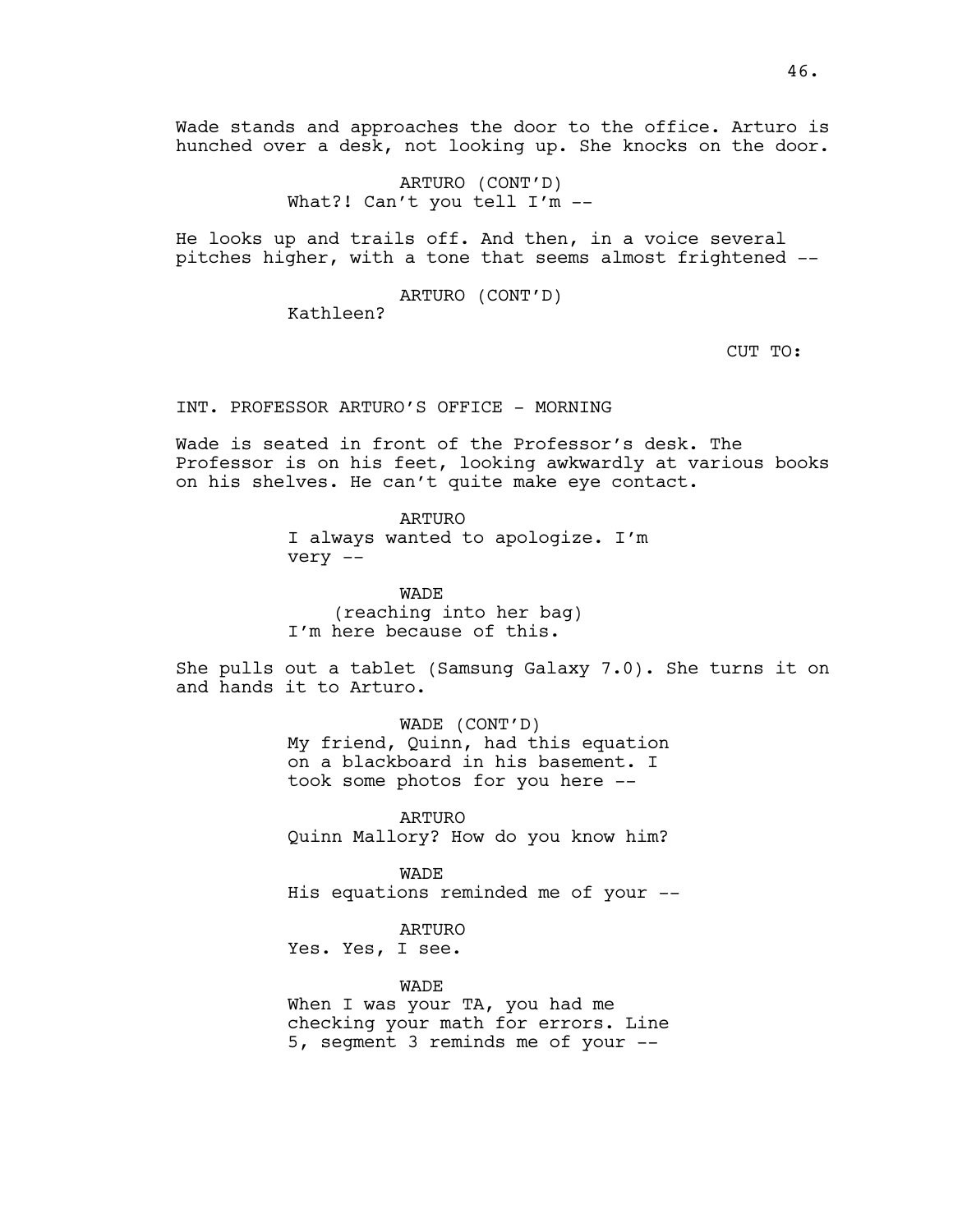Wade stands and approaches the door to the office. Arturo is hunched over a desk, not looking up. She knocks on the door.

ARTURO (CONT'D)
What?! Can't you tell I'm --

He looks up and trails off. And then, in a voice several pitches higher, with a tone that seems almost frightened --

ARTURO (CONT'D)
Kathleen?

CUT TO:

INT. PROFESSOR ARTURO'S OFFICE - MORNING

Wade is seated in front of the Professor's desk. The Professor is on his feet, looking awkwardly at various books on his shelves. He can't quite make eye contact.

ARTURO
I always wanted to apologize. I'm very --

WADE
(reaching into her bag)
I'm here because of this.

She pulls out a tablet (Samsung Galaxy 7.0). She turns it on and hands it to Arturo.

WADE (CONT'D)
My friend, Quinn, had this equation on a blackboard in his basement. I took some photos for you here --

ARTURO
Quinn Mallory? How do you know him?

WADE
His equations reminded me of your --

ARTURO
Yes. Yes, I see.

WADE
When I was your TA, you had me checking your math for errors. Line 5, segment 3 reminds me of your --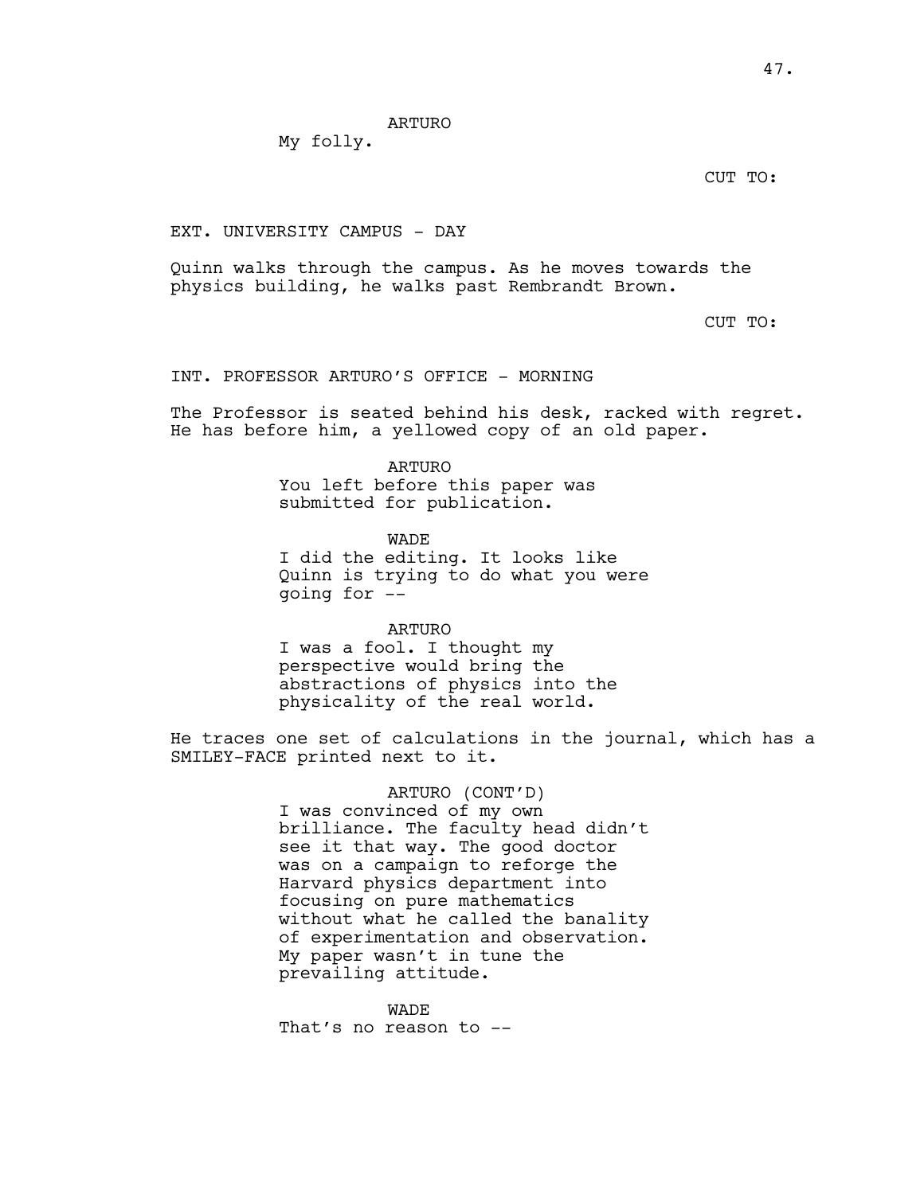ARTURO
My folly.

CUT TO:

EXT. UNIVERSITY CAMPUS - DAY

Quinn walks through the campus. As he moves towards the physics building, he walks past Rembrandt Brown.

CUT TO:

INT. PROFESSOR ARTURO'S OFFICE - MORNING

The Professor is seated behind his desk, racked with regret. He has before him, a yellowed copy of an old paper.

ARTURO
You left before this paper was submitted for publication.

WADE
I did the editing. It looks like Quinn is trying to do what you were going for --

ARTURO
I was a fool. I thought my perspective would bring the abstractions of physics into the physicality of the real world.

He traces one set of calculations in the journal, which has a SMILEY-FACE printed next to it.

ARTURO (CONT'D)
I was convinced of my own brilliance. The faculty head didn't see it that way. The good doctor was on a campaign to reforge the Harvard physics department into focusing on pure mathematics without what he called the banality of experimentation and observation. My paper wasn't in tune the prevailing attitude.

WADE
That's no reason to --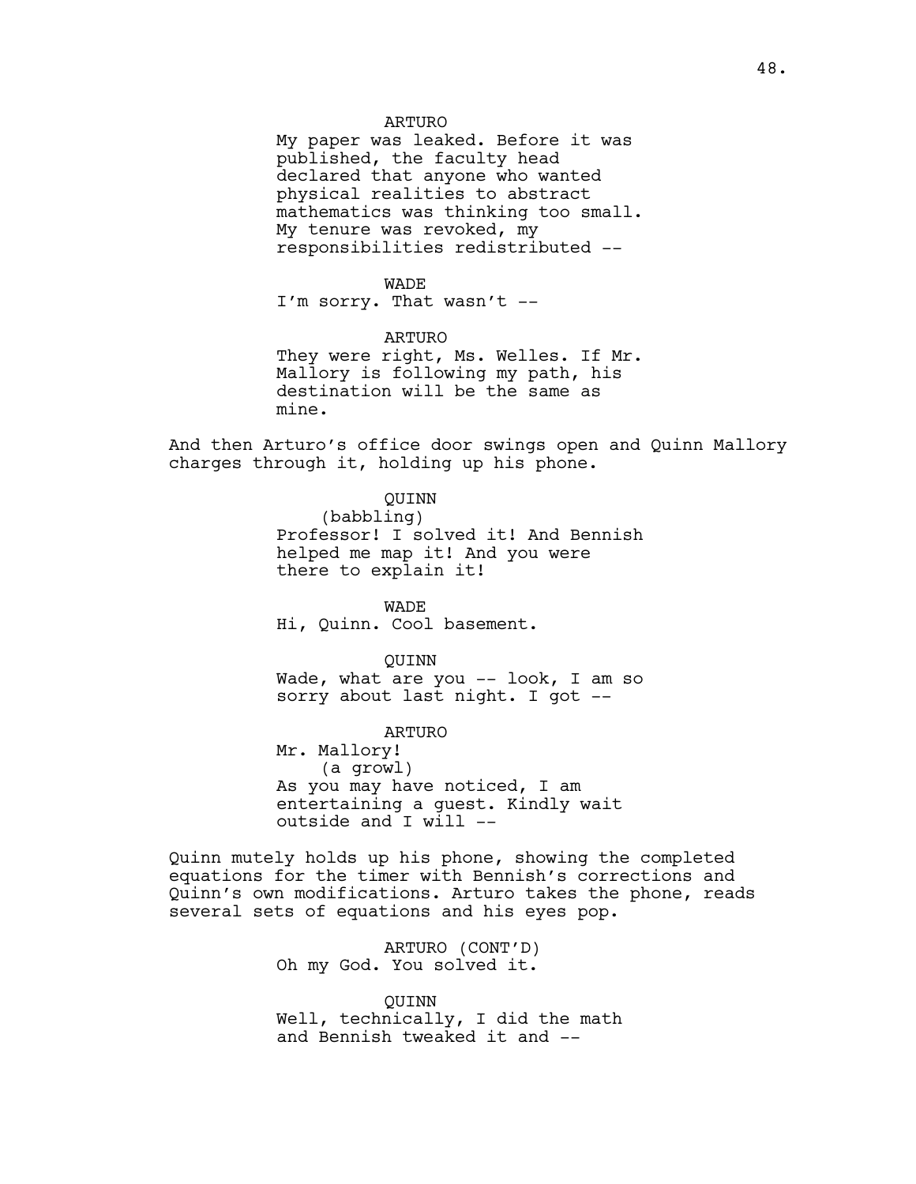ARTURO

My paper was leaked. Before it was published, the faculty head declared that anyone who wanted physical realities to abstract mathematics was thinking too small. My tenure was revoked, my responsibilities redistributed --

WADE

I'm sorry. That wasn't --

ARTURO

They were right, Ms. Welles. If Mr. Mallory is following my path, his destination will be the same as mine.

And then Arturo's office door swings open and Quinn Mallory charges through it, holding up his phone.

QUINN

(babbling)

Professor! I solved it! And Bennish helped me map it! And you were there to explain it!

WADE

Hi, Quinn. Cool basement.

QUINN

Wade, what are you -- look, I am so sorry about last night. I got --

ARTURO

Mr. Mallory!

(a growl)

As you may have noticed, I am entertaining a guest. Kindly wait outside and I will --

Quinn mutely holds up his phone, showing the completed equations for the timer with Bennish's corrections and Quinn's own modifications. Arturo takes the phone, reads several sets of equations and his eyes pop.

ARTURO (CONT'D)

Oh my God. You solved it.

QUINN

Well, technically, I did the math and Bennish tweaked it and --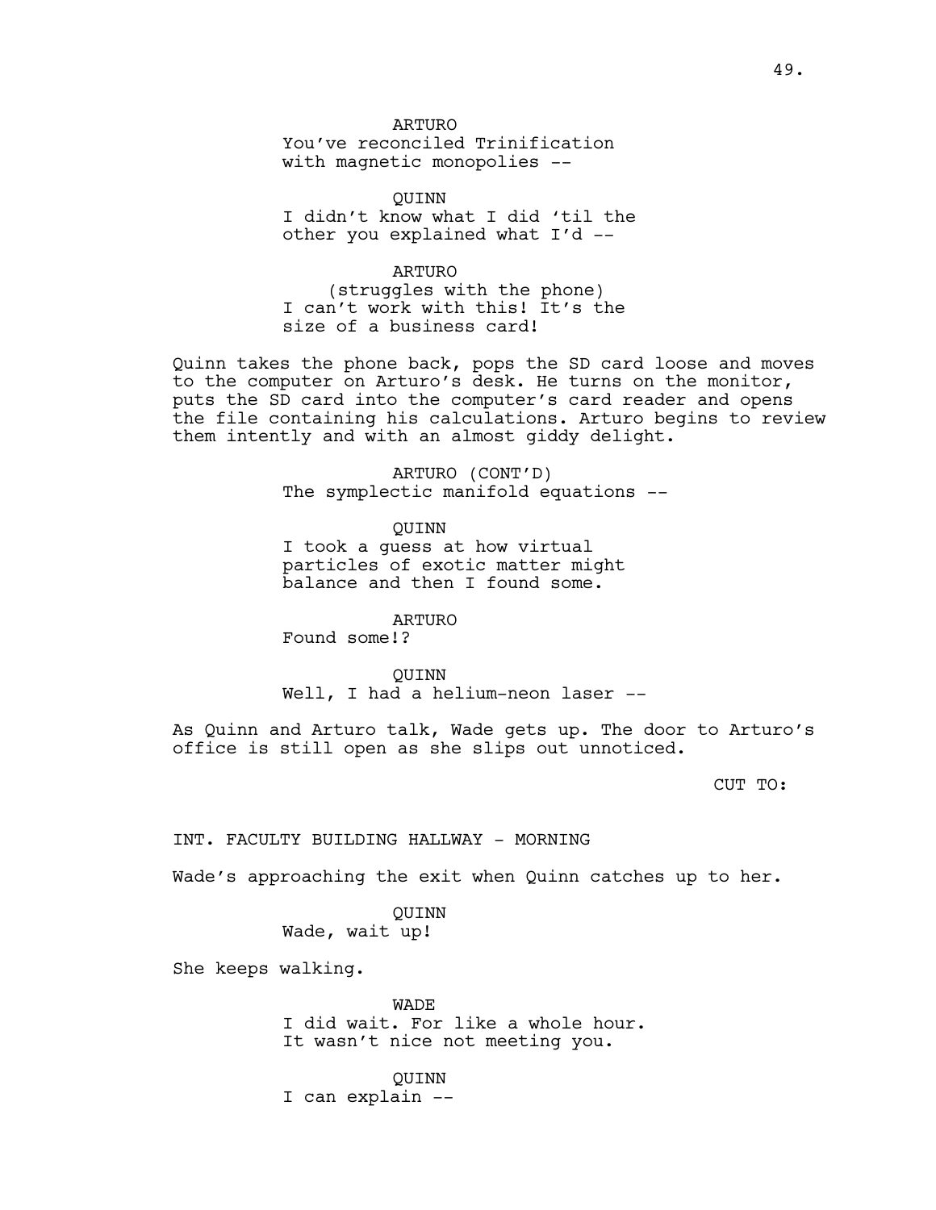ARTURO
You've reconciled Trinification with magnetic monopolies --

QUINN
I didn't know what I did 'til the other you explained what I'd --

ARTURO
(struggles with the phone)
I can't work with this! It's the size of a business card!

Quinn takes the phone back, pops the SD card loose and moves to the computer on Arturo's desk. He turns on the monitor, puts the SD card into the computer's card reader and opens the file containing his calculations. Arturo begins to review them intently and with an almost giddy delight.

ARTURO (CONT'D)
The symplectic manifold equations --

QUINN
I took a guess at how virtual particles of exotic matter might balance and then I found some.

ARTURO
Found some!?

QUINN
Well, I had a helium-neon laser --

As Quinn and Arturo talk, Wade gets up. The door to Arturo's office is still open as she slips out unnoticed.

CUT TO:

INT. FACULTY BUILDING HALLWAY - MORNING

Wade's approaching the exit when Quinn catches up to her.

QUINN
Wade, wait up!

She keeps walking.

WADE
I did wait. For like a whole hour. It wasn't nice not meeting you.

QUINN
I can explain --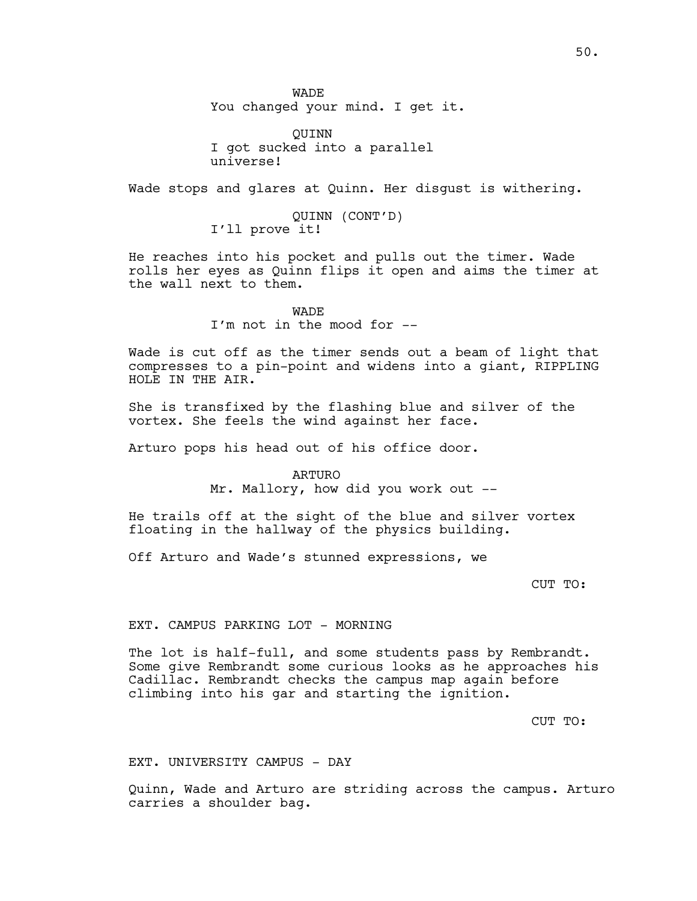WADE
You changed your mind. I get it.

QUINN
I got sucked into a parallel universe!

Wade stops and glares at Quinn. Her disgust is withering.

QUINN (CONT'D)
I'll prove it!

He reaches into his pocket and pulls out the timer. Wade rolls her eyes as Quinn flips it open and aims the timer at the wall next to them.

WADE
I'm not in the mood for --

Wade is cut off as the timer sends out a beam of light that compresses to a pin-point and widens into a giant, RIPPLING HOLE IN THE AIR.

She is transfixed by the flashing blue and silver of the vortex. She feels the wind against her face.

Arturo pops his head out of his office door.

ARTURO
Mr. Mallory, how did you work out --

He trails off at the sight of the blue and silver vortex floating in the hallway of the physics building.

Off Arturo and Wade's stunned expressions, we

CUT TO:

EXT. CAMPUS PARKING LOT - MORNING

The lot is half-full, and some students pass by Rembrandt. Some give Rembrandt some curious looks as he approaches his Cadillac. Rembrandt checks the campus map again before climbing into his gar and starting the ignition.

CUT TO:

EXT. UNIVERSITY CAMPUS - DAY

Quinn, Wade and Arturo are striding across the campus. Arturo carries a shoulder bag.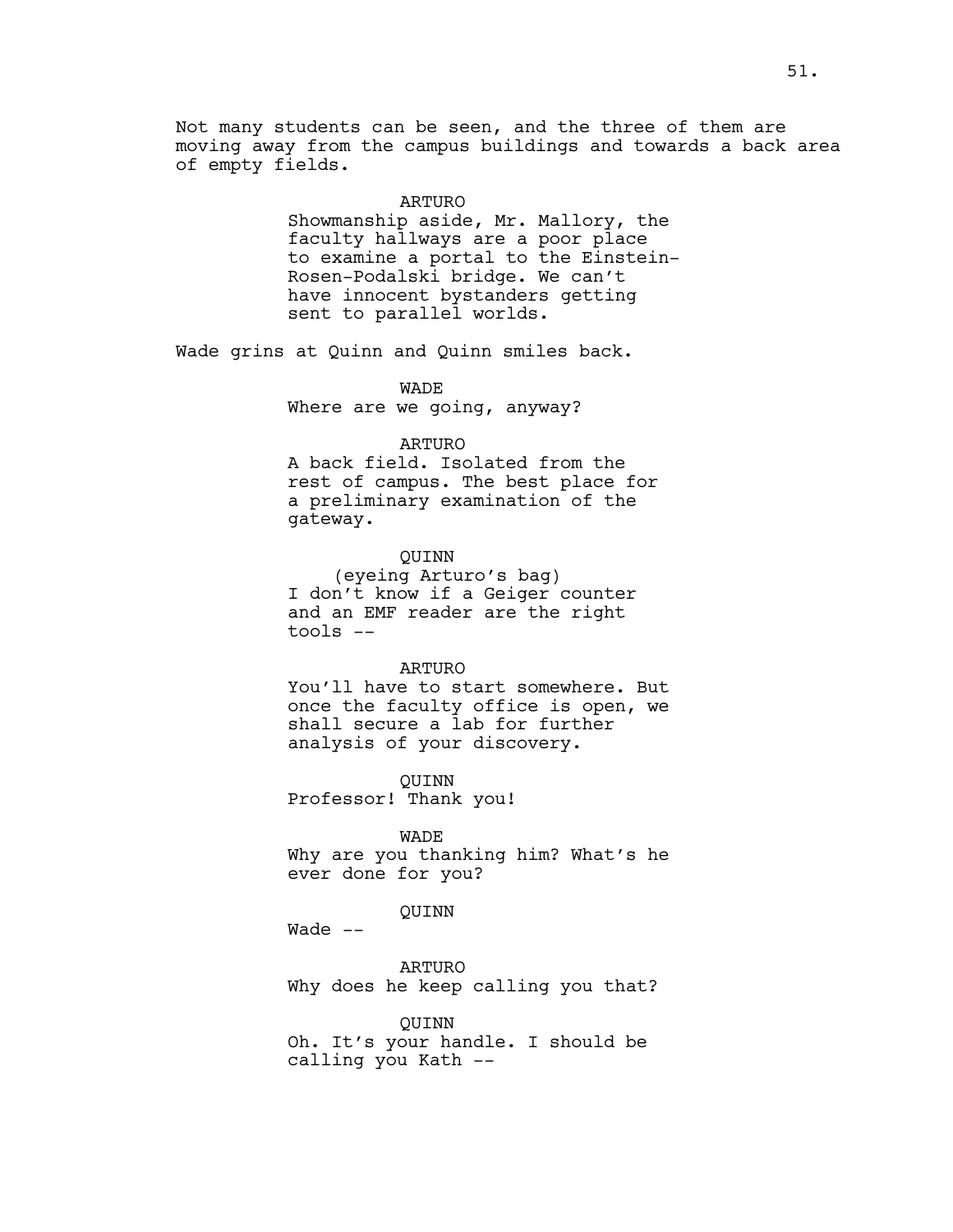Not many students can be seen, and the three of them are moving away from the campus buildings and towards a back area of empty fields.

ARTURO
Showmanship aside, Mr. Mallory, the faculty hallways are a poor place to examine a portal to the Einstein-Rosen-Podalski bridge. We can't have innocent bystanders getting sent to parallel worlds.

Wade grins at Quinn and Quinn smiles back.

WADE
Where are we going, anyway?

ARTURO
A back field. Isolated from the rest of campus. The best place for a preliminary examination of the gateway.

QUINN
(eyeing Arturo's bag)
I don't know if a Geiger counter and an EMF reader are the right tools --

ARTURO
You'll have to start somewhere. But once the faculty office is open, we shall secure a lab for further analysis of your discovery.

QUINN
Professor! Thank you!

WADE
Why are you thanking him? What's he ever done for you?

QUINN
Wade --

ARTURO
Why does he keep calling you that?

QUINN
Oh. It's your handle. I should be calling you Kath --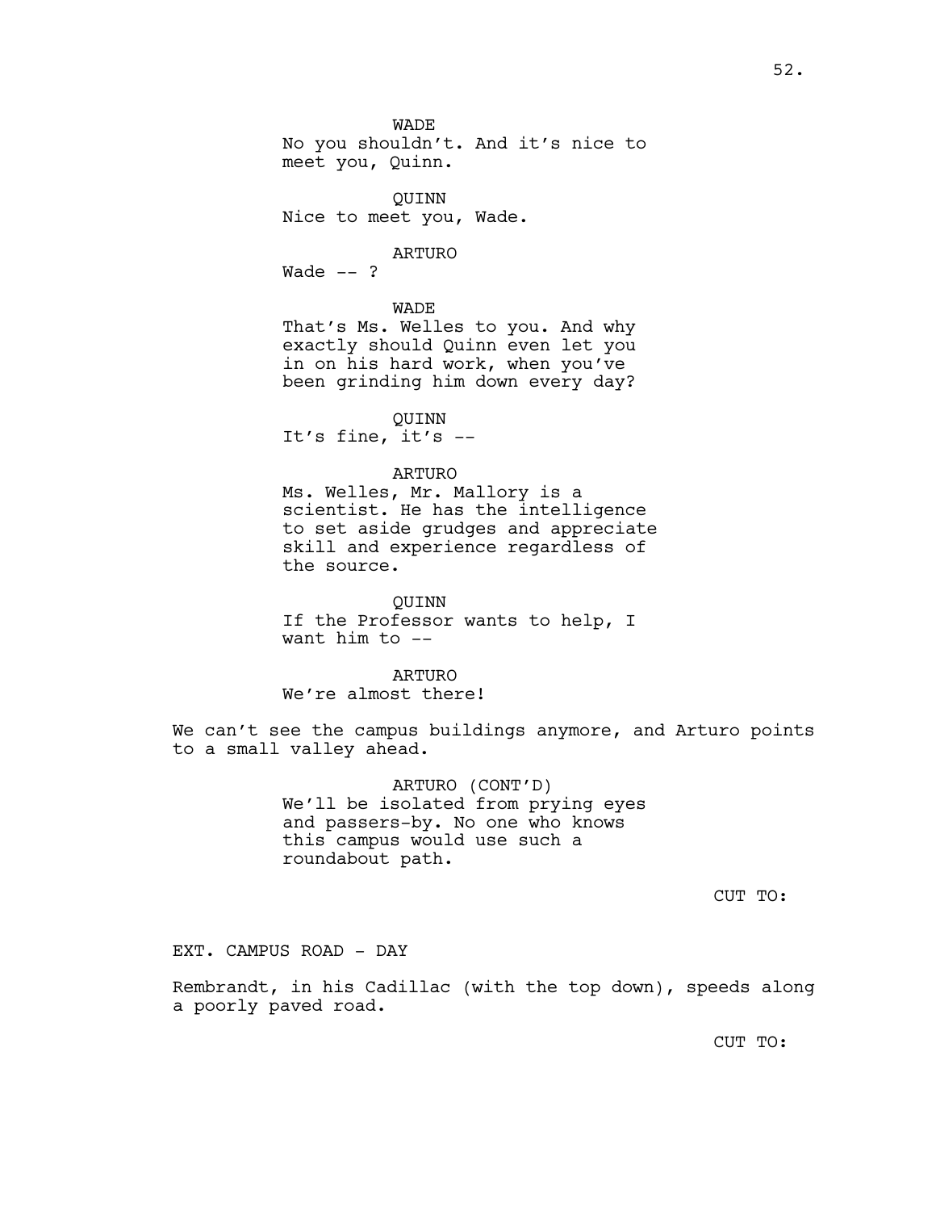WADE
No you shouldn't. And it's nice to meet you, Quinn.

QUINN
Nice to meet you, Wade.

ARTURO
Wade -- ?

WADE
That's Ms. Welles to you. And why exactly should Quinn even let you in on his hard work, when you've been grinding him down every day?

QUINN
It's fine, it's --

ARTURO
Ms. Welles, Mr. Mallory is a scientist. He has the intelligence to set aside grudges and appreciate skill and experience regardless of the source.

QUINN
If the Professor wants to help, I want him to --

ARTURO
We're almost there!

We can't see the campus buildings anymore, and Arturo points to a small valley ahead.

ARTURO (CONT'D)
We'll be isolated from prying eyes and passers-by. No one who knows this campus would use such a roundabout path.

CUT TO:

EXT. CAMPUS ROAD - DAY

Rembrandt, in his Cadillac (with the top down), speeds along a poorly paved road.

CUT TO: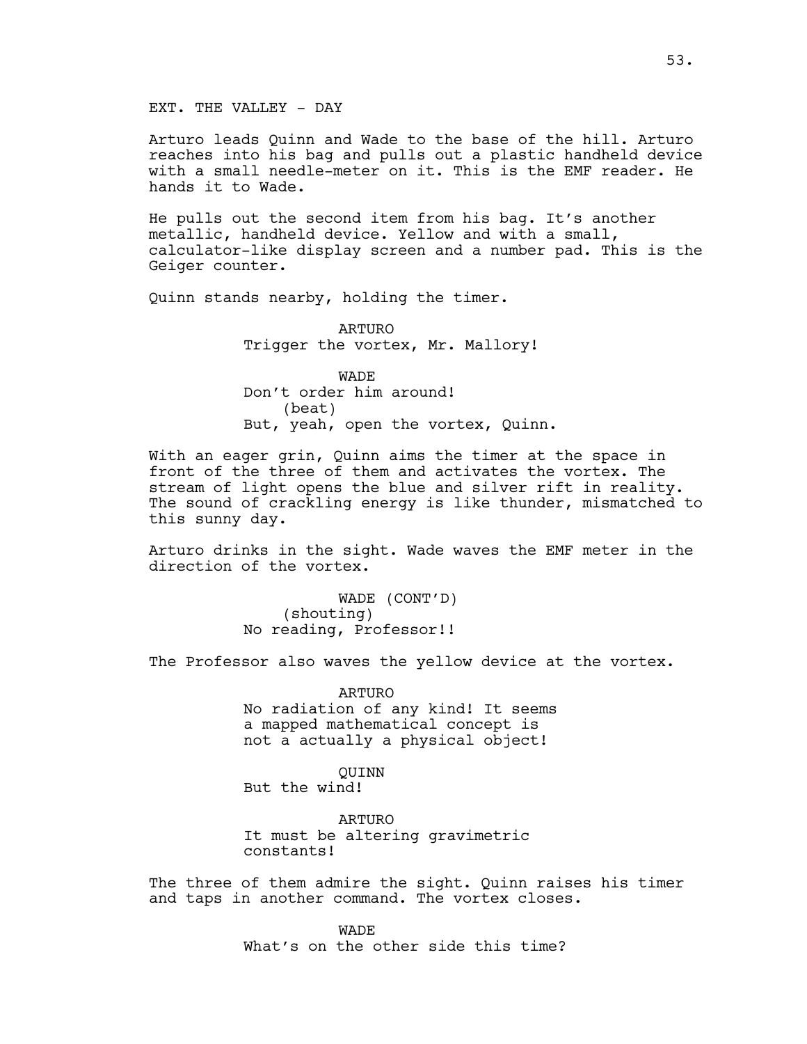EXT. THE VALLEY - DAY

Arturo leads Quinn and Wade to the base of the hill. Arturo reaches into his bag and pulls out a plastic handheld device with a small needle-meter on it. This is the EMF reader. He hands it to Wade.

He pulls out the second item from his bag. It's another metallic, handheld device. Yellow and with a small, calculator-like display screen and a number pad. This is the Geiger counter.

Quinn stands nearby, holding the timer.

ARTURO
Trigger the vortex, Mr. Mallory!

WADE
Don't order him around!
(beat)
But, yeah, open the vortex, Quinn.

With an eager grin, Quinn aims the timer at the space in front of the three of them and activates the vortex. The stream of light opens the blue and silver rift in reality. The sound of crackling energy is like thunder, mismatched to this sunny day.

Arturo drinks in the sight. Wade waves the EMF meter in the direction of the vortex.

WADE (CONT'D)
(shouting)
No reading, Professor!!

The Professor also waves the yellow device at the vortex.

ARTURO
No radiation of any kind! It seems a mapped mathematical concept is not a actually a physical object!

QUINN
But the wind!

ARTURO
It must be altering gravimetric constants!

The three of them admire the sight. Quinn raises his timer and taps in another command. The vortex closes.

WADE
What's on the other side this time?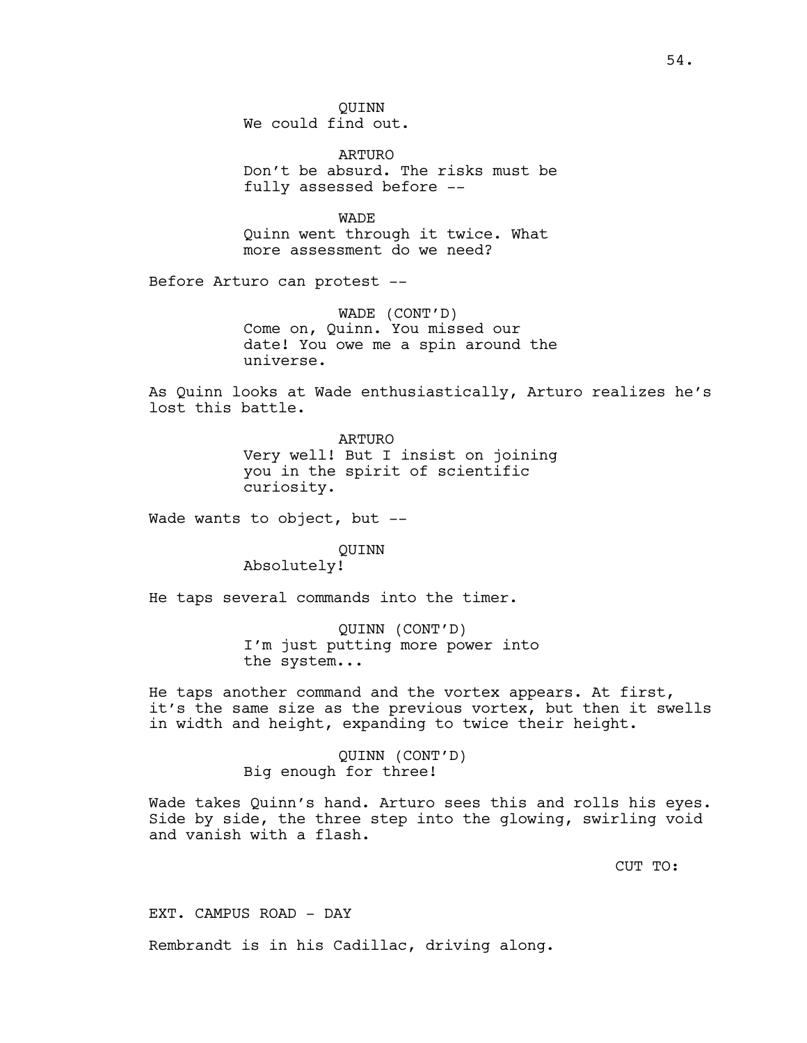QUINN
We could find out.

ARTURO
Don't be absurd. The risks must be fully assessed before --

WADE
Quinn went through it twice. What more assessment do we need?

Before Arturo can protest --

WADE (CONT'D)
Come on, Quinn. You missed our date! You owe me a spin around the universe.

As Quinn looks at Wade enthusiastically, Arturo realizes he's lost this battle.

ARTURO
Very well! But I insist on joining you in the spirit of scientific curiosity.

Wade wants to object, but --

QUINN
Absolutely!

He taps several commands into the timer.

QUINN (CONT'D)
I'm just putting more power into the system...

He taps another command and the vortex appears. At first, it's the same size as the previous vortex, but then it swells in width and height, expanding to twice their height.

QUINN (CONT'D)
Big enough for three!

Wade takes Quinn's hand. Arturo sees this and rolls his eyes. Side by side, the three step into the glowing, swirling void and vanish with a flash.

CUT TO:

EXT. CAMPUS ROAD - DAY

Rembrandt is in his Cadillac, driving along.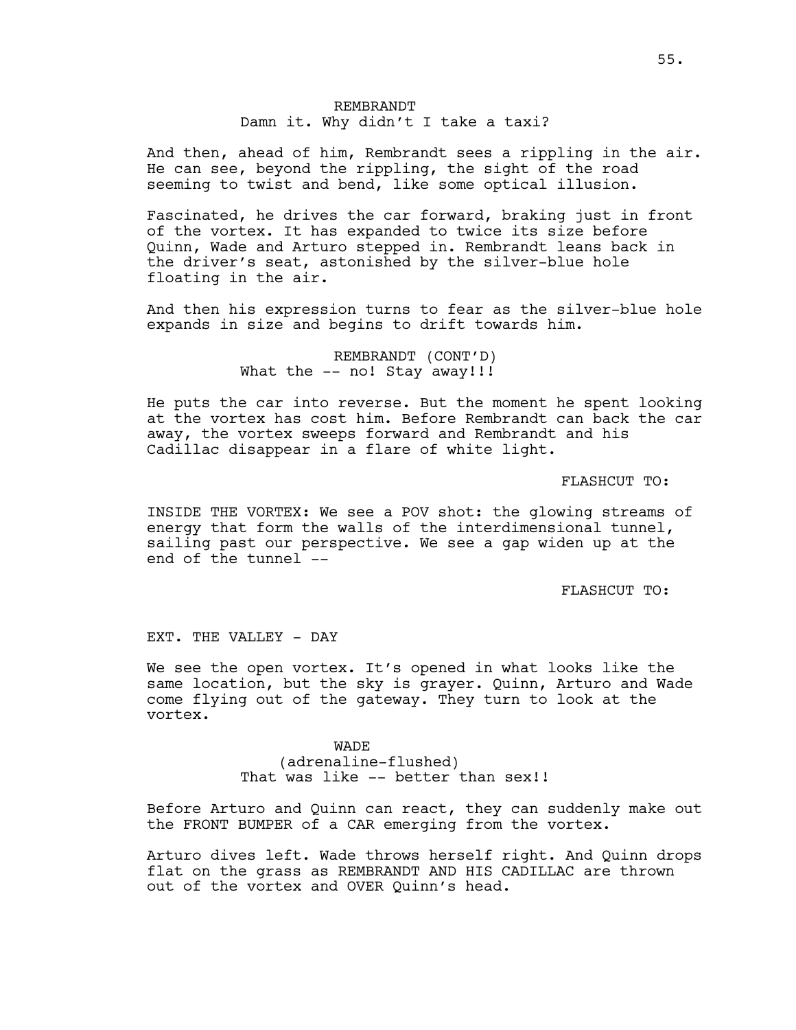REMBRANDT
Damn it. Why didn't I take a taxi?

And then, ahead of him, Rembrandt sees a rippling in the air. He can see, beyond the rippling, the sight of the road seeming to twist and bend, like some optical illusion.

Fascinated, he drives the car forward, braking just in front of the vortex. It has expanded to twice its size before Quinn, Wade and Arturo stepped in. Rembrandt leans back in the driver's seat, astonished by the silver-blue hole floating in the air.

And then his expression turns to fear as the silver-blue hole expands in size and begins to drift towards him.

REMBRANDT (CONT'D)
What the -- no! Stay away!!!

He puts the car into reverse. But the moment he spent looking at the vortex has cost him. Before Rembrandt can back the car away, the vortex sweeps forward and Rembrandt and his Cadillac disappear in a flare of white light.

FLASHCUT TO:

INSIDE THE VORTEX: We see a POV shot: the glowing streams of energy that form the walls of the interdimensional tunnel, sailing past our perspective. We see a gap widen up at the end of the tunnel --

FLASHCUT TO:

EXT. THE VALLEY - DAY

We see the open vortex. It's opened in what looks like the same location, but the sky is grayer. Quinn, Arturo and Wade come flying out of the gateway. They turn to look at the vortex.

WADE
(adrenaline-flushed)
That was like -- better than sex!!

Before Arturo and Quinn can react, they can suddenly make out the FRONT BUMPER of a CAR emerging from the vortex.

Arturo dives left. Wade throws herself right. And Quinn drops flat on the grass as REMBRANDT AND HIS CADILLAC are thrown out of the vortex and OVER Quinn's head.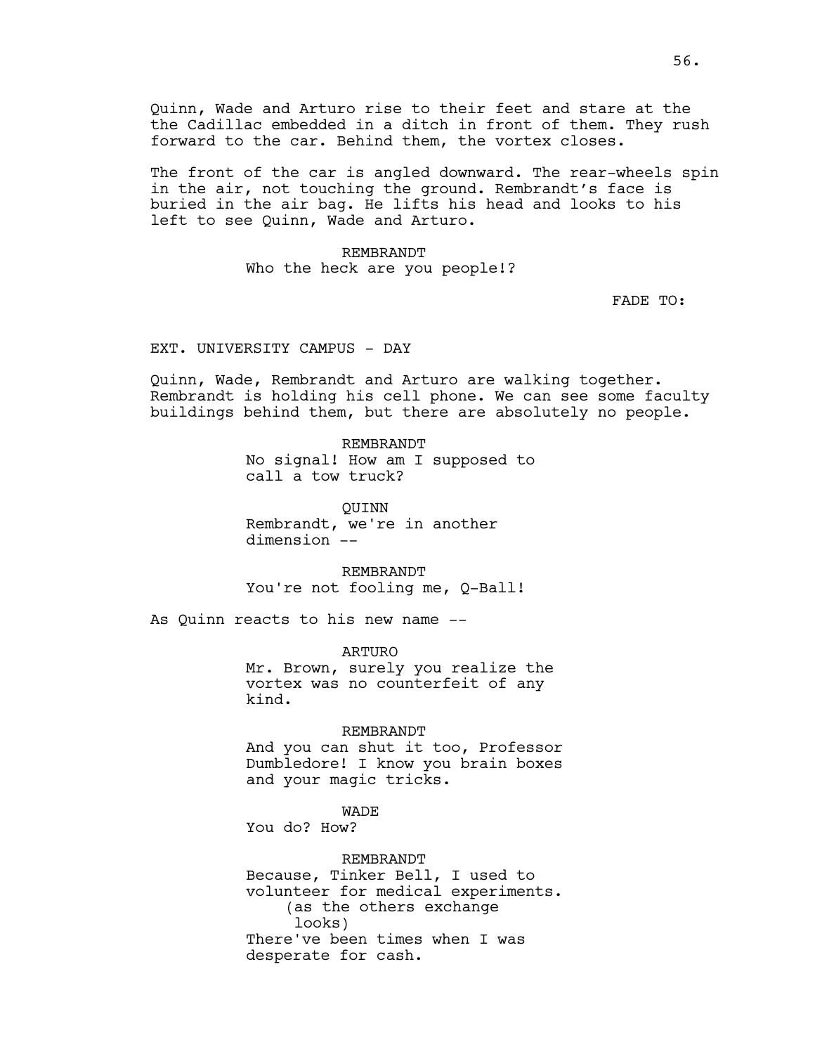Quinn, Wade and Arturo rise to their feet and stare at the the Cadillac embedded in a ditch in front of them. They rush forward to the car. Behind them, the vortex closes.

The front of the car is angled downward. The rear-wheels spin in the air, not touching the ground. Rembrandt's face is buried in the air bag. He lifts his head and looks to his left to see Quinn, Wade and Arturo.

REMBRANDT
Who the heck are you people!?

FADE TO:

EXT. UNIVERSITY CAMPUS - DAY

Quinn, Wade, Rembrandt and Arturo are walking together. Rembrandt is holding his cell phone. We can see some faculty buildings behind them, but there are absolutely no people.

REMBRANDT
No signal! How am I supposed to call a tow truck?

QUINN
Rembrandt, we're in another dimension --

REMBRANDT
You're not fooling me, Q-Ball!

As Quinn reacts to his new name --

ARTURO
Mr. Brown, surely you realize the vortex was no counterfeit of any kind.

REMBRANDT
And you can shut it too, Professor Dumbledore! I know you brain boxes and your magic tricks.

WADE
You do? How?

REMBRANDT
Because, Tinker Bell, I used to volunteer for medical experiments.
(as the others exchange looks)
There've been times when I was desperate for cash.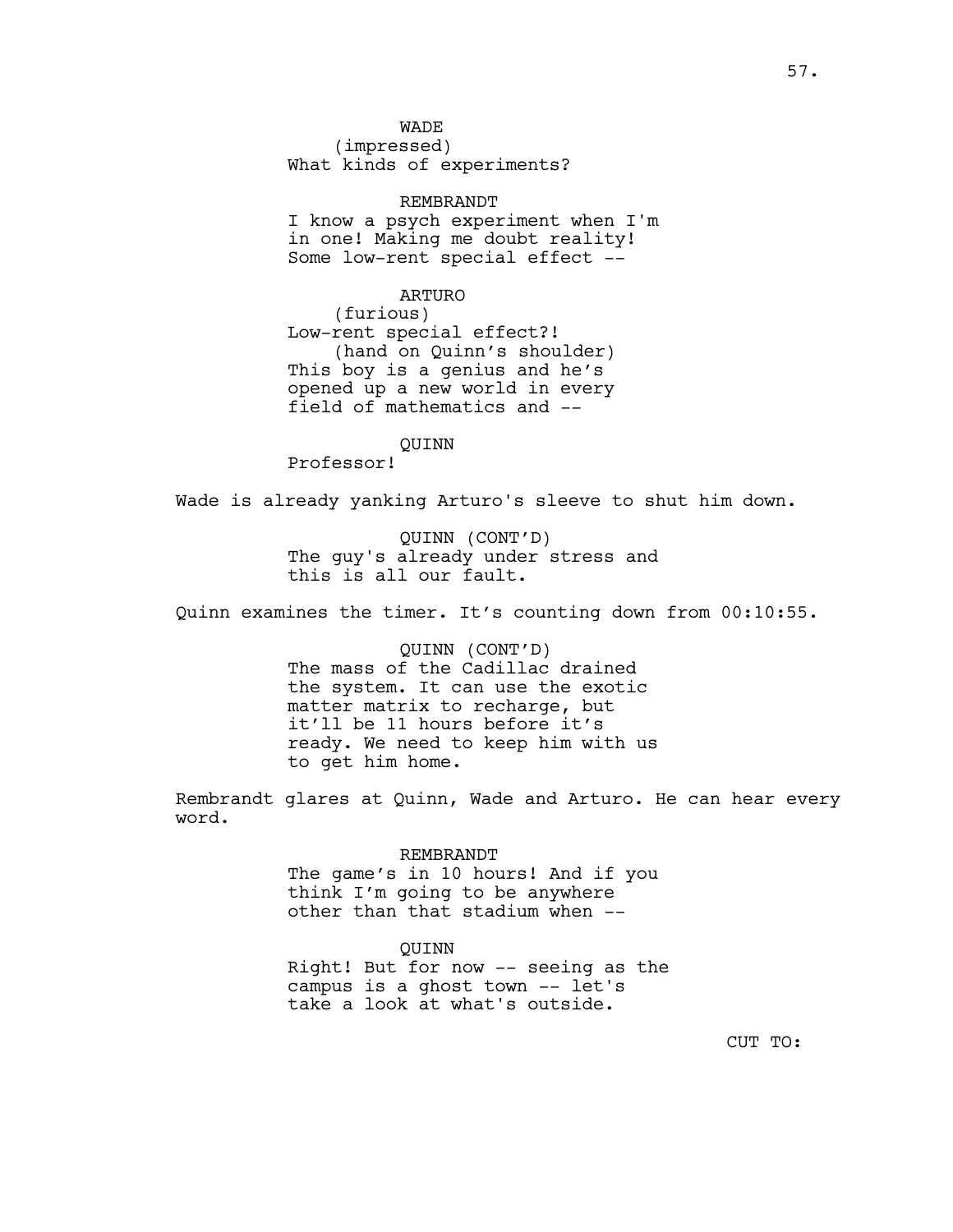WADE
(impressed)
What kinds of experiments?

REMBRANDT
I know a psych experiment when I'm in one! Making me doubt reality! Some low-rent special effect --

ARTURO
(furious)
Low-rent special effect?!
(hand on Quinn's shoulder)
This boy is a genius and he's opened up a new world in every field of mathematics and --

QUINN
Professor!

Wade is already yanking Arturo's sleeve to shut him down.

QUINN (CONT'D)
The guy's already under stress and this is all our fault.

Quinn examines the timer. It's counting down from 00:10:55.

QUINN (CONT'D)
The mass of the Cadillac drained the system. It can use the exotic matter matrix to recharge, but it'll be 11 hours before it's ready. We need to keep him with us to get him home.

Rembrandt glares at Quinn, Wade and Arturo. He can hear every word.

REMBRANDT
The game's in 10 hours! And if you think I'm going to be anywhere other than that stadium when --

QUINN
Right! But for now -- seeing as the campus is a ghost town -- let's take a look at what's outside.

CUT TO: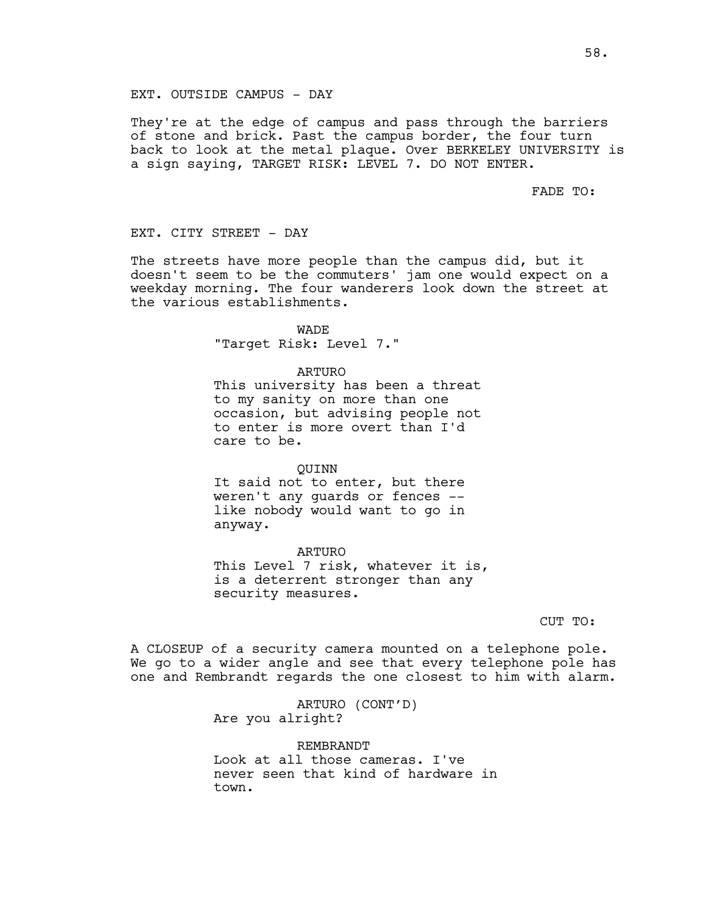EXT. OUTSIDE CAMPUS - DAY

They're at the edge of campus and pass through the barriers of stone and brick. Past the campus border, the four turn back to look at the metal plaque. Over BERKELEY UNIVERSITY is a sign saying, TARGET RISK: LEVEL 7. DO NOT ENTER.

FADE TO:

EXT. CITY STREET - DAY

The streets have more people than the campus did, but it doesn't seem to be the commuters' jam one would expect on a weekday morning. The four wanderers look down the street at the various establishments.

WADE
"Target Risk: Level 7."

ARTURO
This university has been a threat to my sanity on more than one occasion, but advising people not to enter is more overt than I'd care to be.

QUINN
It said not to enter, but there weren't any guards or fences -- like nobody would want to go in anyway.

ARTURO
This Level 7 risk, whatever it is, is a deterrent stronger than any security measures.

CUT TO:

A CLOSEUP of a security camera mounted on a telephone pole. We go to a wider angle and see that every telephone pole has one and Rembrandt regards the one closest to him with alarm.

ARTURO (CONT'D)
Are you alright?

REMBRANDT
Look at all those cameras. I've never seen that kind of hardware in town.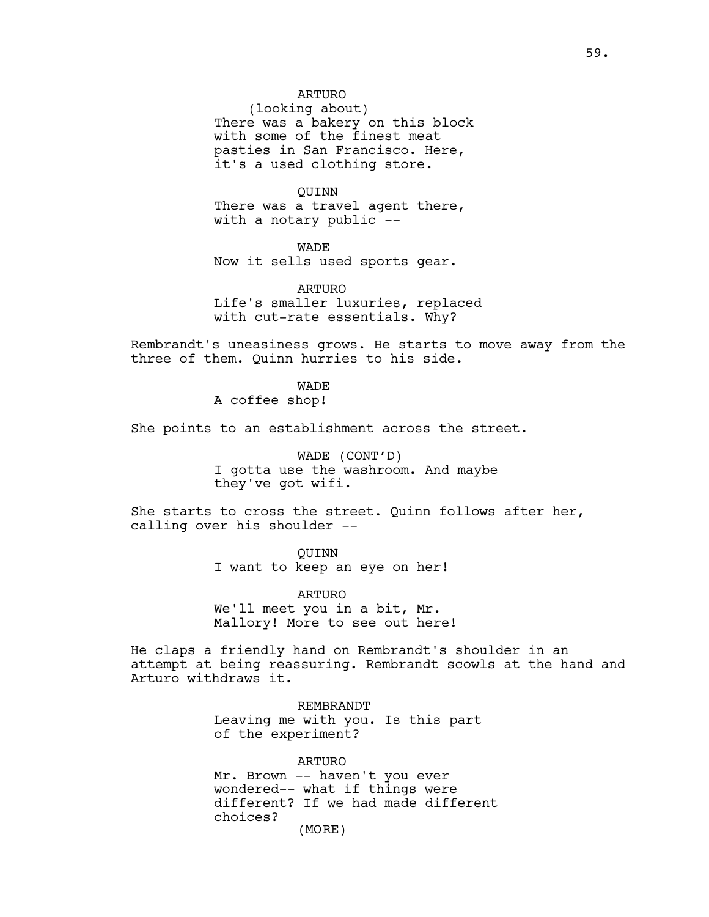ARTURO
(looking about)
There was a bakery on this block with some of the finest meat pasties in San Francisco. Here, it's a used clothing store.

QUINN
There was a travel agent there, with a notary public --

WADE
Now it sells used sports gear.

ARTURO
Life's smaller luxuries, replaced with cut-rate essentials. Why?

Rembrandt's uneasiness grows. He starts to move away from the three of them. Quinn hurries to his side.

WADE
A coffee shop!

She points to an establishment across the street.

WADE (CONT'D)
I gotta use the washroom. And maybe they've got wifi.

She starts to cross the street. Quinn follows after her, calling over his shoulder --

QUINN
I want to keep an eye on her!

ARTURO
We'll meet you in a bit, Mr. Mallory! More to see out here!

He claps a friendly hand on Rembrandt's shoulder in an attempt at being reassuring. Rembrandt scowls at the hand and Arturo withdraws it.

REMBRANDT
Leaving me with you. Is this part of the experiment?

ARTURO
Mr. Brown -- haven't you ever wondered-- what if things were different? If we had made different choices?
(MORE)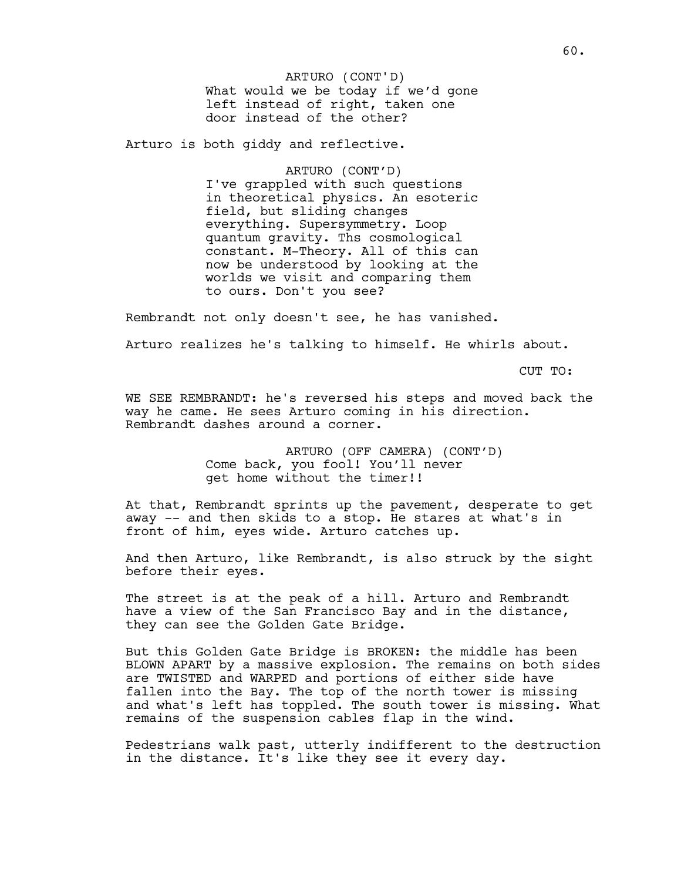ARTURO (CONT'D)
What would we be today if we'd gone left instead of right, taken one door instead of the other?

Arturo is both giddy and reflective.

ARTURO (CONT'D)
I've grappled with such questions in theoretical physics. An esoteric field, but sliding changes everything. Supersymmetry. Loop quantum gravity. Ths cosmological constant. M-Theory. All of this can now be understood by looking at the worlds we visit and comparing them to ours. Don't you see?

Rembrandt not only doesn't see, he has vanished.

Arturo realizes he's talking to himself. He whirls about.

CUT TO:

WE SEE REMBRANDT: he's reversed his steps and moved back the way he came. He sees Arturo coming in his direction. Rembrandt dashes around a corner.

ARTURO (OFF CAMERA) (CONT'D)
Come back, you fool! You'll never get home without the timer!!

At that, Rembrandt sprints up the pavement, desperate to get away -- and then skids to a stop. He stares at what's in front of him, eyes wide. Arturo catches up.

And then Arturo, like Rembrandt, is also struck by the sight before their eyes.

The street is at the peak of a hill. Arturo and Rembrandt have a view of the San Francisco Bay and in the distance, they can see the Golden Gate Bridge.

But this Golden Gate Bridge is BROKEN: the middle has been BLOWN APART by a massive explosion. The remains on both sides are TWISTED and WARPED and portions of either side have fallen into the Bay. The top of the north tower is missing and what's left has toppled. The south tower is missing. What remains of the suspension cables flap in the wind.

Pedestrians walk past, utterly indifferent to the destruction in the distance. It's like they see it every day.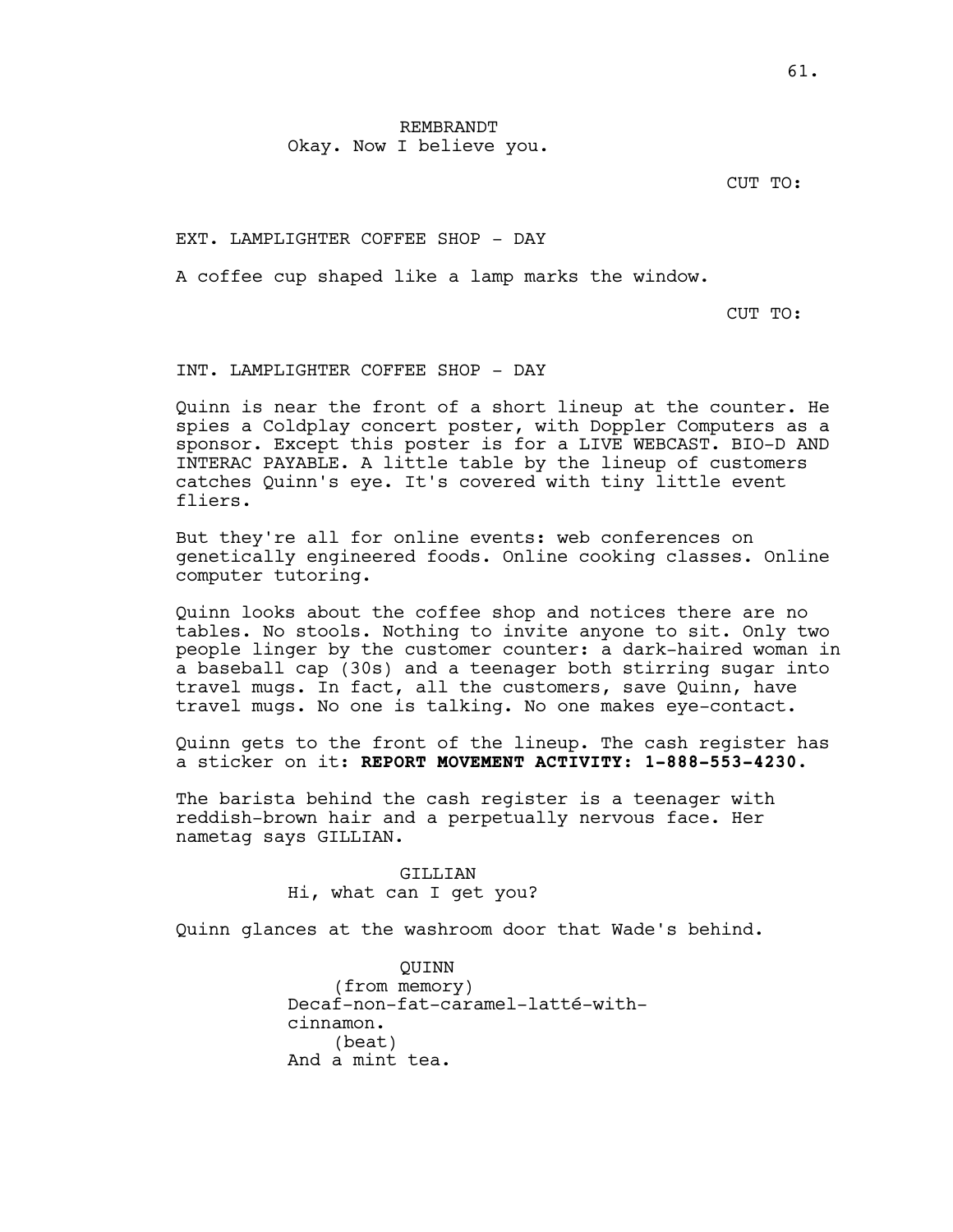REMBRANDT
Okay. Now I believe you.

CUT TO:

EXT. LAMPLIGHTER COFFEE SHOP - DAY

A coffee cup shaped like a lamp marks the window.

CUT TO:

INT. LAMPLIGHTER COFFEE SHOP - DAY

Quinn is near the front of a short lineup at the counter. He spies a Coldplay concert poster, with Doppler Computers as a sponsor. Except this poster is for a LIVE WEBCAST. BIO-D AND INTERAC PAYABLE. A little table by the lineup of customers catches Quinn's eye. It's covered with tiny little event fliers.

But they're all for online events: web conferences on genetically engineered foods. Online cooking classes. Online computer tutoring.

Quinn looks about the coffee shop and notices there are no tables. No stools. Nothing to invite anyone to sit. Only two people linger by the customer counter: a dark-haired woman in a baseball cap (30s) and a teenager both stirring sugar into travel mugs. In fact, all the customers, save Quinn, have travel mugs. No one is talking. No one makes eye-contact.

Quinn gets to the front of the lineup. The cash register has a sticker on it: **REPORT MOVEMENT ACTIVITY: 1-888-553-4230.**

The barista behind the cash register is a teenager with reddish-brown hair and a perpetually nervous face. Her nametag says GILLIAN.

GILLIAN
Hi, what can I get you?

Quinn glances at the washroom door that Wade's behind.

QUINN
(from memory)
Decaf-non-fat-caramel-latté-with-cinnamon.
(beat)
And a mint tea.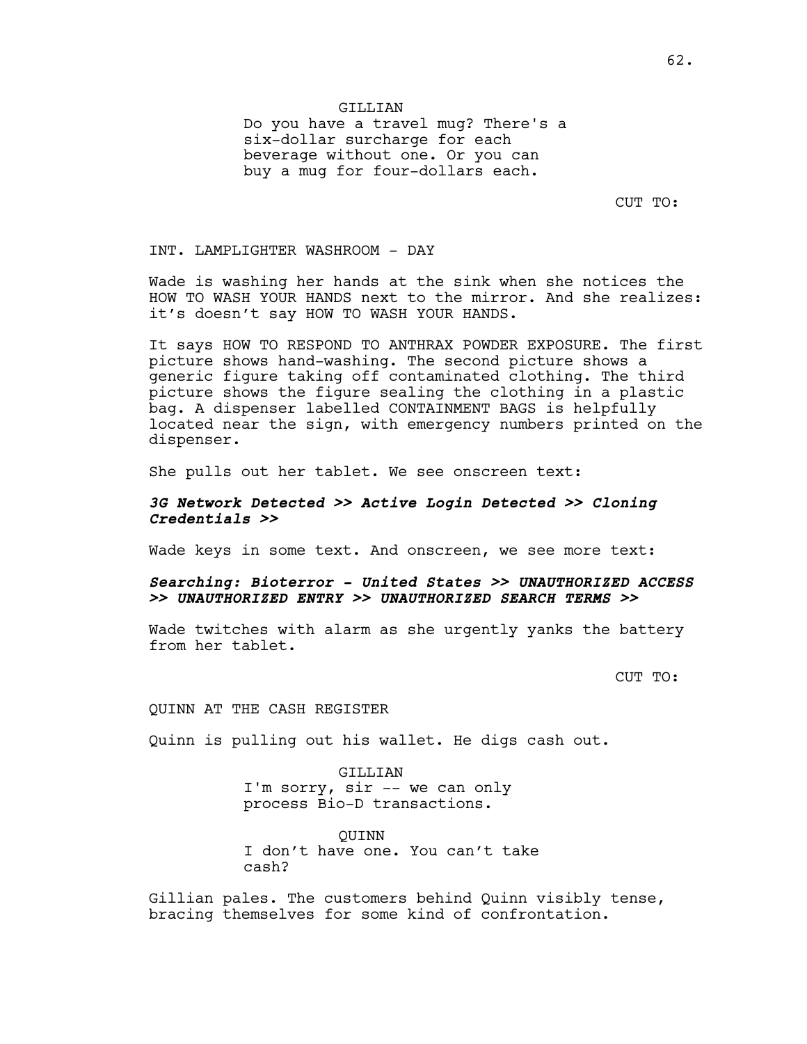GILLIAN
Do you have a travel mug? There's a six-dollar surcharge for each beverage without one. Or you can buy a mug for four-dollars each.

CUT TO:

INT. LAMPLIGHTER WASHROOM - DAY

Wade is washing her hands at the sink when she notices the HOW TO WASH YOUR HANDS next to the mirror. And she realizes: it's doesn't say HOW TO WASH YOUR HANDS.

It says HOW TO RESPOND TO ANTHRAX POWDER EXPOSURE. The first picture shows hand-washing. The second picture shows a generic figure taking off contaminated clothing. The third picture shows the figure sealing the clothing in a plastic bag. A dispenser labelled CONTAINMENT BAGS is helpfully located near the sign, with emergency numbers printed on the dispenser.

She pulls out her tablet. We see onscreen text:

***3G Network Detected >> Active Login Detected >> Cloning Credentials >>***

Wade keys in some text. And onscreen, we see more text:

***Searching: Bioterror - United States >> UNAUTHORIZED ACCESS >> UNAUTHORIZED ENTRY >> UNAUTHORIZED SEARCH TERMS >>***

Wade twitches with alarm as she urgently yanks the battery from her tablet.

CUT TO:

QUINN AT THE CASH REGISTER

Quinn is pulling out his wallet. He digs cash out.

GILLIAN
I'm sorry, sir -- we can only process Bio-D transactions.

QUINN
I don't have one. You can't take cash?

Gillian pales. The customers behind Quinn visibly tense, bracing themselves for some kind of confrontation.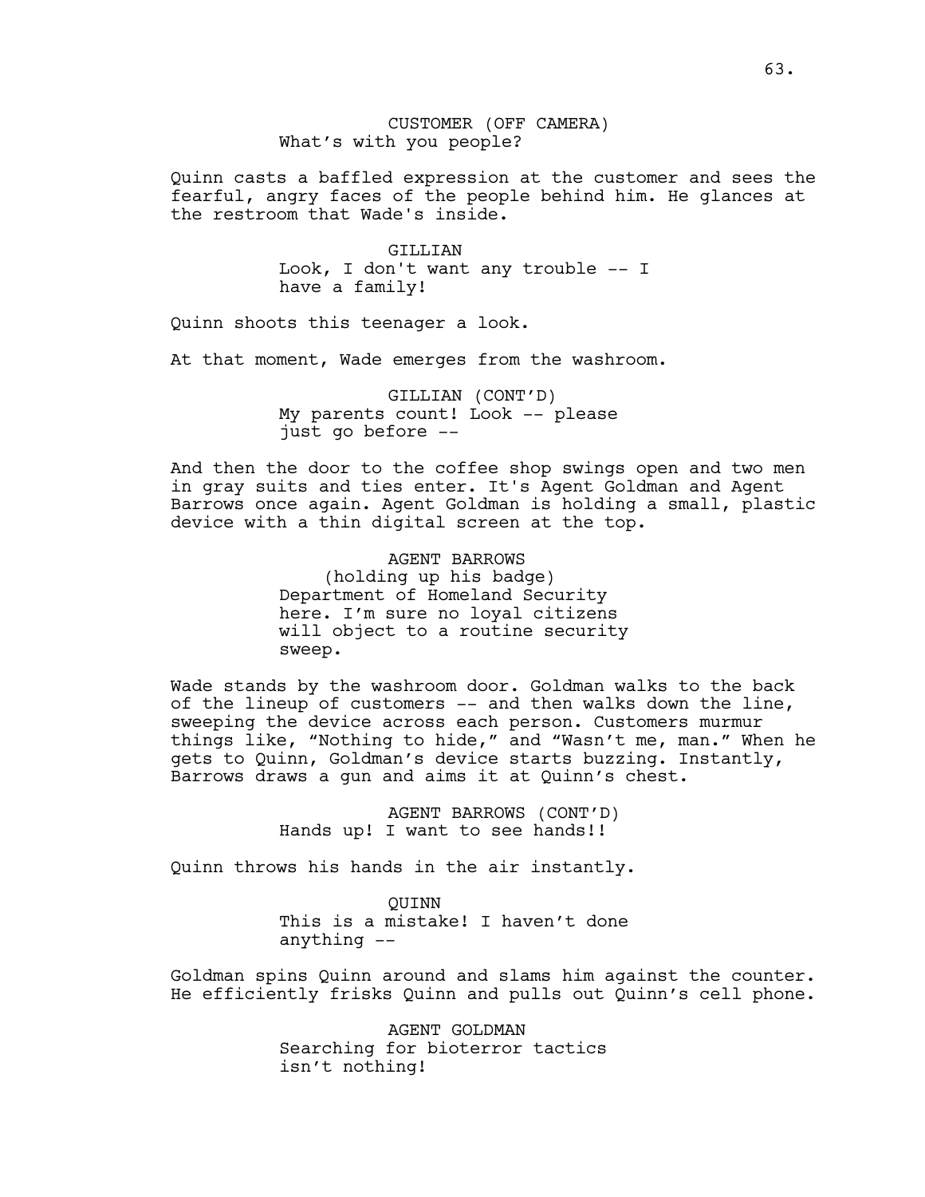CUSTOMER (OFF CAMERA)
What's with you people?

Quinn casts a baffled expression at the customer and sees the fearful, angry faces of the people behind him. He glances at the restroom that Wade's inside.

GILLIAN
Look, I don't want any trouble -- I have a family!

Quinn shoots this teenager a look.

At that moment, Wade emerges from the washroom.

GILLIAN (CONT'D)
My parents count! Look -- please just go before --

And then the door to the coffee shop swings open and two men in gray suits and ties enter. It's Agent Goldman and Agent Barrows once again. Agent Goldman is holding a small, plastic device with a thin digital screen at the top.

AGENT BARROWS
(holding up his badge)
Department of Homeland Security here. I'm sure no loyal citizens will object to a routine security sweep.

Wade stands by the washroom door. Goldman walks to the back of the lineup of customers -- and then walks down the line, sweeping the device across each person. Customers murmur things like, "Nothing to hide," and "Wasn't me, man." When he gets to Quinn, Goldman's device starts buzzing. Instantly, Barrows draws a gun and aims it at Quinn's chest.

AGENT BARROWS (CONT'D)
Hands up! I want to see hands!!

Quinn throws his hands in the air instantly.

QUINN
This is a mistake! I haven't done anything --

Goldman spins Quinn around and slams him against the counter. He efficiently frisks Quinn and pulls out Quinn's cell phone.

AGENT GOLDMAN
Searching for bioterror tactics isn't nothing!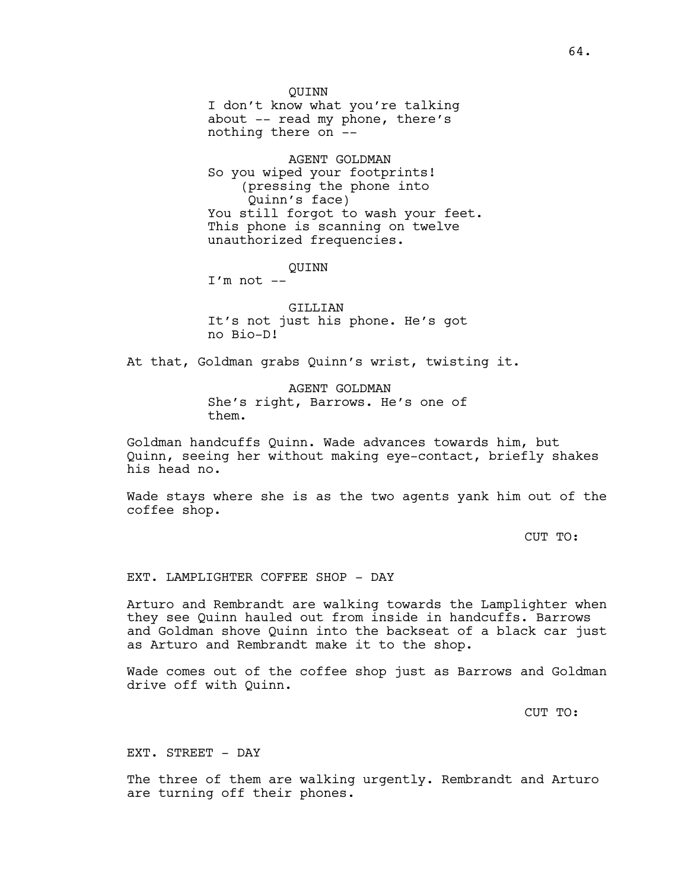QUINN
I don't know what you're talking about -- read my phone, there's nothing there on --

AGENT GOLDMAN
So you wiped your footprints!
(pressing the phone into Quinn's face)
You still forgot to wash your feet. This phone is scanning on twelve unauthorized frequencies.

QUINN
I'm not --

GILLIAN
It's not just his phone. He's got no Bio-D!

At that, Goldman grabs Quinn's wrist, twisting it.

AGENT GOLDMAN
She's right, Barrows. He's one of them.

Goldman handcuffs Quinn. Wade advances towards him, but Quinn, seeing her without making eye-contact, briefly shakes his head no.

Wade stays where she is as the two agents yank him out of the coffee shop.

CUT TO:

EXT. LAMPLIGHTER COFFEE SHOP - DAY

Arturo and Rembrandt are walking towards the Lamplighter when they see Quinn hauled out from inside in handcuffs. Barrows and Goldman shove Quinn into the backseat of a black car just as Arturo and Rembrandt make it to the shop.

Wade comes out of the coffee shop just as Barrows and Goldman drive off with Quinn.

CUT TO:

EXT. STREET - DAY

The three of them are walking urgently. Rembrandt and Arturo are turning off their phones.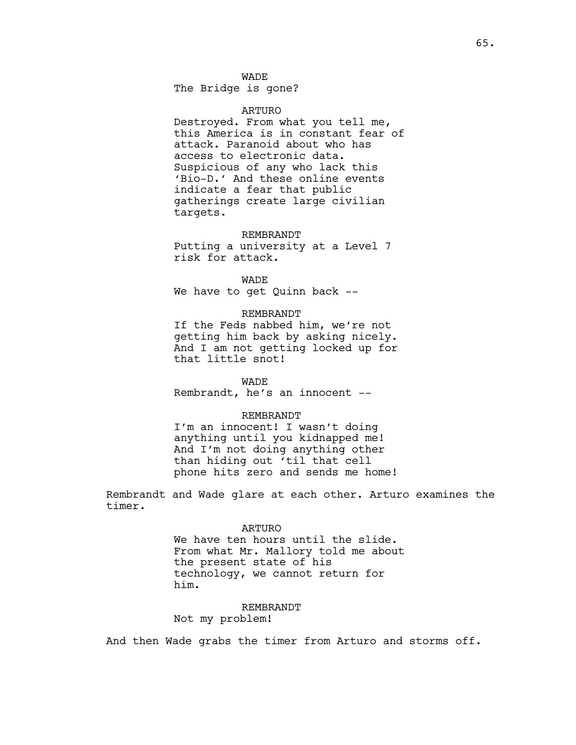WADE
The Bridge is gone?

ARTURO
Destroyed. From what you tell me, this America is in constant fear of attack. Paranoid about who has access to electronic data. Suspicious of any who lack this 'Bio-D.' And these online events indicate a fear that public gatherings create large civilian targets.

REMBRANDT
Putting a university at a Level 7 risk for attack.

WADE
We have to get Quinn back --

REMBRANDT
If the Feds nabbed him, we're not getting him back by asking nicely. And I am not getting locked up for that little snot!

WADE
Rembrandt, he's an innocent --

REMBRANDT
I'm an innocent! I wasn't doing anything until you kidnapped me! And I'm not doing anything other than hiding out 'til that cell phone hits zero and sends me home!

Rembrandt and Wade glare at each other. Arturo examines the timer.

ARTURO
We have ten hours until the slide. From what Mr. Mallory told me about the present state of his technology, we cannot return for him.

REMBRANDT
Not my problem!

And then Wade grabs the timer from Arturo and storms off.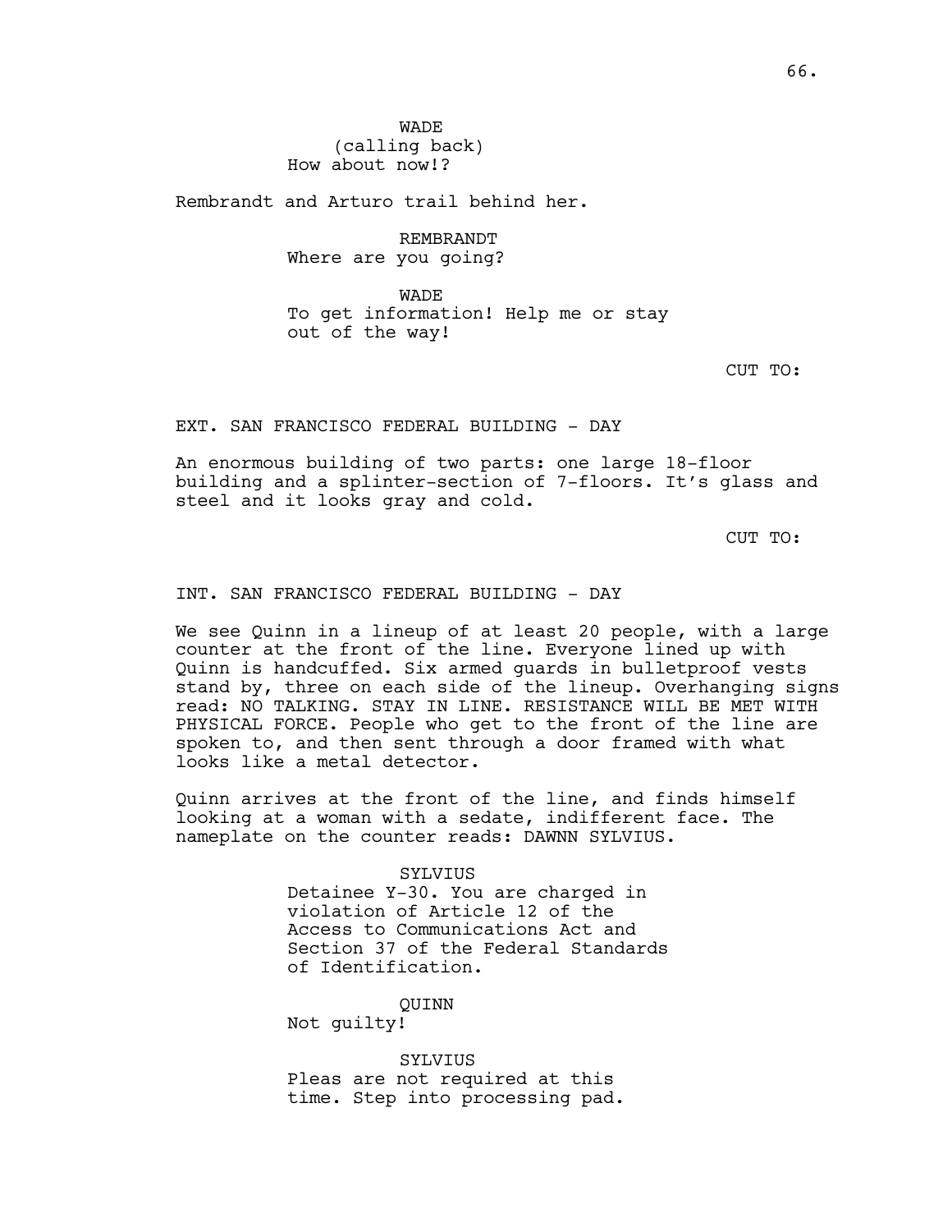WADE
(calling back)
How about now!?

Rembrandt and Arturo trail behind her.

REMBRANDT
Where are you going?

WADE
To get information! Help me or stay out of the way!

CUT TO:

EXT. SAN FRANCISCO FEDERAL BUILDING - DAY

An enormous building of two parts: one large 18-floor building and a splinter-section of 7-floors. It's glass and steel and it looks gray and cold.

CUT TO:

INT. SAN FRANCISCO FEDERAL BUILDING - DAY

We see Quinn in a lineup of at least 20 people, with a large counter at the front of the line. Everyone lined up with Quinn is handcuffed. Six armed guards in bulletproof vests stand by, three on each side of the lineup. Overhanging signs read: NO TALKING. STAY IN LINE. RESISTANCE WILL BE MET WITH PHYSICAL FORCE. People who get to the front of the line are spoken to, and then sent through a door framed with what looks like a metal detector.

Quinn arrives at the front of the line, and finds himself looking at a woman with a sedate, indifferent face. The nameplate on the counter reads: DAWNN SYLVIUS.

SYLVIUS
Detainee Y-30. You are charged in violation of Article 12 of the Access to Communications Act and Section 37 of the Federal Standards of Identification.

QUINN
Not guilty!

SYLVIUS
Pleas are not required at this time. Step into processing pad.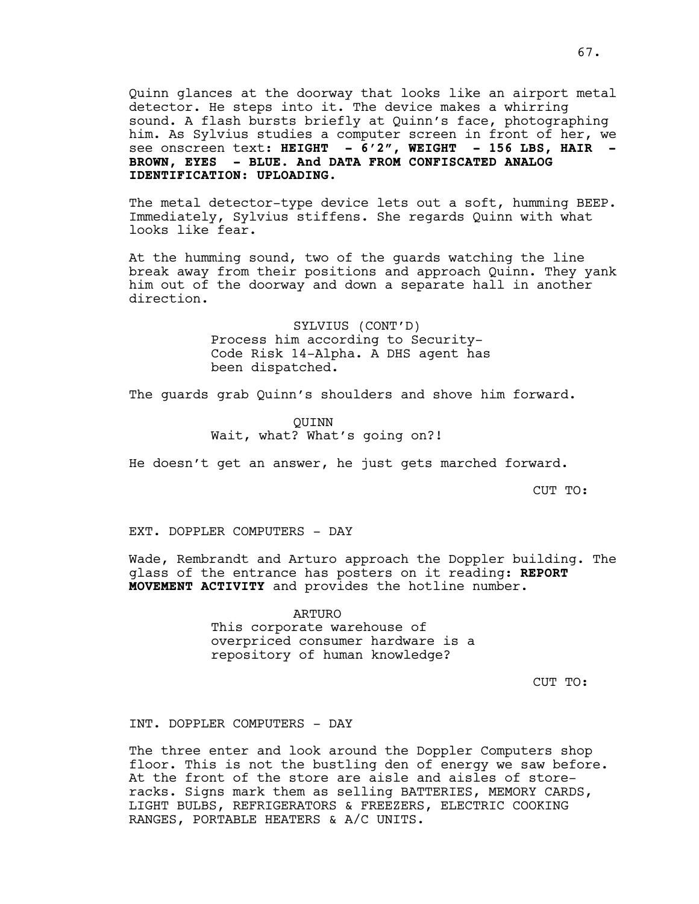Quinn glances at the doorway that looks like an airport metal detector. He steps into it. The device makes a whirring sound. A flash bursts briefly at Quinn's face, photographing him. As Sylvius studies a computer screen in front of her, we see onscreen text: **HEIGHT - 6'2", WEIGHT - 156 LBS, HAIR - BROWN, EYES - BLUE. And DATA FROM CONFISCATED ANALOG IDENTIFICATION: UPLOADING.**

The metal detector-type device lets out a soft, humming BEEP. Immediately, Sylvius stiffens. She regards Quinn with what looks like fear.

At the humming sound, two of the guards watching the line break away from their positions and approach Quinn. They yank him out of the doorway and down a separate hall in another direction.

SYLVIUS (CONT'D)
Process him according to Security-Code Risk 14-Alpha. A DHS agent has been dispatched.

The guards grab Quinn's shoulders and shove him forward.

QUINN
Wait, what? What's going on?!

He doesn't get an answer, he just gets marched forward.

CUT TO:

EXT. DOPPLER COMPUTERS - DAY

Wade, Rembrandt and Arturo approach the Doppler building. The glass of the entrance has posters on it reading**: REPORT MOVEMENT ACTIVITY** and provides the hotline number.

ARTURO
This corporate warehouse of overpriced consumer hardware is a repository of human knowledge?

CUT TO:

INT. DOPPLER COMPUTERS - DAY

The three enter and look around the Doppler Computers shop floor. This is not the bustling den of energy we saw before. At the front of the store are aisle and aisles of store-racks. Signs mark them as selling BATTERIES, MEMORY CARDS, LIGHT BULBS, REFRIGERATORS & FREEZERS, ELECTRIC COOKING RANGES, PORTABLE HEATERS & A/C UNITS.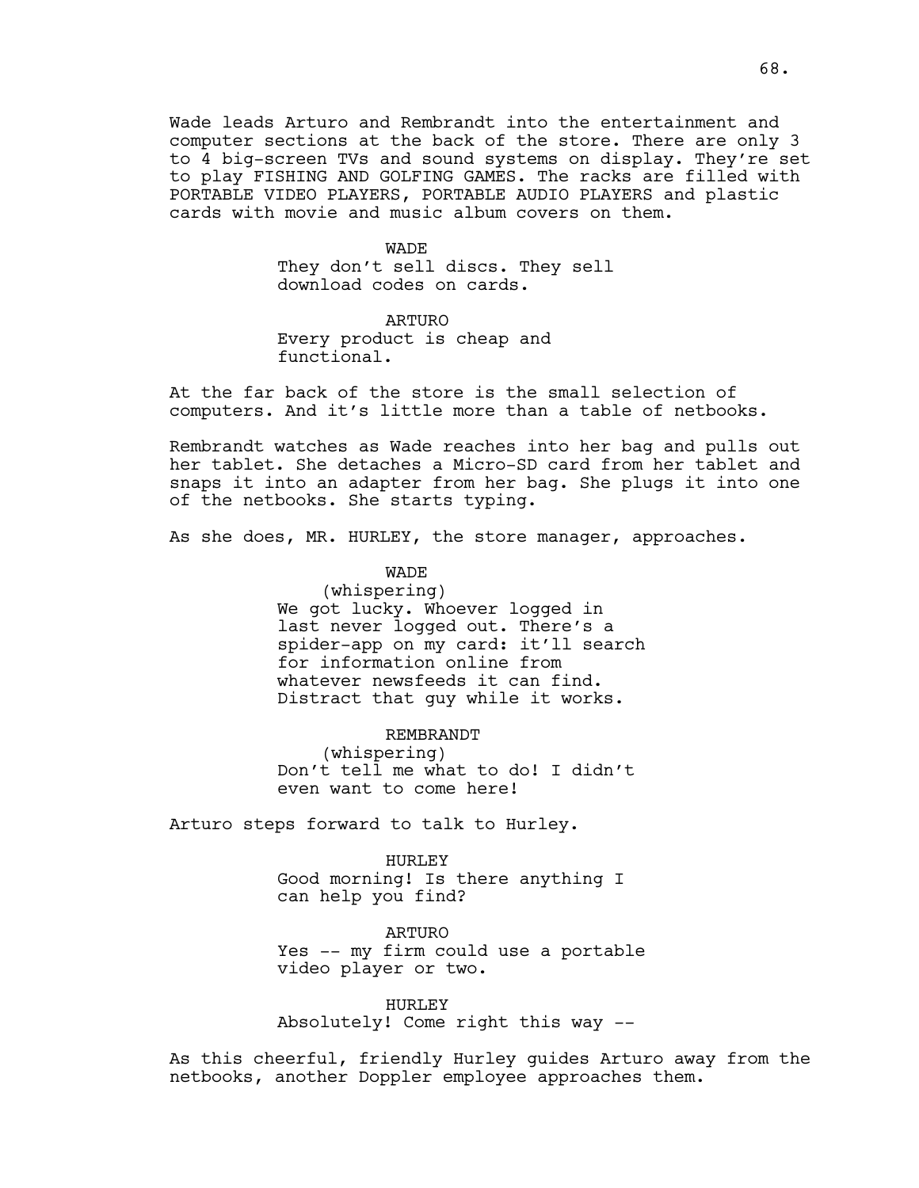Wade leads Arturo and Rembrandt into the entertainment and computer sections at the back of the store. There are only 3 to 4 big-screen TVs and sound systems on display. They're set to play FISHING AND GOLFING GAMES. The racks are filled with PORTABLE VIDEO PLAYERS, PORTABLE AUDIO PLAYERS and plastic cards with movie and music album covers on them.

WADE
They don't sell discs. They sell download codes on cards.

ARTURO
Every product is cheap and functional.

At the far back of the store is the small selection of computers. And it's little more than a table of netbooks.

Rembrandt watches as Wade reaches into her bag and pulls out her tablet. She detaches a Micro-SD card from her tablet and snaps it into an adapter from her bag. She plugs it into one of the netbooks. She starts typing.

As she does, MR. HURLEY, the store manager, approaches.

WADE
(whispering)
We got lucky. Whoever logged in last never logged out. There's a spider-app on my card: it'll search for information online from whatever newsfeeds it can find. Distract that guy while it works.

REMBRANDT
(whispering)
Don't tell me what to do! I didn't even want to come here!

Arturo steps forward to talk to Hurley.

HURLEY
Good morning! Is there anything I can help you find?

ARTURO
Yes -- my firm could use a portable video player or two.

HURLEY
Absolutely! Come right this way --

As this cheerful, friendly Hurley guides Arturo away from the netbooks, another Doppler employee approaches them.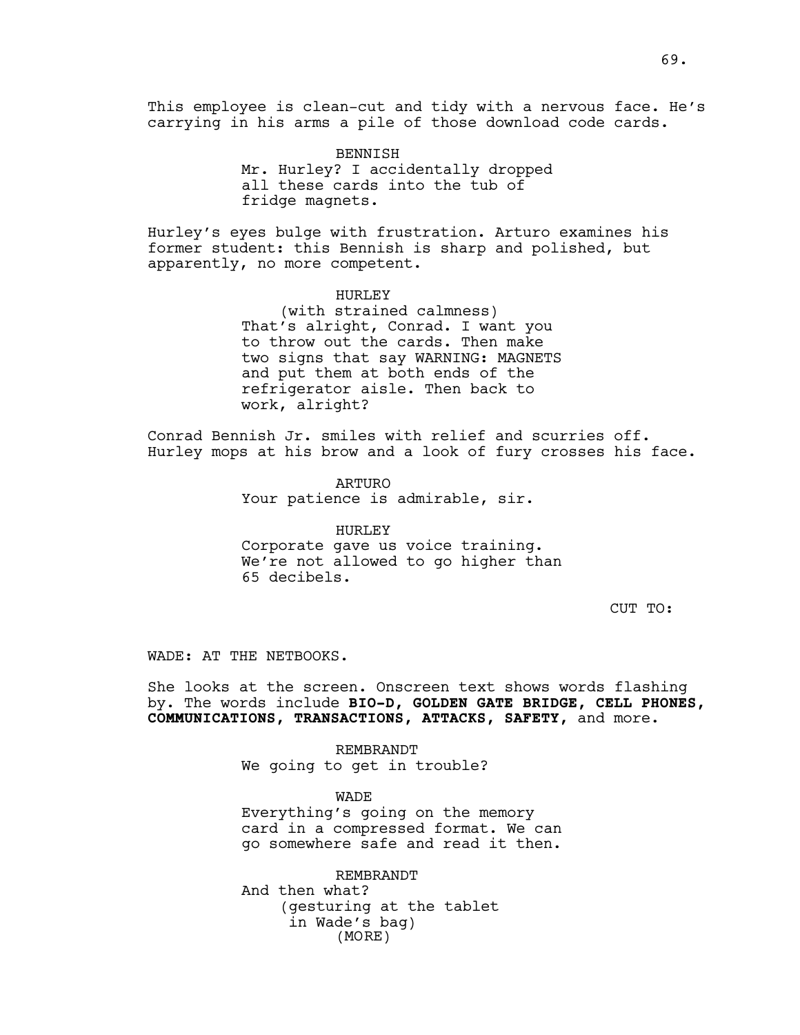This employee is clean-cut and tidy with a nervous face. He's carrying in his arms a pile of those download code cards.

BENNISH
Mr. Hurley? I accidentally dropped all these cards into the tub of fridge magnets.

Hurley's eyes bulge with frustration. Arturo examines his former student: this Bennish is sharp and polished, but apparently, no more competent.

HURLEY
(with strained calmness)
That's alright, Conrad. I want you to throw out the cards. Then make two signs that say WARNING: MAGNETS and put them at both ends of the refrigerator aisle. Then back to work, alright?

Conrad Bennish Jr. smiles with relief and scurries off. Hurley mops at his brow and a look of fury crosses his face.

ARTURO
Your patience is admirable, sir.

HURLEY
Corporate gave us voice training. We're not allowed to go higher than 65 decibels.

CUT TO:

WADE: AT THE NETBOOKS.

She looks at the screen. Onscreen text shows words flashing by. The words include **BIO-D, GOLDEN GATE BRIDGE, CELL PHONES, COMMUNICATIONS, TRANSACTIONS, ATTACKS, SAFETY,** and more.

REMBRANDT
We going to get in trouble?

WADE
Everything's going on the memory card in a compressed format. We can go somewhere safe and read it then.

REMBRANDT
And then what?
(gesturing at the tablet in Wade's bag)
(MORE)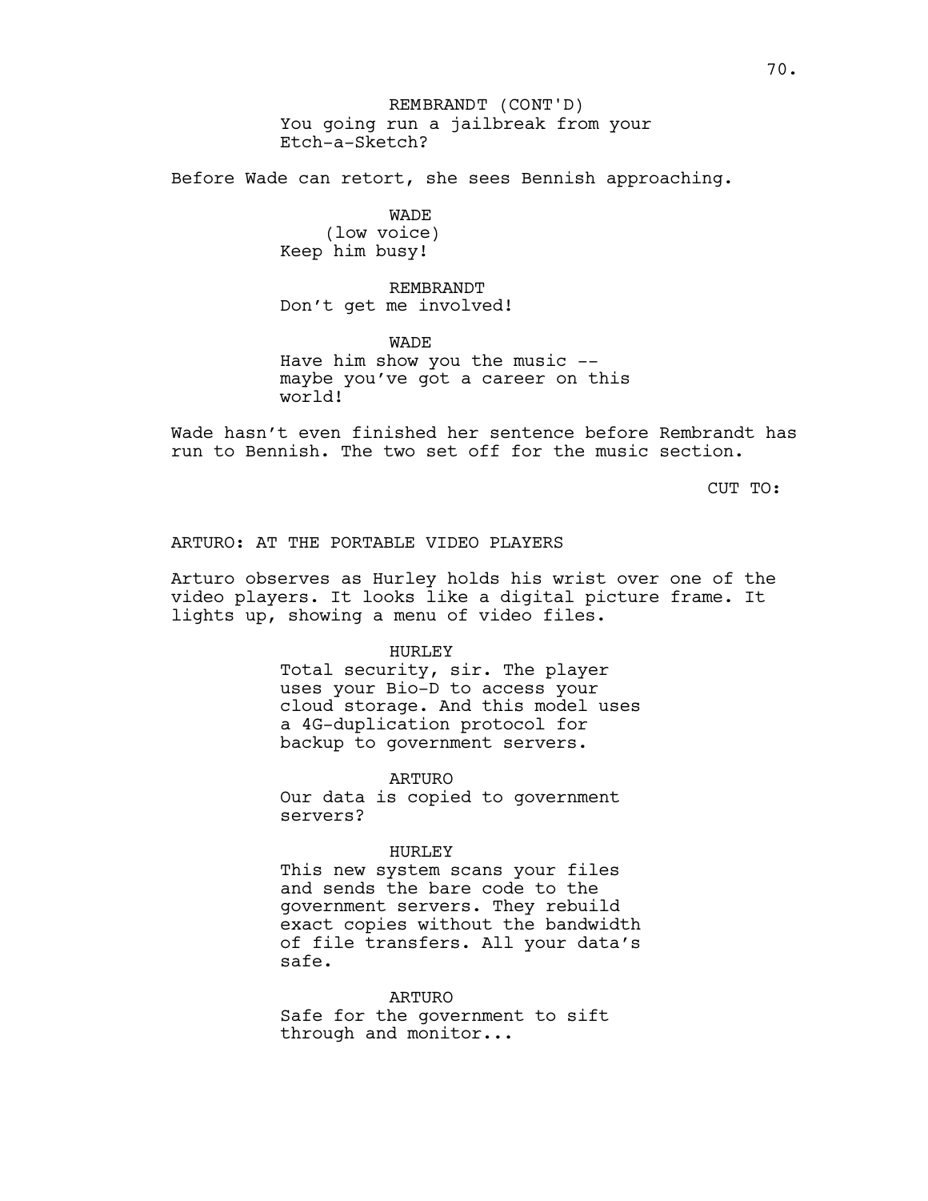REMBRANDT (CONT'D)
You going run a jailbreak from your Etch-a-Sketch?

Before Wade can retort, she sees Bennish approaching.

WADE
(low voice)
Keep him busy!

REMBRANDT
Don't get me involved!

WADE
Have him show you the music -- maybe you've got a career on this world!

Wade hasn't even finished her sentence before Rembrandt has run to Bennish. The two set off for the music section.

CUT TO:

ARTURO: AT THE PORTABLE VIDEO PLAYERS

Arturo observes as Hurley holds his wrist over one of the video players. It looks like a digital picture frame. It lights up, showing a menu of video files.

HURLEY
Total security, sir. The player uses your Bio-D to access your cloud storage. And this model uses a 4G-duplication protocol for backup to government servers.

ARTURO
Our data is copied to government servers?

HURLEY
This new system scans your files and sends the bare code to the government servers. They rebuild exact copies without the bandwidth of file transfers. All your data's safe.

ARTURO
Safe for the government to sift through and monitor...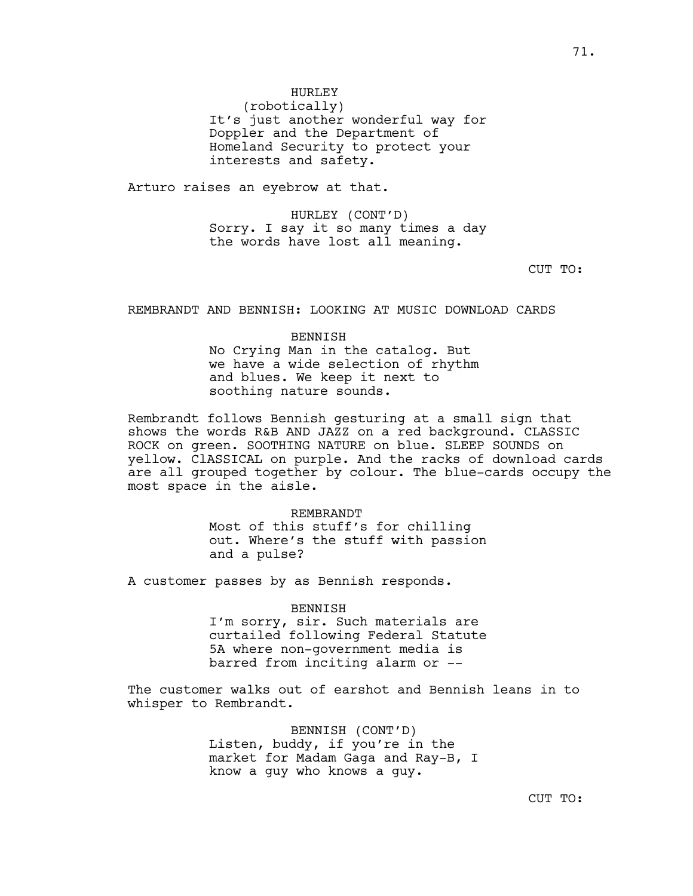HURLEY
(robotically)
It's just another wonderful way for Doppler and the Department of Homeland Security to protect your interests and safety.

Arturo raises an eyebrow at that.

HURLEY (CONT'D)
Sorry. I say it so many times a day the words have lost all meaning.

CUT TO:

REMBRANDT AND BENNISH: LOOKING AT MUSIC DOWNLOAD CARDS

BENNISH
No Crying Man in the catalog. But we have a wide selection of rhythm and blues. We keep it next to soothing nature sounds.

Rembrandt follows Bennish gesturing at a small sign that shows the words R&B AND JAZZ on a red background. CLASSIC ROCK on green. SOOTHING NATURE on blue. SLEEP SOUNDS on yellow. ClASSICAL on purple. And the racks of download cards are all grouped together by colour. The blue-cards occupy the most space in the aisle.

REMBRANDT
Most of this stuff's for chilling out. Where's the stuff with passion and a pulse?

A customer passes by as Bennish responds.

BENNISH
I'm sorry, sir. Such materials are curtailed following Federal Statute 5A where non-government media is barred from inciting alarm or --

The customer walks out of earshot and Bennish leans in to whisper to Rembrandt.

BENNISH (CONT'D)
Listen, buddy, if you're in the market for Madam Gaga and Ray-B, I know a guy who knows a guy.

CUT TO: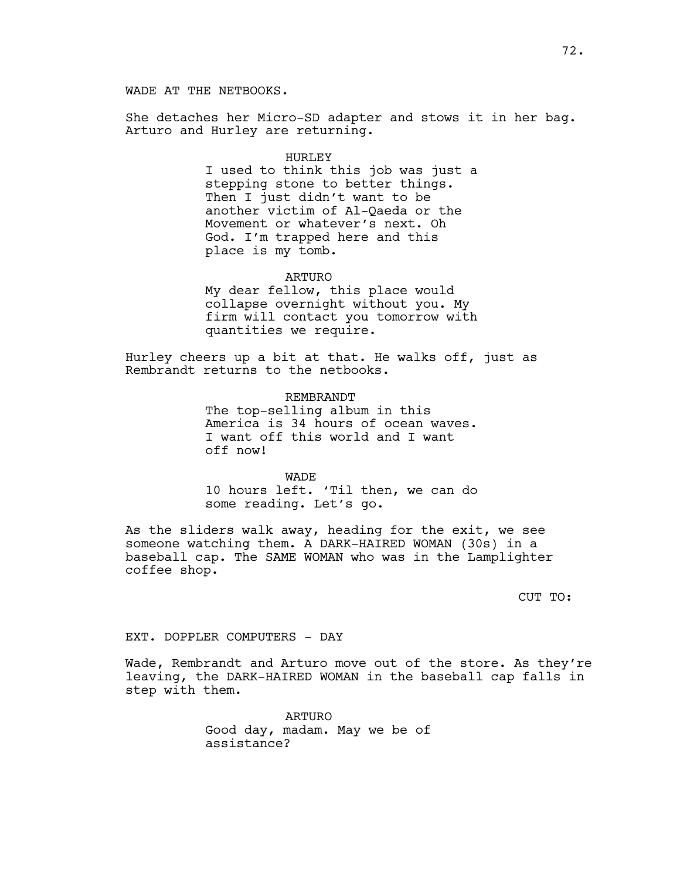WADE AT THE NETBOOKS.

She detaches her Micro-SD adapter and stows it in her bag. Arturo and Hurley are returning.

HURLEY
I used to think this job was just a stepping stone to better things. Then I just didn't want to be another victim of Al-Qaeda or the Movement or whatever's next. Oh God. I'm trapped here and this place is my tomb.

ARTURO
My dear fellow, this place would collapse overnight without you. My firm will contact you tomorrow with quantities we require.

Hurley cheers up a bit at that. He walks off, just as Rembrandt returns to the netbooks.

REMBRANDT
The top-selling album in this America is 34 hours of ocean waves. I want off this world and I want off now!

WADE
10 hours left. 'Til then, we can do some reading. Let's go.

As the sliders walk away, heading for the exit, we see someone watching them. A DARK-HAIRED WOMAN (30s) in a baseball cap. The SAME WOMAN who was in the Lamplighter coffee shop.

CUT TO:

EXT. DOPPLER COMPUTERS - DAY

Wade, Rembrandt and Arturo move out of the store. As they're leaving, the DARK-HAIRED WOMAN in the baseball cap falls in step with them.

ARTURO
Good day, madam. May we be of assistance?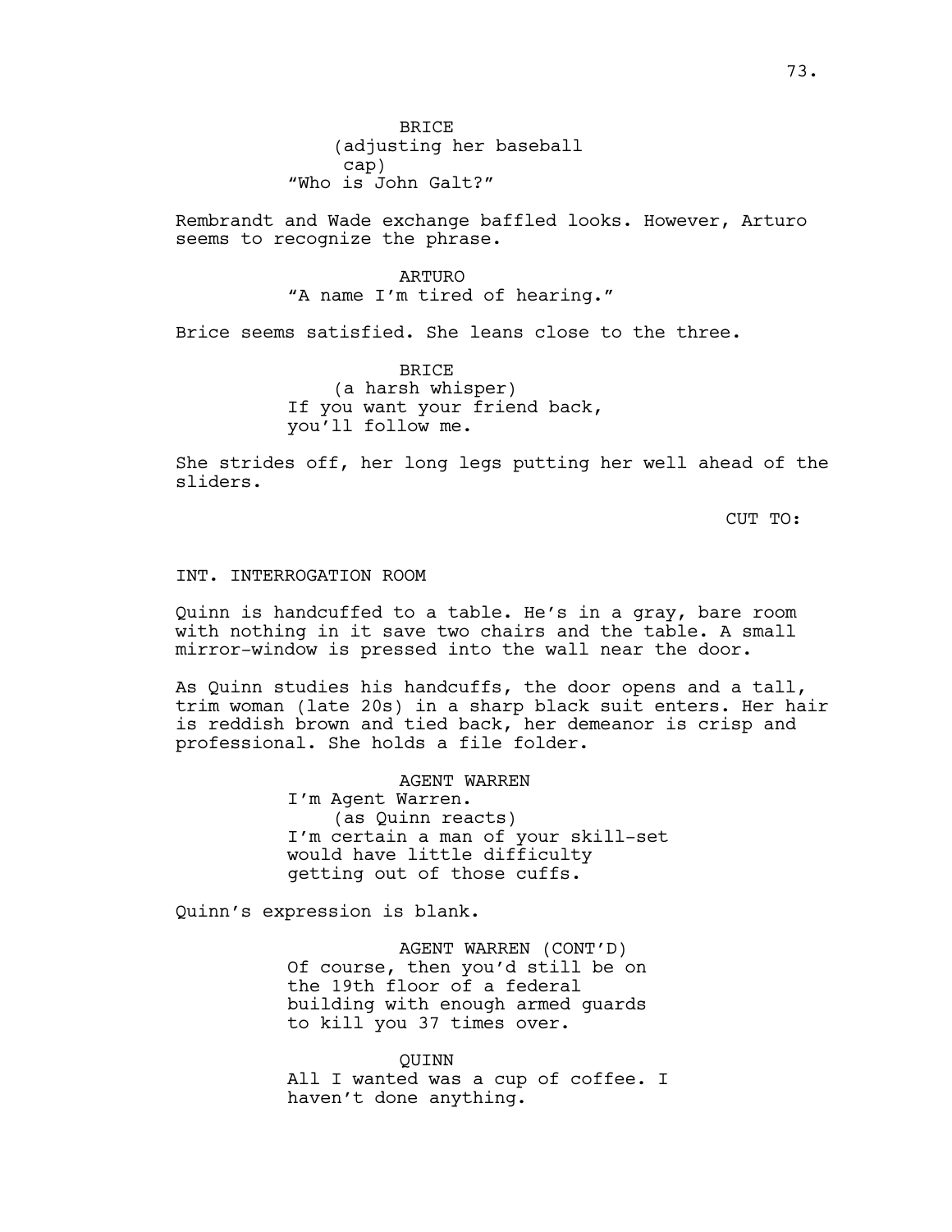BRICE
(adjusting her baseball cap)
"Who is John Galt?"

Rembrandt and Wade exchange baffled looks. However, Arturo seems to recognize the phrase.

ARTURO
"A name I'm tired of hearing."

Brice seems satisfied. She leans close to the three.

BRICE
(a harsh whisper)
If you want your friend back, you'll follow me.

She strides off, her long legs putting her well ahead of the sliders.

CUT TO:

INT. INTERROGATION ROOM

Quinn is handcuffed to a table. He's in a gray, bare room with nothing in it save two chairs and the table. A small mirror-window is pressed into the wall near the door.

As Quinn studies his handcuffs, the door opens and a tall, trim woman (late 20s) in a sharp black suit enters. Her hair is reddish brown and tied back, her demeanor is crisp and professional. She holds a file folder.

AGENT WARREN
I'm Agent Warren.
(as Quinn reacts)
I'm certain a man of your skill-set would have little difficulty getting out of those cuffs.

Quinn's expression is blank.

AGENT WARREN (CONT'D)
Of course, then you'd still be on the 19th floor of a federal building with enough armed guards to kill you 37 times over.

QUINN
All I wanted was a cup of coffee. I haven't done anything.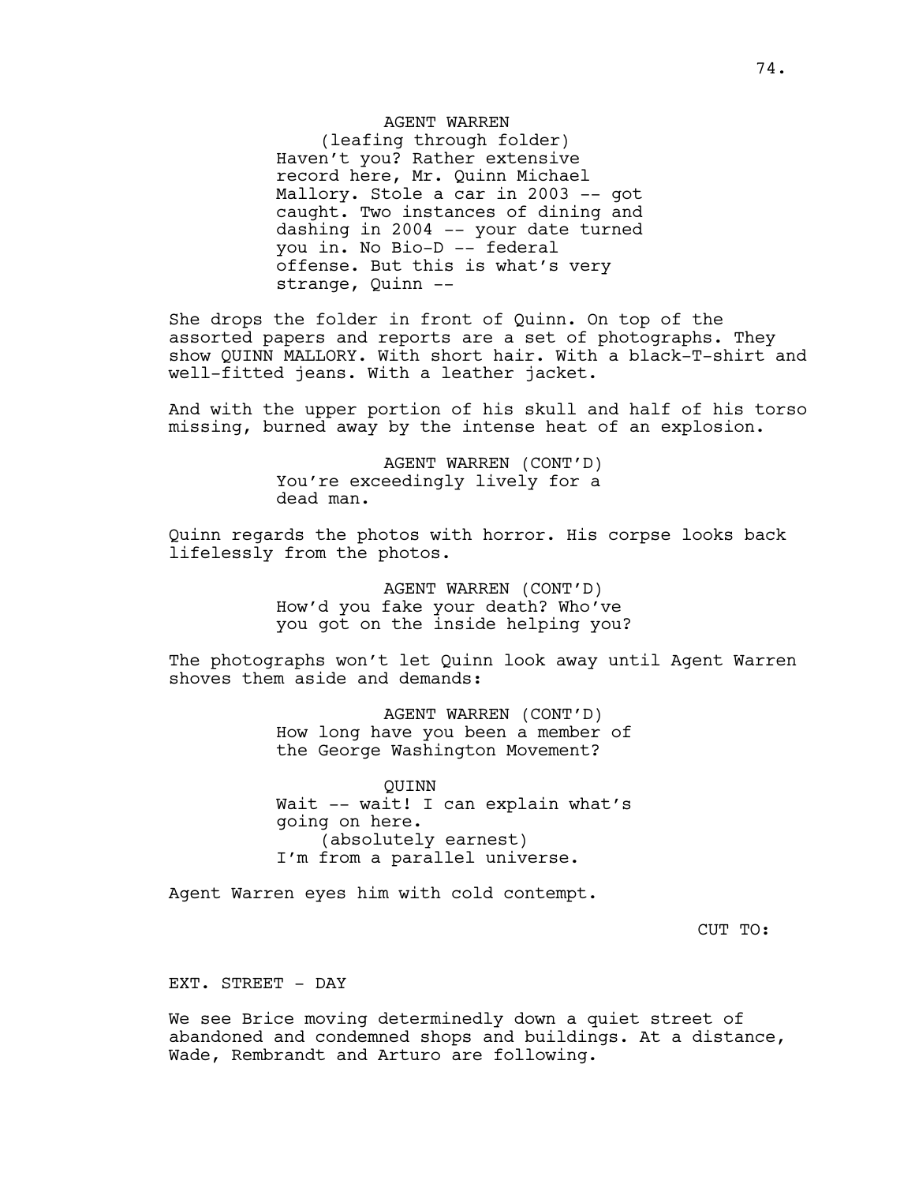AGENT WARREN
(leafing through folder)
Haven't you? Rather extensive record here, Mr. Quinn Michael Mallory. Stole a car in 2003 -- got caught. Two instances of dining and dashing in 2004 -- your date turned you in. No Bio-D -- federal offense. But this is what's very strange, Quinn --

She drops the folder in front of Quinn. On top of the assorted papers and reports are a set of photographs. They show QUINN MALLORY. With short hair. With a black-T-shirt and well-fitted jeans. With a leather jacket.

And with the upper portion of his skull and half of his torso missing, burned away by the intense heat of an explosion.

AGENT WARREN (CONT'D)
You're exceedingly lively for a dead man.

Quinn regards the photos with horror. His corpse looks back lifelessly from the photos.

AGENT WARREN (CONT'D)
How'd you fake your death? Who've you got on the inside helping you?

The photographs won't let Quinn look away until Agent Warren shoves them aside and demands:

AGENT WARREN (CONT'D)
How long have you been a member of the George Washington Movement?

QUINN
Wait -- wait! I can explain what's going on here.
(absolutely earnest)
I'm from a parallel universe.

Agent Warren eyes him with cold contempt.

CUT TO:

EXT. STREET - DAY

We see Brice moving determinedly down a quiet street of abandoned and condemned shops and buildings. At a distance, Wade, Rembrandt and Arturo are following.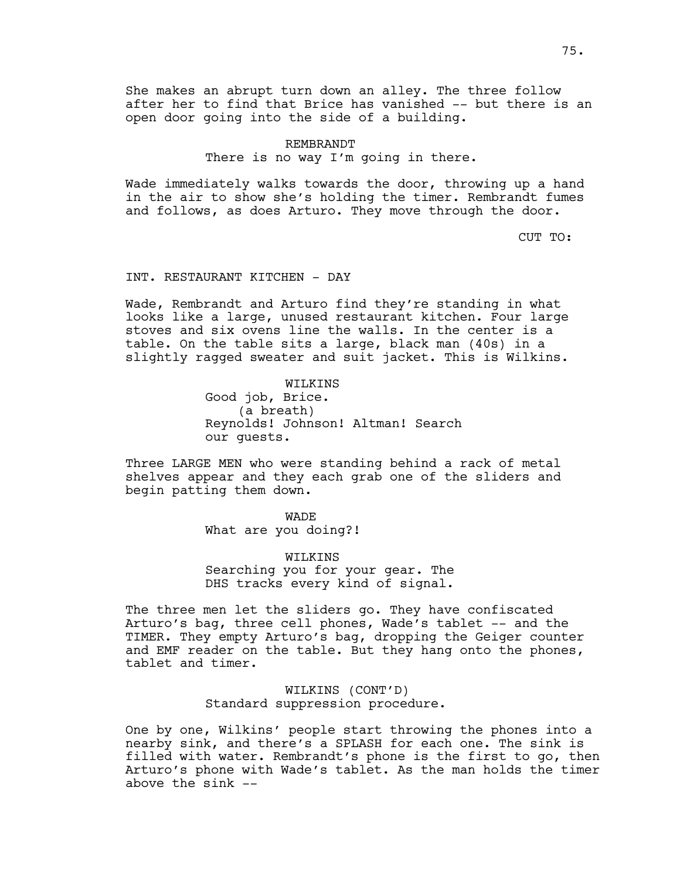She makes an abrupt turn down an alley. The three follow after her to find that Brice has vanished -- but there is an open door going into the side of a building.

REMBRANDT
There is no way I'm going in there.

Wade immediately walks towards the door, throwing up a hand in the air to show she's holding the timer. Rembrandt fumes and follows, as does Arturo. They move through the door.

CUT TO:

INT. RESTAURANT KITCHEN - DAY

Wade, Rembrandt and Arturo find they're standing in what looks like a large, unused restaurant kitchen. Four large stoves and six ovens line the walls. In the center is a table. On the table sits a large, black man (40s) in a slightly ragged sweater and suit jacket. This is Wilkins.

WILKINS
Good job, Brice.
(a breath)
Reynolds! Johnson! Altman! Search our guests.

Three LARGE MEN who were standing behind a rack of metal shelves appear and they each grab one of the sliders and begin patting them down.

WADE
What are you doing?!

WILKINS
Searching you for your gear. The DHS tracks every kind of signal.

The three men let the sliders go. They have confiscated Arturo's bag, three cell phones, Wade's tablet -- and the TIMER. They empty Arturo's bag, dropping the Geiger counter and EMF reader on the table. But they hang onto the phones, tablet and timer.

WILKINS (CONT'D)
Standard suppression procedure.

One by one, Wilkins' people start throwing the phones into a nearby sink, and there's a SPLASH for each one. The sink is filled with water. Rembrandt's phone is the first to go, then Arturo's phone with Wade's tablet. As the man holds the timer above the sink --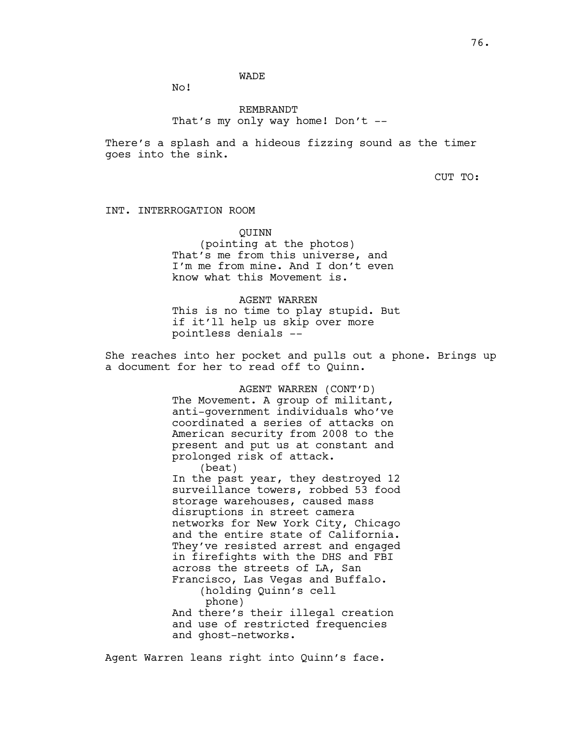WADE

No!

REMBRANDT

That's my only way home! Don't --

There's a splash and a hideous fizzing sound as the timer goes into the sink.

CUT TO:

INT. INTERROGATION ROOM

QUINN

(pointing at the photos)

That's me from this universe, and I'm me from mine. And I don't even know what this Movement is.

AGENT WARREN

This is no time to play stupid. But if it'll help us skip over more pointless denials --

She reaches into her pocket and pulls out a phone. Brings up a document for her to read off to Quinn.

AGENT WARREN (CONT'D)

The Movement. A group of militant, anti-government individuals who've coordinated a series of attacks on American security from 2008 to the present and put us at constant and prolonged risk of attack.

(beat)

In the past year, they destroyed 12 surveillance towers, robbed 53 food storage warehouses, caused mass disruptions in street camera networks for New York City, Chicago and the entire state of California. They've resisted arrest and engaged in firefights with the DHS and FBI across the streets of LA, San Francisco, Las Vegas and Buffalo.

(holding Quinn's cell phone)

And there's their illegal creation and use of restricted frequencies and ghost-networks.

Agent Warren leans right into Quinn's face.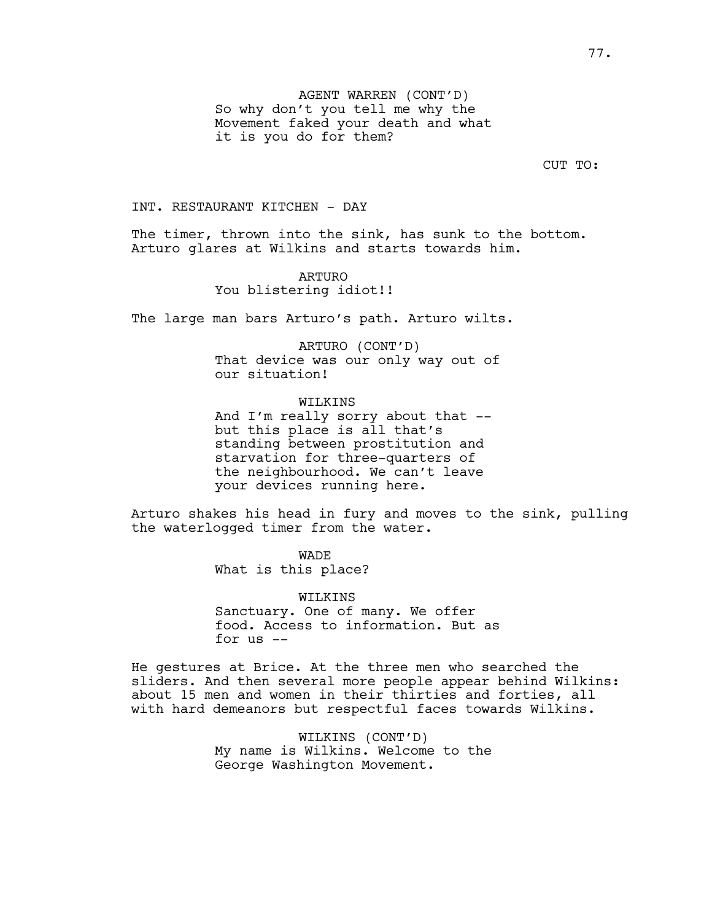AGENT WARREN (CONT'D)
So why don't you tell me why the Movement faked your death and what it is you do for them?

CUT TO:

INT. RESTAURANT KITCHEN - DAY

The timer, thrown into the sink, has sunk to the bottom. Arturo glares at Wilkins and starts towards him.

ARTURO
You blistering idiot!!

The large man bars Arturo's path. Arturo wilts.

ARTURO (CONT'D)
That device was our only way out of our situation!

WILKINS
And I'm really sorry about that -- but this place is all that's standing between prostitution and starvation for three-quarters of the neighbourhood. We can't leave your devices running here.

Arturo shakes his head in fury and moves to the sink, pulling the waterlogged timer from the water.

WADE
What is this place?

WILKINS
Sanctuary. One of many. We offer food. Access to information. But as for us --

He gestures at Brice. At the three men who searched the sliders. And then several more people appear behind Wilkins: about 15 men and women in their thirties and forties, all with hard demeanors but respectful faces towards Wilkins.

WILKINS (CONT'D)
My name is Wilkins. Welcome to the George Washington Movement.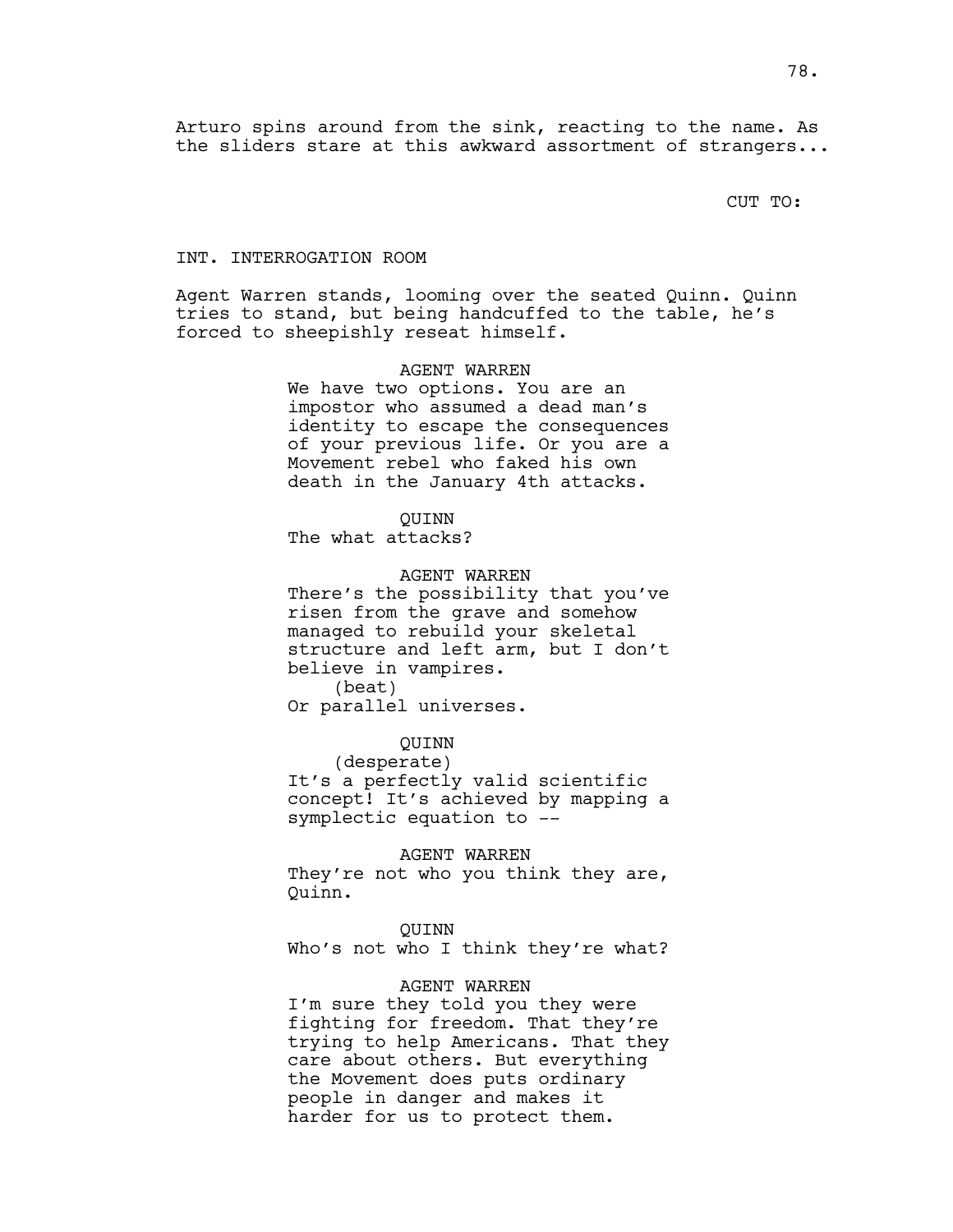Arturo spins around from the sink, reacting to the name. As the sliders stare at this awkward assortment of strangers...

CUT TO:

INT. INTERROGATION ROOM

Agent Warren stands, looming over the seated Quinn. Quinn tries to stand, but being handcuffed to the table, he's forced to sheepishly reseat himself.

AGENT WARREN
We have two options. You are an impostor who assumed a dead man's identity to escape the consequences of your previous life. Or you are a Movement rebel who faked his own death in the January 4th attacks.

QUINN
The what attacks?

AGENT WARREN
There's the possibility that you've risen from the grave and somehow managed to rebuild your skeletal structure and left arm, but I don't believe in vampires.
(beat)
Or parallel universes.

QUINN
(desperate)
It's a perfectly valid scientific concept! It's achieved by mapping a symplectic equation to --

AGENT WARREN
They're not who you think they are, Quinn.

QUINN
Who's not who I think they're what?

AGENT WARREN
I'm sure they told you they were fighting for freedom. That they're trying to help Americans. That they care about others. But everything the Movement does puts ordinary people in danger and makes it harder for us to protect them.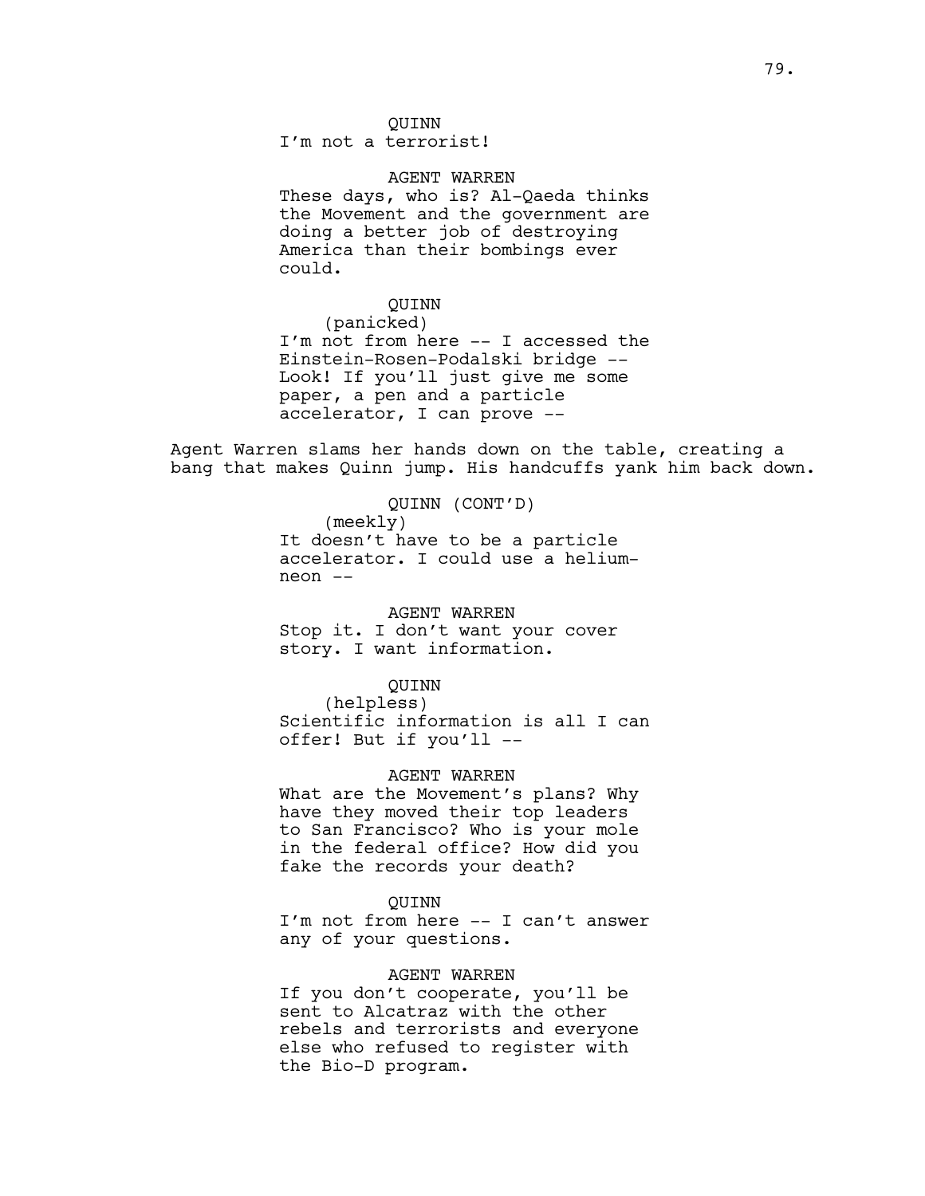QUINN
I'm not a terrorist!

AGENT WARREN
These days, who is? Al-Qaeda thinks the Movement and the government are doing a better job of destroying America than their bombings ever could.

QUINN
(panicked)
I'm not from here -- I accessed the Einstein-Rosen-Podalski bridge -- Look! If you'll just give me some paper, a pen and a particle accelerator, I can prove --

Agent Warren slams her hands down on the table, creating a bang that makes Quinn jump. His handcuffs yank him back down.

QUINN (CONT'D)
(meekly)
It doesn't have to be a particle accelerator. I could use a helium-neon --

AGENT WARREN
Stop it. I don't want your cover story. I want information.

QUINN
(helpless)
Scientific information is all I can offer! But if you'll --

AGENT WARREN
What are the Movement's plans? Why have they moved their top leaders to San Francisco? Who is your mole in the federal office? How did you fake the records your death?

QUINN
I'm not from here -- I can't answer any of your questions.

AGENT WARREN
If you don't cooperate, you'll be sent to Alcatraz with the other rebels and terrorists and everyone else who refused to register with the Bio-D program.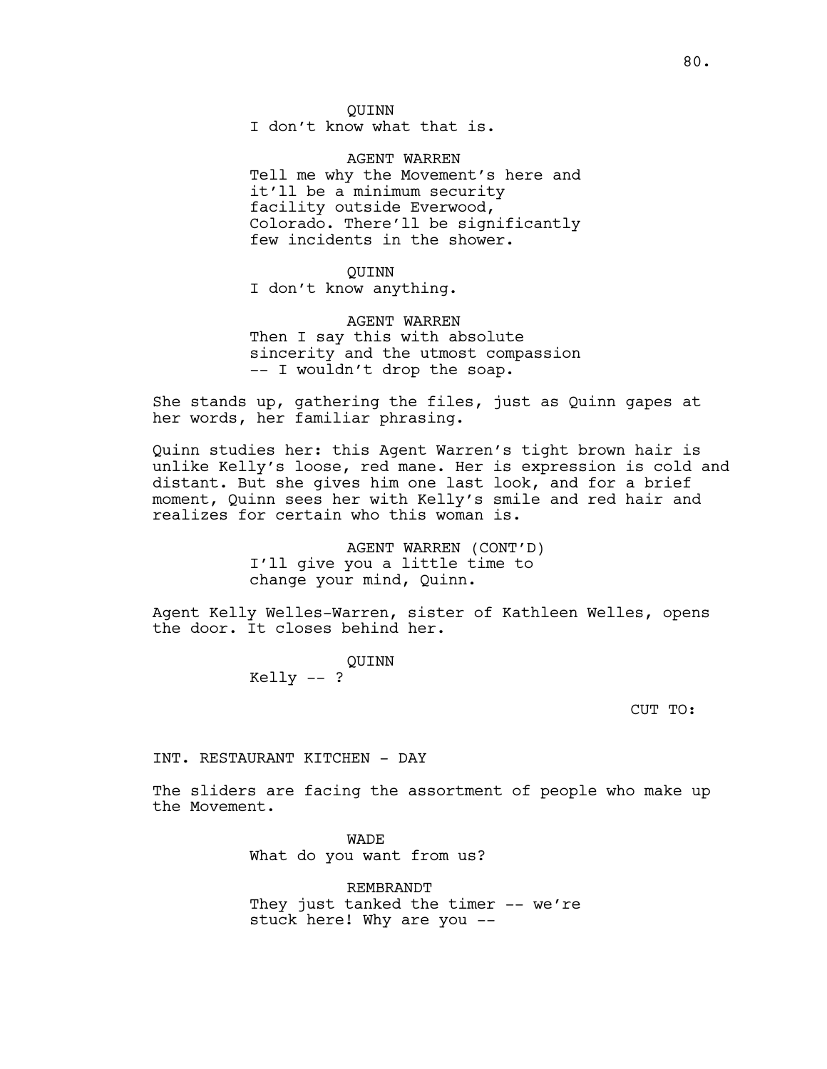QUINN
I don't know what that is.

AGENT WARREN
Tell me why the Movement's here and it'll be a minimum security facility outside Everwood, Colorado. There'll be significantly few incidents in the shower.

QUINN
I don't know anything.

AGENT WARREN
Then I say this with absolute sincerity and the utmost compassion -- I wouldn't drop the soap.

She stands up, gathering the files, just as Quinn gapes at her words, her familiar phrasing.

Quinn studies her: this Agent Warren's tight brown hair is unlike Kelly's loose, red mane. Her is expression is cold and distant. But she gives him one last look, and for a brief moment, Quinn sees her with Kelly's smile and red hair and realizes for certain who this woman is.

AGENT WARREN (CONT'D)
I'll give you a little time to change your mind, Quinn.

Agent Kelly Welles-Warren, sister of Kathleen Welles, opens the door. It closes behind her.

QUINN
Kelly -- ?

CUT TO:

INT. RESTAURANT KITCHEN - DAY

The sliders are facing the assortment of people who make up the Movement.

WADE
What do you want from us?

REMBRANDT
They just tanked the timer -- we're stuck here! Why are you --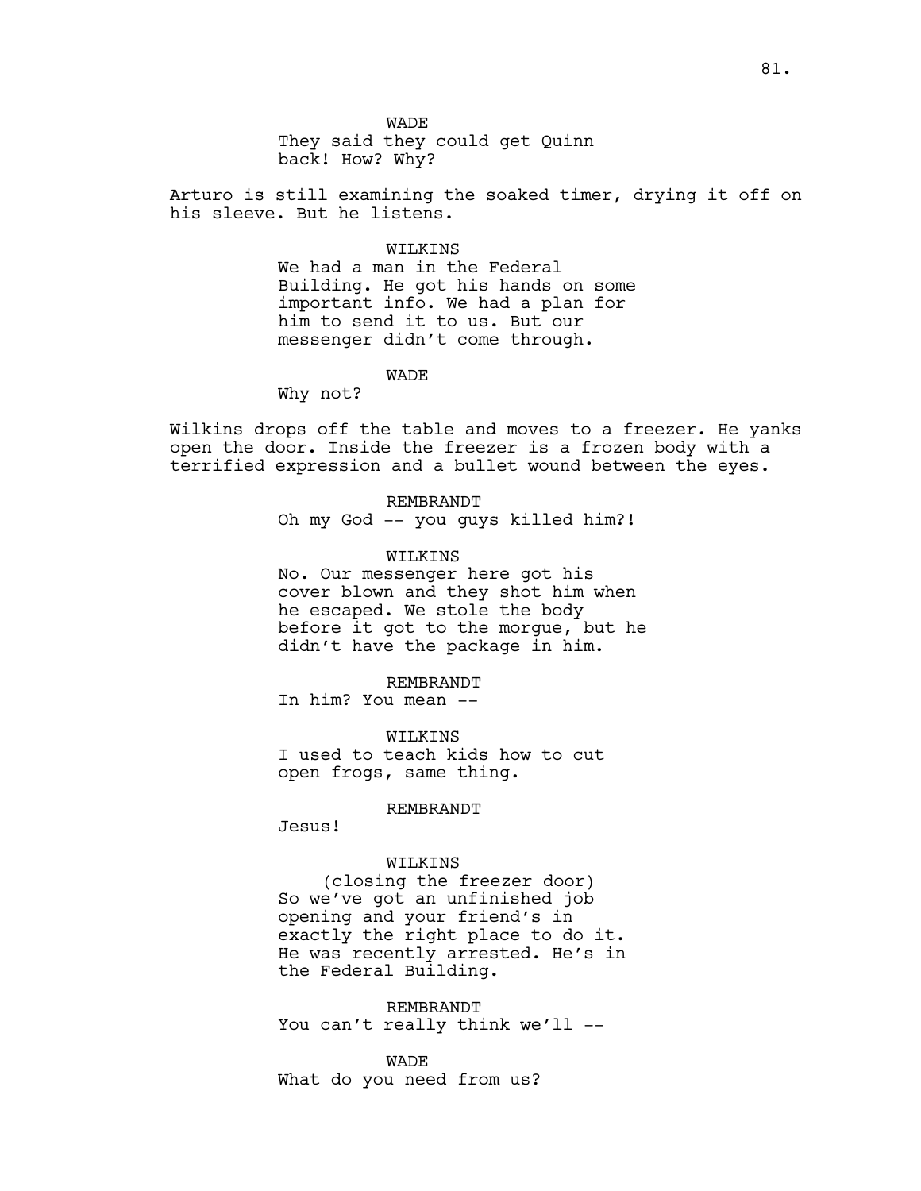WADE
They said they could get Quinn back! How? Why?

Arturo is still examining the soaked timer, drying it off on his sleeve. But he listens.

WILKINS
We had a man in the Federal Building. He got his hands on some important info. We had a plan for him to send it to us. But our messenger didn't come through.

WADE
Why not?

Wilkins drops off the table and moves to a freezer. He yanks open the door. Inside the freezer is a frozen body with a terrified expression and a bullet wound between the eyes.

REMBRANDT
Oh my God -- you guys killed him?!

WILKINS
No. Our messenger here got his cover blown and they shot him when he escaped. We stole the body before it got to the morgue, but he didn't have the package in him.

REMBRANDT
In him? You mean --

WILKINS
I used to teach kids how to cut open frogs, same thing.

REMBRANDT
Jesus!

WILKINS
(closing the freezer door)
So we've got an unfinished job opening and your friend's in exactly the right place to do it. He was recently arrested. He's in the Federal Building.

REMBRANDT
You can't really think we'll --

WADE
What do you need from us?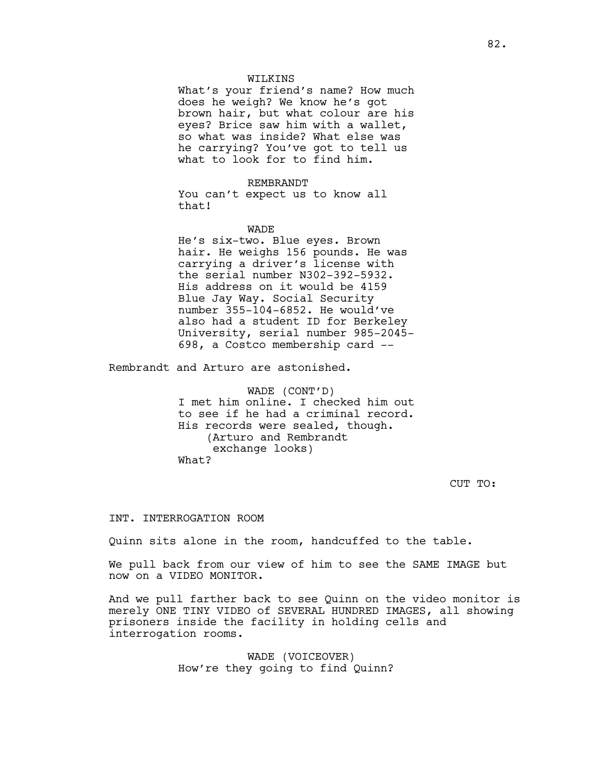WILKINS

What's your friend's name? How much does he weigh? We know he's got brown hair, but what colour are his eyes? Brice saw him with a wallet, so what was inside? What else was he carrying? You've got to tell us what to look for to find him.

REMBRANDT

You can't expect us to know all that!

WADE

He's six-two. Blue eyes. Brown hair. He weighs 156 pounds. He was carrying a driver's license with the serial number N302-392-5932. His address on it would be 4159 Blue Jay Way. Social Security number 355-104-6852. He would've also had a student ID for Berkeley University, serial number 985-2045-698, a Costco membership card --

Rembrandt and Arturo are astonished.

WADE (CONT'D)

I met him online. I checked him out to see if he had a criminal record. His records were sealed, though.

(Arturo and Rembrandt exchange looks)

What?

CUT TO:

INT. INTERROGATION ROOM

Quinn sits alone in the room, handcuffed to the table.

We pull back from our view of him to see the SAME IMAGE but now on a VIDEO MONITOR.

And we pull farther back to see Quinn on the video monitor is merely ONE TINY VIDEO of SEVERAL HUNDRED IMAGES, all showing prisoners inside the facility in holding cells and interrogation rooms.

WADE (VOICEOVER)

How're they going to find Quinn?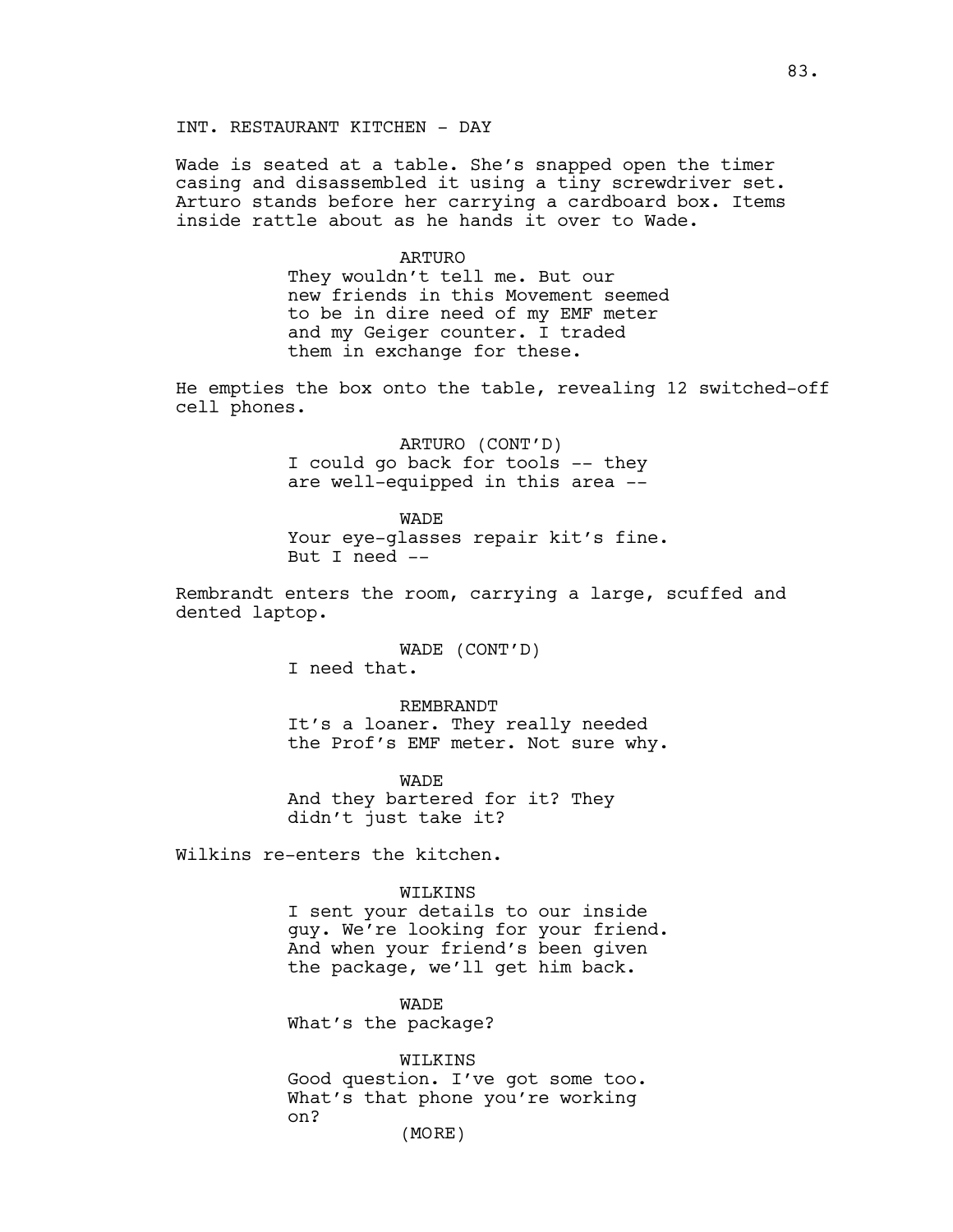INT. RESTAURANT KITCHEN - DAY

Wade is seated at a table. She's snapped open the timer casing and disassembled it using a tiny screwdriver set. Arturo stands before her carrying a cardboard box. Items inside rattle about as he hands it over to Wade.

ARTURO
They wouldn't tell me. But our new friends in this Movement seemed to be in dire need of my EMF meter and my Geiger counter. I traded them in exchange for these.

He empties the box onto the table, revealing 12 switched-off cell phones.

ARTURO (CONT'D)
I could go back for tools -- they are well-equipped in this area --

WADE
Your eye-glasses repair kit's fine. But I need --

Rembrandt enters the room, carrying a large, scuffed and dented laptop.

WADE (CONT'D)
I need that.

REMBRANDT
It's a loaner. They really needed the Prof's EMF meter. Not sure why.

WADE
And they bartered for it? They didn't just take it?

Wilkins re-enters the kitchen.

WILKINS
I sent your details to our inside guy. We're looking for your friend. And when your friend's been given the package, we'll get him back.

WADE
What's the package?

WILKINS
Good question. I've got some too. What's that phone you're working on?
(MORE)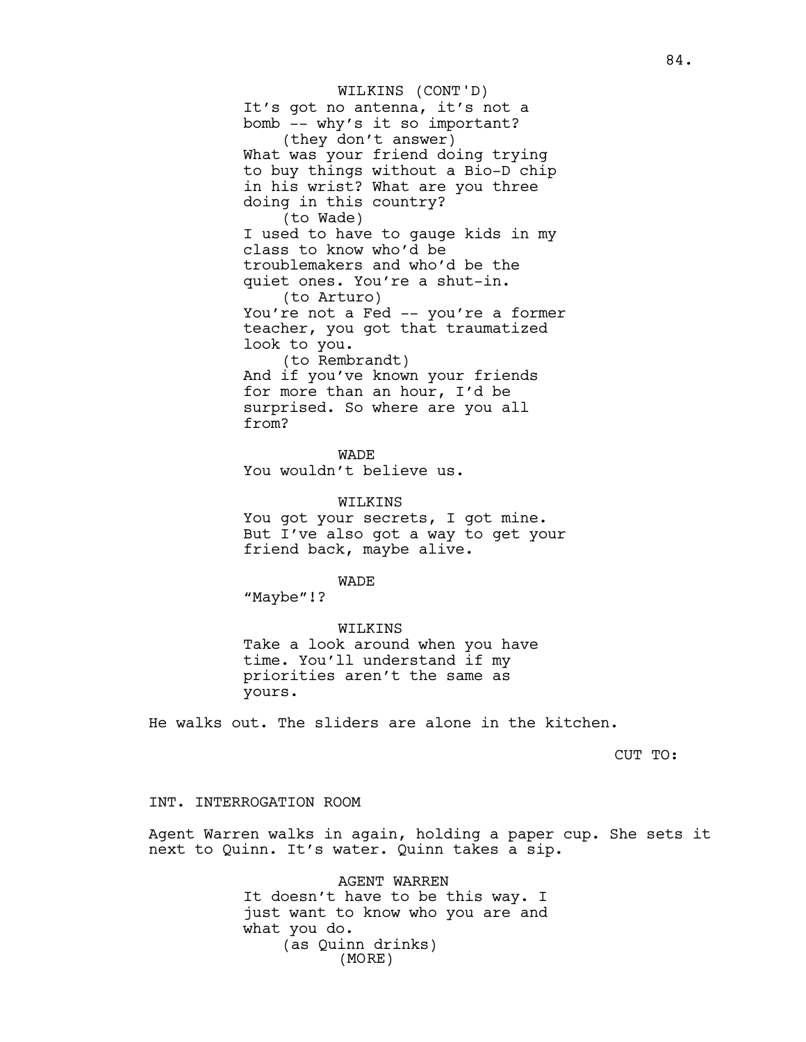WILKINS (CONT'D)
It's got no antenna, it's not a bomb -- why's it so important?
(they don't answer)
What was your friend doing trying to buy things without a Bio-D chip in his wrist? What are you three doing in this country?
(to Wade)
I used to have to gauge kids in my class to know who'd be troublemakers and who'd be the quiet ones. You're a shut-in.
(to Arturo)
You're not a Fed -- you're a former teacher, you got that traumatized look to you.
(to Rembrandt)
And if you've known your friends for more than an hour, I'd be surprised. So where are you all from?

WADE
You wouldn't believe us.

WILKINS
You got your secrets, I got mine. But I've also got a way to get your friend back, maybe alive.

WADE
"Maybe"!?

WILKINS
Take a look around when you have time. You'll understand if my priorities aren't the same as yours.

He walks out. The sliders are alone in the kitchen.

CUT TO:

INT. INTERROGATION ROOM

Agent Warren walks in again, holding a paper cup. She sets it next to Quinn. It's water. Quinn takes a sip.

AGENT WARREN
It doesn't have to be this way. I just want to know who you are and what you do.
(as Quinn drinks)
(MORE)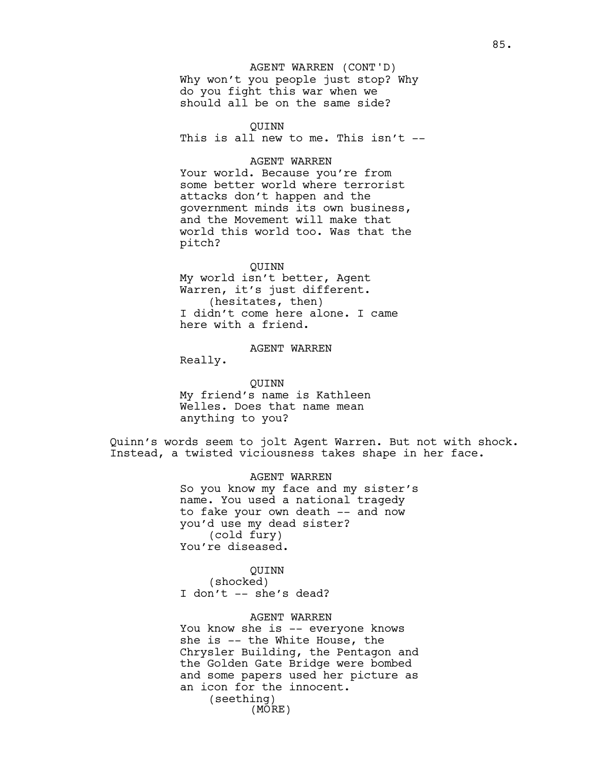AGENT WARREN (CONT'D)
Why won't you people just stop? Why do you fight this war when we should all be on the same side?

QUINN
This is all new to me. This isn't --

AGENT WARREN
Your world. Because you're from some better world where terrorist attacks don't happen and the government minds its own business, and the Movement will make that world this world too. Was that the pitch?

QUINN
My world isn't better, Agent Warren, it's just different.
(hesitates, then)
I didn't come here alone. I came here with a friend.

AGENT WARREN
Really.

QUINN
My friend's name is Kathleen Welles. Does that name mean anything to you?

Quinn's words seem to jolt Agent Warren. But not with shock. Instead, a twisted viciousness takes shape in her face.

AGENT WARREN
So you know my face and my sister's name. You used a national tragedy to fake your own death -- and now you'd use my dead sister?
(cold fury)
You're diseased.

QUINN
(shocked)
I don't -- she's dead?

AGENT WARREN
You know she is -- everyone knows she is -- the White House, the Chrysler Building, the Pentagon and the Golden Gate Bridge were bombed and some papers used her picture as an icon for the innocent.
(seething)
(MORE)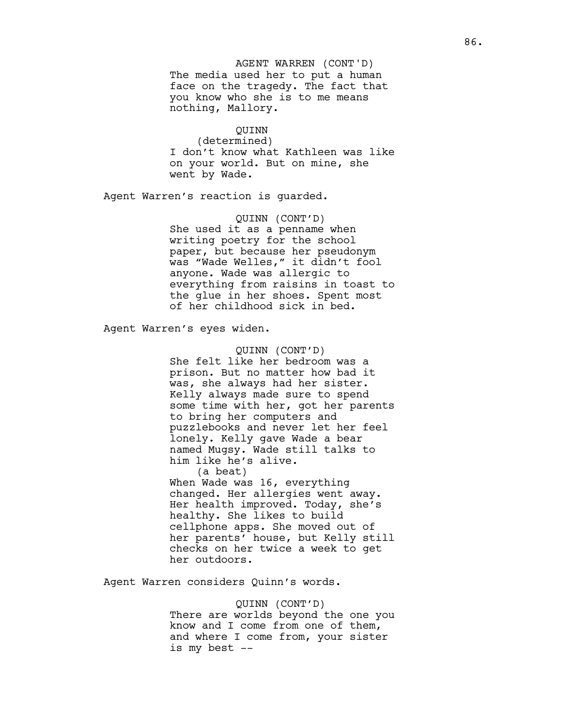AGENT WARREN (CONT'D)
The media used her to put a human face on the tragedy. The fact that you know who she is to me means nothing, Mallory.

QUINN
(determined)
I don't know what Kathleen was like on your world. But on mine, she went by Wade.

Agent Warren's reaction is guarded.

QUINN (CONT'D)
She used it as a penname when writing poetry for the school paper, but because her pseudonym was "Wade Welles," it didn't fool anyone. Wade was allergic to everything from raisins in toast to the glue in her shoes. Spent most of her childhood sick in bed.

Agent Warren's eyes widen.

QUINN (CONT'D)
She felt like her bedroom was a prison. But no matter how bad it was, she always had her sister. Kelly always made sure to spend some time with her, got her parents to bring her computers and puzzlebooks and never let her feel lonely. Kelly gave Wade a bear named Mugsy. Wade still talks to him like he's alive.
(a beat)
When Wade was 16, everything changed. Her allergies went away. Her health improved. Today, she's healthy. She likes to build cellphone apps. She moved out of her parents' house, but Kelly still checks on her twice a week to get her outdoors.

Agent Warren considers Quinn's words.

QUINN (CONT'D)
There are worlds beyond the one you know and I come from one of them, and where I come from, your sister is my best --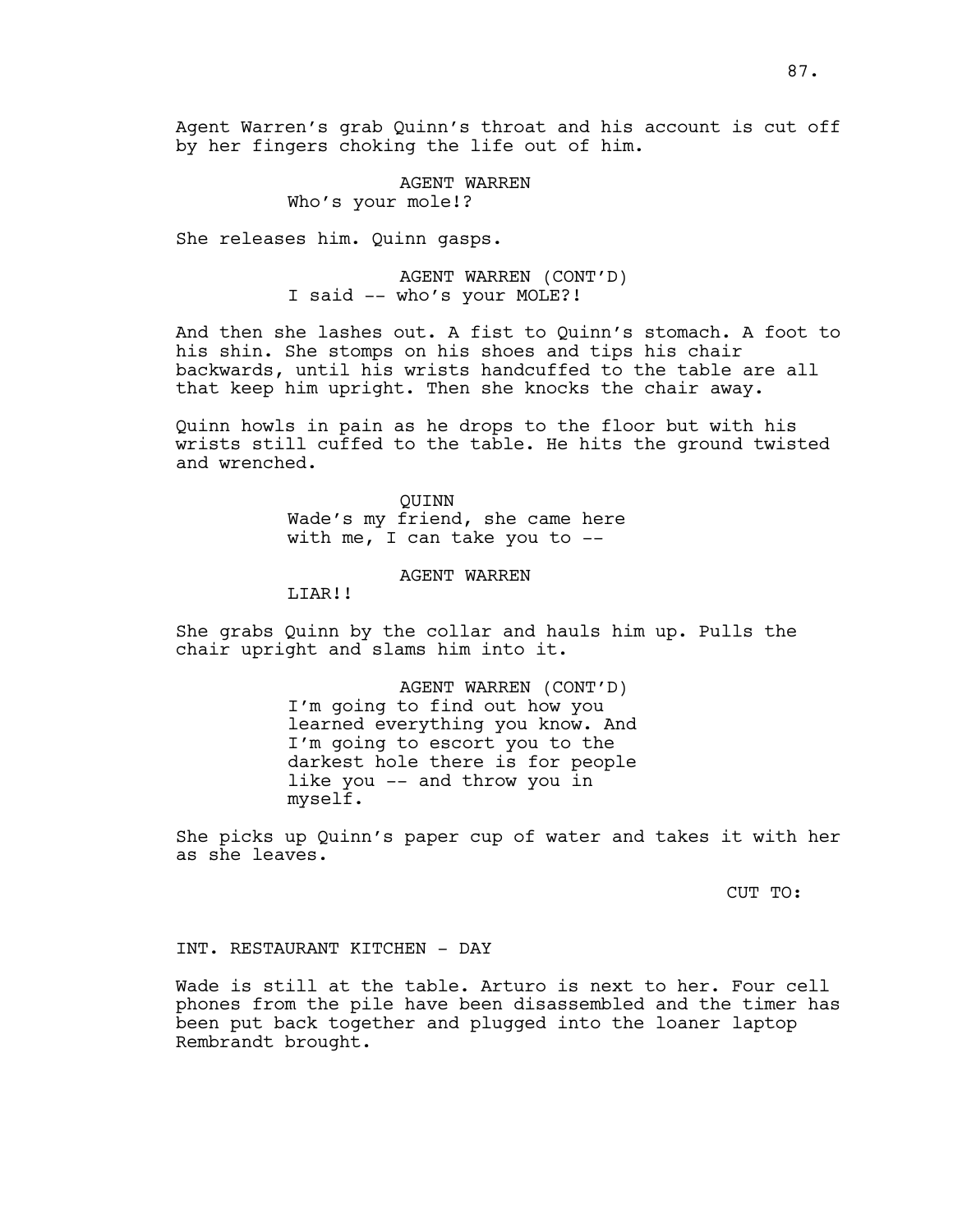Agent Warren's grab Quinn's throat and his account is cut off by her fingers choking the life out of him.

AGENT WARREN
Who's your mole!?

She releases him. Quinn gasps.

AGENT WARREN (CONT'D)
I said -- who's your MOLE?!

And then she lashes out. A fist to Quinn's stomach. A foot to his shin. She stomps on his shoes and tips his chair backwards, until his wrists handcuffed to the table are all that keep him upright. Then she knocks the chair away.

Quinn howls in pain as he drops to the floor but with his wrists still cuffed to the table. He hits the ground twisted and wrenched.

QUINN
Wade's my friend, she came here with me, I can take you to --

AGENT WARREN
LIAR!!

She grabs Quinn by the collar and hauls him up. Pulls the chair upright and slams him into it.

AGENT WARREN (CONT'D)
I'm going to find out how you learned everything you know. And I'm going to escort you to the darkest hole there is for people like you -- and throw you in myself.

She picks up Quinn's paper cup of water and takes it with her as she leaves.

CUT TO:

INT. RESTAURANT KITCHEN - DAY

Wade is still at the table. Arturo is next to her. Four cell phones from the pile have been disassembled and the timer has been put back together and plugged into the loaner laptop Rembrandt brought.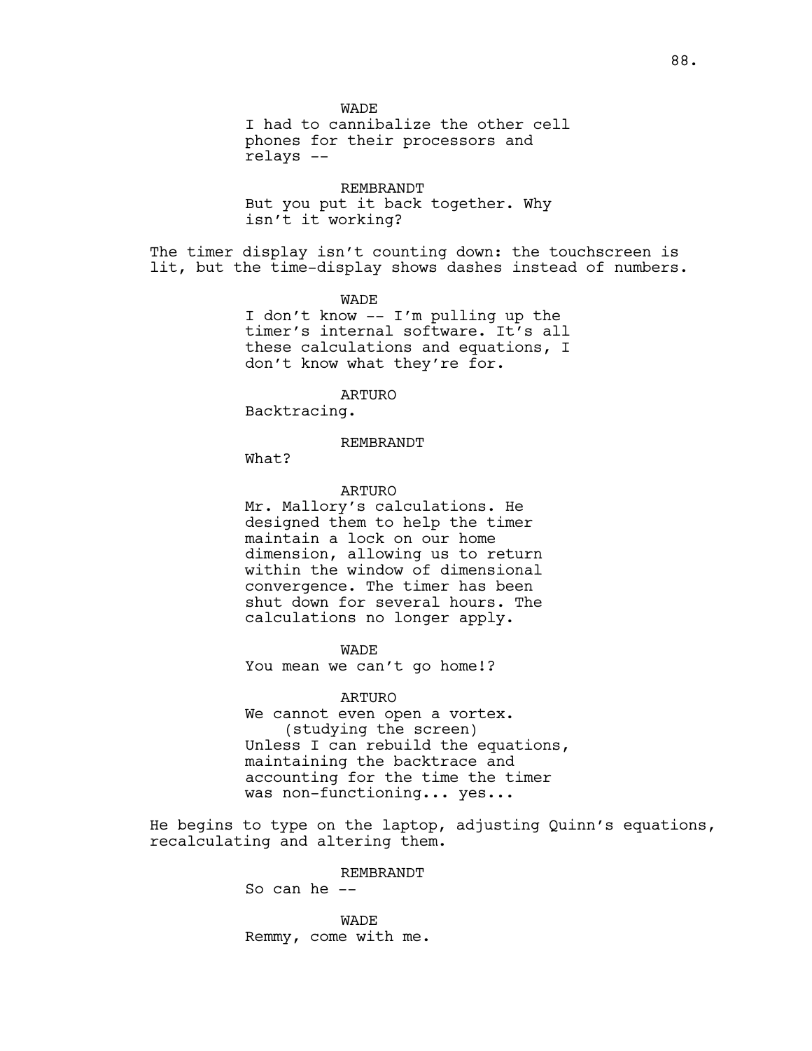WADE
I had to cannibalize the other cell phones for their processors and relays --

REMBRANDT
But you put it back together. Why isn't it working?

The timer display isn't counting down: the touchscreen is lit, but the time-display shows dashes instead of numbers.

WADE
I don't know -- I'm pulling up the timer's internal software. It's all these calculations and equations, I don't know what they're for.

ARTURO
Backtracing.

REMBRANDT
What?

ARTURO
Mr. Mallory's calculations. He designed them to help the timer maintain a lock on our home dimension, allowing us to return within the window of dimensional convergence. The timer has been shut down for several hours. The calculations no longer apply.

WADE
You mean we can't go home!?

ARTURO
We cannot even open a vortex.
(studying the screen)
Unless I can rebuild the equations, maintaining the backtrace and accounting for the time the timer was non-functioning... yes...

He begins to type on the laptop, adjusting Quinn's equations, recalculating and altering them.

REMBRANDT
So can he --

WADE
Remmy, come with me.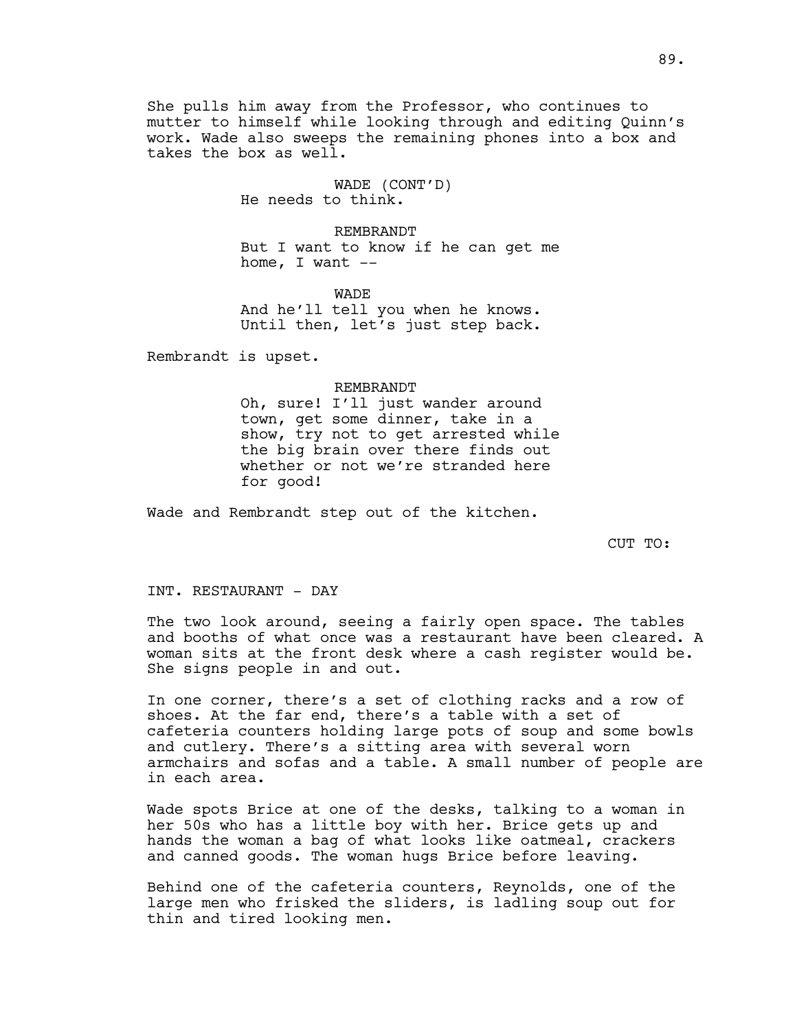She pulls him away from the Professor, who continues to mutter to himself while looking through and editing Quinn's work. Wade also sweeps the remaining phones into a box and takes the box as well.

WADE (CONT'D)
He needs to think.

REMBRANDT
But I want to know if he can get me home, I want --

WADE
And he'll tell you when he knows. Until then, let's just step back.

Rembrandt is upset.

REMBRANDT
Oh, sure! I'll just wander around town, get some dinner, take in a show, try not to get arrested while the big brain over there finds out whether or not we're stranded here for good!

Wade and Rembrandt step out of the kitchen.

CUT TO:

INT. RESTAURANT - DAY

The two look around, seeing a fairly open space. The tables and booths of what once was a restaurant have been cleared. A woman sits at the front desk where a cash register would be. She signs people in and out.

In one corner, there's a set of clothing racks and a row of shoes. At the far end, there's a table with a set of cafeteria counters holding large pots of soup and some bowls and cutlery. There's a sitting area with several worn armchairs and sofas and a table. A small number of people are in each area.

Wade spots Brice at one of the desks, talking to a woman in her 50s who has a little boy with her. Brice gets up and hands the woman a bag of what looks like oatmeal, crackers and canned goods. The woman hugs Brice before leaving.

Behind one of the cafeteria counters, Reynolds, one of the large men who frisked the sliders, is ladling soup out for thin and tired looking men.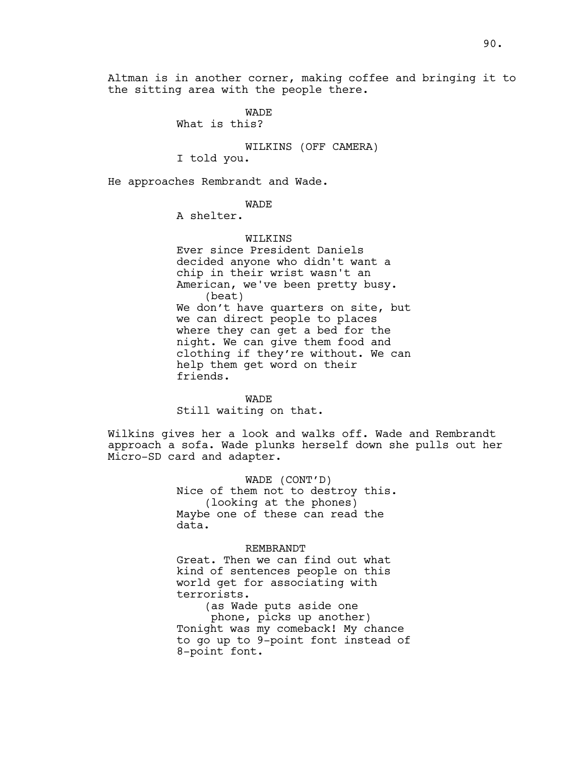Altman is in another corner, making coffee and bringing it to the sitting area with the people there.

WADE
What is this?

WILKINS (OFF CAMERA)
I told you.

He approaches Rembrandt and Wade.

WADE
A shelter.

WILKINS
Ever since President Daniels decided anyone who didn't want a chip in their wrist wasn't an American, we've been pretty busy.
(beat)
We don't have quarters on site, but we can direct people to places where they can get a bed for the night. We can give them food and clothing if they're without. We can help them get word on their friends.

WADE
Still waiting on that.

Wilkins gives her a look and walks off. Wade and Rembrandt approach a sofa. Wade plunks herself down she pulls out her Micro-SD card and adapter.

WADE (CONT'D)
Nice of them not to destroy this.
(looking at the phones)
Maybe one of these can read the data.

REMBRANDT
Great. Then we can find out what kind of sentences people on this world get for associating with terrorists.
(as Wade puts aside one phone, picks up another)
Tonight was my comeback! My chance to go up to 9-point font instead of 8-point font.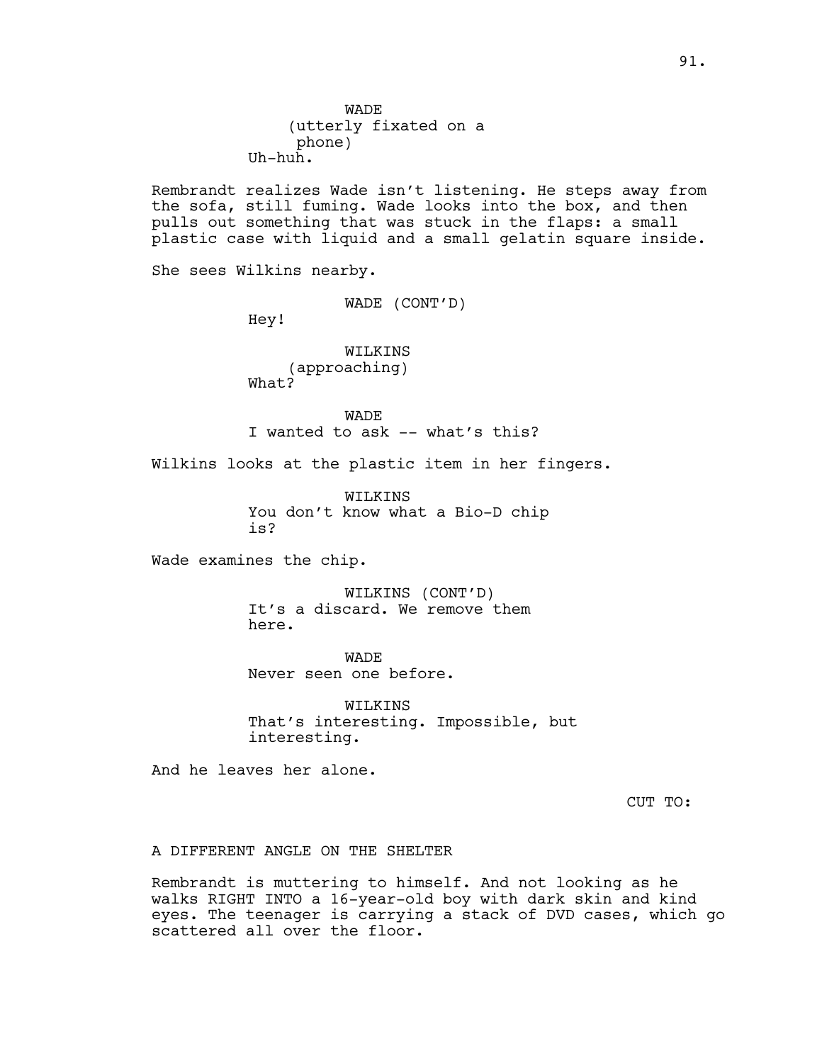WADE
(utterly fixated on a phone)
Uh-huh.

Rembrandt realizes Wade isn't listening. He steps away from the sofa, still fuming. Wade looks into the box, and then pulls out something that was stuck in the flaps: a small plastic case with liquid and a small gelatin square inside.

She sees Wilkins nearby.

WADE (CONT'D)
Hey!

WILKINS
(approaching)
What?

WADE
I wanted to ask -- what's this?

Wilkins looks at the plastic item in her fingers.

WILKINS
You don't know what a Bio-D chip is?

Wade examines the chip.

WILKINS (CONT'D)
It's a discard. We remove them here.

WADE
Never seen one before.

WILKINS
That's interesting. Impossible, but interesting.

And he leaves her alone.

CUT TO:

A DIFFERENT ANGLE ON THE SHELTER

Rembrandt is muttering to himself. And not looking as he walks RIGHT INTO a 16-year-old boy with dark skin and kind eyes. The teenager is carrying a stack of DVD cases, which go scattered all over the floor.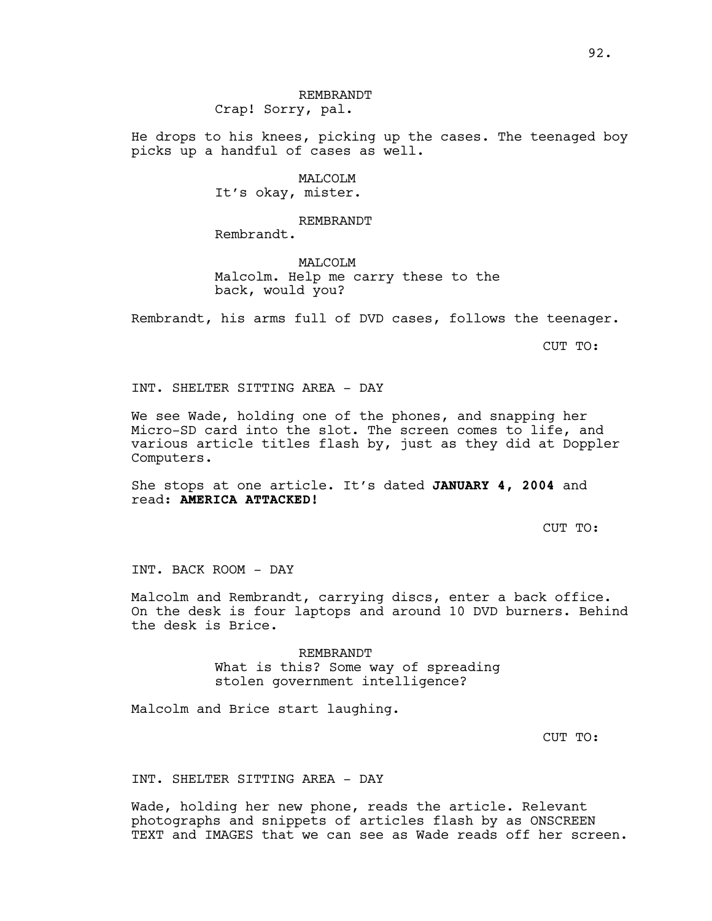REMBRANDT
Crap! Sorry, pal.

He drops to his knees, picking up the cases. The teenaged boy picks up a handful of cases as well.

MALCOLM
It's okay, mister.

REMBRANDT
Rembrandt.

MALCOLM
Malcolm. Help me carry these to the back, would you?

Rembrandt, his arms full of DVD cases, follows the teenager.

CUT TO:

INT. SHELTER SITTING AREA - DAY

We see Wade, holding one of the phones, and snapping her Micro-SD card into the slot. The screen comes to life, and various article titles flash by, just as they did at Doppler Computers.

She stops at one article. It's dated **JANUARY 4, 2004** and read: **AMERICA ATTACKED!**

CUT TO:

INT. BACK ROOM - DAY

Malcolm and Rembrandt, carrying discs, enter a back office. On the desk is four laptops and around 10 DVD burners. Behind the desk is Brice.

REMBRANDT
What is this? Some way of spreading stolen government intelligence?

Malcolm and Brice start laughing.

CUT TO:

INT. SHELTER SITTING AREA - DAY

Wade, holding her new phone, reads the article. Relevant photographs and snippets of articles flash by as ONSCREEN TEXT and IMAGES that we can see as Wade reads off her screen.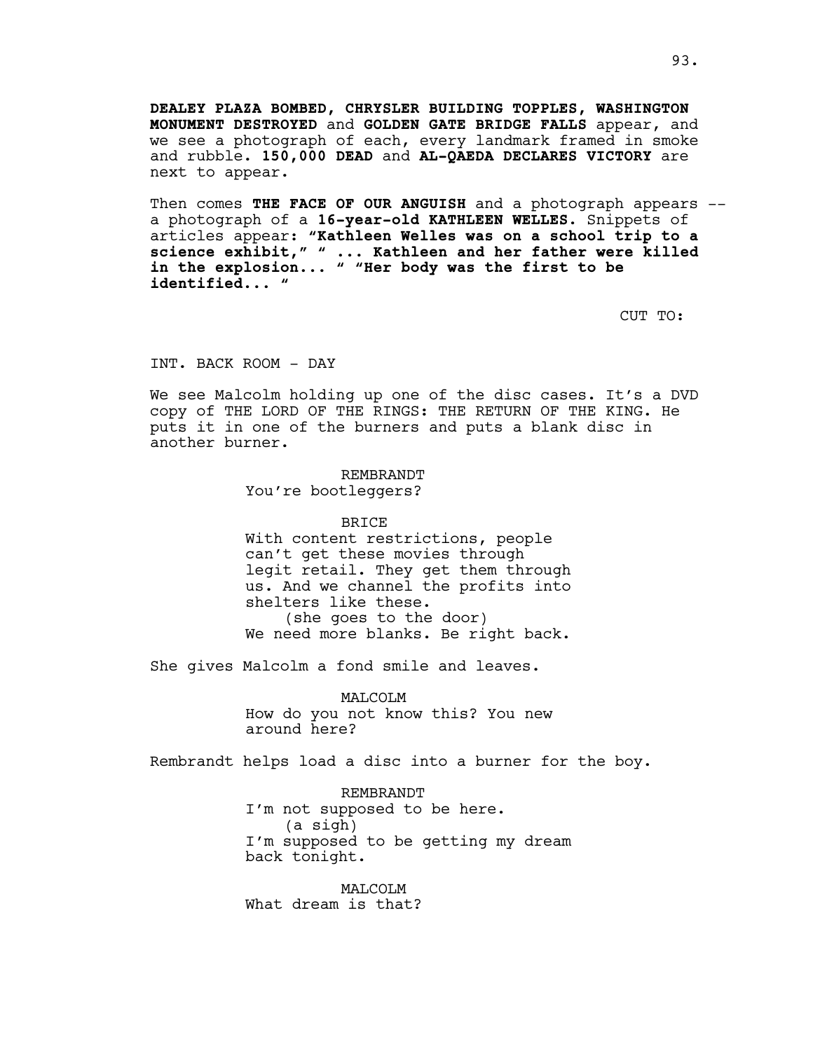**DEALEY PLAZA BOMBED, CHRYSLER BUILDING TOPPLES, WASHINGTON MONUMENT DESTROYED** and **GOLDEN GATE BRIDGE FALLS** appear, and we see a photograph of each, every landmark framed in smoke and rubble**. 150,000 DEAD** and **AL-QAEDA DECLARES VICTORY** are next to appear.

Then comes **THE FACE OF OUR ANGUISH** and a photograph appears -- a photograph of a **16-year-old KATHLEEN WELLES.** Snippets of articles appear**: "Kathleen Welles was on a school trip to a science exhibit," " ... Kathleen and her father were killed in the explosion... " "Her body was the first to be identified... "**

CUT TO:

INT. BACK ROOM - DAY

We see Malcolm holding up one of the disc cases. It's a DVD copy of THE LORD OF THE RINGS: THE RETURN OF THE KING. He puts it in one of the burners and puts a blank disc in another burner.

REMBRANDT
You're bootleggers?

BRICE
With content restrictions, people can't get these movies through legit retail. They get them through us. And we channel the profits into shelters like these.
(she goes to the door)
We need more blanks. Be right back.

She gives Malcolm a fond smile and leaves.

MALCOLM
How do you not know this? You new around here?

Rembrandt helps load a disc into a burner for the boy.

REMBRANDT
I'm not supposed to be here.
(a sigh)
I'm supposed to be getting my dream back tonight.

MALCOLM
What dream is that?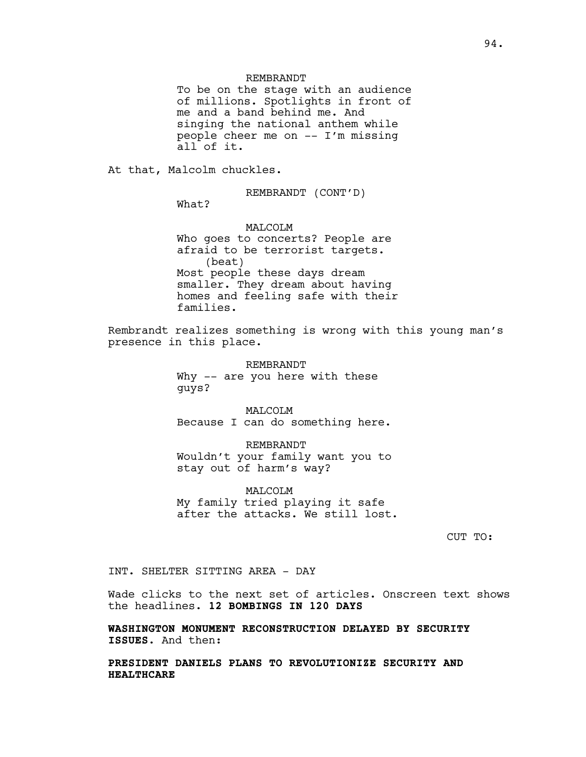REMBRANDT
To be on the stage with an audience of millions. Spotlights in front of me and a band behind me. And singing the national anthem while people cheer me on -- I'm missing all of it.

At that, Malcolm chuckles.

REMBRANDT (CONT'D)
What?

MALCOLM
Who goes to concerts? People are afraid to be terrorist targets.
(beat)
Most people these days dream smaller. They dream about having homes and feeling safe with their families.

Rembrandt realizes something is wrong with this young man's presence in this place.

REMBRANDT
Why -- are you here with these guys?

MALCOLM
Because I can do something here.

REMBRANDT
Wouldn't your family want you to stay out of harm's way?

MALCOLM
My family tried playing it safe after the attacks. We still lost.

CUT TO:

INT. SHELTER SITTING AREA - DAY

Wade clicks to the next set of articles. Onscreen text shows the headlines**. 12 BOMBINGS IN 120 DAYS**

**WASHINGTON MONUMENT RECONSTRUCTION DELAYED BY SECURITY ISSUES.** And then:

**PRESIDENT DANIELS PLANS TO REVOLUTIONIZE SECURITY AND HEALTHCARE**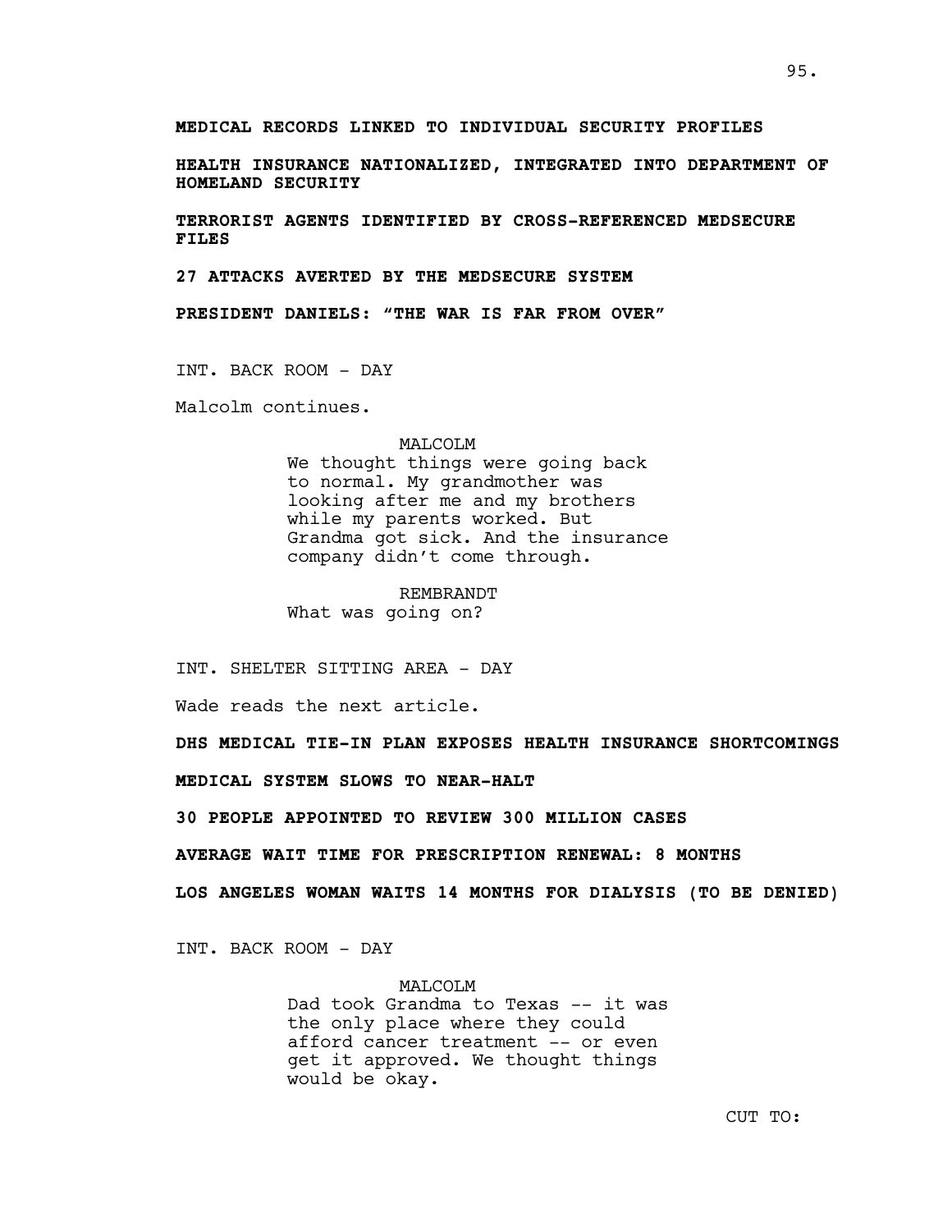**MEDICAL RECORDS LINKED TO INDIVIDUAL SECURITY PROFILES**

**HEALTH INSURANCE NATIONALIZED, INTEGRATED INTO DEPARTMENT OF HOMELAND SECURITY**

**TERRORIST AGENTS IDENTIFIED BY CROSS-REFERENCED MEDSECURE FILES**

**27 ATTACKS AVERTED BY THE MEDSECURE SYSTEM**

**PRESIDENT DANIELS: "THE WAR IS FAR FROM OVER"**

INT. BACK ROOM - DAY

Malcolm continues.

MALCOLM
We thought things were going back to normal. My grandmother was looking after me and my brothers while my parents worked. But Grandma got sick. And the insurance company didn't come through.

REMBRANDT
What was going on?

INT. SHELTER SITTING AREA - DAY

Wade reads the next article.

**DHS MEDICAL TIE-IN PLAN EXPOSES HEALTH INSURANCE SHORTCOMINGS**

**MEDICAL SYSTEM SLOWS TO NEAR-HALT**

**30 PEOPLE APPOINTED TO REVIEW 300 MILLION CASES**

**AVERAGE WAIT TIME FOR PRESCRIPTION RENEWAL: 8 MONTHS**

**LOS ANGELES WOMAN WAITS 14 MONTHS FOR DIALYSIS (TO BE DENIED)**

INT. BACK ROOM - DAY

MALCOLM
Dad took Grandma to Texas -- it was the only place where they could afford cancer treatment -- or even get it approved. We thought things would be okay.

CUT TO: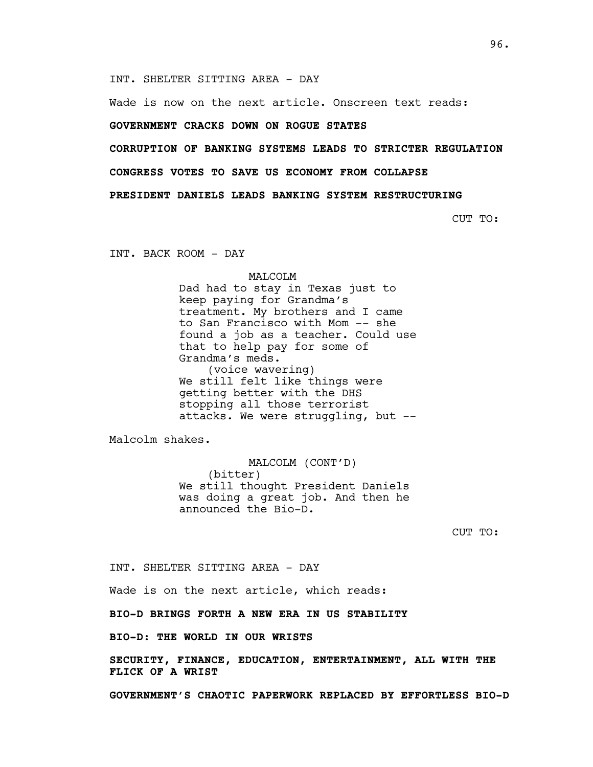INT. SHELTER SITTING AREA - DAY

Wade is now on the next article. Onscreen text reads:

**GOVERNMENT CRACKS DOWN ON ROGUE STATES**

**CORRUPTION OF BANKING SYSTEMS LEADS TO STRICTER REGULATION**

**CONGRESS VOTES TO SAVE US ECONOMY FROM COLLAPSE**

**PRESIDENT DANIELS LEADS BANKING SYSTEM RESTRUCTURING**

CUT TO:

INT. BACK ROOM - DAY

MALCOLM
Dad had to stay in Texas just to keep paying for Grandma's treatment. My brothers and I came to San Francisco with Mom -- she found a job as a teacher. Could use that to help pay for some of Grandma's meds.
(voice wavering)
We still felt like things were getting better with the DHS stopping all those terrorist attacks. We were struggling, but --

Malcolm shakes.

MALCOLM (CONT'D)
(bitter)
We still thought President Daniels was doing a great job. And then he announced the Bio-D.

CUT TO:

INT. SHELTER SITTING AREA - DAY

Wade is on the next article, which reads:

**BIO-D BRINGS FORTH A NEW ERA IN US STABILITY**

**BIO-D: THE WORLD IN OUR WRISTS**

**SECURITY, FINANCE, EDUCATION, ENTERTAINMENT, ALL WITH THE FLICK OF A WRIST**

**GOVERNMENT'S CHAOTIC PAPERWORK REPLACED BY EFFORTLESS BIO-D**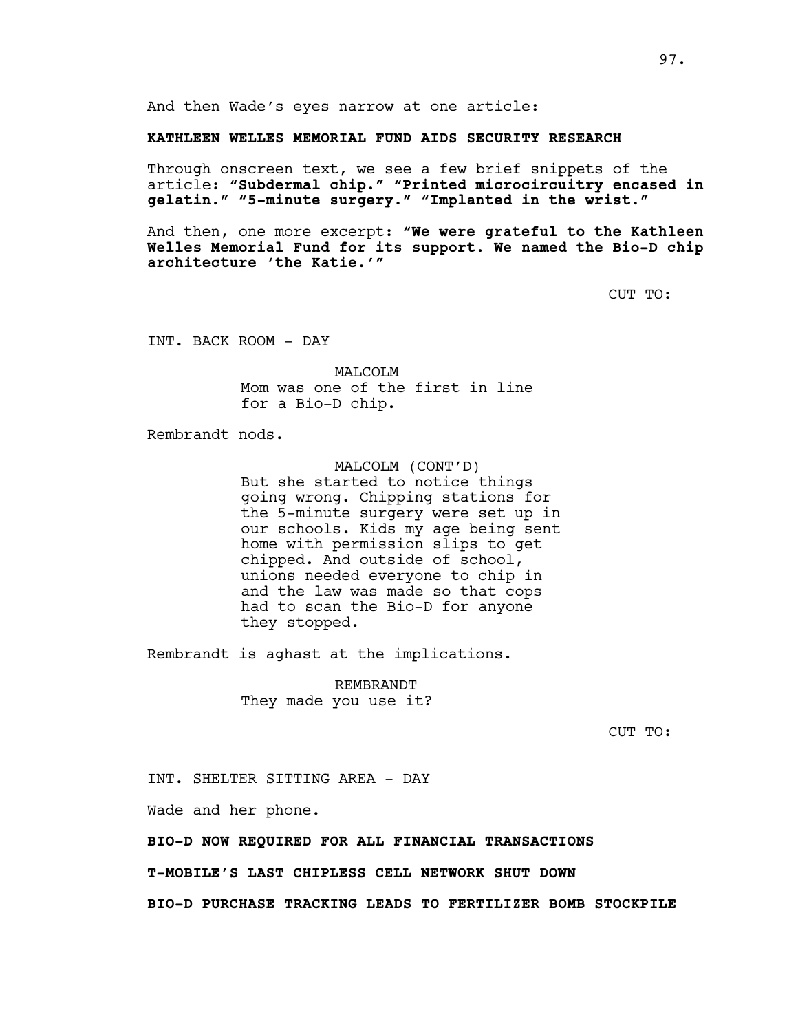And then Wade's eyes narrow at one article:

**KATHLEEN WELLES MEMORIAL FUND AIDS SECURITY RESEARCH**

Through onscreen text, we see a few brief snippets of the article: **"Subdermal chip." "Printed microcircuitry encased in gelatin." "5-minute surgery." "Implanted in the wrist."**

And then, one more excerpt: **"We were grateful to the Kathleen Welles Memorial Fund for its support. We named the Bio-D chip architecture 'the Katie.'"**

CUT TO:

INT. BACK ROOM - DAY

MALCOLM
Mom was one of the first in line for a Bio-D chip.

Rembrandt nods.

MALCOLM (CONT'D)
But she started to notice things going wrong. Chipping stations for the 5-minute surgery were set up in our schools. Kids my age being sent home with permission slips to get chipped. And outside of school, unions needed everyone to chip in and the law was made so that cops had to scan the Bio-D for anyone they stopped.

Rembrandt is aghast at the implications.

REMBRANDT
They made you use it?

CUT TO:

INT. SHELTER SITTING AREA - DAY

Wade and her phone.

**BIO-D NOW REQUIRED FOR ALL FINANCIAL TRANSACTIONS**

**T-MOBILE'S LAST CHIPLESS CELL NETWORK SHUT DOWN**

**BIO-D PURCHASE TRACKING LEADS TO FERTILIZER BOMB STOCKPILE**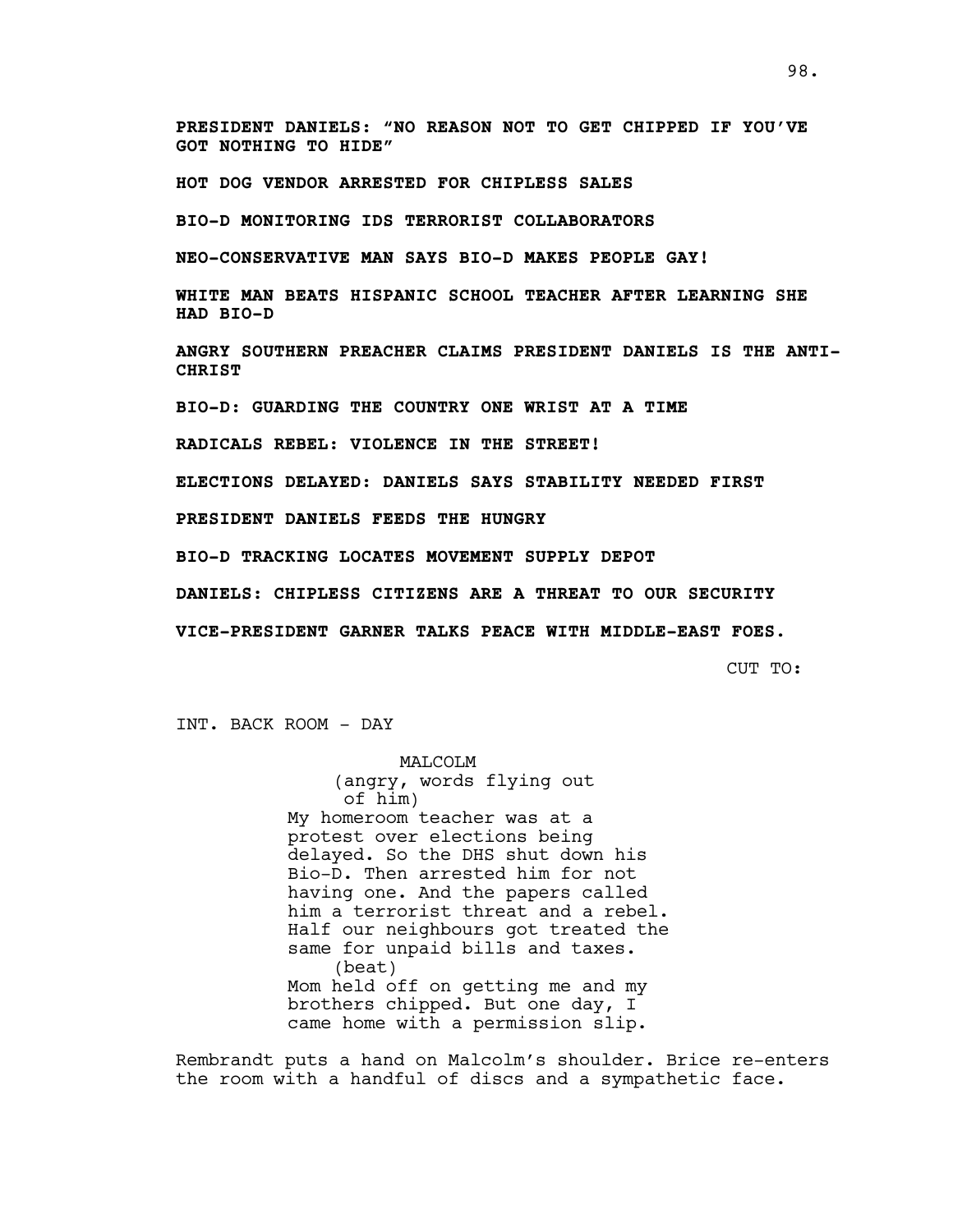**PRESIDENT DANIELS: "NO REASON NOT TO GET CHIPPED IF YOU'VE GOT NOTHING TO HIDE"**

**HOT DOG VENDOR ARRESTED FOR CHIPLESS SALES**

**BIO-D MONITORING IDS TERRORIST COLLABORATORS**

**NEO-CONSERVATIVE MAN SAYS BIO-D MAKES PEOPLE GAY!**

**WHITE MAN BEATS HISPANIC SCHOOL TEACHER AFTER LEARNING SHE HAD BIO-D**

**ANGRY SOUTHERN PREACHER CLAIMS PRESIDENT DANIELS IS THE ANTI-CHRIST**

**BIO-D: GUARDING THE COUNTRY ONE WRIST AT A TIME**

**RADICALS REBEL: VIOLENCE IN THE STREET!**

**ELECTIONS DELAYED: DANIELS SAYS STABILITY NEEDED FIRST**

**PRESIDENT DANIELS FEEDS THE HUNGRY**

**BIO-D TRACKING LOCATES MOVEMENT SUPPLY DEPOT**

**DANIELS: CHIPLESS CITIZENS ARE A THREAT TO OUR SECURITY**

**VICE-PRESIDENT GARNER TALKS PEACE WITH MIDDLE-EAST FOES.**

CUT TO:

INT. BACK ROOM - DAY

MALCOLM
(angry, words flying out of him)
My homeroom teacher was at a protest over elections being delayed. So the DHS shut down his Bio-D. Then arrested him for not having one. And the papers called him a terrorist threat and a rebel. Half our neighbours got treated the same for unpaid bills and taxes.
(beat)
Mom held off on getting me and my brothers chipped. But one day, I came home with a permission slip.

Rembrandt puts a hand on Malcolm's shoulder. Brice re-enters the room with a handful of discs and a sympathetic face.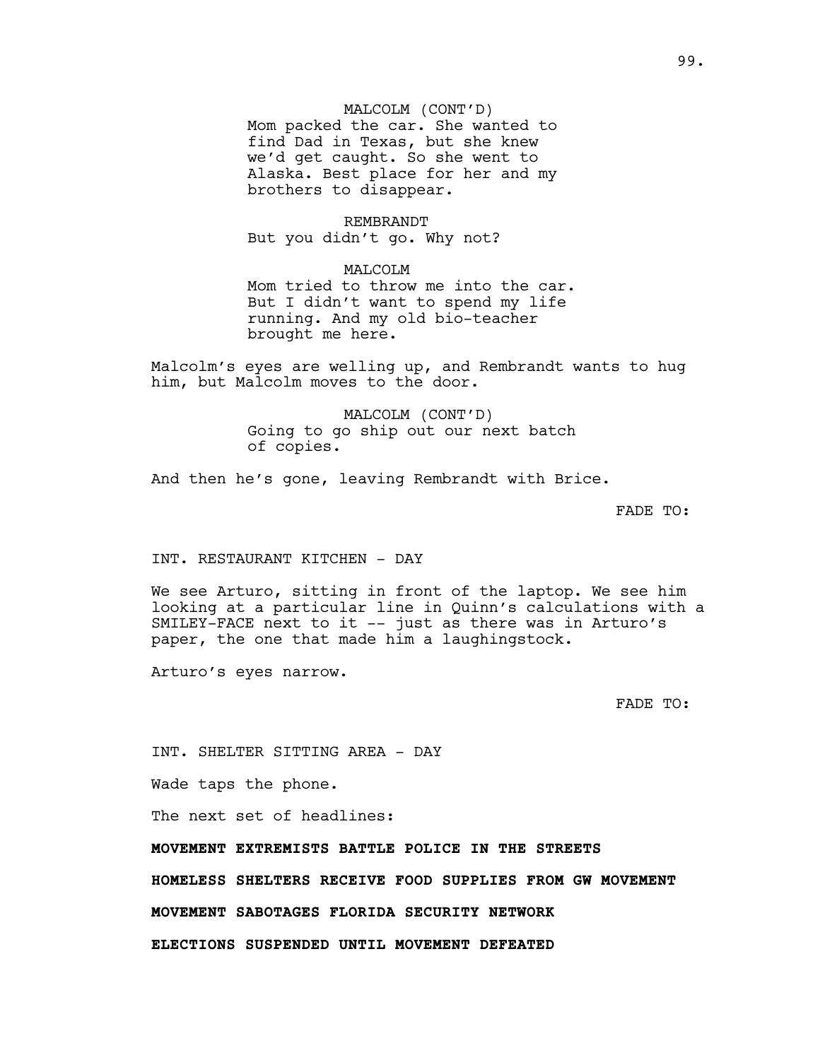MALCOLM (CONT'D)
Mom packed the car. She wanted to find Dad in Texas, but she knew we'd get caught. So she went to Alaska. Best place for her and my brothers to disappear.

REMBRANDT
But you didn't go. Why not?

MALCOLM
Mom tried to throw me into the car. But I didn't want to spend my life running. And my old bio-teacher brought me here.

Malcolm's eyes are welling up, and Rembrandt wants to hug him, but Malcolm moves to the door.

MALCOLM (CONT'D)
Going to go ship out our next batch of copies.

And then he's gone, leaving Rembrandt with Brice.

FADE TO:

INT. RESTAURANT KITCHEN - DAY

We see Arturo, sitting in front of the laptop. We see him looking at a particular line in Quinn's calculations with a SMILEY-FACE next to it -- just as there was in Arturo's paper, the one that made him a laughingstock.

Arturo's eyes narrow.

FADE TO:

INT. SHELTER SITTING AREA - DAY

Wade taps the phone.

The next set of headlines:

**MOVEMENT EXTREMISTS BATTLE POLICE IN THE STREETS**

**HOMELESS SHELTERS RECEIVE FOOD SUPPLIES FROM GW MOVEMENT**

**MOVEMENT SABOTAGES FLORIDA SECURITY NETWORK**

**ELECTIONS SUSPENDED UNTIL MOVEMENT DEFEATED**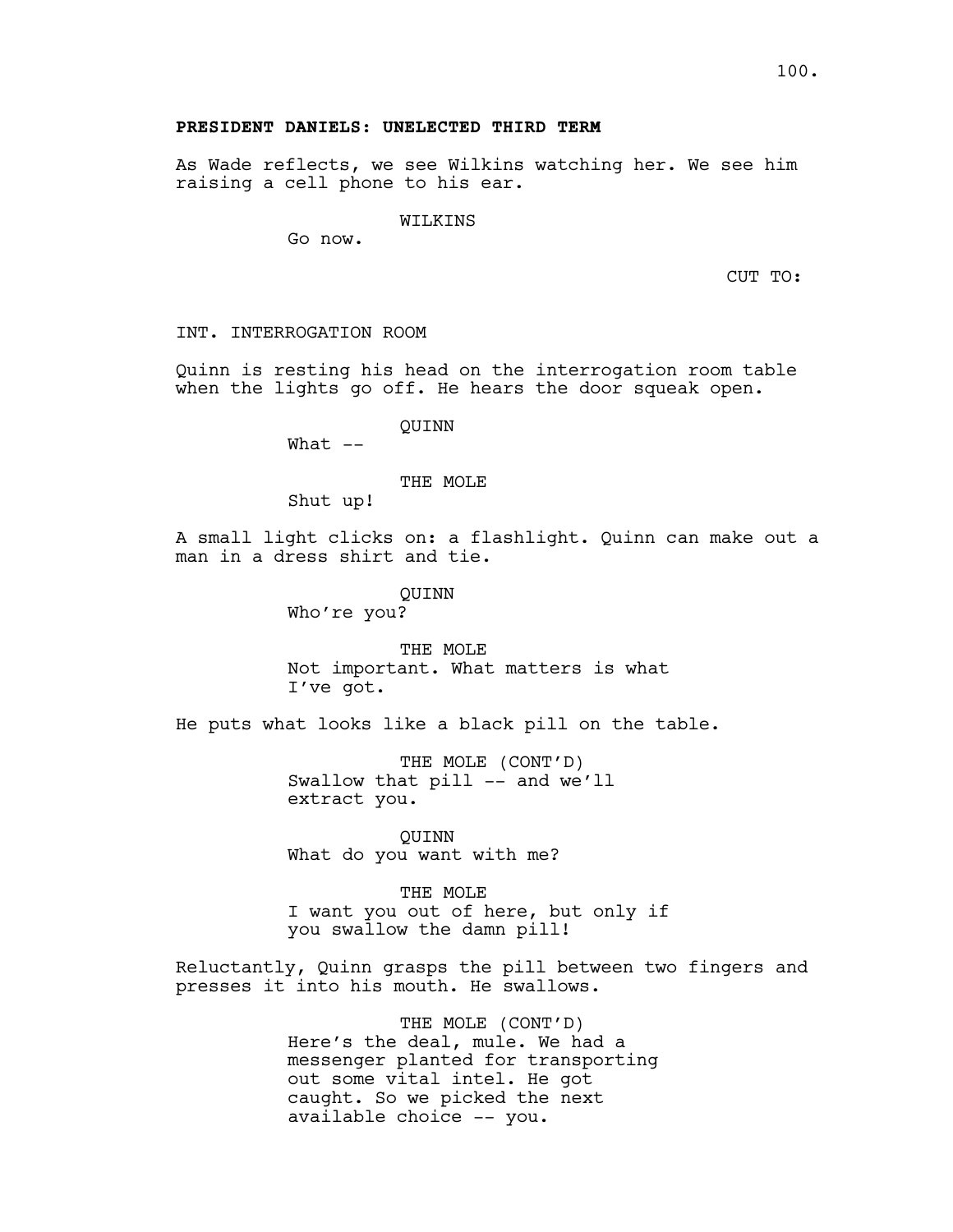**PRESIDENT DANIELS: UNELECTED THIRD TERM**

As Wade reflects, we see Wilkins watching her. We see him raising a cell phone to his ear.

WILKINS
Go now.

CUT TO:

INT. INTERROGATION ROOM

Quinn is resting his head on the interrogation room table when the lights go off. He hears the door squeak open.

QUINN
What --

THE MOLE
Shut up!

A small light clicks on: a flashlight. Quinn can make out a man in a dress shirt and tie.

QUINN
Who're you?

THE MOLE
Not important. What matters is what I've got.

He puts what looks like a black pill on the table.

THE MOLE (CONT'D)
Swallow that pill -- and we'll extract you.

QUINN
What do you want with me?

THE MOLE
I want you out of here, but only if you swallow the damn pill!

Reluctantly, Quinn grasps the pill between two fingers and presses it into his mouth. He swallows.

THE MOLE (CONT'D)
Here's the deal, mule. We had a messenger planted for transporting out some vital intel. He got caught. So we picked the next available choice -- you.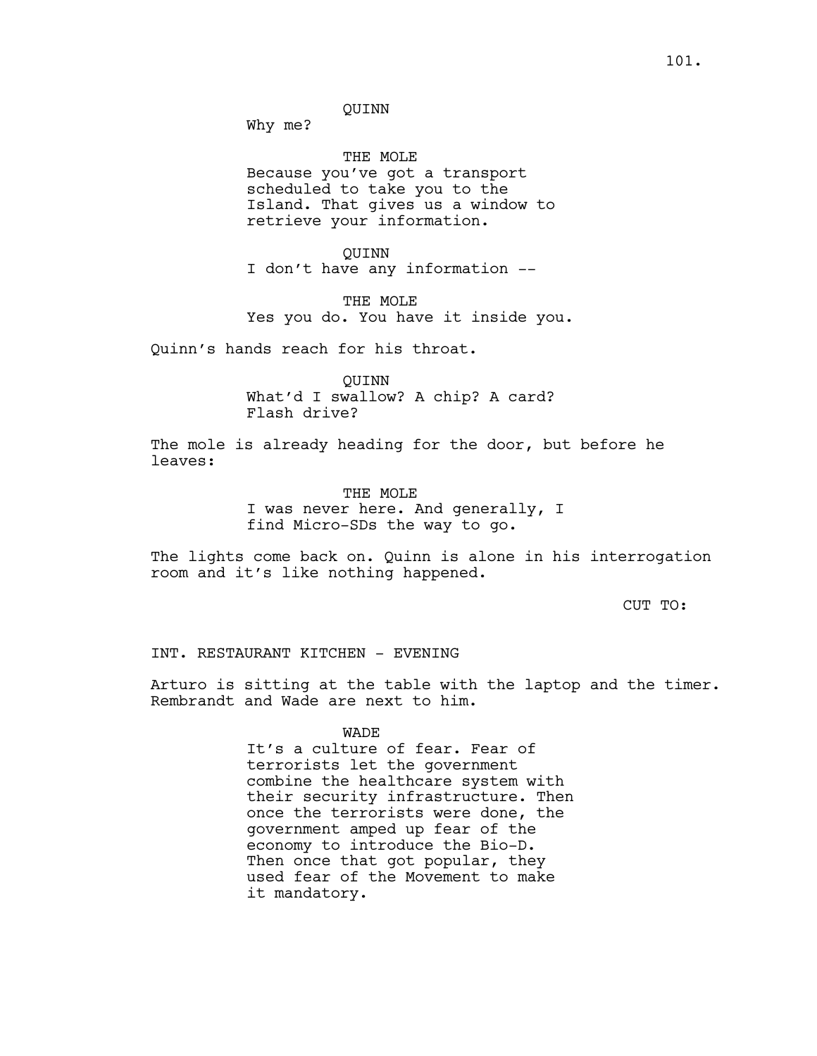QUINN
Why me?

THE MOLE
Because you've got a transport scheduled to take you to the Island. That gives us a window to retrieve your information.

QUINN
I don't have any information --

THE MOLE
Yes you do. You have it inside you.

Quinn's hands reach for his throat.

QUINN
What'd I swallow? A chip? A card? Flash drive?

The mole is already heading for the door, but before he leaves:

THE MOLE
I was never here. And generally, I find Micro-SDs the way to go.

The lights come back on. Quinn is alone in his interrogation room and it's like nothing happened.

CUT TO:

INT. RESTAURANT KITCHEN - EVENING

Arturo is sitting at the table with the laptop and the timer. Rembrandt and Wade are next to him.

WADE
It's a culture of fear. Fear of terrorists let the government combine the healthcare system with their security infrastructure. Then once the terrorists were done, the government amped up fear of the economy to introduce the Bio-D. Then once that got popular, they used fear of the Movement to make it mandatory.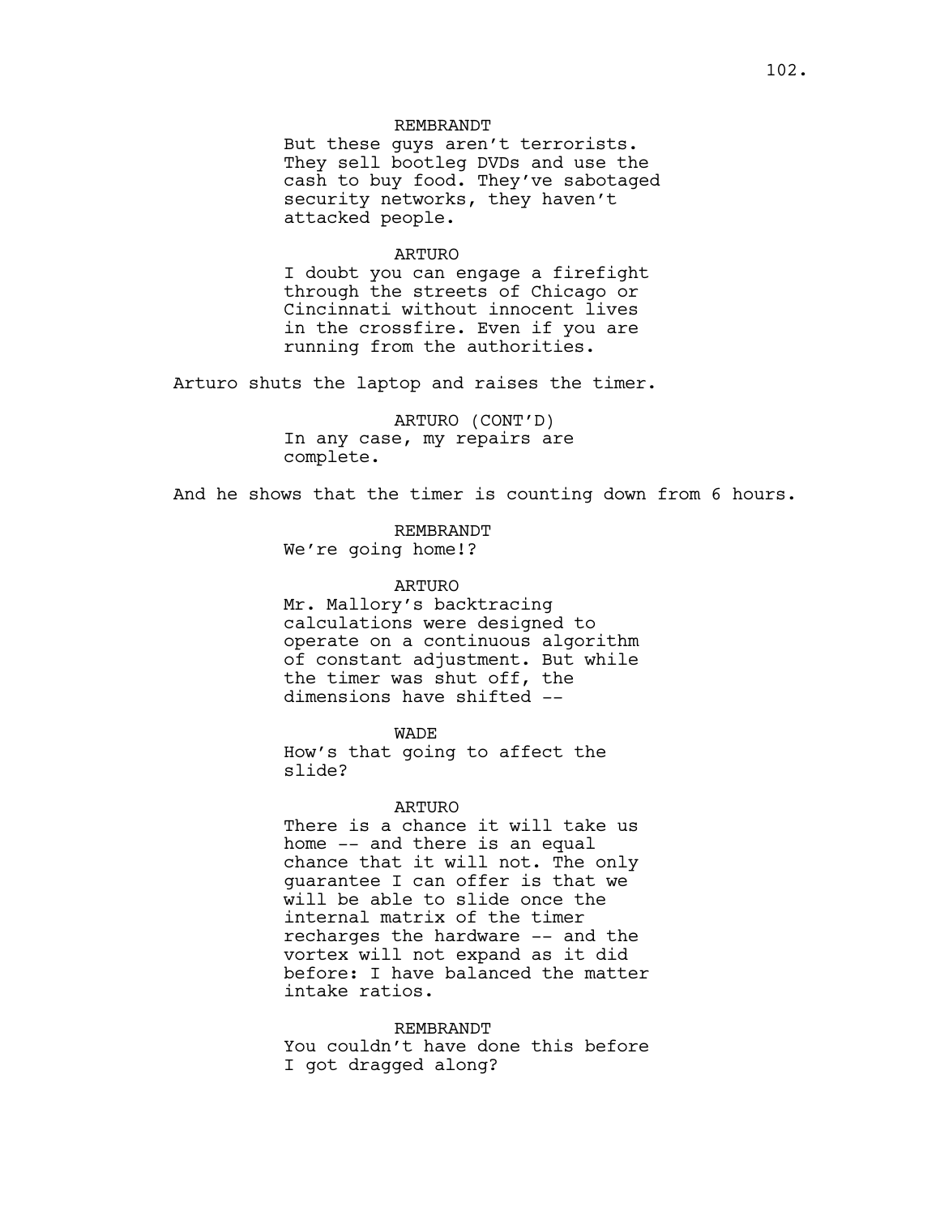REMBRANDT

But these guys aren't terrorists. They sell bootleg DVDs and use the cash to buy food. They've sabotaged security networks, they haven't attacked people.

ARTURO

I doubt you can engage a firefight through the streets of Chicago or Cincinnati without innocent lives in the crossfire. Even if you are running from the authorities.

Arturo shuts the laptop and raises the timer.

ARTURO (CONT'D)

In any case, my repairs are complete.

And he shows that the timer is counting down from 6 hours.

REMBRANDT

We're going home!?

ARTURO

Mr. Mallory's backtracing calculations were designed to operate on a continuous algorithm of constant adjustment. But while the timer was shut off, the dimensions have shifted --

WADE

How's that going to affect the slide?

ARTURO

There is a chance it will take us home -- and there is an equal chance that it will not. The only guarantee I can offer is that we will be able to slide once the internal matrix of the timer recharges the hardware -- and the vortex will not expand as it did before: I have balanced the matter intake ratios.

REMBRANDT

You couldn't have done this before I got dragged along?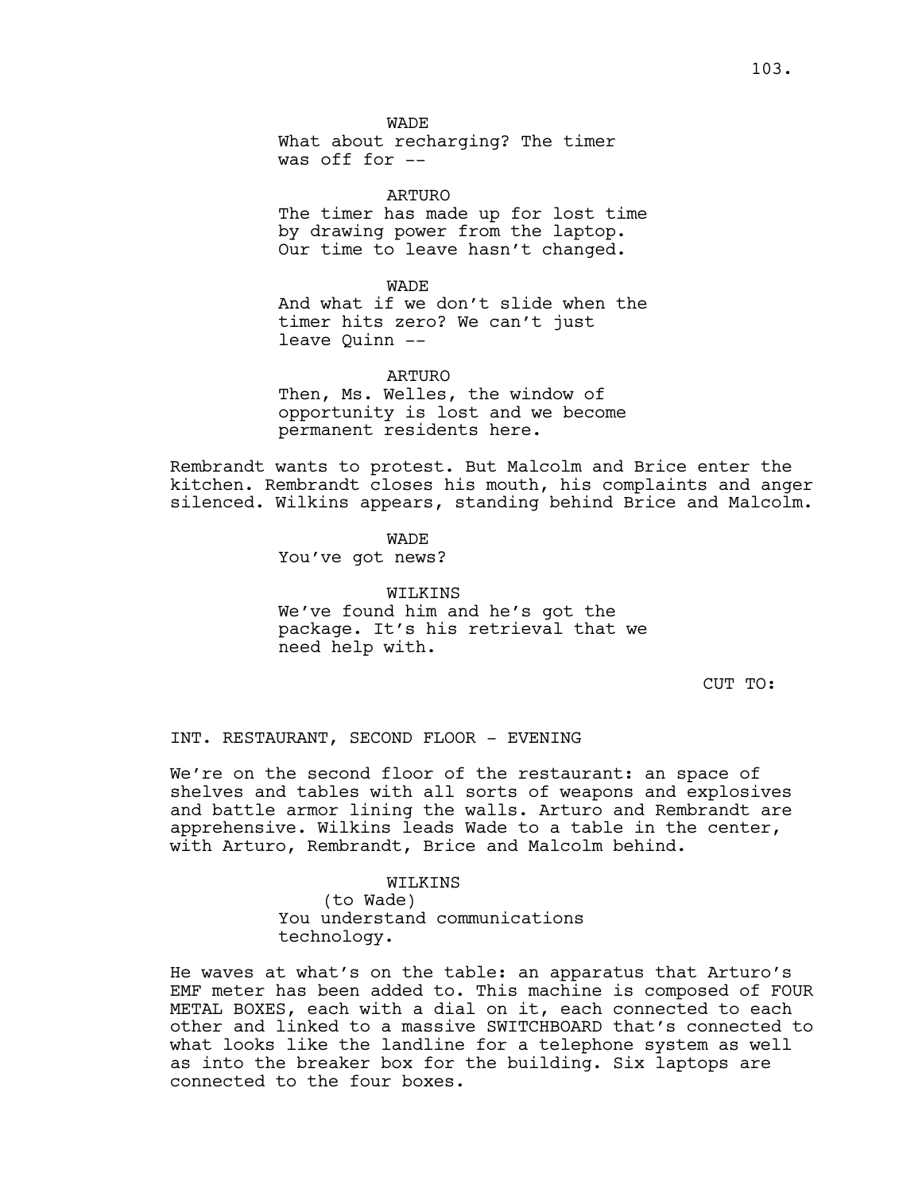WADE
What about recharging? The timer was off for --

ARTURO
The timer has made up for lost time by drawing power from the laptop. Our time to leave hasn't changed.

WADE
And what if we don't slide when the timer hits zero? We can't just leave Quinn --

ARTURO
Then, Ms. Welles, the window of opportunity is lost and we become permanent residents here.

Rembrandt wants to protest. But Malcolm and Brice enter the kitchen. Rembrandt closes his mouth, his complaints and anger silenced. Wilkins appears, standing behind Brice and Malcolm.

WADE
You've got news?

WILKINS
We've found him and he's got the package. It's his retrieval that we need help with.

CUT TO:

INT. RESTAURANT, SECOND FLOOR - EVENING

We're on the second floor of the restaurant: an space of shelves and tables with all sorts of weapons and explosives and battle armor lining the walls. Arturo and Rembrandt are apprehensive. Wilkins leads Wade to a table in the center, with Arturo, Rembrandt, Brice and Malcolm behind.

WILKINS
(to Wade)
You understand communications technology.

He waves at what's on the table: an apparatus that Arturo's EMF meter has been added to. This machine is composed of FOUR METAL BOXES, each with a dial on it, each connected to each other and linked to a massive SWITCHBOARD that's connected to what looks like the landline for a telephone system as well as into the breaker box for the building. Six laptops are connected to the four boxes.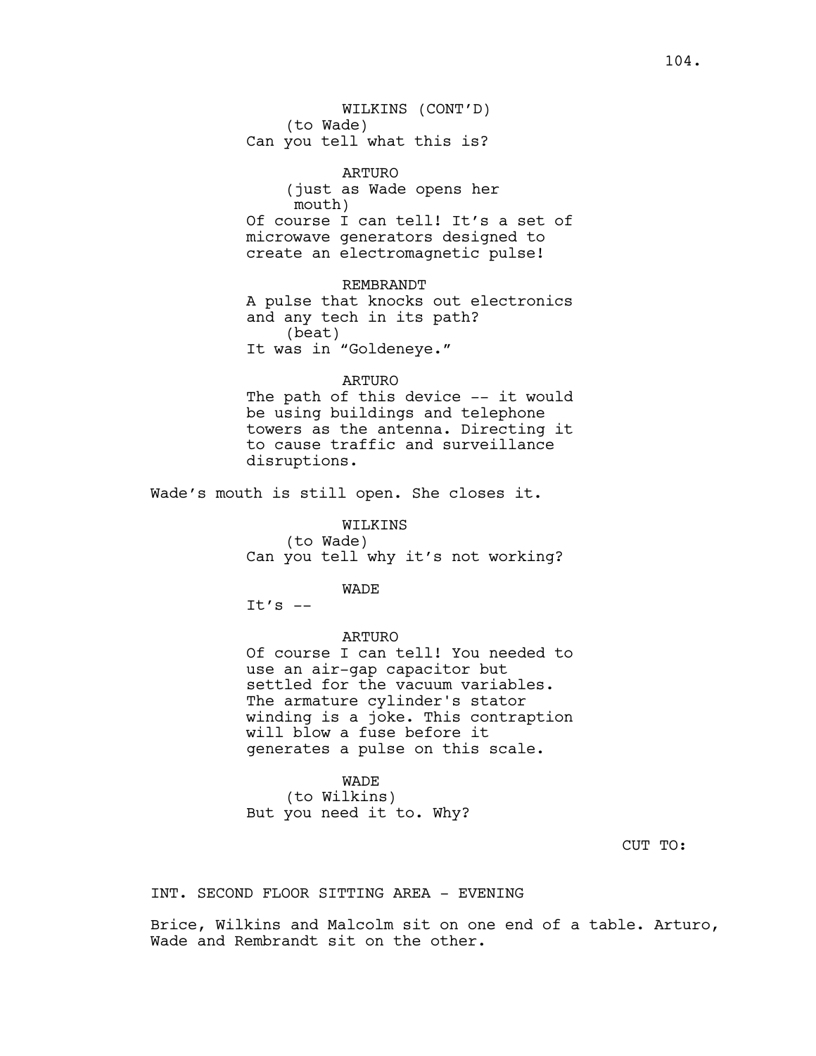WILKINS (CONT'D)
(to Wade)
Can you tell what this is?

ARTURO
(just as Wade opens her mouth)
Of course I can tell! It's a set of microwave generators designed to create an electromagnetic pulse!

REMBRANDT
A pulse that knocks out electronics and any tech in its path?
(beat)
It was in "Goldeneye."

ARTURO
The path of this device -- it would be using buildings and telephone towers as the antenna. Directing it to cause traffic and surveillance disruptions.

Wade's mouth is still open. She closes it.

WILKINS
(to Wade)
Can you tell why it's not working?

WADE
It's --

ARTURO
Of course I can tell! You needed to use an air-gap capacitor but settled for the vacuum variables. The armature cylinder's stator winding is a joke. This contraption will blow a fuse before it generates a pulse on this scale.

WADE
(to Wilkins)
But you need it to. Why?

CUT TO:

INT. SECOND FLOOR SITTING AREA - EVENING

Brice, Wilkins and Malcolm sit on one end of a table. Arturo, Wade and Rembrandt sit on the other.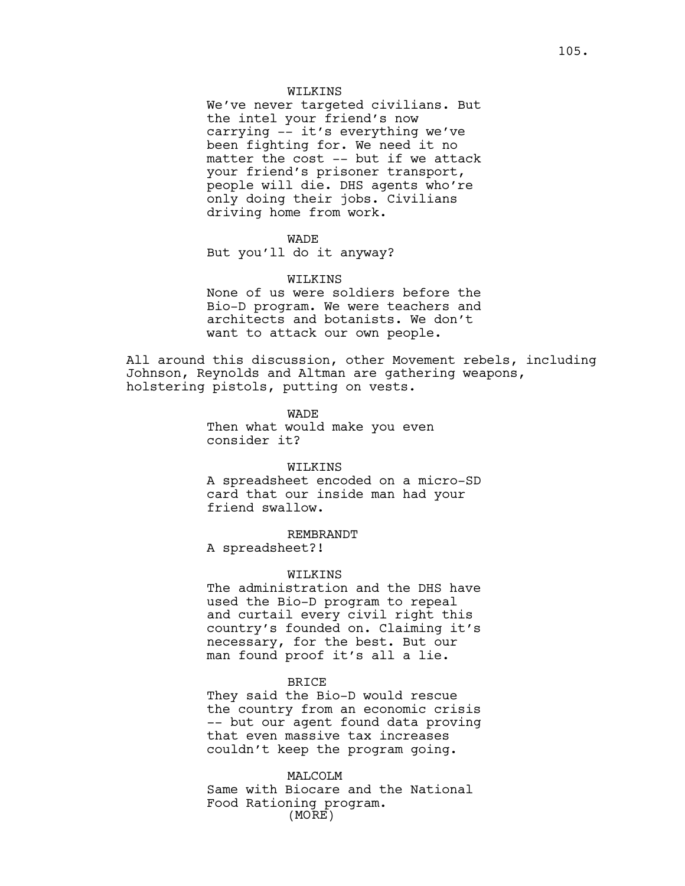WILKINS
We've never targeted civilians. But the intel your friend's now carrying -- it's everything we've been fighting for. We need it no matter the cost -- but if we attack your friend's prisoner transport, people will die. DHS agents who're only doing their jobs. Civilians driving home from work.

WADE
But you'll do it anyway?

WILKINS
None of us were soldiers before the Bio-D program. We were teachers and architects and botanists. We don't want to attack our own people.

All around this discussion, other Movement rebels, including Johnson, Reynolds and Altman are gathering weapons, holstering pistols, putting on vests.

WADE
Then what would make you even consider it?

WILKINS
A spreadsheet encoded on a micro-SD card that our inside man had your friend swallow.

REMBRANDT
A spreadsheet?!

WILKINS
The administration and the DHS have used the Bio-D program to repeal and curtail every civil right this country's founded on. Claiming it's necessary, for the best. But our man found proof it's all a lie.

BRICE
They said the Bio-D would rescue the country from an economic crisis -- but our agent found data proving that even massive tax increases couldn't keep the program going.

MALCOLM
Same with Biocare and the National Food Rationing program.
(MORE)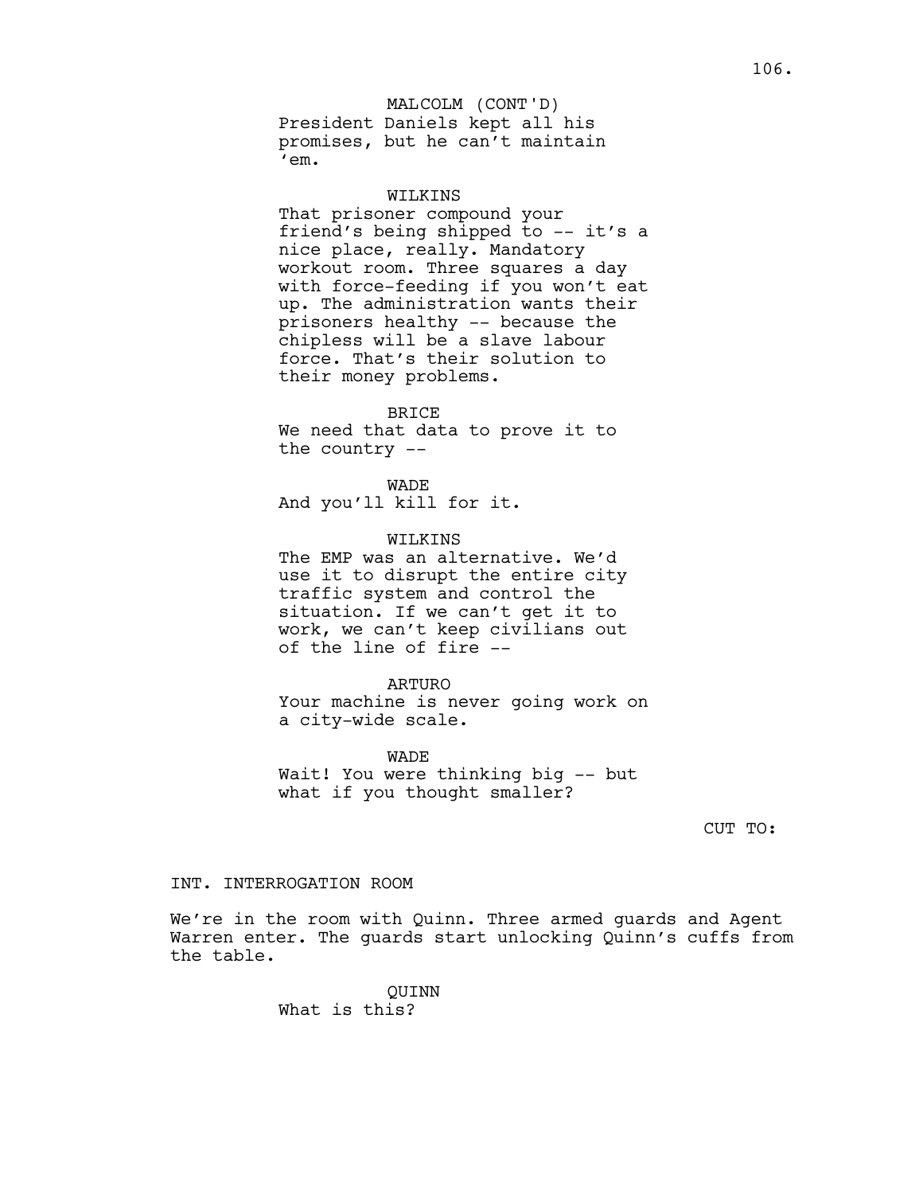MALCOLM (CONT'D)
President Daniels kept all his promises, but he can't maintain 'em.

WILKINS
That prisoner compound your friend's being shipped to -- it's a nice place, really. Mandatory workout room. Three squares a day with force-feeding if you won't eat up. The administration wants their prisoners healthy -- because the chipless will be a slave labour force. That's their solution to their money problems.

BRICE
We need that data to prove it to the country --

WADE
And you'll kill for it.

WILKINS
The EMP was an alternative. We'd use it to disrupt the entire city traffic system and control the situation. If we can't get it to work, we can't keep civilians out of the line of fire --

ARTURO
Your machine is never going work on a city-wide scale.

WADE
Wait! You were thinking big -- but what if you thought smaller?

CUT TO:

INT. INTERROGATION ROOM

We're in the room with Quinn. Three armed guards and Agent Warren enter. The guards start unlocking Quinn's cuffs from the table.

QUINN
What is this?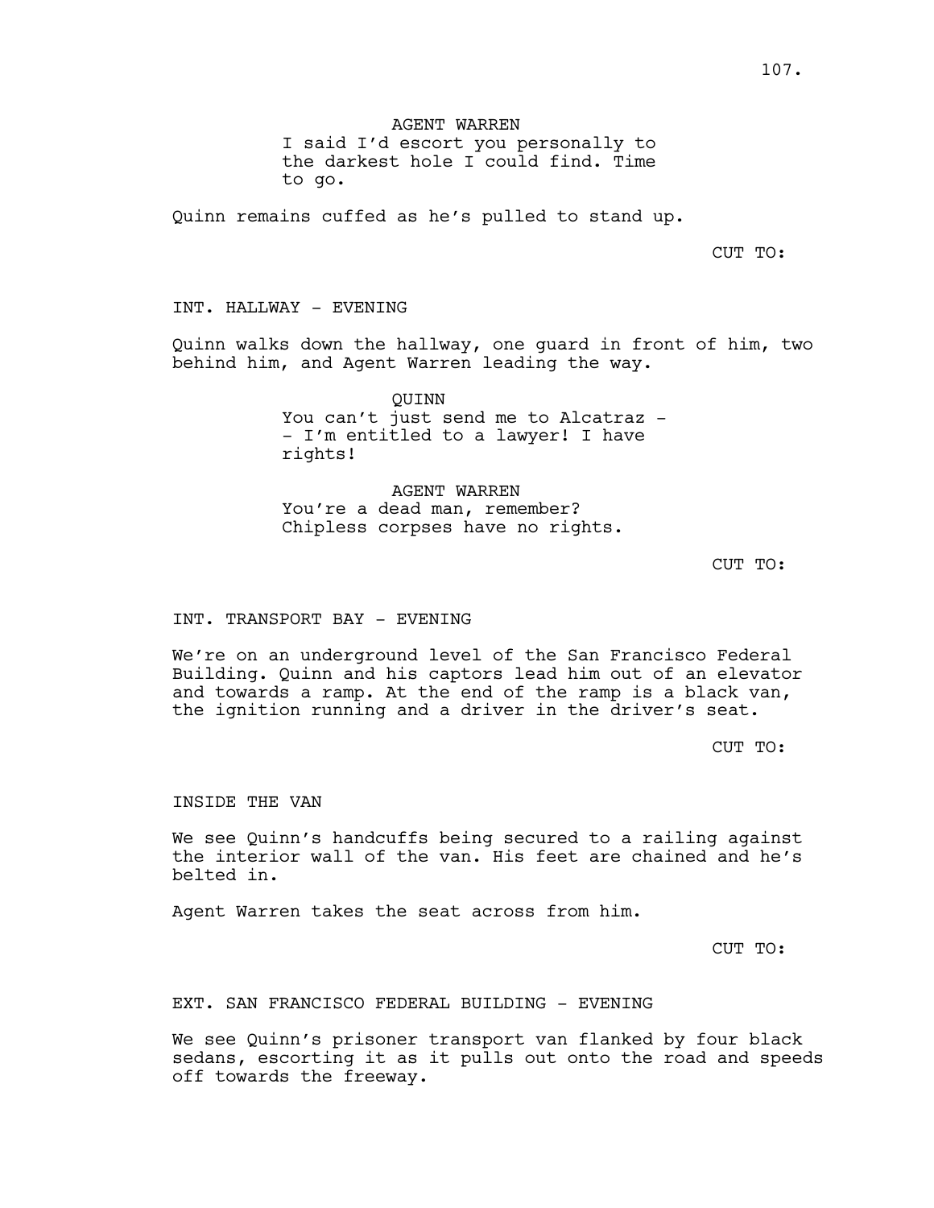AGENT WARREN

I said I'd escort you personally to the darkest hole I could find. Time to go.

Quinn remains cuffed as he's pulled to stand up.

CUT TO:

INT. HALLWAY - EVENING

Quinn walks down the hallway, one guard in front of him, two behind him, and Agent Warren leading the way.

QUINN

You can't just send me to Alcatraz -- I'm entitled to a lawyer! I have rights!

AGENT WARREN

You're a dead man, remember? Chipless corpses have no rights.

CUT TO:

INT. TRANSPORT BAY - EVENING

We're on an underground level of the San Francisco Federal Building. Quinn and his captors lead him out of an elevator and towards a ramp. At the end of the ramp is a black van, the ignition running and a driver in the driver's seat.

CUT TO:

INSIDE THE VAN

We see Quinn's handcuffs being secured to a railing against the interior wall of the van. His feet are chained and he's belted in.

Agent Warren takes the seat across from him.

CUT TO:

EXT. SAN FRANCISCO FEDERAL BUILDING - EVENING

We see Quinn's prisoner transport van flanked by four black sedans, escorting it as it pulls out onto the road and speeds off towards the freeway.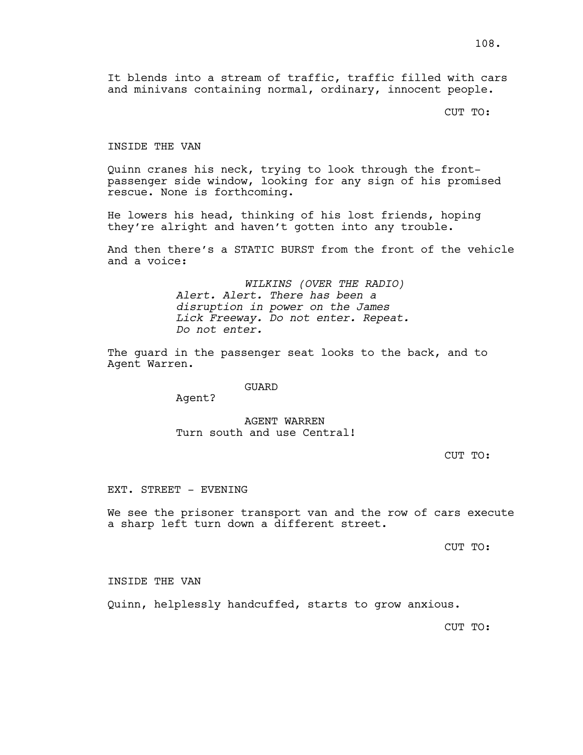It blends into a stream of traffic, traffic filled with cars and minivans containing normal, ordinary, innocent people.

CUT TO:

INSIDE THE VAN

Quinn cranes his neck, trying to look through the front-passenger side window, looking for any sign of his promised rescue. None is forthcoming.

He lowers his head, thinking of his lost friends, hoping they're alright and haven't gotten into any trouble.

And then there's a STATIC BURST from the front of the vehicle and a voice:

*WILKINS (OVER THE RADIO)*
*Alert. Alert. There has been a disruption in power on the James Lick Freeway. Do not enter. Repeat. Do not enter.*

The guard in the passenger seat looks to the back, and to Agent Warren.

GUARD
Agent?

AGENT WARREN
Turn south and use Central!

CUT TO:

EXT. STREET - EVENING

We see the prisoner transport van and the row of cars execute a sharp left turn down a different street.

CUT TO:

INSIDE THE VAN

Quinn, helplessly handcuffed, starts to grow anxious.

CUT TO: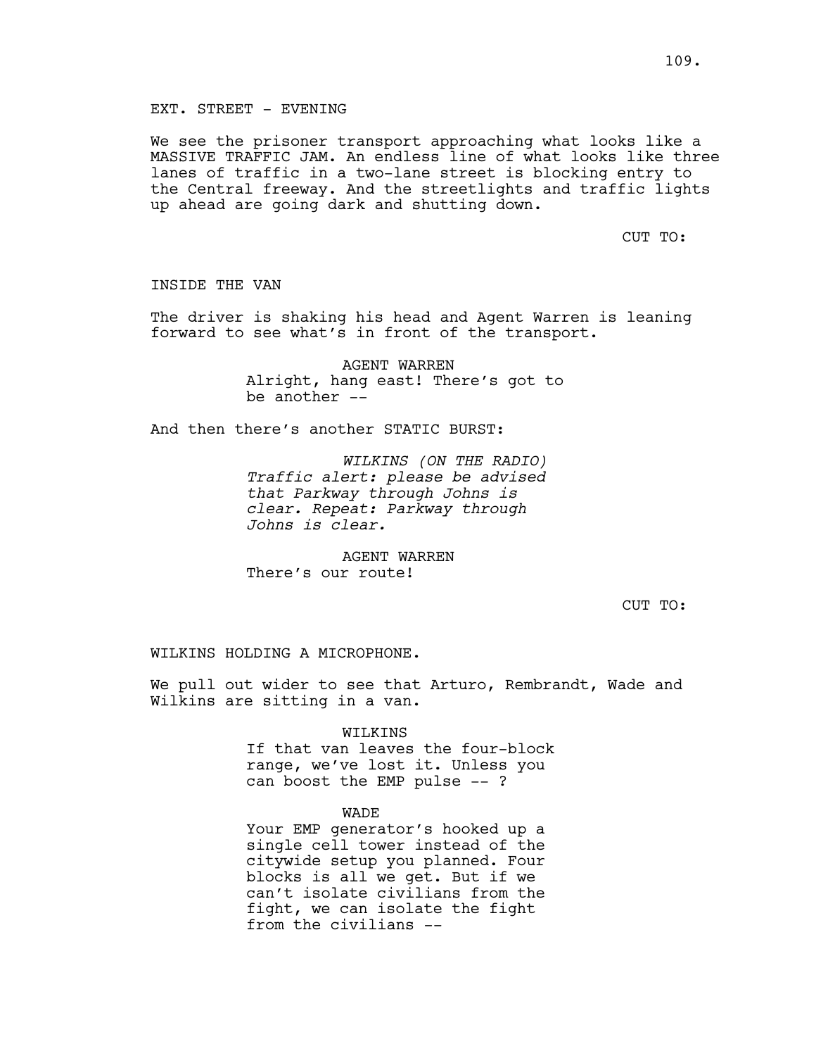EXT. STREET - EVENING

We see the prisoner transport approaching what looks like a MASSIVE TRAFFIC JAM. An endless line of what looks like three lanes of traffic in a two-lane street is blocking entry to the Central freeway. And the streetlights and traffic lights up ahead are going dark and shutting down.

CUT TO:

INSIDE THE VAN

The driver is shaking his head and Agent Warren is leaning forward to see what's in front of the transport.

AGENT WARREN
Alright, hang east! There's got to be another --

And then there's another STATIC BURST:

*WILKINS (ON THE RADIO)*
*Traffic alert: please be advised that Parkway through Johns is clear. Repeat: Parkway through Johns is clear.*

AGENT WARREN
There's our route!

CUT TO:

WILKINS HOLDING A MICROPHONE.

We pull out wider to see that Arturo, Rembrandt, Wade and Wilkins are sitting in a van.

WILKINS
If that van leaves the four-block range, we've lost it. Unless you can boost the EMP pulse -- ?

WADE
Your EMP generator's hooked up a single cell tower instead of the citywide setup you planned. Four blocks is all we get. But if we can't isolate civilians from the fight, we can isolate the fight from the civilians --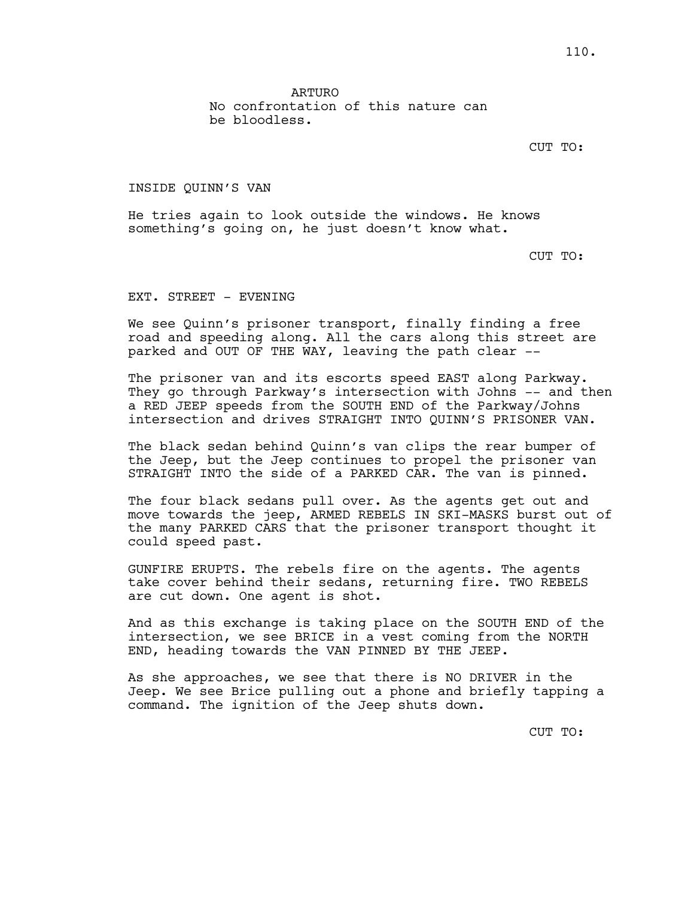ARTURO
No confrontation of this nature can be bloodless.

CUT TO:

INSIDE QUINN'S VAN

He tries again to look outside the windows. He knows something's going on, he just doesn't know what.

CUT TO:

EXT. STREET - EVENING

We see Quinn's prisoner transport, finally finding a free road and speeding along. All the cars along this street are parked and OUT OF THE WAY, leaving the path clear --

The prisoner van and its escorts speed EAST along Parkway. They go through Parkway's intersection with Johns -- and then a RED JEEP speeds from the SOUTH END of the Parkway/Johns intersection and drives STRAIGHT INTO QUINN'S PRISONER VAN.

The black sedan behind Quinn's van clips the rear bumper of the Jeep, but the Jeep continues to propel the prisoner van STRAIGHT INTO the side of a PARKED CAR. The van is pinned.

The four black sedans pull over. As the agents get out and move towards the jeep, ARMED REBELS IN SKI-MASKS burst out of the many PARKED CARS that the prisoner transport thought it could speed past.

GUNFIRE ERUPTS. The rebels fire on the agents. The agents take cover behind their sedans, returning fire. TWO REBELS are cut down. One agent is shot.

And as this exchange is taking place on the SOUTH END of the intersection, we see BRICE in a vest coming from the NORTH END, heading towards the VAN PINNED BY THE JEEP.

As she approaches, we see that there is NO DRIVER in the Jeep. We see Brice pulling out a phone and briefly tapping a command. The ignition of the Jeep shuts down.

CUT TO: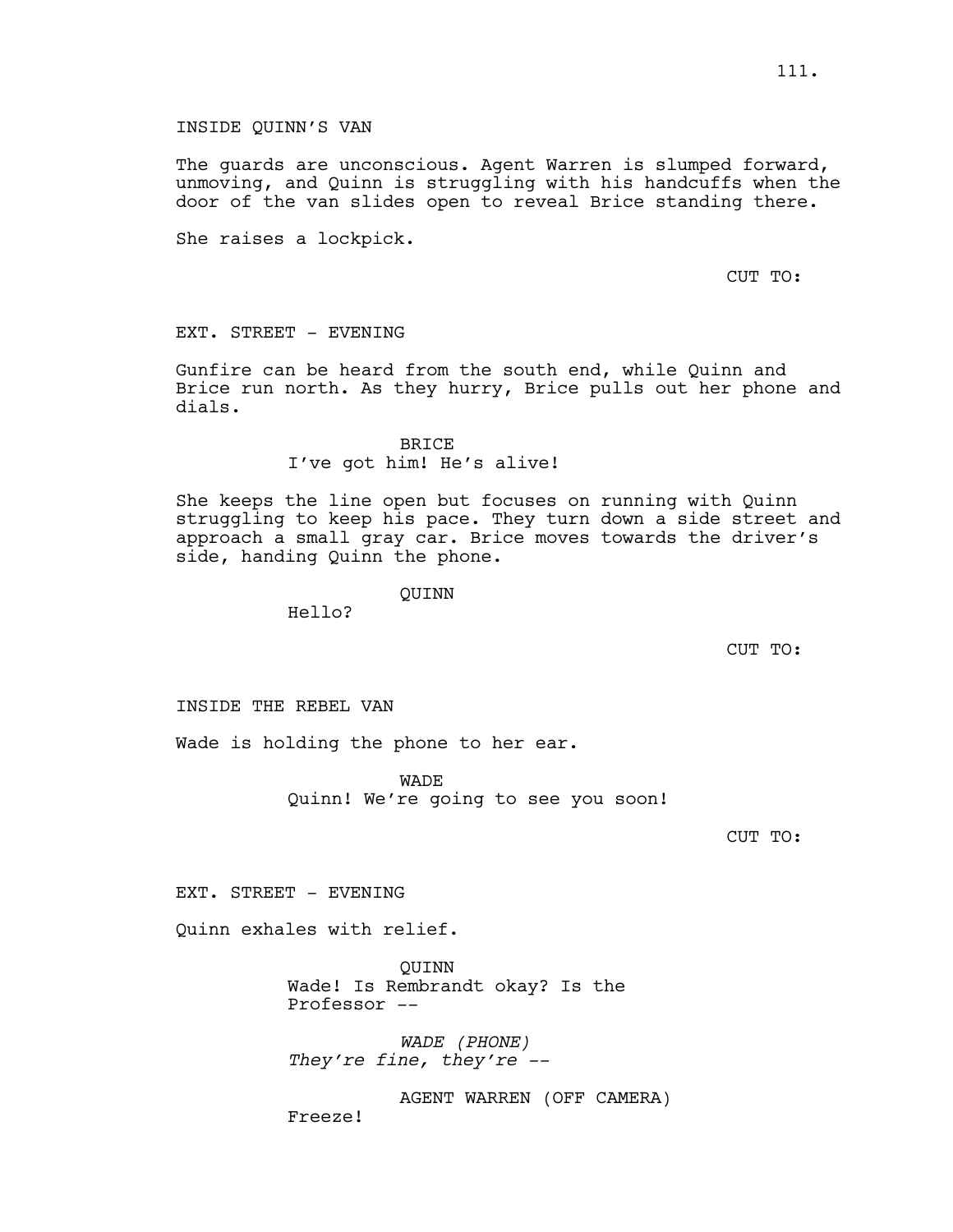INSIDE QUINN'S VAN

The guards are unconscious. Agent Warren is slumped forward, unmoving, and Quinn is struggling with his handcuffs when the door of the van slides open to reveal Brice standing there.

She raises a lockpick.

CUT TO:

EXT. STREET - EVENING

Gunfire can be heard from the south end, while Quinn and Brice run north. As they hurry, Brice pulls out her phone and dials.

BRICE
I've got him! He's alive!

She keeps the line open but focuses on running with Quinn struggling to keep his pace. They turn down a side street and approach a small gray car. Brice moves towards the driver's side, handing Quinn the phone.

QUINN
Hello?

CUT TO:

INSIDE THE REBEL VAN

Wade is holding the phone to her ear.

WADE
Quinn! We're going to see you soon!

CUT TO:

EXT. STREET - EVENING

Quinn exhales with relief.

QUINN
Wade! Is Rembrandt okay? Is the Professor --

*WADE (PHONE)*
*They're fine, they're --*

AGENT WARREN (OFF CAMERA)
Freeze!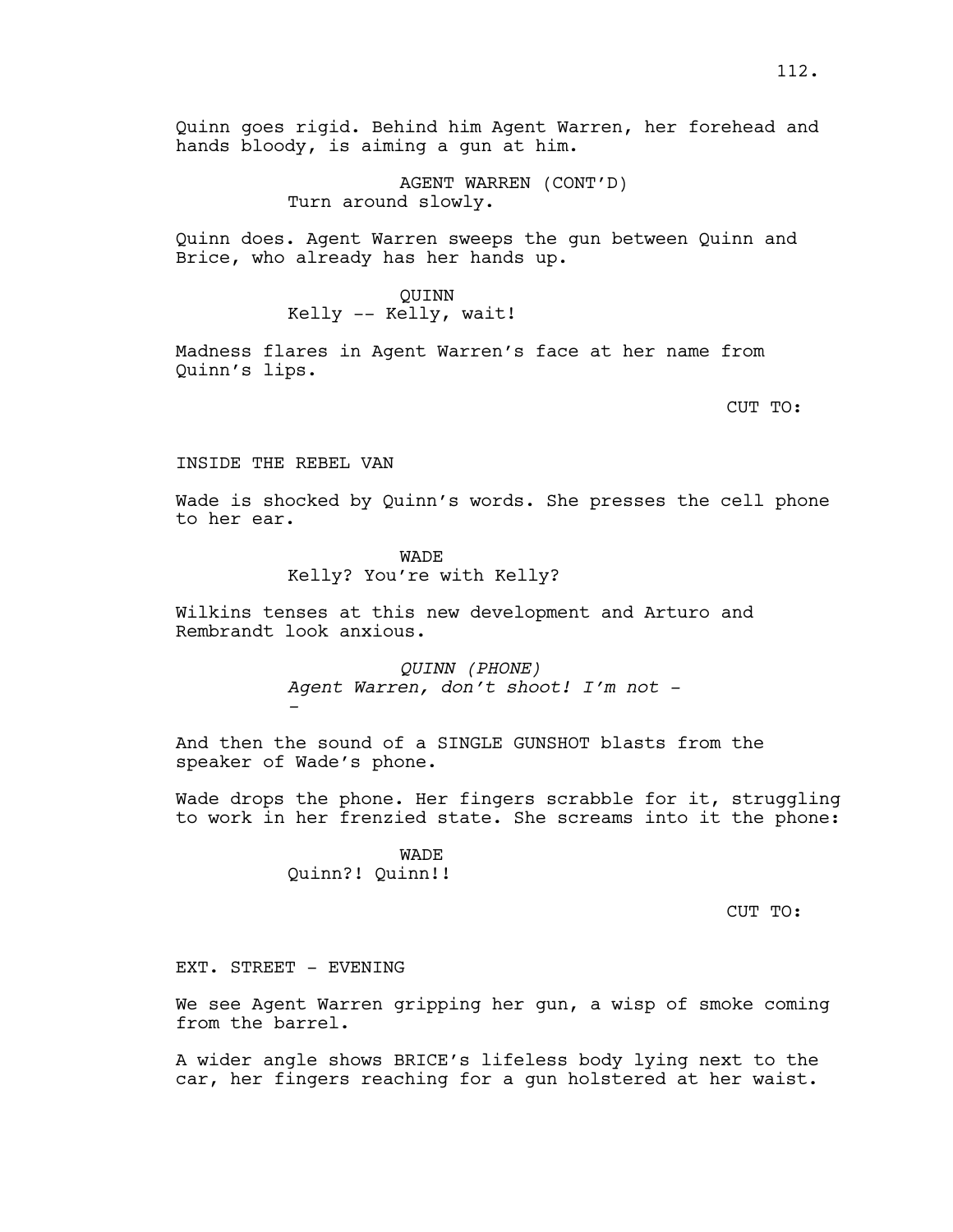Quinn goes rigid. Behind him Agent Warren, her forehead and hands bloody, is aiming a gun at him.

AGENT WARREN (CONT'D)
Turn around slowly.

Quinn does. Agent Warren sweeps the gun between Quinn and Brice, who already has her hands up.

QUINN
Kelly -- Kelly, wait!

Madness flares in Agent Warren's face at her name from Quinn's lips.

CUT TO:

INSIDE THE REBEL VAN

Wade is shocked by Quinn's words. She presses the cell phone to her ear.

WADE
Kelly? You're with Kelly?

Wilkins tenses at this new development and Arturo and Rembrandt look anxious.

*QUINN (PHONE)*
*Agent Warren, don't shoot! I'm not -*
*-*

And then the sound of a SINGLE GUNSHOT blasts from the speaker of Wade's phone.

Wade drops the phone. Her fingers scrabble for it, struggling to work in her frenzied state. She screams into it the phone:

WADE
Quinn?! Quinn!!

CUT TO:

EXT. STREET - EVENING

We see Agent Warren gripping her gun, a wisp of smoke coming from the barrel.

A wider angle shows BRICE's lifeless body lying next to the car, her fingers reaching for a gun holstered at her waist.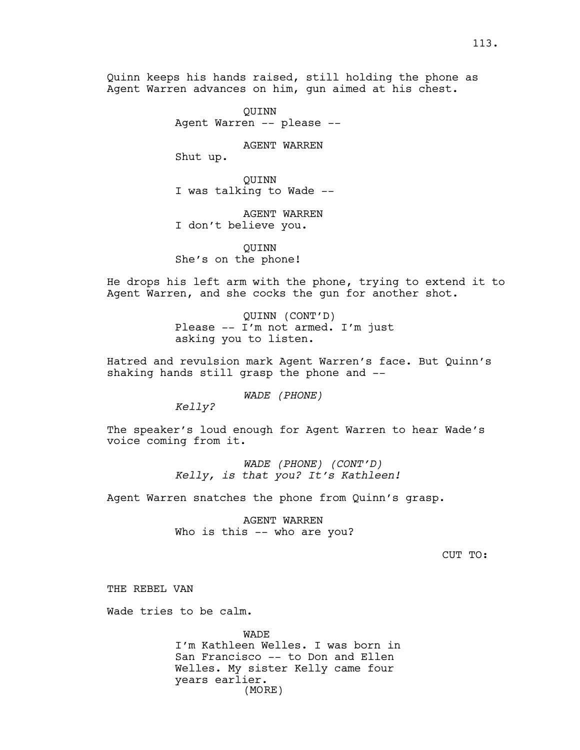Quinn keeps his hands raised, still holding the phone as Agent Warren advances on him, gun aimed at his chest.

QUINN
Agent Warren -- please --

AGENT WARREN
Shut up.

QUINN
I was talking to Wade --

AGENT WARREN
I don't believe you.

QUINN
She's on the phone!

He drops his left arm with the phone, trying to extend it to Agent Warren, and she cocks the gun for another shot.

QUINN (CONT'D)
Please -- I'm not armed. I'm just asking you to listen.

Hatred and revulsion mark Agent Warren's face. But Quinn's shaking hands still grasp the phone and --

*WADE (PHONE)*
*Kelly?*

The speaker's loud enough for Agent Warren to hear Wade's voice coming from it.

*WADE (PHONE) (CONT'D)*
*Kelly, is that you? It's Kathleen!*

Agent Warren snatches the phone from Quinn's grasp.

AGENT WARREN
Who is this -- who are you?

CUT TO:

THE REBEL VAN

Wade tries to be calm.

WADE
I'm Kathleen Welles. I was born in San Francisco -- to Don and Ellen Welles. My sister Kelly came four years earlier.
(MORE)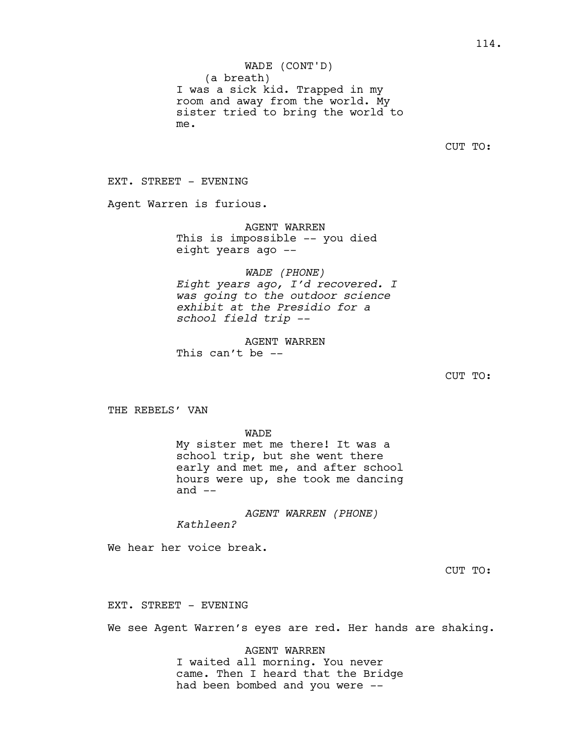WADE (CONT'D)
(a breath)
I was a sick kid. Trapped in my room and away from the world. My sister tried to bring the world to me.

CUT TO:

EXT. STREET - EVENING

Agent Warren is furious.

AGENT WARREN
This is impossible -- you died eight years ago --

*WADE (PHONE)*
*Eight years ago, I'd recovered. I was going to the outdoor science exhibit at the Presidio for a school field trip --*

AGENT WARREN
This can't be --

CUT TO:

THE REBELS' VAN

WADE
My sister met me there! It was a school trip, but she went there early and met me, and after school hours were up, she took me dancing and --

*AGENT WARREN (PHONE)*
*Kathleen?*

We hear her voice break.

CUT TO:

EXT. STREET - EVENING

We see Agent Warren's eyes are red. Her hands are shaking.

AGENT WARREN
I waited all morning. You never came. Then I heard that the Bridge had been bombed and you were --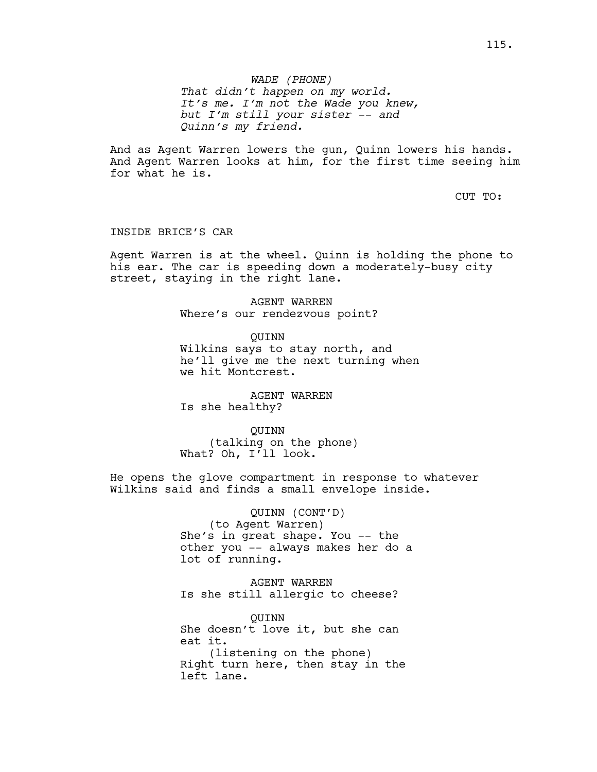*WADE (PHONE)*
*That didn't happen on my world. It's me. I'm not the Wade you knew, but I'm still your sister -- and Quinn's my friend.*

And as Agent Warren lowers the gun, Quinn lowers his hands. And Agent Warren looks at him, for the first time seeing him for what he is.

CUT TO:

INSIDE BRICE'S CAR

Agent Warren is at the wheel. Quinn is holding the phone to his ear. The car is speeding down a moderately-busy city street, staying in the right lane.

AGENT WARREN
Where's our rendezvous point?

QUINN
Wilkins says to stay north, and he'll give me the next turning when we hit Montcrest.

AGENT WARREN
Is she healthy?

QUINN
(talking on the phone)
What? Oh, I'll look.

He opens the glove compartment in response to whatever Wilkins said and finds a small envelope inside.

QUINN (CONT'D)
(to Agent Warren)
She's in great shape. You -- the other you -- always makes her do a lot of running.

AGENT WARREN
Is she still allergic to cheese?

QUINN
She doesn't love it, but she can eat it.
(listening on the phone)
Right turn here, then stay in the left lane.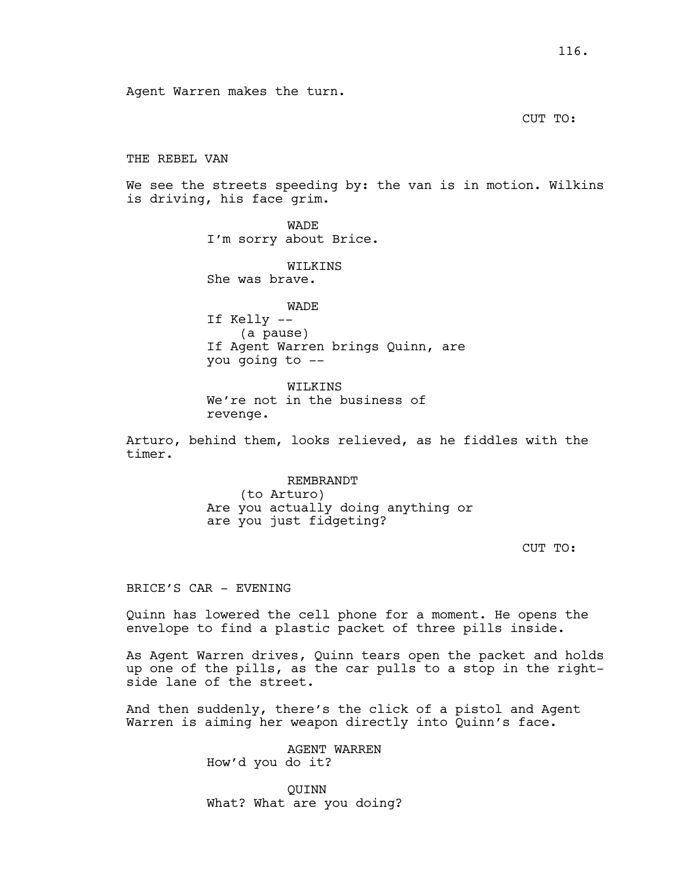Agent Warren makes the turn.

CUT TO:

THE REBEL VAN

We see the streets speeding by: the van is in motion. Wilkins is driving, his face grim.

WADE
I'm sorry about Brice.

WILKINS
She was brave.

WADE
If Kelly --
(a pause)
If Agent Warren brings Quinn, are you going to --

WILKINS
We're not in the business of revenge.

Arturo, behind them, looks relieved, as he fiddles with the timer.

REMBRANDT
(to Arturo)
Are you actually doing anything or are you just fidgeting?

CUT TO:

BRICE'S CAR - EVENING

Quinn has lowered the cell phone for a moment. He opens the envelope to find a plastic packet of three pills inside.

As Agent Warren drives, Quinn tears open the packet and holds up one of the pills, as the car pulls to a stop in the right-side lane of the street.

And then suddenly, there's the click of a pistol and Agent Warren is aiming her weapon directly into Quinn's face.

AGENT WARREN
How'd you do it?

QUINN
What? What are you doing?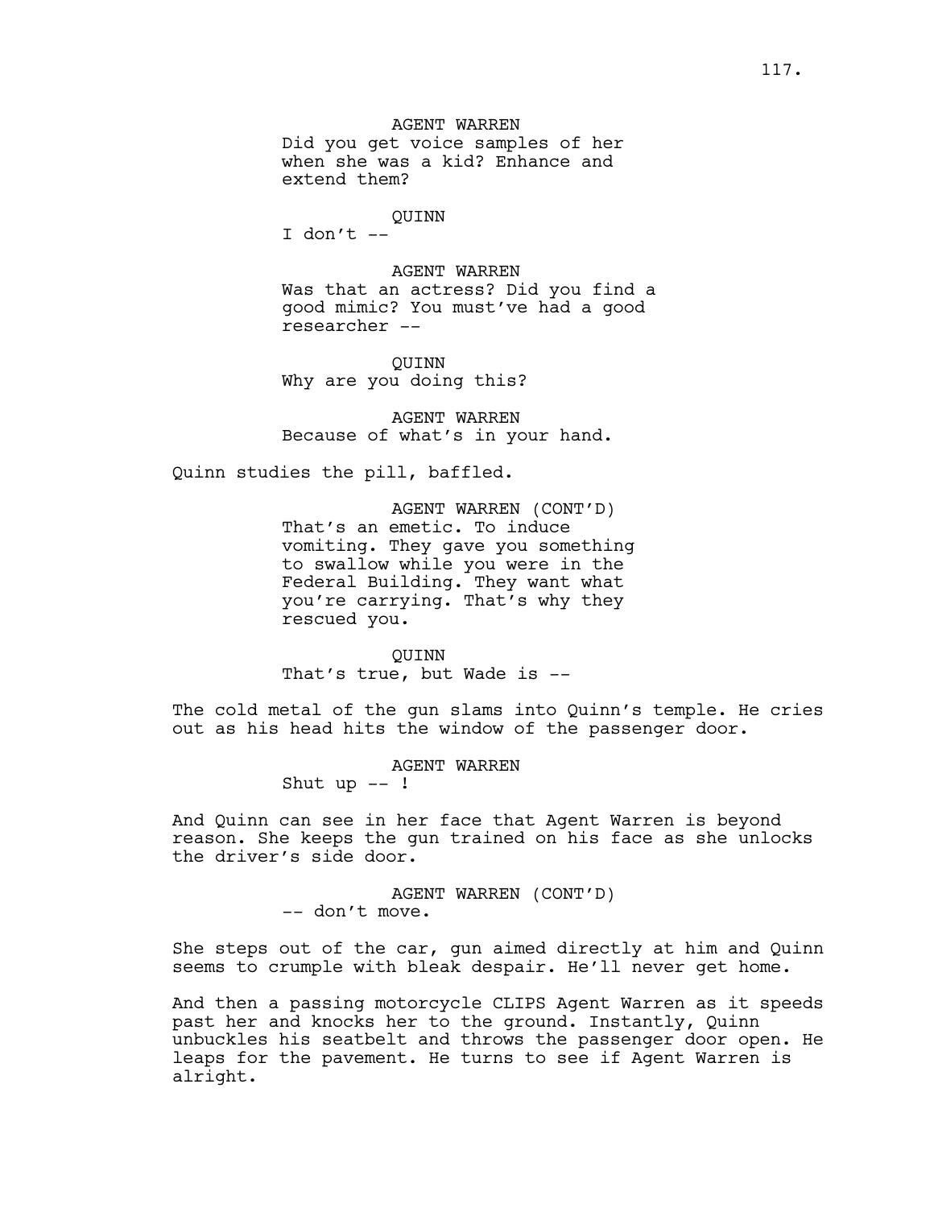AGENT WARREN
Did you get voice samples of her when she was a kid? Enhance and extend them?

QUINN
I don't --

AGENT WARREN
Was that an actress? Did you find a good mimic? You must've had a good researcher --

QUINN
Why are you doing this?

AGENT WARREN
Because of what's in your hand.

Quinn studies the pill, baffled.

AGENT WARREN (CONT'D)
That's an emetic. To induce vomiting. They gave you something to swallow while you were in the Federal Building. They want what you're carrying. That's why they rescued you.

QUINN
That's true, but Wade is --

The cold metal of the gun slams into Quinn's temple. He cries out as his head hits the window of the passenger door.

AGENT WARREN
Shut up -- !

And Quinn can see in her face that Agent Warren is beyond reason. She keeps the gun trained on his face as she unlocks the driver's side door.

AGENT WARREN (CONT'D)
-- don't move.

She steps out of the car, gun aimed directly at him and Quinn seems to crumple with bleak despair. He'll never get home.

And then a passing motorcycle CLIPS Agent Warren as it speeds past her and knocks her to the ground. Instantly, Quinn unbuckles his seatbelt and throws the passenger door open. He leaps for the pavement. He turns to see if Agent Warren is alright.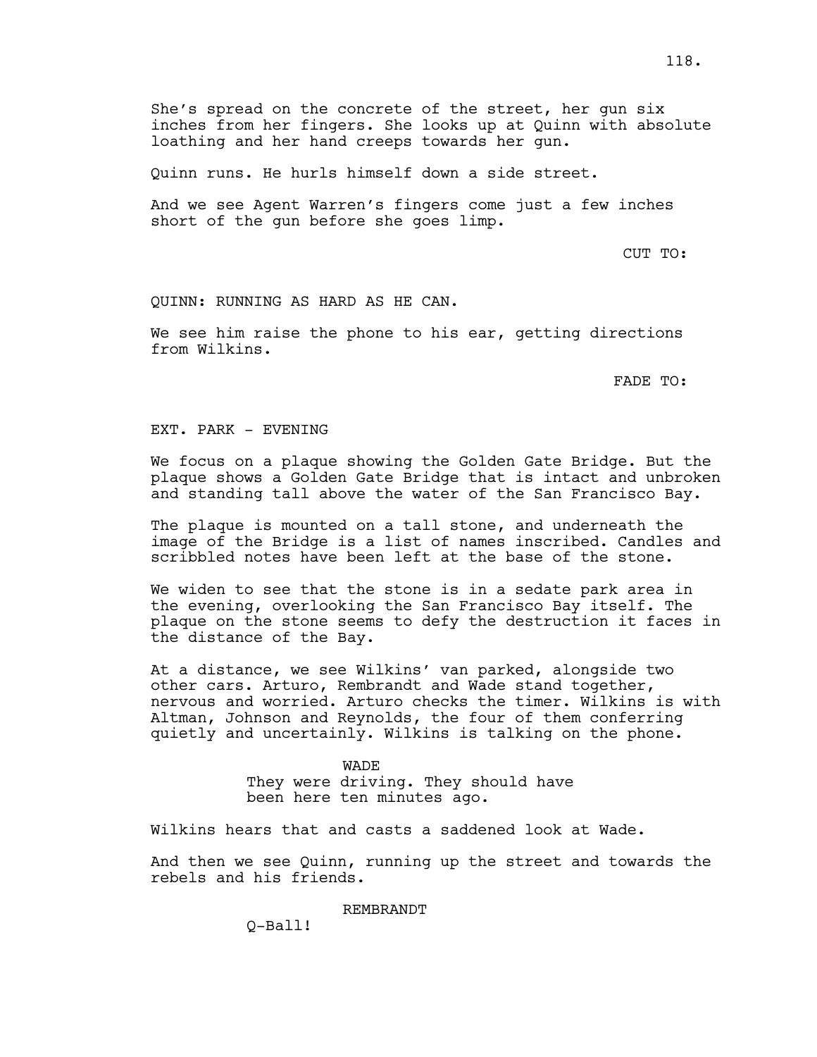She's spread on the concrete of the street, her gun six inches from her fingers. She looks up at Quinn with absolute loathing and her hand creeps towards her gun.

Quinn runs. He hurls himself down a side street.

And we see Agent Warren's fingers come just a few inches short of the gun before she goes limp.

CUT TO:

QUINN: RUNNING AS HARD AS HE CAN.

We see him raise the phone to his ear, getting directions from Wilkins.

FADE TO:

EXT. PARK - EVENING

We focus on a plaque showing the Golden Gate Bridge. But the plaque shows a Golden Gate Bridge that is intact and unbroken and standing tall above the water of the San Francisco Bay.

The plaque is mounted on a tall stone, and underneath the image of the Bridge is a list of names inscribed. Candles and scribbled notes have been left at the base of the stone.

We widen to see that the stone is in a sedate park area in the evening, overlooking the San Francisco Bay itself. The plaque on the stone seems to defy the destruction it faces in the distance of the Bay.

At a distance, we see Wilkins' van parked, alongside two other cars. Arturo, Rembrandt and Wade stand together, nervous and worried. Arturo checks the timer. Wilkins is with Altman, Johnson and Reynolds, the four of them conferring quietly and uncertainly. Wilkins is talking on the phone.

WADE
They were driving. They should have been here ten minutes ago.

Wilkins hears that and casts a saddened look at Wade.

And then we see Quinn, running up the street and towards the rebels and his friends.

REMBRANDT
Q-Ball!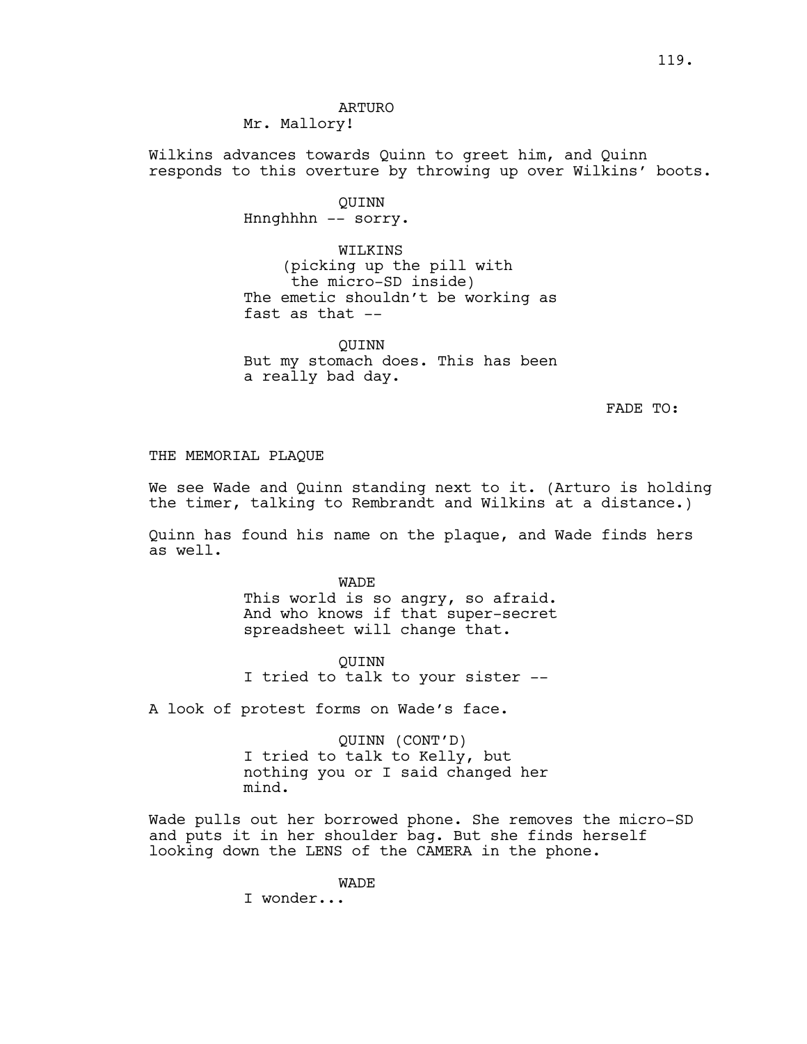ARTURO

Mr. Mallory!

Wilkins advances towards Quinn to greet him, and Quinn responds to this overture by throwing up over Wilkins' boots.

QUINN

Hnnghhhn -- sorry.

WILKINS

(picking up the pill with the micro-SD inside)

The emetic shouldn't be working as fast as that --

QUINN

But my stomach does. This has been a really bad day.

FADE TO:

THE MEMORIAL PLAQUE

We see Wade and Quinn standing next to it. (Arturo is holding the timer, talking to Rembrandt and Wilkins at a distance.)

Quinn has found his name on the plaque, and Wade finds hers as well.

WADE

This world is so angry, so afraid. And who knows if that super-secret spreadsheet will change that.

QUINN

I tried to talk to your sister --

A look of protest forms on Wade's face.

QUINN (CONT'D)

I tried to talk to Kelly, but nothing you or I said changed her mind.

Wade pulls out her borrowed phone. She removes the micro-SD and puts it in her shoulder bag. But she finds herself looking down the LENS of the CAMERA in the phone.

WADE

I wonder...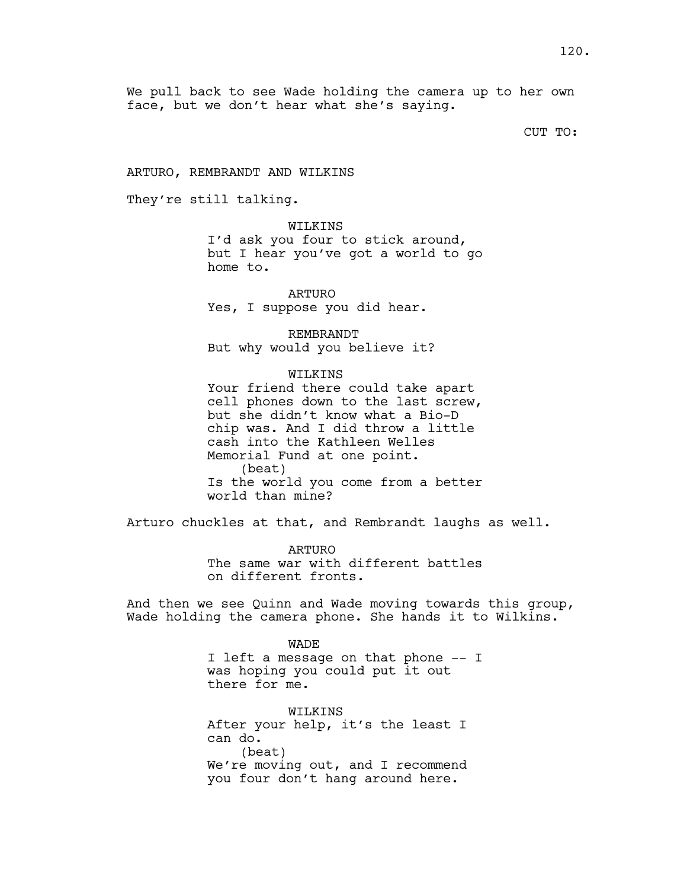We pull back to see Wade holding the camera up to her own face, but we don't hear what she's saying.

CUT TO:

ARTURO, REMBRANDT AND WILKINS

They're still talking.

WILKINS
I'd ask you four to stick around, but I hear you've got a world to go home to.

ARTURO
Yes, I suppose you did hear.

REMBRANDT
But why would you believe it?

WILKINS
Your friend there could take apart cell phones down to the last screw, but she didn't know what a Bio-D chip was. And I did throw a little cash into the Kathleen Welles Memorial Fund at one point.
(beat)
Is the world you come from a better world than mine?

Arturo chuckles at that, and Rembrandt laughs as well.

ARTURO
The same war with different battles on different fronts.

And then we see Quinn and Wade moving towards this group, Wade holding the camera phone. She hands it to Wilkins.

WADE
I left a message on that phone -- I was hoping you could put it out there for me.

WILKINS
After your help, it's the least I can do.
(beat)
We're moving out, and I recommend you four don't hang around here.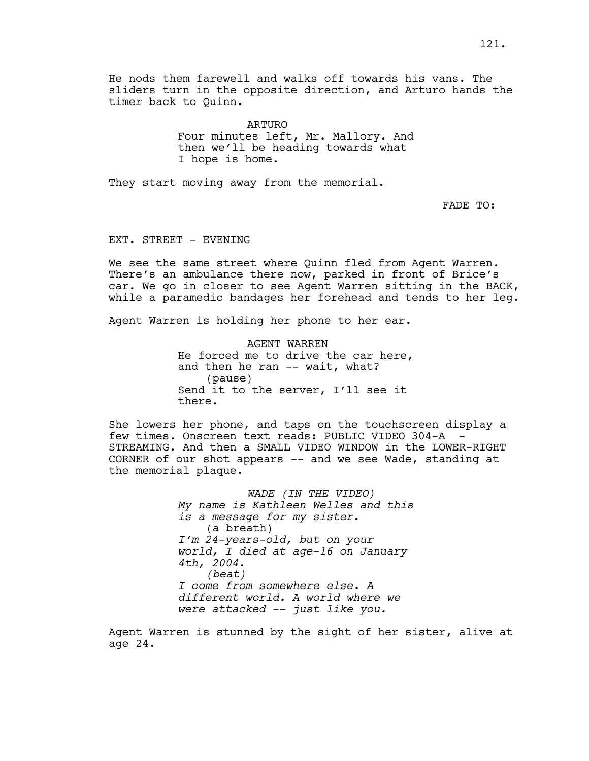He nods them farewell and walks off towards his vans. The sliders turn in the opposite direction, and Arturo hands the timer back to Quinn.

ARTURO

Four minutes left, Mr. Mallory. And then we'll be heading towards what I hope is home.

They start moving away from the memorial.

FADE TO:

EXT. STREET - EVENING

We see the same street where Quinn fled from Agent Warren. There's an ambulance there now, parked in front of Brice's car. We go in closer to see Agent Warren sitting in the BACK, while a paramedic bandages her forehead and tends to her leg.

Agent Warren is holding her phone to her ear.

AGENT WARREN

He forced me to drive the car here, and then he ran -- wait, what?

(pause)

Send it to the server, I'll see it there.

She lowers her phone, and taps on the touchscreen display a few times. Onscreen text reads: PUBLIC VIDEO 304-A - STREAMING. And then a SMALL VIDEO WINDOW in the LOWER-RIGHT CORNER of our shot appears -- and we see Wade, standing at the memorial plaque.

*WADE (IN THE VIDEO)*

*My name is Kathleen Welles and this is a message for my sister.*

(a breath)

*I'm 24-years-old, but on your world, I died at age-16 on January 4th, 2004.*

*(beat)*

*I come from somewhere else. A different world. A world where we were attacked -- just like you.*

Agent Warren is stunned by the sight of her sister, alive at age 24.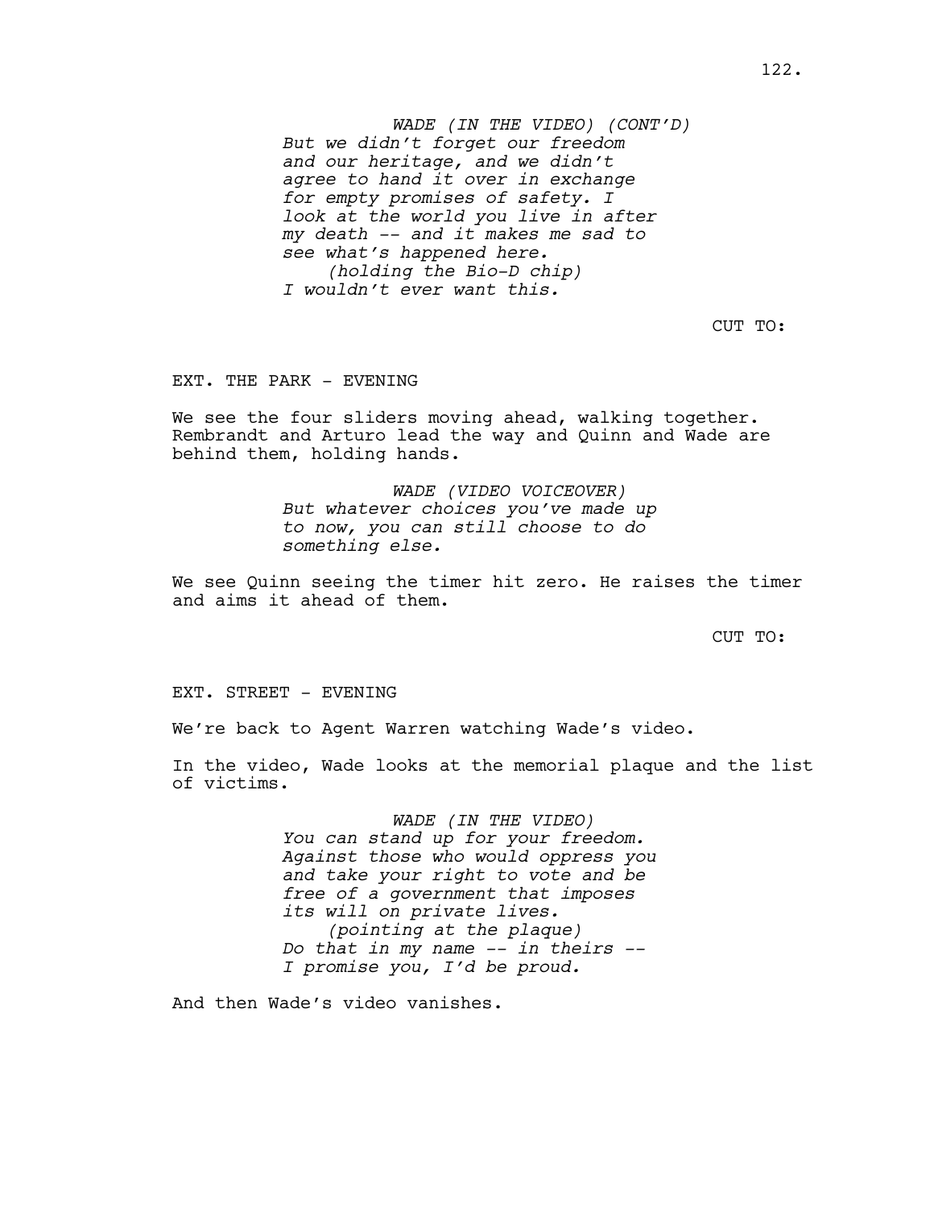*WADE (IN THE VIDEO) (CONT'D)*
*But we didn't forget our freedom and our heritage, and we didn't agree to hand it over in exchange for empty promises of safety. I look at the world you live in after my death -- and it makes me sad to see what's happened here.*
*(holding the Bio-D chip)*
*I wouldn't ever want this.*

CUT TO:

EXT. THE PARK - EVENING

We see the four sliders moving ahead, walking together. Rembrandt and Arturo lead the way and Quinn and Wade are behind them, holding hands.

*WADE (VIDEO VOICEOVER)*
*But whatever choices you've made up to now, you can still choose to do something else.*

We see Quinn seeing the timer hit zero. He raises the timer and aims it ahead of them.

CUT TO:

EXT. STREET - EVENING

We're back to Agent Warren watching Wade's video.

In the video, Wade looks at the memorial plaque and the list of victims.

*WADE (IN THE VIDEO)*
*You can stand up for your freedom. Against those who would oppress you and take your right to vote and be free of a government that imposes its will on private lives.*
*(pointing at the plaque)*
*Do that in my name -- in theirs -- I promise you, I'd be proud.*

And then Wade's video vanishes.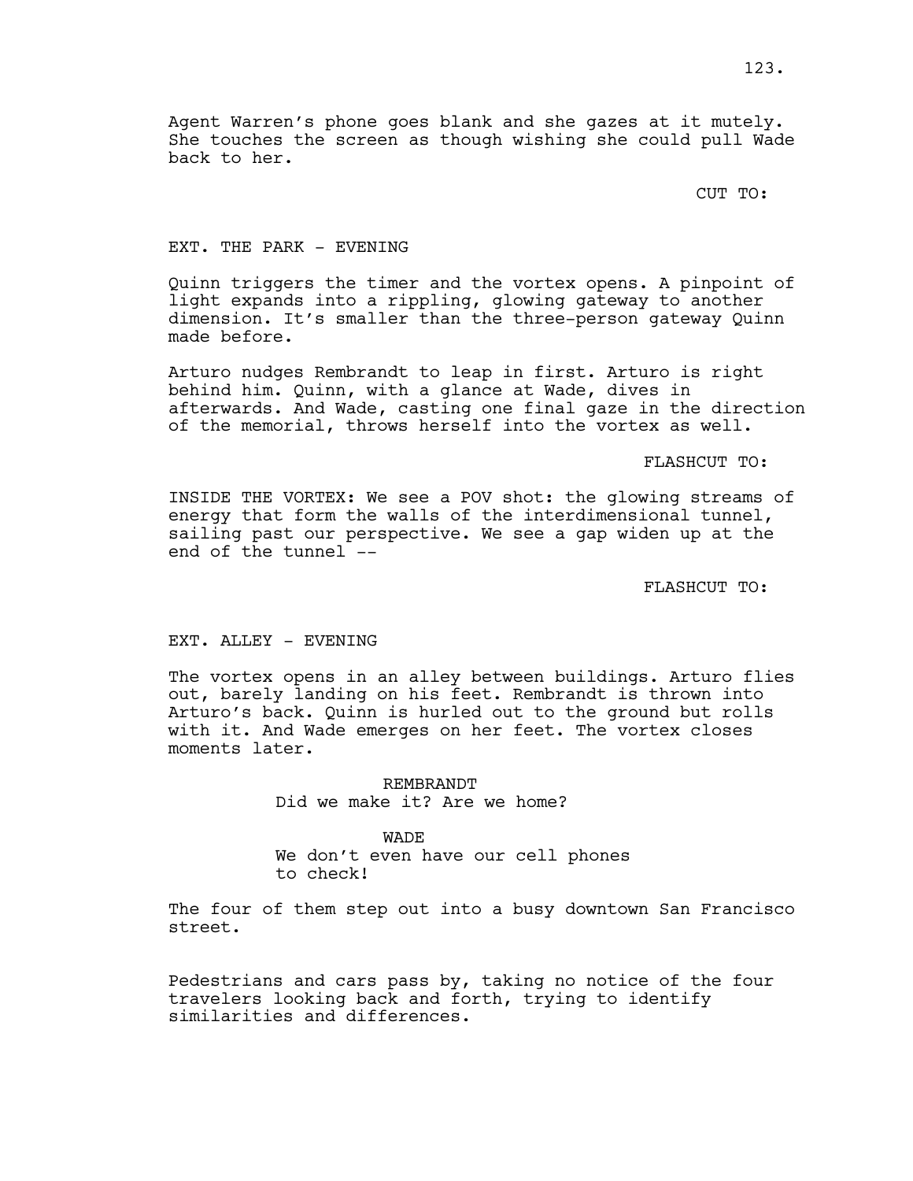Agent Warren's phone goes blank and she gazes at it mutely. She touches the screen as though wishing she could pull Wade back to her.

CUT TO:

EXT. THE PARK - EVENING

Quinn triggers the timer and the vortex opens. A pinpoint of light expands into a rippling, glowing gateway to another dimension. It's smaller than the three-person gateway Quinn made before.

Arturo nudges Rembrandt to leap in first. Arturo is right behind him. Quinn, with a glance at Wade, dives in afterwards. And Wade, casting one final gaze in the direction of the memorial, throws herself into the vortex as well.

FLASHCUT TO:

INSIDE THE VORTEX: We see a POV shot: the glowing streams of energy that form the walls of the interdimensional tunnel, sailing past our perspective. We see a gap widen up at the end of the tunnel --

FLASHCUT TO:

EXT. ALLEY - EVENING

The vortex opens in an alley between buildings. Arturo flies out, barely landing on his feet. Rembrandt is thrown into Arturo's back. Quinn is hurled out to the ground but rolls with it. And Wade emerges on her feet. The vortex closes moments later.

REMBRANDT
Did we make it? Are we home?

WADE
We don't even have our cell phones to check!

The four of them step out into a busy downtown San Francisco street.

Pedestrians and cars pass by, taking no notice of the four travelers looking back and forth, trying to identify similarities and differences.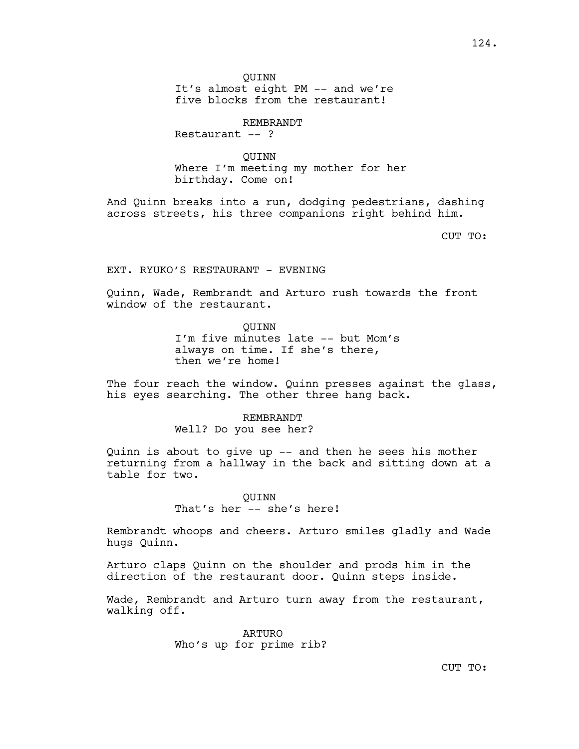QUINN
It's almost eight PM -- and we're five blocks from the restaurant!

REMBRANDT
Restaurant -- ?

QUINN
Where I'm meeting my mother for her birthday. Come on!

And Quinn breaks into a run, dodging pedestrians, dashing across streets, his three companions right behind him.

CUT TO:

EXT. RYUKO'S RESTAURANT - EVENING

Quinn, Wade, Rembrandt and Arturo rush towards the front window of the restaurant.

QUINN
I'm five minutes late -- but Mom's always on time. If she's there, then we're home!

The four reach the window. Quinn presses against the glass, his eyes searching. The other three hang back.

REMBRANDT
Well? Do you see her?

Quinn is about to give up -- and then he sees his mother returning from a hallway in the back and sitting down at a table for two.

QUINN
That's her -- she's here!

Rembrandt whoops and cheers. Arturo smiles gladly and Wade hugs Quinn.

Arturo claps Quinn on the shoulder and prods him in the direction of the restaurant door. Quinn steps inside.

Wade, Rembrandt and Arturo turn away from the restaurant, walking off.

ARTURO
Who's up for prime rib?

CUT TO: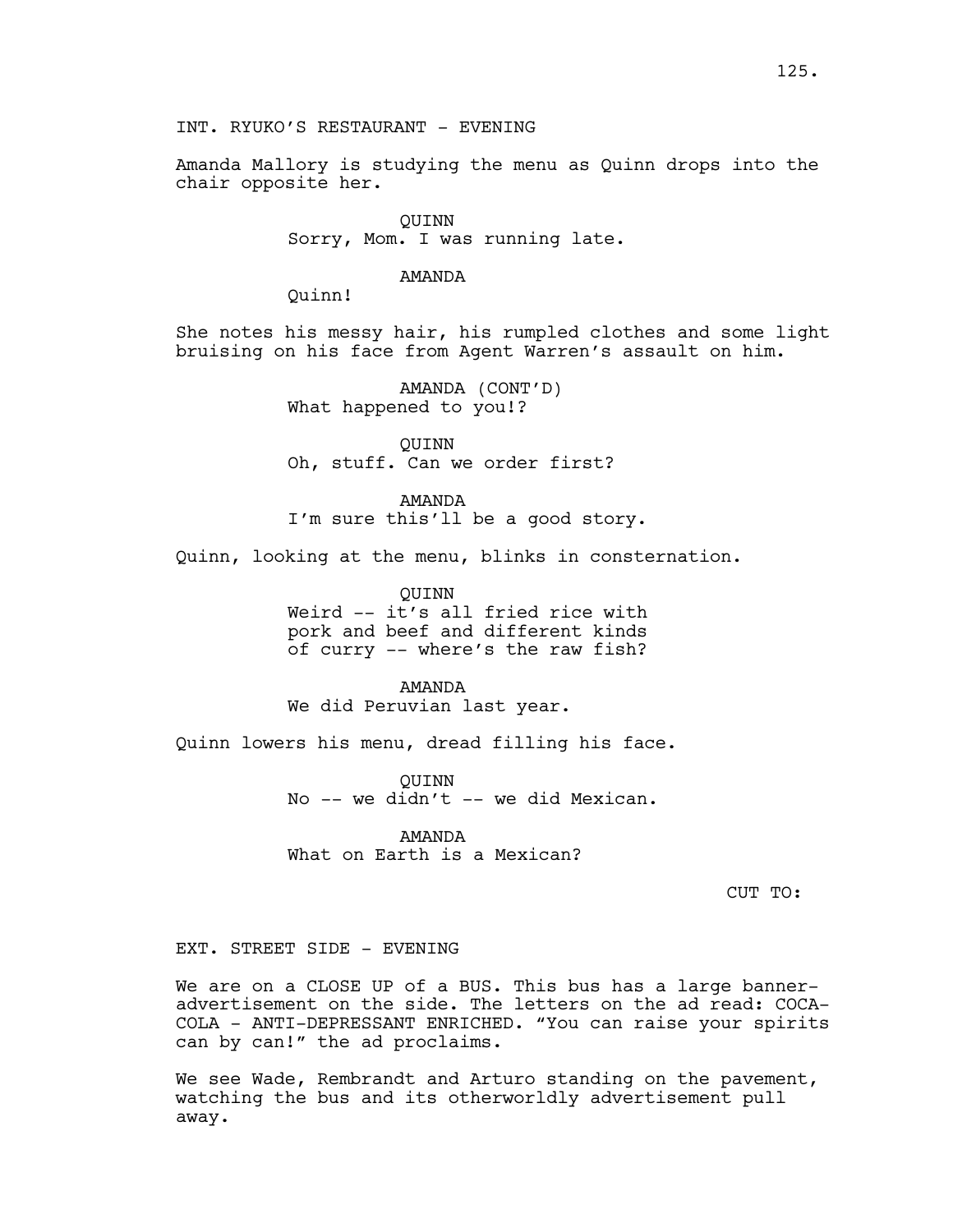INT. RYUKO'S RESTAURANT - EVENING

Amanda Mallory is studying the menu as Quinn drops into the chair opposite her.

QUINN
Sorry, Mom. I was running late.

AMANDA
Quinn!

She notes his messy hair, his rumpled clothes and some light bruising on his face from Agent Warren's assault on him.

AMANDA (CONT'D)
What happened to you!?

QUINN
Oh, stuff. Can we order first?

AMANDA
I'm sure this'll be a good story.

Quinn, looking at the menu, blinks in consternation.

QUINN
Weird -- it's all fried rice with pork and beef and different kinds of curry -- where's the raw fish?

AMANDA
We did Peruvian last year.

Quinn lowers his menu, dread filling his face.

QUINN
No -- we didn't -- we did Mexican.

AMANDA
What on Earth is a Mexican?

CUT TO:

EXT. STREET SIDE - EVENING

We are on a CLOSE UP of a BUS. This bus has a large banner-advertisement on the side. The letters on the ad read: COCA-COLA - ANTI-DEPRESSANT ENRICHED. "You can raise your spirits can by can!" the ad proclaims.

We see Wade, Rembrandt and Arturo standing on the pavement, watching the bus and its otherworldly advertisement pull away.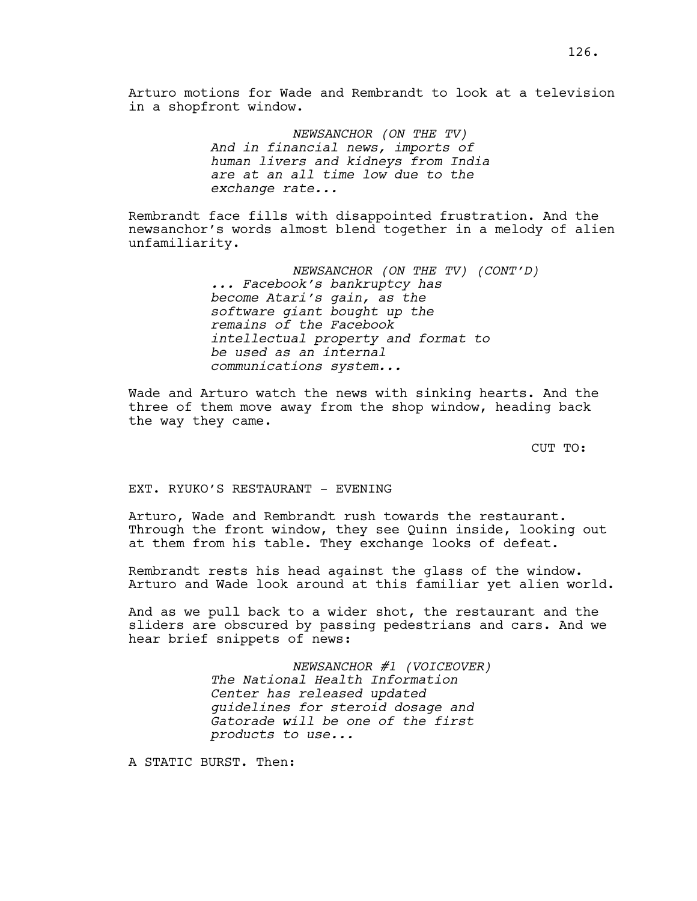Arturo motions for Wade and Rembrandt to look at a television in a shopfront window.

NEWSANCHOR (ON THE TV)
*And in financial news, imports of human livers and kidneys from India are at an all time low due to the exchange rate...*

Rembrandt face fills with disappointed frustration. And the newsanchor's words almost blend together in a melody of alien unfamiliarity.

NEWSANCHOR (ON THE TV) (CONT'D)
*... Facebook's bankruptcy has become Atari's gain, as the software giant bought up the remains of the Facebook intellectual property and format to be used as an internal communications system...*

Wade and Arturo watch the news with sinking hearts. And the three of them move away from the shop window, heading back the way they came.

CUT TO:

EXT. RYUKO'S RESTAURANT - EVENING

Arturo, Wade and Rembrandt rush towards the restaurant. Through the front window, they see Quinn inside, looking out at them from his table. They exchange looks of defeat.

Rembrandt rests his head against the glass of the window. Arturo and Wade look around at this familiar yet alien world.

And as we pull back to a wider shot, the restaurant and the sliders are obscured by passing pedestrians and cars. And we hear brief snippets of news:

NEWSANCHOR #1 (VOICEOVER)
*The National Health Information Center has released updated guidelines for steroid dosage and Gatorade will be one of the first products to use...*

A STATIC BURST. Then: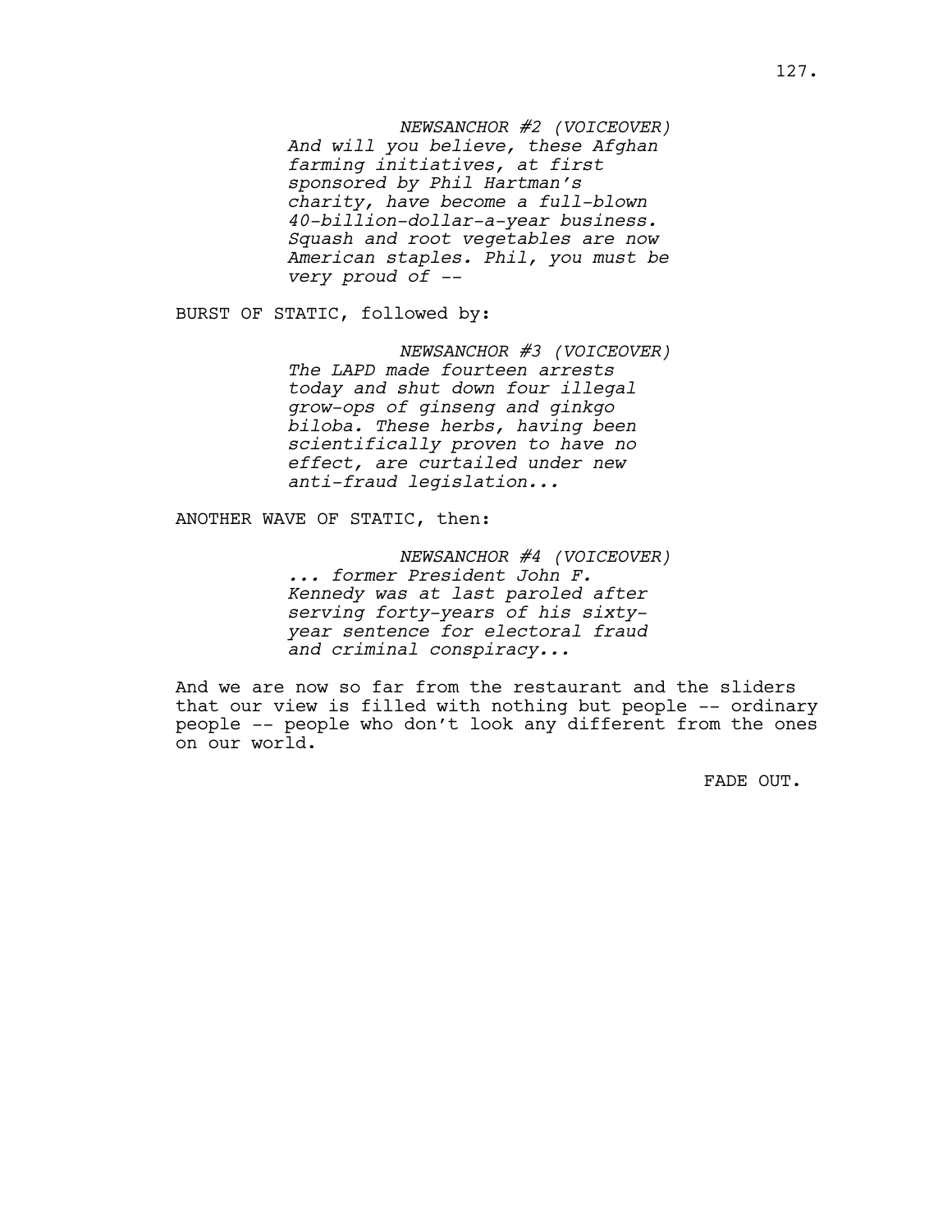*NEWSANCHOR #2 (VOICEOVER)*
*And will you believe, these Afghan farming initiatives, at first sponsored by Phil Hartman's charity, have become a full-blown 40-billion-dollar-a-year business. Squash and root vegetables are now American staples. Phil, you must be very proud of --*

BURST OF STATIC, followed by:

*NEWSANCHOR #3 (VOICEOVER)*
*The LAPD made fourteen arrests today and shut down four illegal grow-ops of ginseng and ginkgo biloba. These herbs, having been scientifically proven to have no effect, are curtailed under new anti-fraud legislation...*

ANOTHER WAVE OF STATIC, then:

*NEWSANCHOR #4 (VOICEOVER)*
*... former President John F. Kennedy was at last paroled after serving forty-years of his sixty-year sentence for electoral fraud and criminal conspiracy...*

And we are now so far from the restaurant and the sliders that our view is filled with nothing but people -- ordinary people -- people who don't look any different from the ones on our world.

FADE OUT.